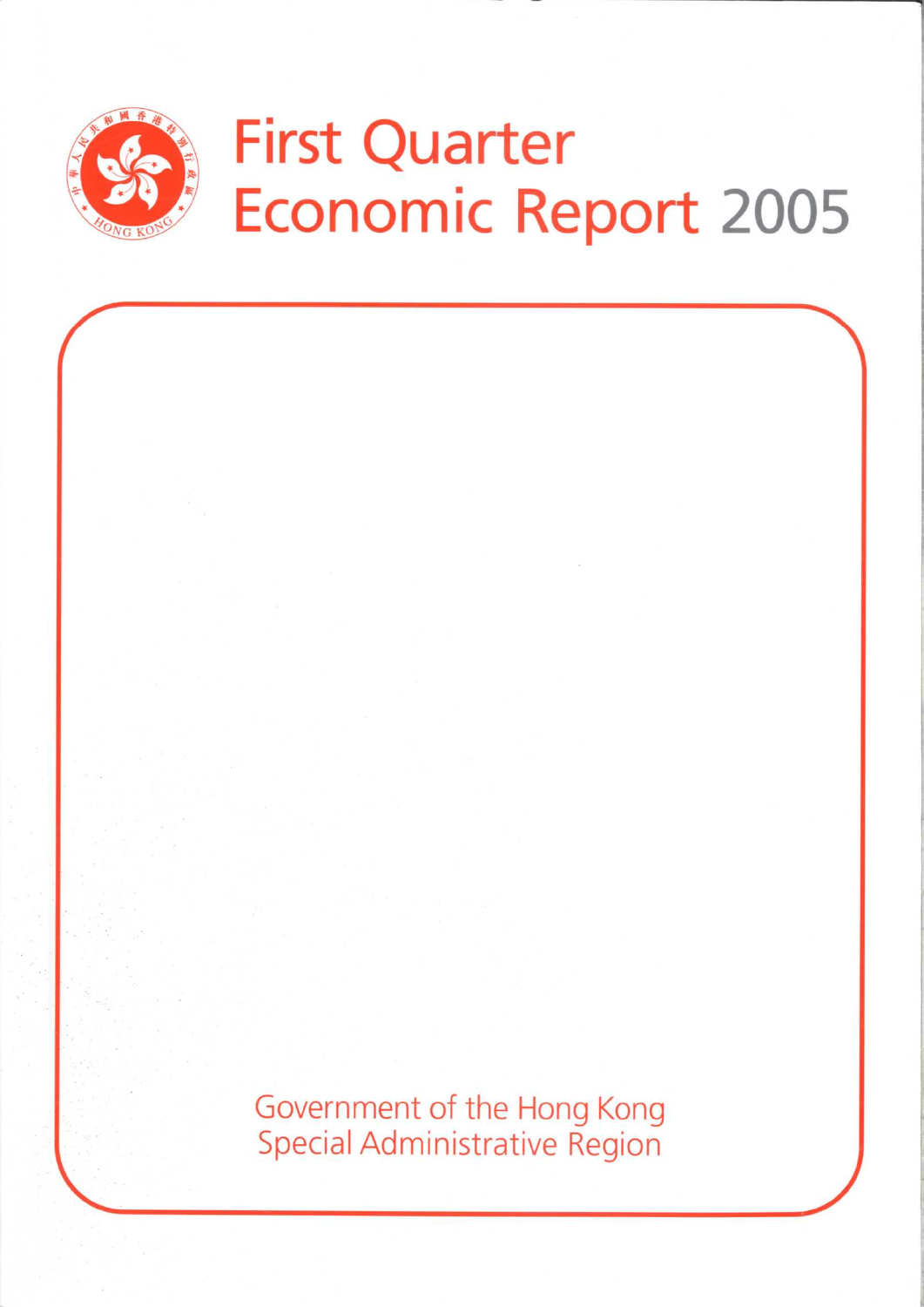# First Quarter Economic Report 2005

Government of the Hong Kong Special Administrative Region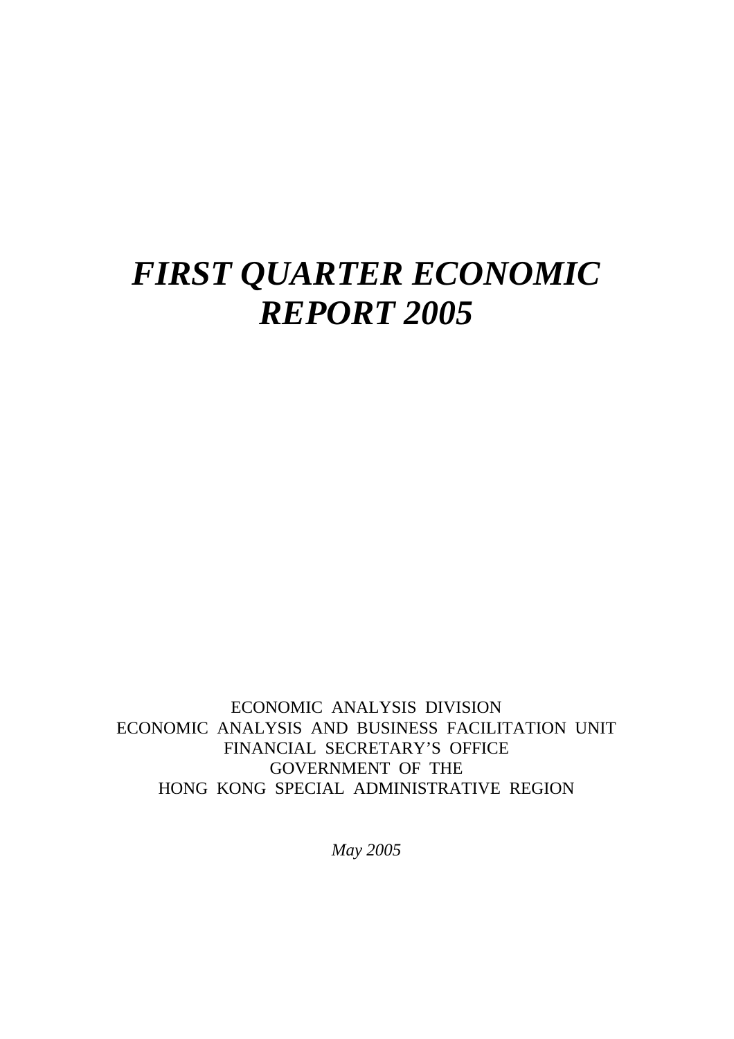# *FIRST QUARTER ECONOMIC REPORT 2005*

ECONOMIC ANALYSIS DIVISION
ECONOMIC ANALYSIS AND BUSINESS FACILITATION UNIT
FINANCIAL SECRETARY'S OFFICE
GOVERNMENT OF THE
HONG KONG SPECIAL ADMINISTRATIVE REGION

*May 2005*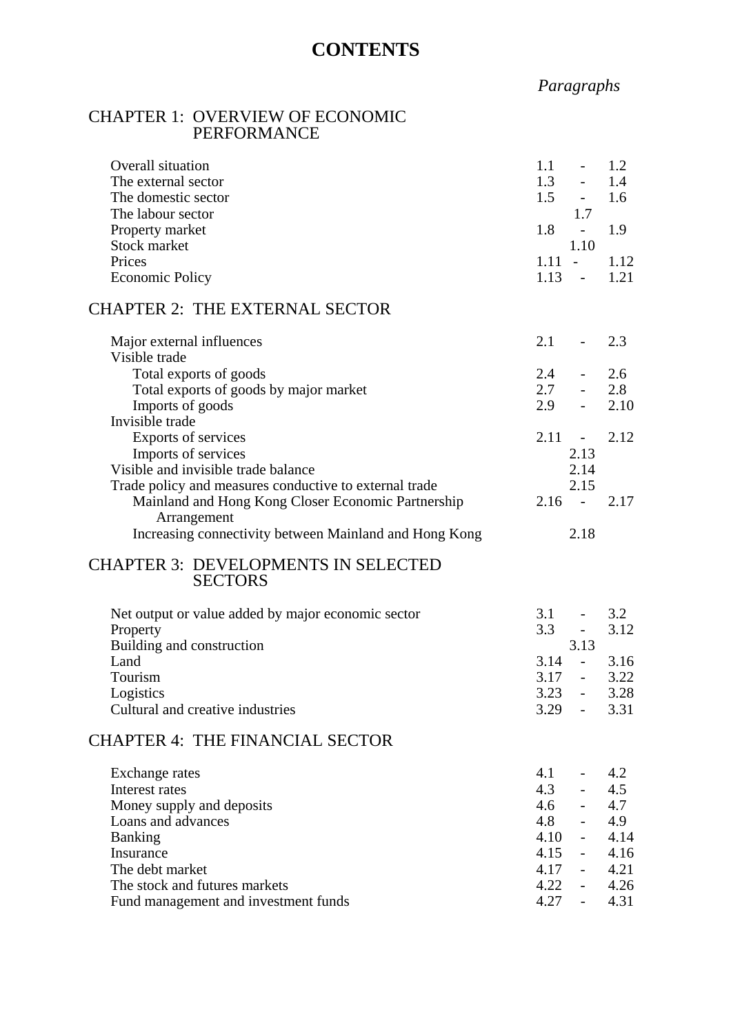# CONTENTS

| | *Paragraphs* |
|---|---|
| **CHAPTER 1: OVERVIEW OF ECONOMIC PERFORMANCE** | |
| Overall situation | 1.1 - 1.2 |
| The external sector | 1.3 - 1.4 |
| The domestic sector | 1.5 - 1.6 |
| The labour sector | 1.7 |
| Property market | 1.8 - 1.9 |
| Stock market | 1.10 |
| Prices | 1.11 - 1.12 |
| Economic Policy | 1.13 - 1.21 |
| **CHAPTER 2: THE EXTERNAL SECTOR** | |
| Major external influences | 2.1 - 2.3 |
| Visible trade | |
| Total exports of goods | 2.4 - 2.6 |
| Total exports of goods by major market | 2.7 - 2.8 |
| Imports of goods | 2.9 - 2.10 |
| Invisible trade | |
| Exports of services | 2.11 - 2.12 |
| Imports of services | 2.13 |
| Visible and invisible trade balance | 2.14 |
| Trade policy and measures conductive to external trade | 2.15 |
| Mainland and Hong Kong Closer Economic Partnership Arrangement | 2.16 - 2.17 |
| Increasing connectivity between Mainland and Hong Kong | 2.18 |
| **CHAPTER 3: DEVELOPMENTS IN SELECTED SECTORS** | |
| Net output or value added by major economic sector | 3.1 - 3.2 |
| Property | 3.3 - 3.12 |
| Building and construction | 3.13 |
| Land | 3.14 - 3.16 |
| Tourism | 3.17 - 3.22 |
| Logistics | 3.23 - 3.28 |
| Cultural and creative industries | 3.29 - 3.31 |
| **CHAPTER 4: THE FINANCIAL SECTOR** | |
| Exchange rates | 4.1 - 4.2 |
| Interest rates | 4.3 - 4.5 |
| Money supply and deposits | 4.6 - 4.7 |
| Loans and advances | 4.8 - 4.9 |
| Banking | 4.10 - 4.14 |
| Insurance | 4.15 - 4.16 |
| The debt market | 4.17 - 4.21 |
| The stock and futures markets | 4.22 - 4.26 |
| Fund management and investment funds | 4.27 - 4.31 |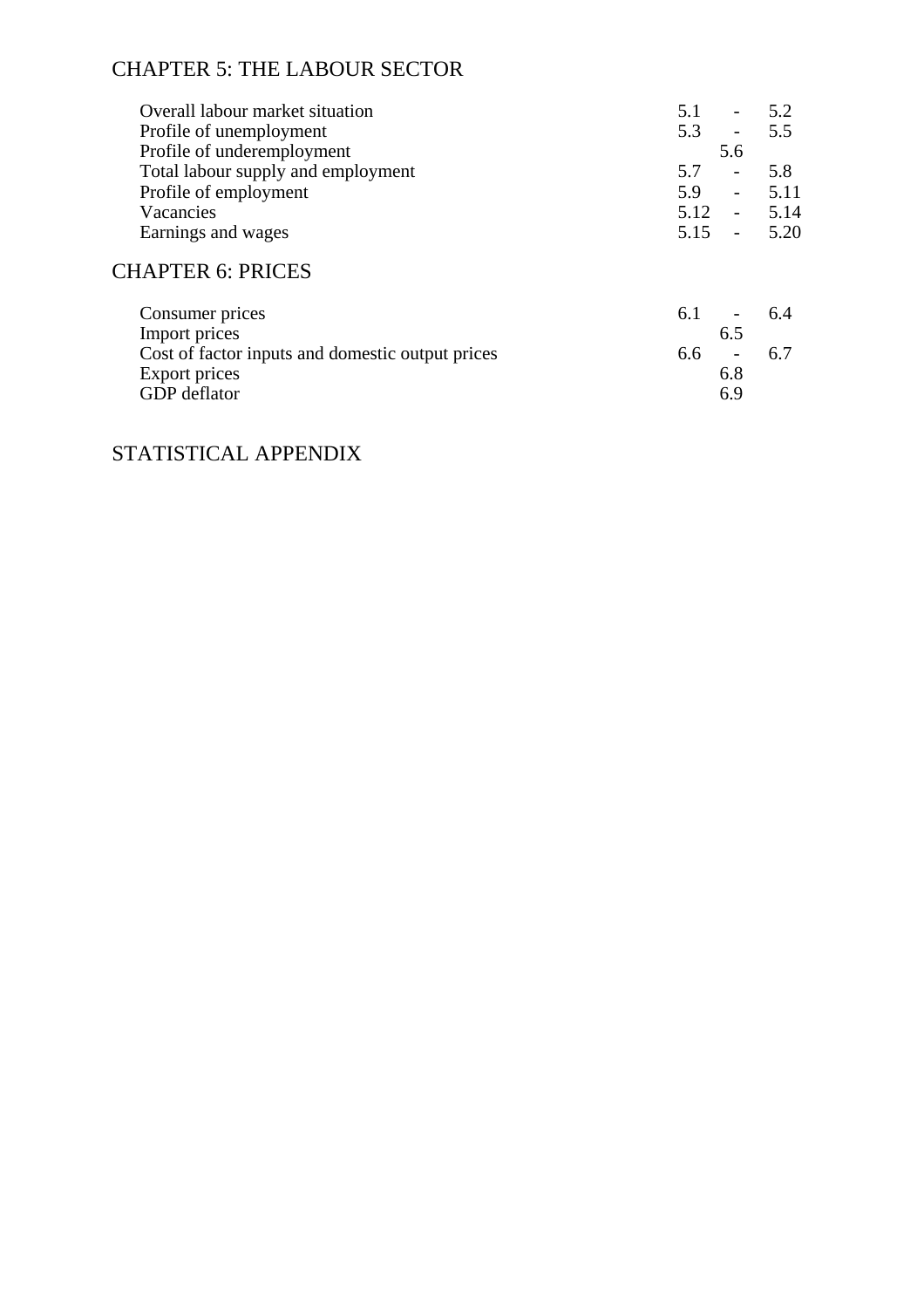## CHAPTER 5: THE LABOUR SECTOR

| | |
|---|---|
| Overall labour market situation | 5.1 - 5.2 |
| Profile of unemployment | 5.3 - 5.5 |
| Profile of underemployment | 5.6 |
| Total labour supply and employment | 5.7 - 5.8 |
| Profile of employment | 5.9 - 5.11 |
| Vacancies | 5.12 - 5.14 |
| Earnings and wages | 5.15 - 5.20 |

## CHAPTER 6: PRICES

| | |
|---|---|
| Consumer prices | 6.1 - 6.4 |
| Import prices | 6.5 |
| Cost of factor inputs and domestic output prices | 6.6 - 6.7 |
| Export prices | 6.8 |
| GDP deflator | 6.9 |

## STATISTICAL APPENDIX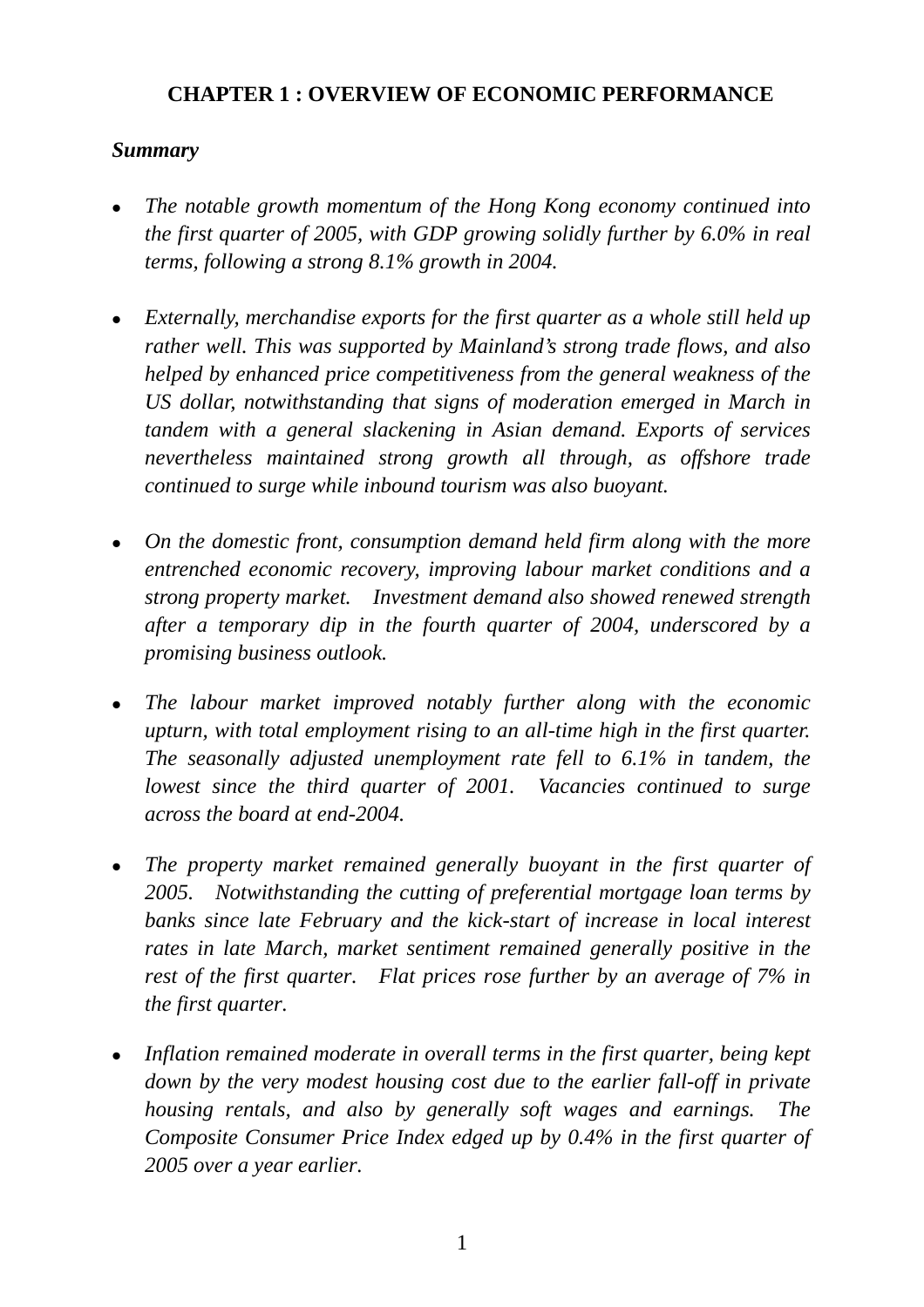# CHAPTER 1 : OVERVIEW OF ECONOMIC PERFORMANCE

***Summary***

- *The notable growth momentum of the Hong Kong economy continued into the first quarter of 2005, with GDP growing solidly further by 6.0% in real terms, following a strong 8.1% growth in 2004.*

- *Externally, merchandise exports for the first quarter as a whole still held up rather well. This was supported by Mainland's strong trade flows, and also helped by enhanced price competitiveness from the general weakness of the US dollar, notwithstanding that signs of moderation emerged in March in tandem with a general slackening in Asian demand. Exports of services nevertheless maintained strong growth all through, as offshore trade continued to surge while inbound tourism was also buoyant.*

- *On the domestic front, consumption demand held firm along with the more entrenched economic recovery, improving labour market conditions and a strong property market. Investment demand also showed renewed strength after a temporary dip in the fourth quarter of 2004, underscored by a promising business outlook.*

- *The labour market improved notably further along with the economic upturn, with total employment rising to an all-time high in the first quarter. The seasonally adjusted unemployment rate fell to 6.1% in tandem, the lowest since the third quarter of 2001. Vacancies continued to surge across the board at end-2004.*

- *The property market remained generally buoyant in the first quarter of 2005. Notwithstanding the cutting of preferential mortgage loan terms by banks since late February and the kick-start of increase in local interest rates in late March, market sentiment remained generally positive in the rest of the first quarter. Flat prices rose further by an average of 7% in the first quarter.*

- *Inflation remained moderate in overall terms in the first quarter, being kept down by the very modest housing cost due to the earlier fall-off in private housing rentals, and also by generally soft wages and earnings. The Composite Consumer Price Index edged up by 0.4% in the first quarter of 2005 over a year earlier.*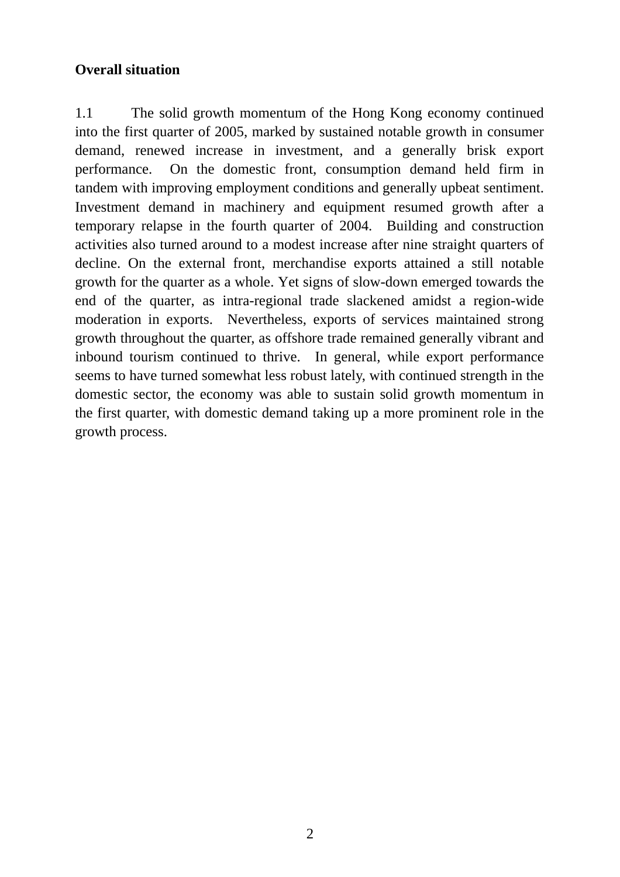**Overall situation**

1.1 The solid growth momentum of the Hong Kong economy continued into the first quarter of 2005, marked by sustained notable growth in consumer demand, renewed increase in investment, and a generally brisk export performance. On the domestic front, consumption demand held firm in tandem with improving employment conditions and generally upbeat sentiment. Investment demand in machinery and equipment resumed growth after a temporary relapse in the fourth quarter of 2004. Building and construction activities also turned around to a modest increase after nine straight quarters of decline. On the external front, merchandise exports attained a still notable growth for the quarter as a whole. Yet signs of slow-down emerged towards the end of the quarter, as intra-regional trade slackened amidst a region-wide moderation in exports. Nevertheless, exports of services maintained strong growth throughout the quarter, as offshore trade remained generally vibrant and inbound tourism continued to thrive. In general, while export performance seems to have turned somewhat less robust lately, with continued strength in the domestic sector, the economy was able to sustain solid growth momentum in the first quarter, with domestic demand taking up a more prominent role in the growth process.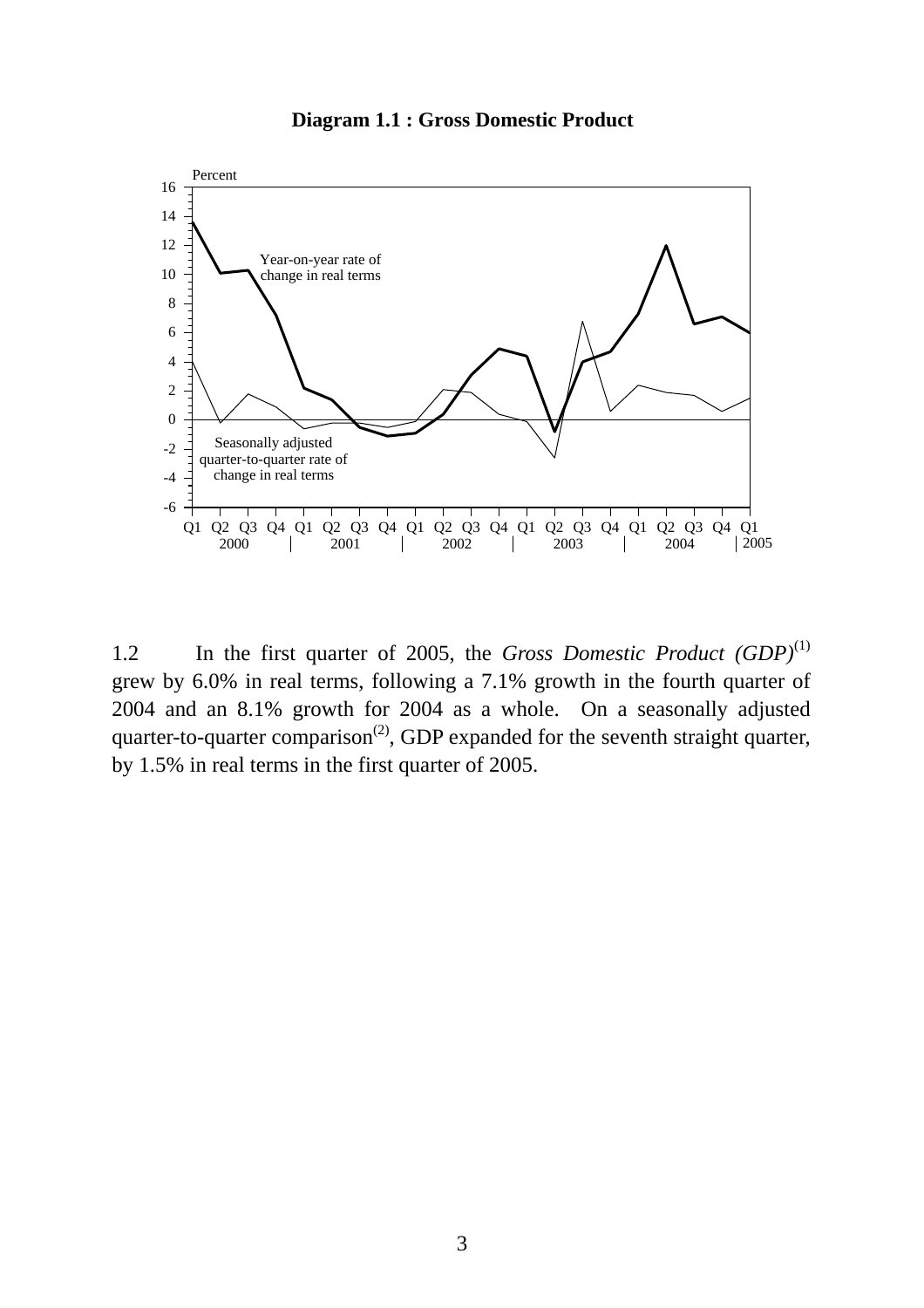**Diagram 1.1 : Gross Domestic Product**

1.2 In the first quarter of 2005, the *Gross Domestic Product (GDP)*[(1)] grew by 6.0% in real terms, following a 7.1% growth in the fourth quarter of 2004 and an 8.1% growth for 2004 as a whole. On a seasonally adjusted quarter-to-quarter comparison[(2)], GDP expanded for the seventh straight quarter, by 1.5% in real terms in the first quarter of 2005.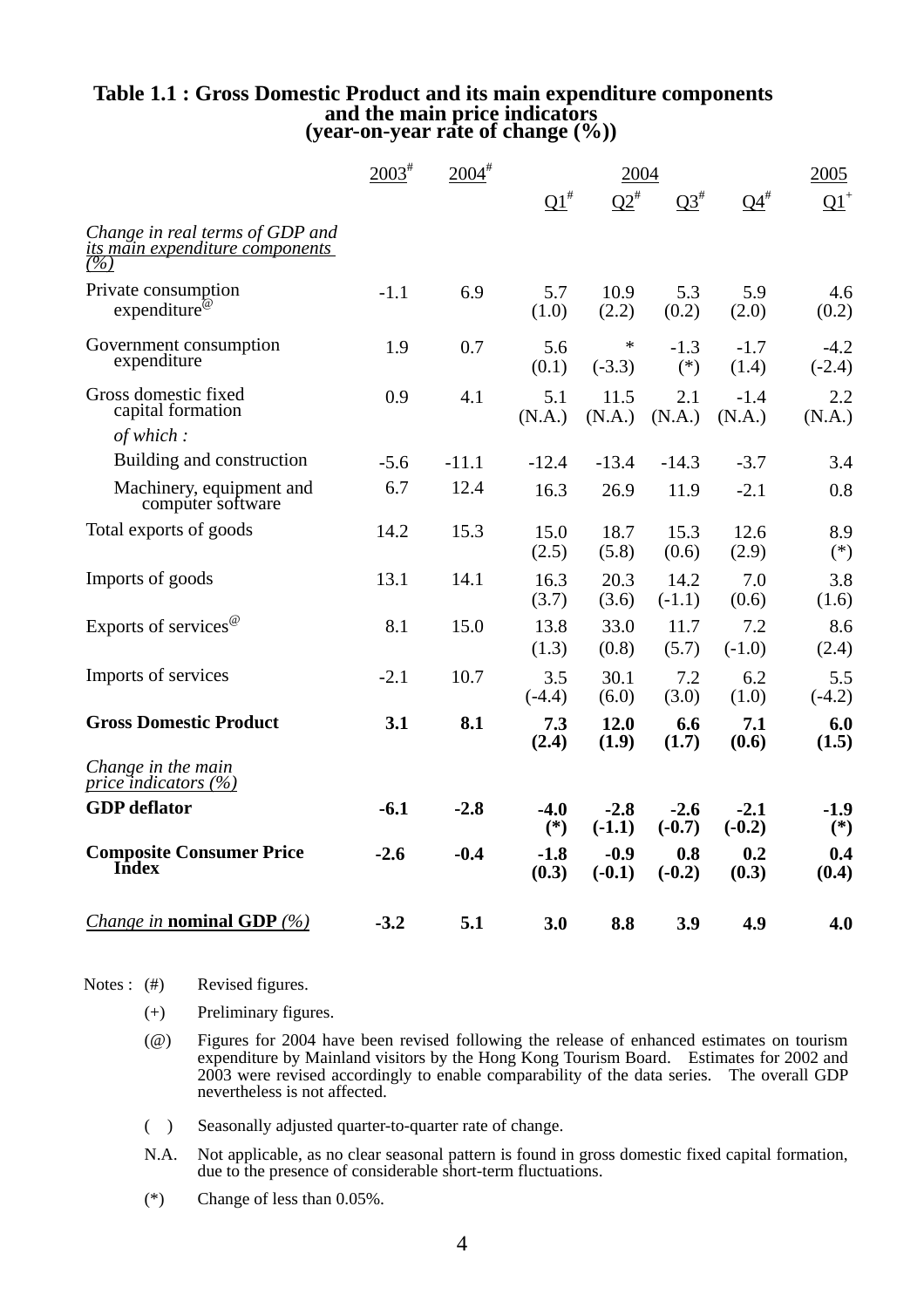## Table 1.1 : Gross Domestic Product and its main expenditure components and the main price indicators (year-on-year rate of change (%))

| | 2003# | 2004# | 2004 Q1# | 2004 Q2# | 2004 Q3# | 2004 Q4# | 2005 Q1+ |
|---|---|---|---|---|---|---|---|
| *Change in real terms of GDP and its main expenditure components (%)* | | | | | | | |
| Private consumption expenditure@ | -1.1 | 6.9 | 5.7 (1.0) | 10.9 (2.2) | 5.3 (0.2) | 5.9 (2.0) | 4.6 (0.2) |
| Government consumption expenditure | 1.9 | 0.7 | 5.6 (0.1) | * (-3.3) | -1.3 (*) | -1.7 (1.4) | -4.2 (-2.4) |
| Gross domestic fixed capital formation | 0.9 | 4.1 | 5.1 (N.A.) | 11.5 (N.A.) | 2.1 (N.A.) | -1.4 (N.A.) | 2.2 (N.A.) |
| *of which :* | | | | | | | |
| Building and construction | -5.6 | -11.1 | -12.4 | -13.4 | -14.3 | -3.7 | 3.4 |
| Machinery, equipment and computer software | 6.7 | 12.4 | 16.3 | 26.9 | 11.9 | -2.1 | 0.8 |
| Total exports of goods | 14.2 | 15.3 | 15.0 (2.5) | 18.7 (5.8) | 15.3 (0.6) | 12.6 (2.9) | 8.9 (*) |
| Imports of goods | 13.1 | 14.1 | 16.3 (3.7) | 20.3 (3.6) | 14.2 (-1.1) | 7.0 (0.6) | 3.8 (1.6) |
| Exports of services@ | 8.1 | 15.0 | 13.8 (1.3) | 33.0 (0.8) | 11.7 (5.7) | 7.2 (-1.0) | 8.6 (2.4) |
| Imports of services | -2.1 | 10.7 | 3.5 (-4.4) | 30.1 (6.0) | 7.2 (3.0) | 6.2 (1.0) | 5.5 (-4.2) |
| **Gross Domestic Product** | **3.1** | **8.1** | **7.3 (2.4)** | **12.0 (1.9)** | **6.6 (1.7)** | **7.1 (0.6)** | **6.0 (1.5)** |
| *Change in the main price indicators (%)* | | | | | | | |
| **GDP deflator** | **-6.1** | **-2.8** | **-4.0 (*)** | **-2.8 (-1.1)** | **-2.6 (-0.7)** | **-2.1 (-0.2)** | **-1.9 (*)** |
| **Composite Consumer Price Index** | **-2.6** | **-0.4** | **-1.8 (0.3)** | **-0.9 (-0.1)** | **0.8 (-0.2)** | **0.2 (0.3)** | **0.4 (0.4)** |
| *Change in* **nominal GDP** *(%)* | **-3.2** | **5.1** | **3.0** | **8.8** | **3.9** | **4.9** | **4.0** |

Notes :
- (#) Revised figures.
- (+) Preliminary figures.
- (@) Figures for 2004 have been revised following the release of enhanced estimates on tourism expenditure by Mainland visitors by the Hong Kong Tourism Board. Estimates for 2002 and 2003 were revised accordingly to enable comparability of the data series. The overall GDP nevertheless is not affected.
- ( ) Seasonally adjusted quarter-to-quarter rate of change.
- N.A. Not applicable, as no clear seasonal pattern is found in gross domestic fixed capital formation, due to the presence of considerable short-term fluctuations.
- (*) Change of less than 0.05%.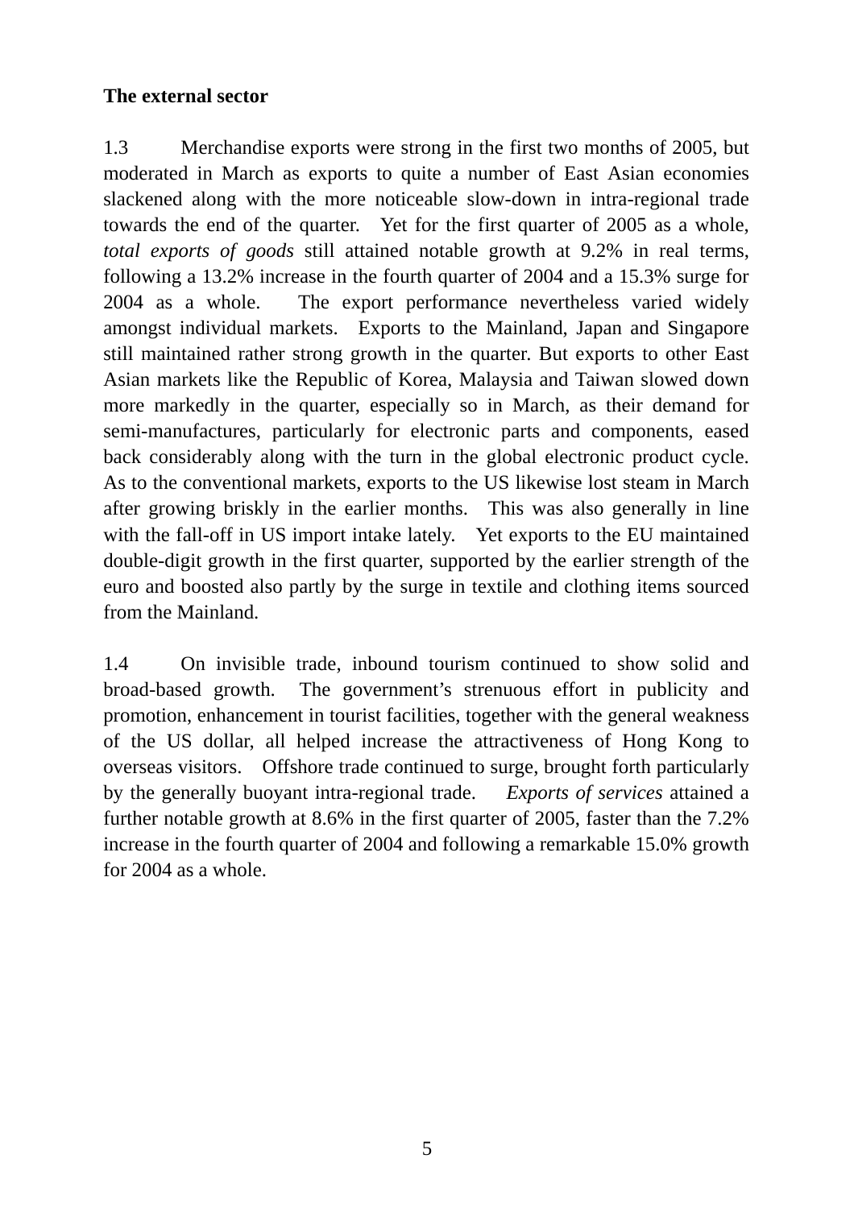**The external sector**

1.3 Merchandise exports were strong in the first two months of 2005, but moderated in March as exports to quite a number of East Asian economies slackened along with the more noticeable slow-down in intra-regional trade towards the end of the quarter. Yet for the first quarter of 2005 as a whole, *total exports of goods* still attained notable growth at 9.2% in real terms, following a 13.2% increase in the fourth quarter of 2004 and a 15.3% surge for 2004 as a whole. The export performance nevertheless varied widely amongst individual markets. Exports to the Mainland, Japan and Singapore still maintained rather strong growth in the quarter. But exports to other East Asian markets like the Republic of Korea, Malaysia and Taiwan slowed down more markedly in the quarter, especially so in March, as their demand for semi-manufactures, particularly for electronic parts and components, eased back considerably along with the turn in the global electronic product cycle. As to the conventional markets, exports to the US likewise lost steam in March after growing briskly in the earlier months. This was also generally in line with the fall-off in US import intake lately. Yet exports to the EU maintained double-digit growth in the first quarter, supported by the earlier strength of the euro and boosted also partly by the surge in textile and clothing items sourced from the Mainland.

1.4 On invisible trade, inbound tourism continued to show solid and broad-based growth. The government's strenuous effort in publicity and promotion, enhancement in tourist facilities, together with the general weakness of the US dollar, all helped increase the attractiveness of Hong Kong to overseas visitors. Offshore trade continued to surge, brought forth particularly by the generally buoyant intra-regional trade. *Exports of services* attained a further notable growth at 8.6% in the first quarter of 2005, faster than the 7.2% increase in the fourth quarter of 2004 and following a remarkable 15.0% growth for 2004 as a whole.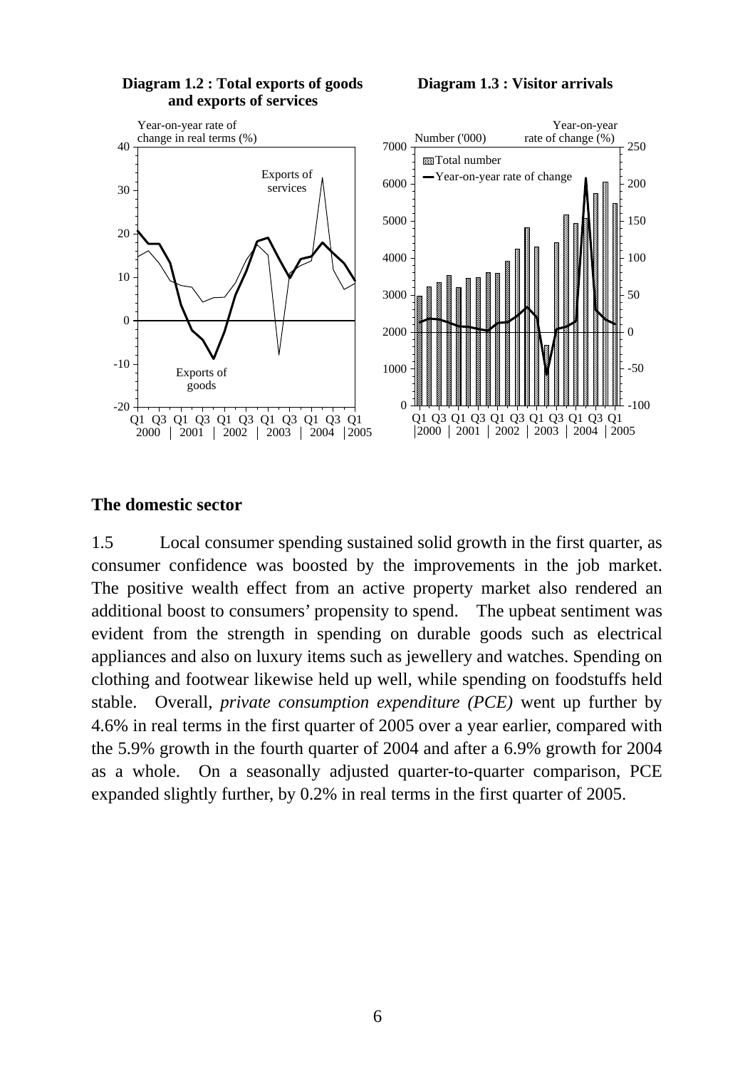**Diagram 1.2 : Total exports of goods and exports of services**

**Diagram 1.3 : Visitor arrivals**

## The domestic sector

1.5 Local consumer spending sustained solid growth in the first quarter, as consumer confidence was boosted by the improvements in the job market. The positive wealth effect from an active property market also rendered an additional boost to consumers' propensity to spend. The upbeat sentiment was evident from the strength in spending on durable goods such as electrical appliances and also on luxury items such as jewellery and watches. Spending on clothing and footwear likewise held up well, while spending on foodstuffs held stable. Overall, *private consumption expenditure (PCE)* went up further by 4.6% in real terms in the first quarter of 2005 over a year earlier, compared with the 5.9% growth in the fourth quarter of 2004 and after a 6.9% growth for 2004 as a whole. On a seasonally adjusted quarter-to-quarter comparison, PCE expanded slightly further, by 0.2% in real terms in the first quarter of 2005.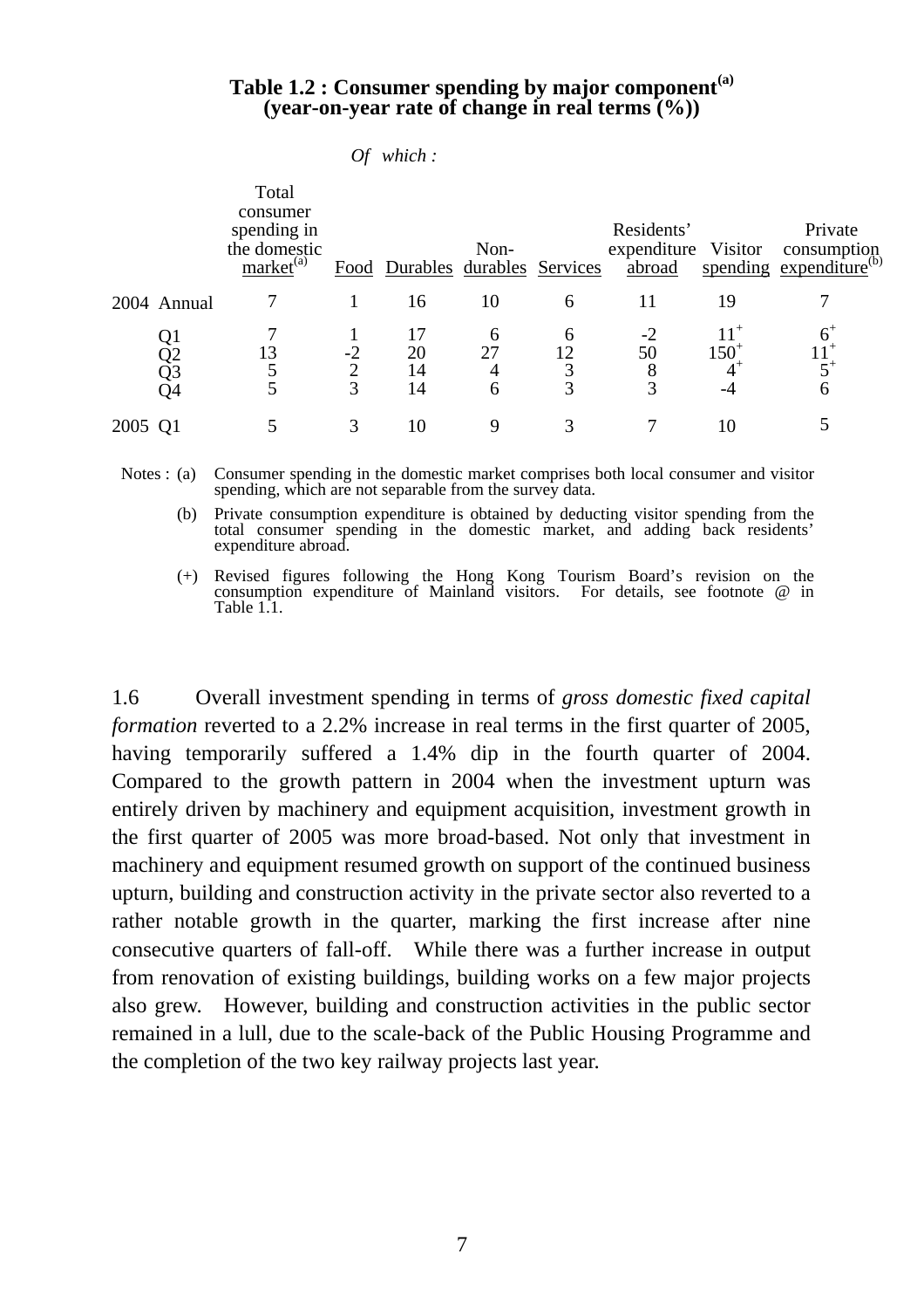**Table 1.2 : Consumer spending by major component[(a)]**
**(year-on-year rate of change in real terms (%))**

| | Total consumer spending in the domestic market[(a)] | *Of which :* Food | Durables | Non-durables | Services | Residents' expenditure abroad | Visitor spending | Private consumption expenditure[(b)] |
|---|---|---|---|---|---|---|---|---|
| 2004 Annual | 7 | 1 | 16 | 10 | 6 | 11 | 19 | 7 |
| Q1 | 7 | 1 | 17 | 6 | 6 | -2 | 11[+] | 6[+] |
| Q2 | 13 | -2 | 20 | 27 | 12 | 50 | 150[+] | 11[+] |
| Q3 | 5 | 2 | 14 | 4 | 3 | 8 | 4[+] | 5[+] |
| Q4 | 5 | 3 | 14 | 6 | 3 | 3 | -4 | 6 |
| 2005 Q1 | 5 | 3 | 10 | 9 | 3 | 7 | 10 | 5 |

Notes : (a) Consumer spending in the domestic market comprises both local consumer and visitor spending, which are not separable from the survey data.

(b) Private consumption expenditure is obtained by deducting visitor spending from the total consumer spending in the domestic market, and adding back residents' expenditure abroad.

(+) Revised figures following the Hong Kong Tourism Board's revision on the consumption expenditure of Mainland visitors. For details, see footnote @ in Table 1.1.

1.6 Overall investment spending in terms of *gross domestic fixed capital formation* reverted to a 2.2% increase in real terms in the first quarter of 2005, having temporarily suffered a 1.4% dip in the fourth quarter of 2004. Compared to the growth pattern in 2004 when the investment upturn was entirely driven by machinery and equipment acquisition, investment growth in the first quarter of 2005 was more broad-based. Not only that investment in machinery and equipment resumed growth on support of the continued business upturn, building and construction activity in the private sector also reverted to a rather notable growth in the quarter, marking the first increase after nine consecutive quarters of fall-off. While there was a further increase in output from renovation of existing buildings, building works on a few major projects also grew. However, building and construction activities in the public sector remained in a lull, due to the scale-back of the Public Housing Programme and the completion of the two key railway projects last year.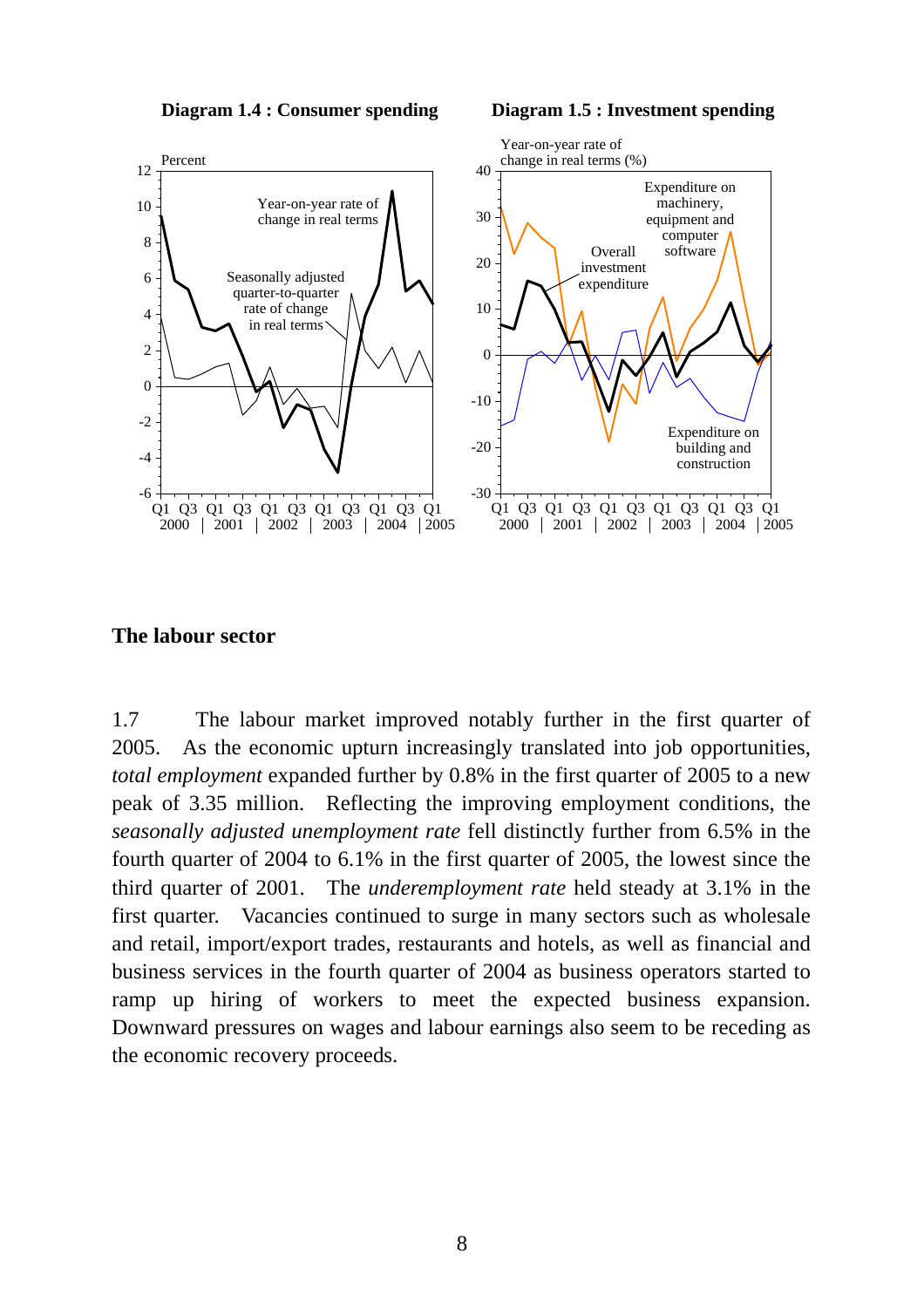**Diagram 1.4 : Consumer spending**

**Diagram 1.5 : Investment spending**

## The labour sector

1.7 The labour market improved notably further in the first quarter of 2005. As the economic upturn increasingly translated into job opportunities, *total employment* expanded further by 0.8% in the first quarter of 2005 to a new peak of 3.35 million. Reflecting the improving employment conditions, the *seasonally adjusted unemployment rate* fell distinctly further from 6.5% in the fourth quarter of 2004 to 6.1% in the first quarter of 2005, the lowest since the third quarter of 2001. The *underemployment rate* held steady at 3.1% in the first quarter. Vacancies continued to surge in many sectors such as wholesale and retail, import/export trades, restaurants and hotels, as well as financial and business services in the fourth quarter of 2004 as business operators started to ramp up hiring of workers to meet the expected business expansion. Downward pressures on wages and labour earnings also seem to be receding as the economic recovery proceeds.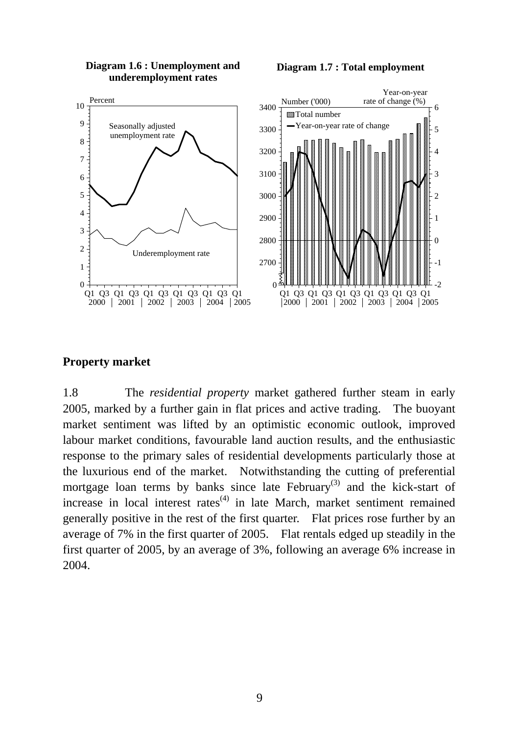**Diagram 1.6 : Unemployment and underemployment rates**

**Diagram 1.7 : Total employment**

## Property market

1.8 The *residential property* market gathered further steam in early 2005, marked by a further gain in flat prices and active trading. The buoyant market sentiment was lifted by an optimistic economic outlook, improved labour market conditions, favourable land auction results, and the enthusiastic response to the primary sales of residential developments particularly those at the luxurious end of the market. Notwithstanding the cutting of preferential mortgage loan terms by banks since late February[3] and the kick-start of increase in local interest rates[4] in late March, market sentiment remained generally positive in the rest of the first quarter. Flat prices rose further by an average of 7% in the first quarter of 2005. Flat rentals edged up steadily in the first quarter of 2005, by an average of 3%, following an average 6% increase in 2004.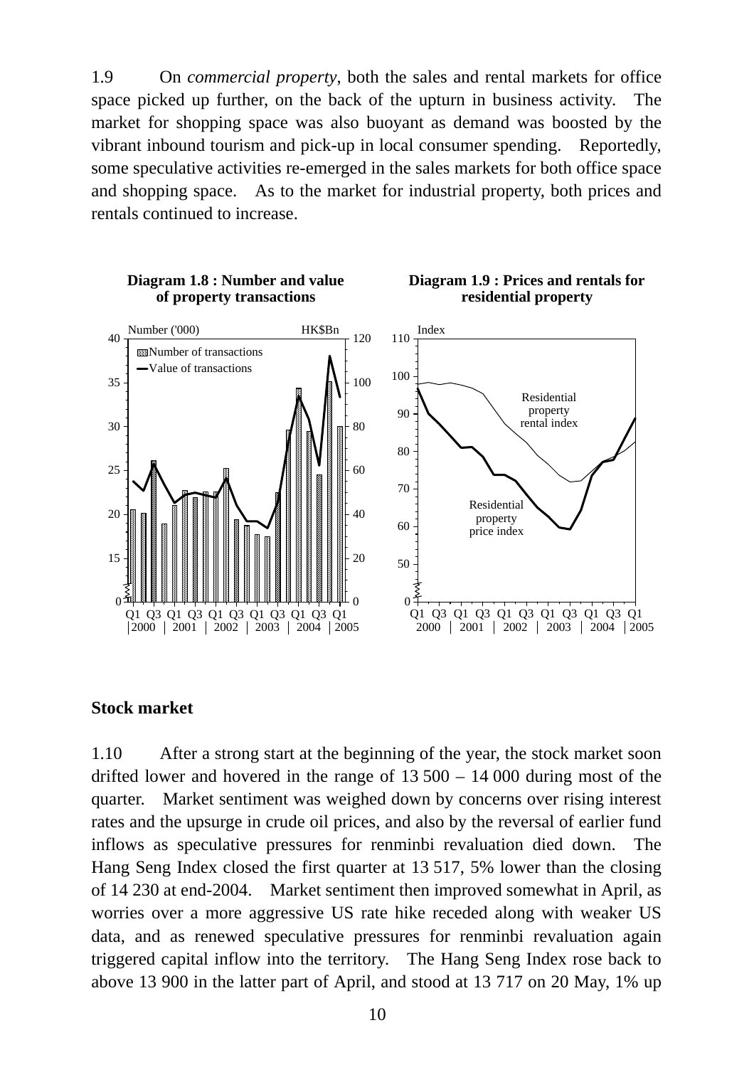1.9 On *commercial property*, both the sales and rental markets for office space picked up further, on the back of the upturn in business activity. The market for shopping space was also buoyant as demand was boosted by the vibrant inbound tourism and pick-up in local consumer spending. Reportedly, some speculative activities re-emerged in the sales markets for both office space and shopping space. As to the market for industrial property, both prices and rentals continued to increase.

**Diagram 1.8 : Number and value of property transactions**

**Diagram 1.9 : Prices and rentals for residential property**

## Stock market

1.10 After a strong start at the beginning of the year, the stock market soon drifted lower and hovered in the range of 13 500 – 14 000 during most of the quarter. Market sentiment was weighed down by concerns over rising interest rates and the upsurge in crude oil prices, and also by the reversal of earlier fund inflows as speculative pressures for renminbi revaluation died down. The Hang Seng Index closed the first quarter at 13 517, 5% lower than the closing of 14 230 at end-2004. Market sentiment then improved somewhat in April, as worries over a more aggressive US rate hike receded along with weaker US data, and as renewed speculative pressures for renminbi revaluation again triggered capital inflow into the territory. The Hang Seng Index rose back to above 13 900 in the latter part of April, and stood at 13 717 on 20 May, 1% up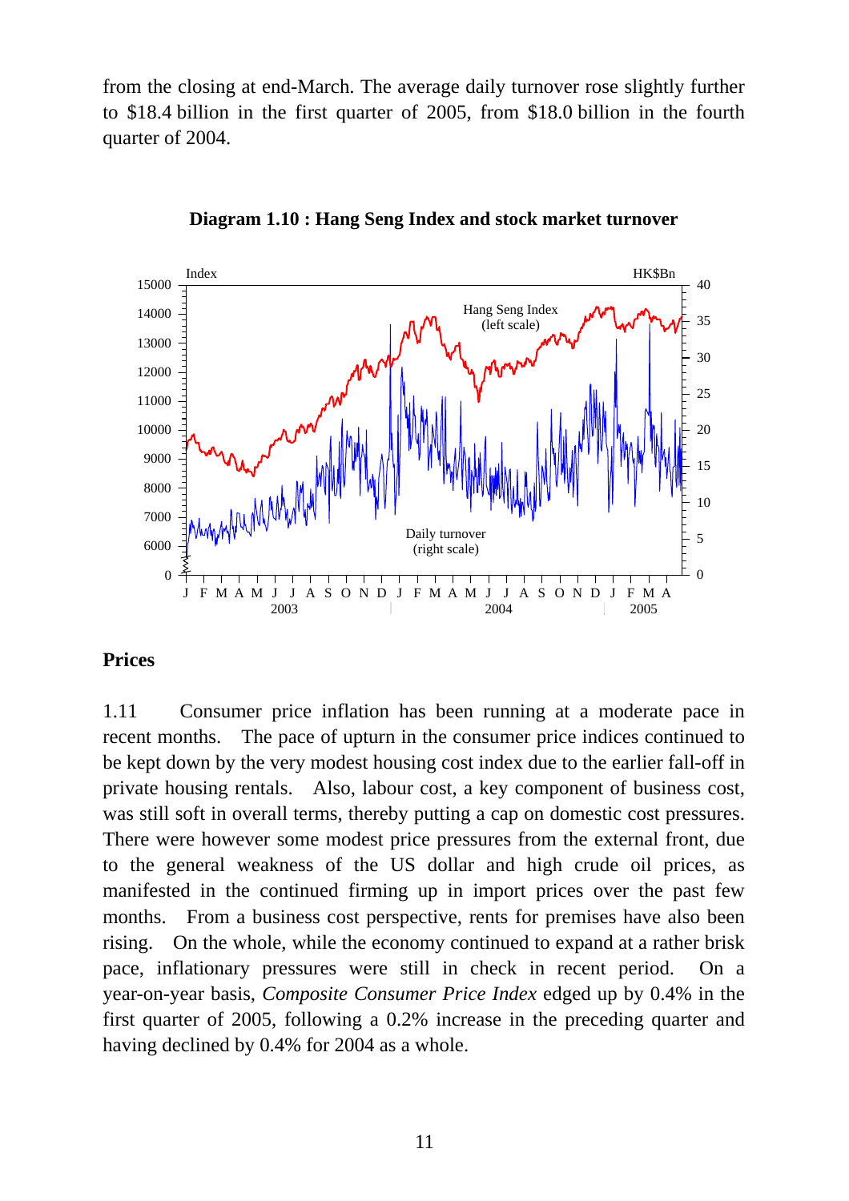from the closing at end-March. The average daily turnover rose slightly further to $18.4 billion in the first quarter of 2005, from $18.0 billion in the fourth quarter of 2004.

**Diagram 1.10 : Hang Seng Index and stock market turnover**

## Prices

1.11 Consumer price inflation has been running at a moderate pace in recent months. The pace of upturn in the consumer price indices continued to be kept down by the very modest housing cost index due to the earlier fall-off in private housing rentals. Also, labour cost, a key component of business cost, was still soft in overall terms, thereby putting a cap on domestic cost pressures. There were however some modest price pressures from the external front, due to the general weakness of the US dollar and high crude oil prices, as manifested in the continued firming up in import prices over the past few months. From a business cost perspective, rents for premises have also been rising. On the whole, while the economy continued to expand at a rather brisk pace, inflationary pressures were still in check in recent period. On a year-on-year basis, *Composite Consumer Price Index* edged up by 0.4% in the first quarter of 2005, following a 0.2% increase in the preceding quarter and having declined by 0.4% for 2004 as a whole.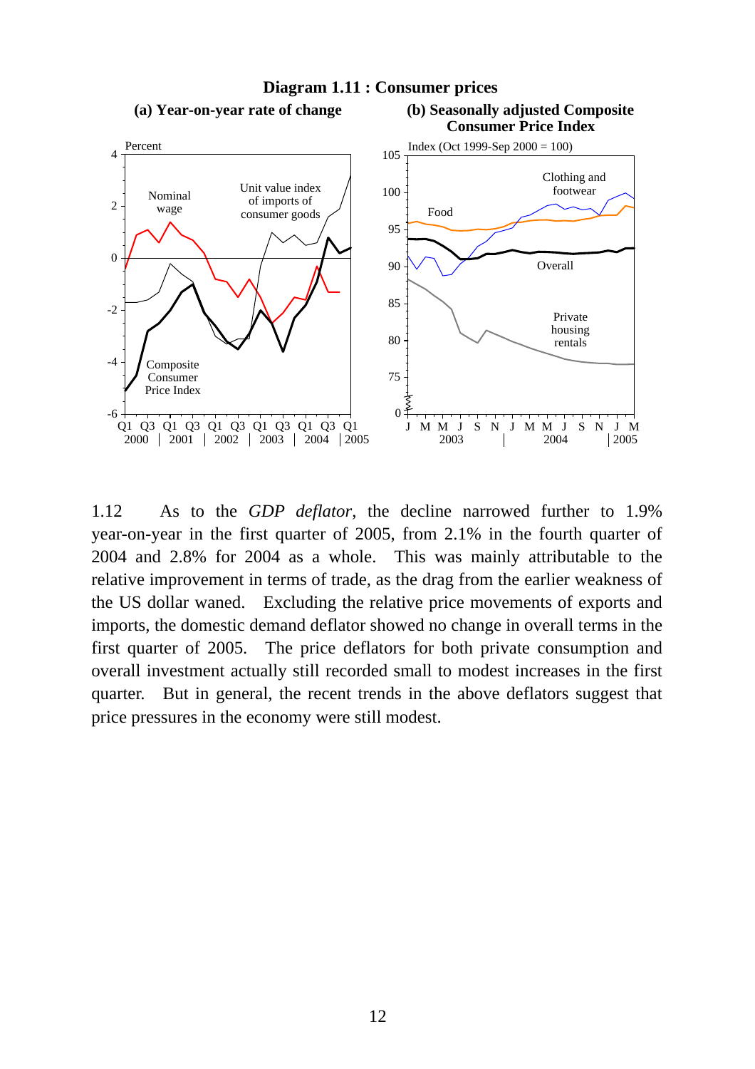**Diagram 1.11 : Consumer prices**

**(a) Year-on-year rate of change**

**(b) Seasonally adjusted Composite Consumer Price Index**

1.12 As to the *GDP deflator*, the decline narrowed further to 1.9% year-on-year in the first quarter of 2005, from 2.1% in the fourth quarter of 2004 and 2.8% for 2004 as a whole. This was mainly attributable to the relative improvement in terms of trade, as the drag from the earlier weakness of the US dollar waned. Excluding the relative price movements of exports and imports, the domestic demand deflator showed no change in overall terms in the first quarter of 2005. The price deflators for both private consumption and overall investment actually still recorded small to modest increases in the first quarter. But in general, the recent trends in the above deflators suggest that price pressures in the economy were still modest.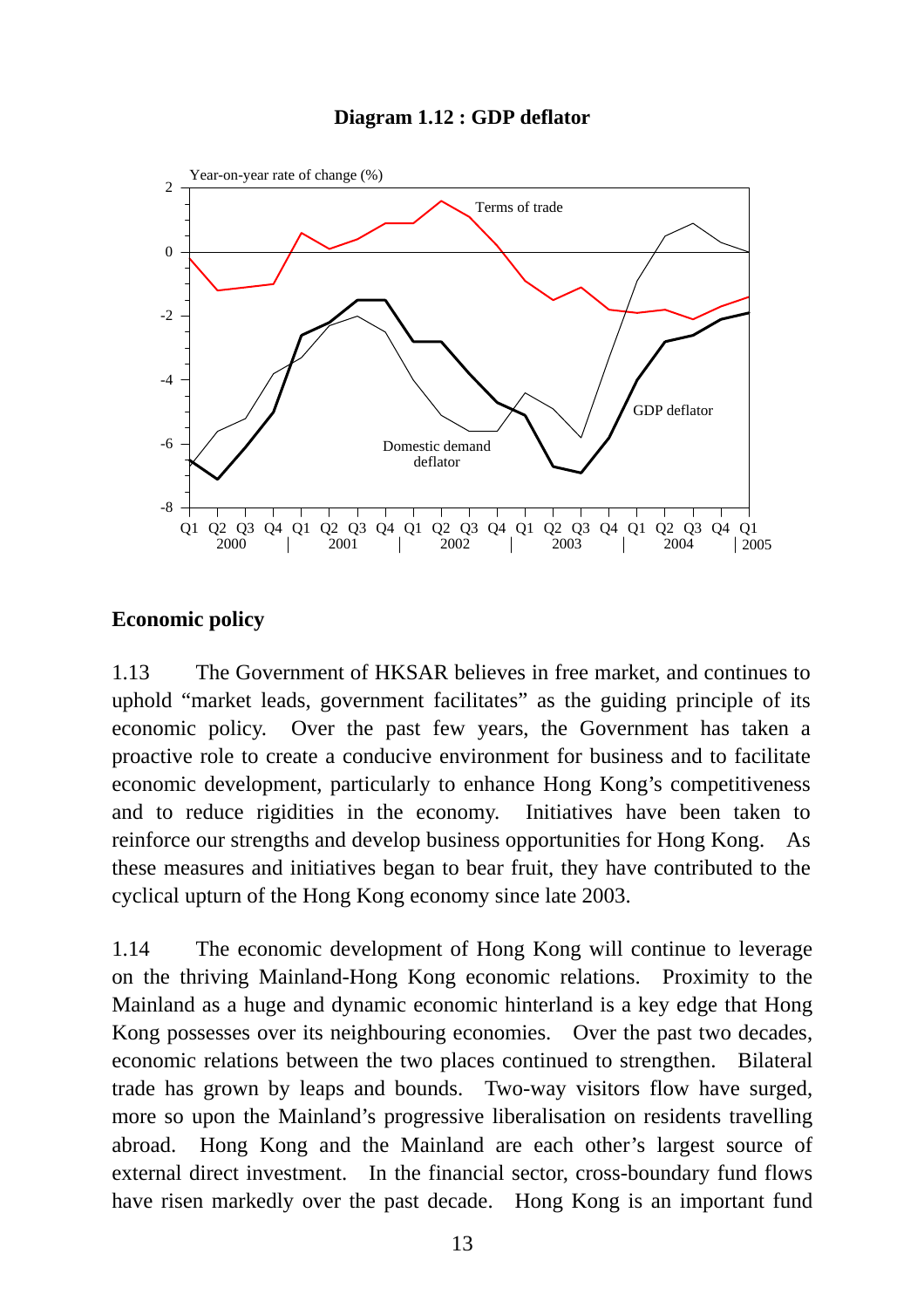**Diagram 1.12 : GDP deflator**

## Economic policy

1.13 The Government of HKSAR believes in free market, and continues to uphold "market leads, government facilitates" as the guiding principle of its economic policy. Over the past few years, the Government has taken a proactive role to create a conducive environment for business and to facilitate economic development, particularly to enhance Hong Kong's competitiveness and to reduce rigidities in the economy. Initiatives have been taken to reinforce our strengths and develop business opportunities for Hong Kong. As these measures and initiatives began to bear fruit, they have contributed to the cyclical upturn of the Hong Kong economy since late 2003.

1.14 The economic development of Hong Kong will continue to leverage on the thriving Mainland-Hong Kong economic relations. Proximity to the Mainland as a huge and dynamic economic hinterland is a key edge that Hong Kong possesses over its neighbouring economies. Over the past two decades, economic relations between the two places continued to strengthen. Bilateral trade has grown by leaps and bounds. Two-way visitors flow have surged, more so upon the Mainland's progressive liberalisation on residents travelling abroad. Hong Kong and the Mainland are each other's largest source of external direct investment. In the financial sector, cross-boundary fund flows have risen markedly over the past decade. Hong Kong is an important fund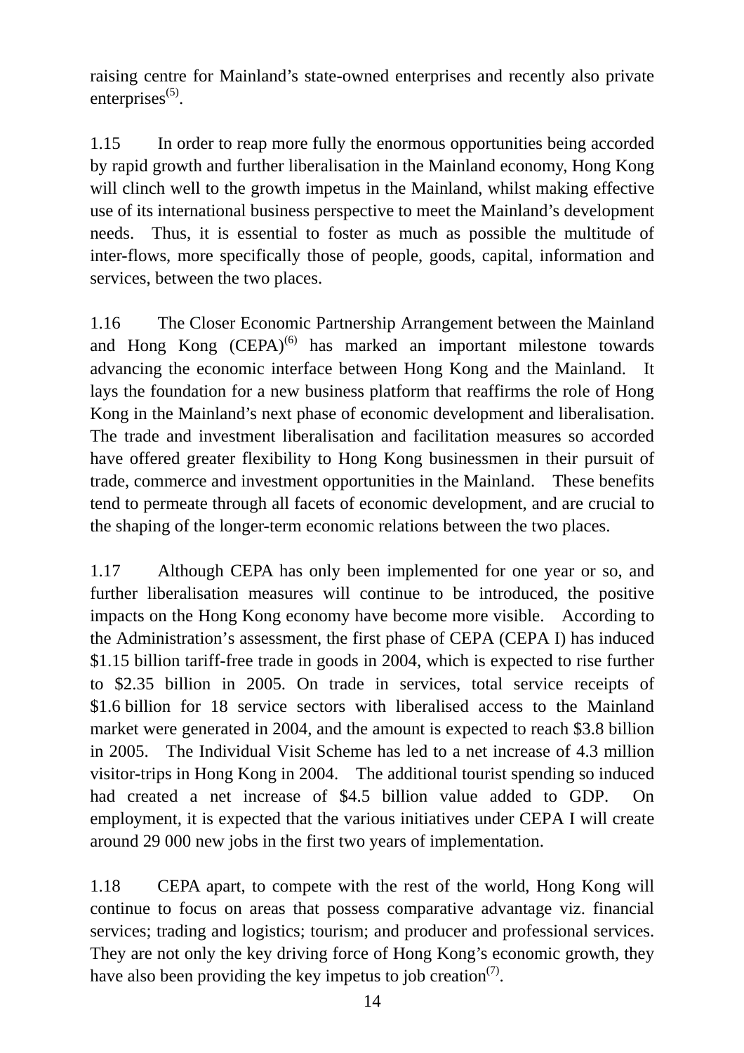raising centre for Mainland's state-owned enterprises and recently also private enterprises[5].

1.15 In order to reap more fully the enormous opportunities being accorded by rapid growth and further liberalisation in the Mainland economy, Hong Kong will clinch well to the growth impetus in the Mainland, whilst making effective use of its international business perspective to meet the Mainland's development needs. Thus, it is essential to foster as much as possible the multitude of inter-flows, more specifically those of people, goods, capital, information and services, between the two places.

1.16 The Closer Economic Partnership Arrangement between the Mainland and Hong Kong (CEPA)[6] has marked an important milestone towards advancing the economic interface between Hong Kong and the Mainland. It lays the foundation for a new business platform that reaffirms the role of Hong Kong in the Mainland's next phase of economic development and liberalisation. The trade and investment liberalisation and facilitation measures so accorded have offered greater flexibility to Hong Kong businessmen in their pursuit of trade, commerce and investment opportunities in the Mainland. These benefits tend to permeate through all facets of economic development, and are crucial to the shaping of the longer-term economic relations between the two places.

1.17 Although CEPA has only been implemented for one year or so, and further liberalisation measures will continue to be introduced, the positive impacts on the Hong Kong economy have become more visible. According to the Administration's assessment, the first phase of CEPA (CEPA I) has induced $1.15 billion tariff-free trade in goods in 2004, which is expected to rise further to $2.35 billion in 2005. On trade in services, total service receipts of $1.6 billion for 18 service sectors with liberalised access to the Mainland market were generated in 2004, and the amount is expected to reach $3.8 billion in 2005. The Individual Visit Scheme has led to a net increase of 4.3 million visitor-trips in Hong Kong in 2004. The additional tourist spending so induced had created a net increase of $4.5 billion value added to GDP. On employment, it is expected that the various initiatives under CEPA I will create around 29 000 new jobs in the first two years of implementation.

1.18 CEPA apart, to compete with the rest of the world, Hong Kong will continue to focus on areas that possess comparative advantage viz. financial services; trading and logistics; tourism; and producer and professional services. They are not only the key driving force of Hong Kong's economic growth, they have also been providing the key impetus to job creation[7].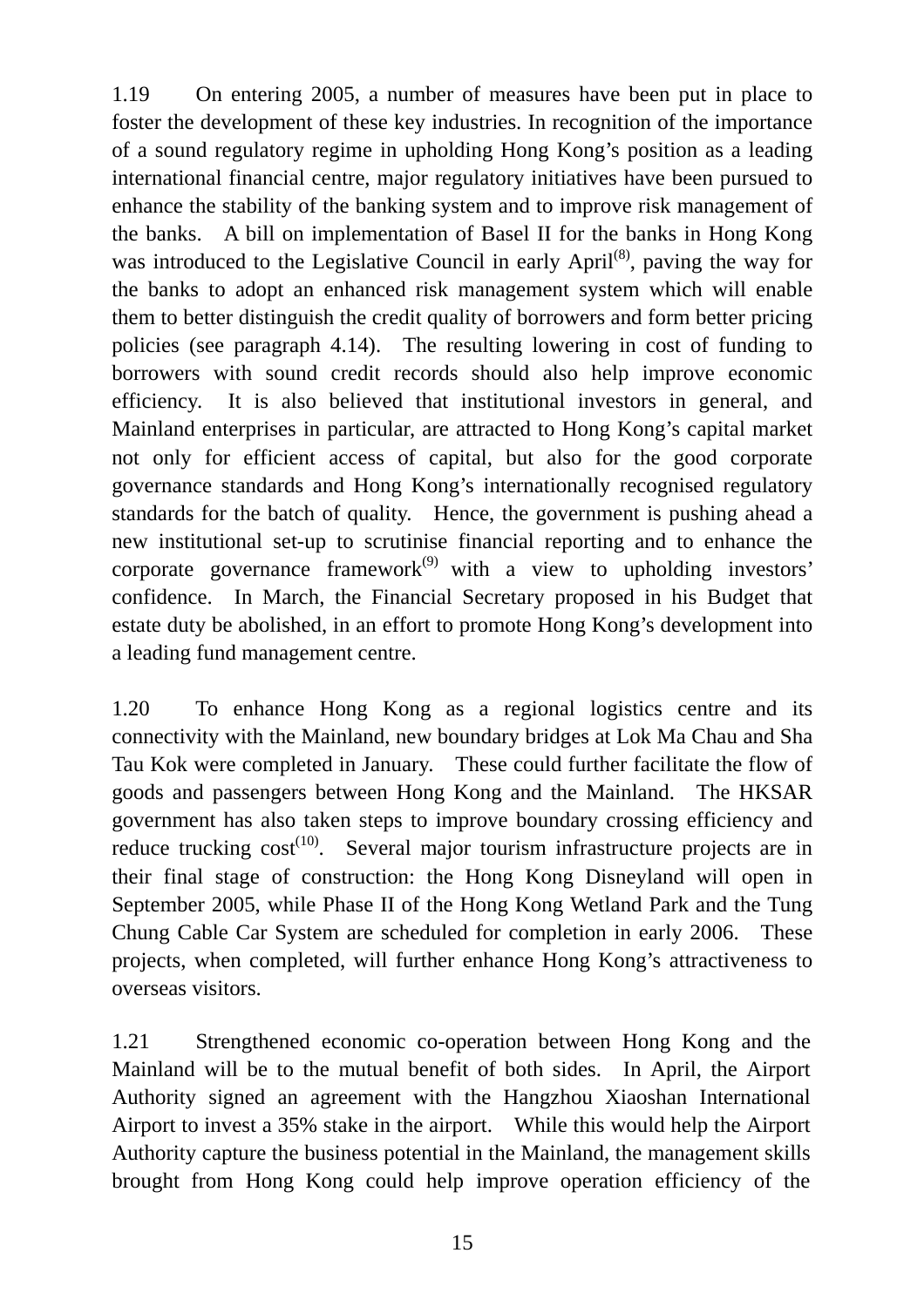1.19 On entering 2005, a number of measures have been put in place to foster the development of these key industries. In recognition of the importance of a sound regulatory regime in upholding Hong Kong's position as a leading international financial centre, major regulatory initiatives have been pursued to enhance the stability of the banking system and to improve risk management of the banks. A bill on implementation of Basel II for the banks in Hong Kong was introduced to the Legislative Council in early April(8), paving the way for the banks to adopt an enhanced risk management system which will enable them to better distinguish the credit quality of borrowers and form better pricing policies (see paragraph 4.14). The resulting lowering in cost of funding to borrowers with sound credit records should also help improve economic efficiency. It is also believed that institutional investors in general, and Mainland enterprises in particular, are attracted to Hong Kong's capital market not only for efficient access of capital, but also for the good corporate governance standards and Hong Kong's internationally recognised regulatory standards for the batch of quality. Hence, the government is pushing ahead a new institutional set-up to scrutinise financial reporting and to enhance the corporate governance framework(9) with a view to upholding investors' confidence. In March, the Financial Secretary proposed in his Budget that estate duty be abolished, in an effort to promote Hong Kong's development into a leading fund management centre.

1.20 To enhance Hong Kong as a regional logistics centre and its connectivity with the Mainland, new boundary bridges at Lok Ma Chau and Sha Tau Kok were completed in January. These could further facilitate the flow of goods and passengers between Hong Kong and the Mainland. The HKSAR government has also taken steps to improve boundary crossing efficiency and reduce trucking cost(10). Several major tourism infrastructure projects are in their final stage of construction: the Hong Kong Disneyland will open in September 2005, while Phase II of the Hong Kong Wetland Park and the Tung Chung Cable Car System are scheduled for completion in early 2006. These projects, when completed, will further enhance Hong Kong's attractiveness to overseas visitors.

1.21 Strengthened economic co-operation between Hong Kong and the Mainland will be to the mutual benefit of both sides. In April, the Airport Authority signed an agreement with the Hangzhou Xiaoshan International Airport to invest a 35% stake in the airport. While this would help the Airport Authority capture the business potential in the Mainland, the management skills brought from Hong Kong could help improve operation efficiency of the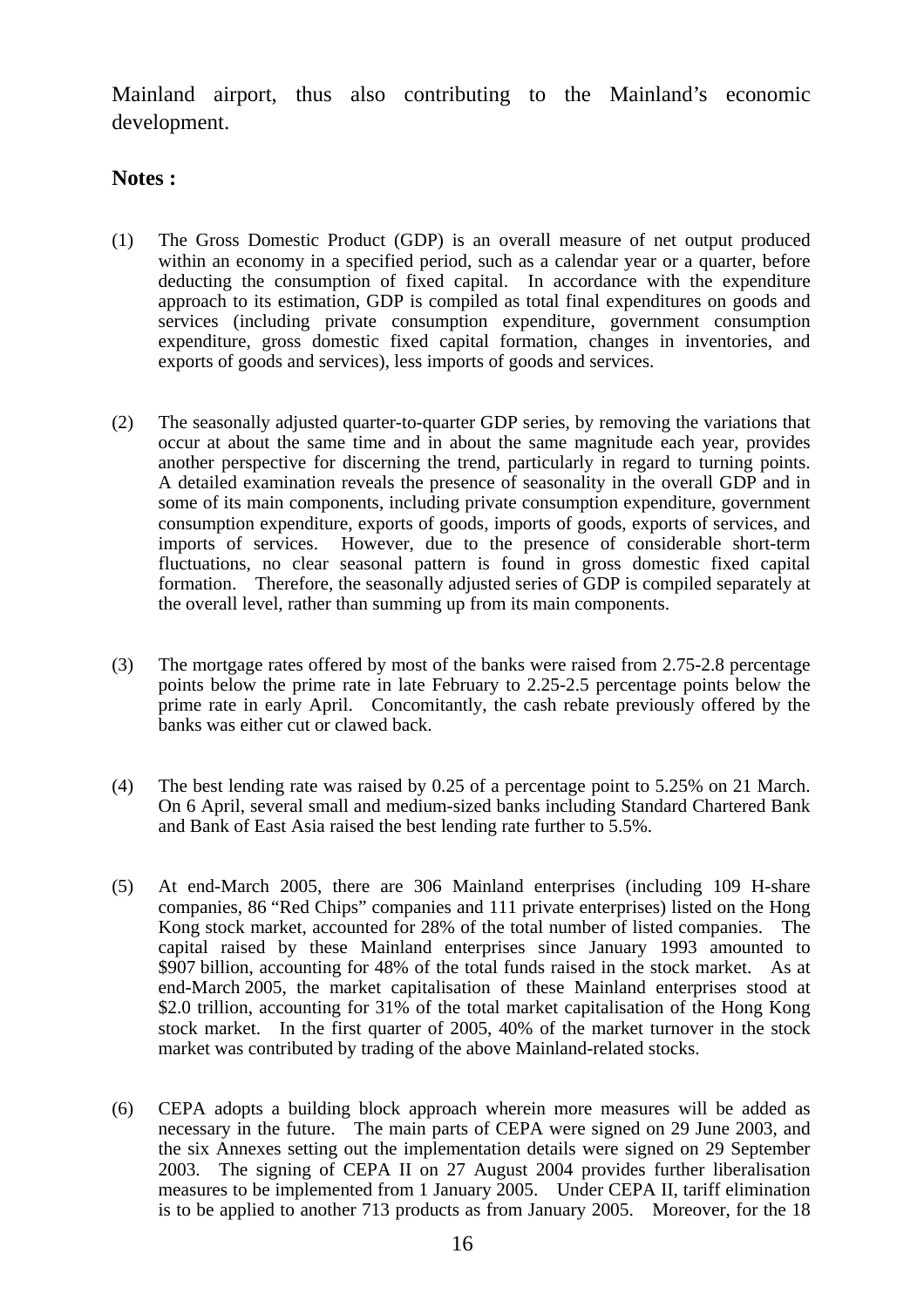Mainland airport, thus also contributing to the Mainland's economic development.

**Notes :**

(1) The Gross Domestic Product (GDP) is an overall measure of net output produced within an economy in a specified period, such as a calendar year or a quarter, before deducting the consumption of fixed capital. In accordance with the expenditure approach to its estimation, GDP is compiled as total final expenditures on goods and services (including private consumption expenditure, government consumption expenditure, gross domestic fixed capital formation, changes in inventories, and exports of goods and services), less imports of goods and services.

(2) The seasonally adjusted quarter-to-quarter GDP series, by removing the variations that occur at about the same time and in about the same magnitude each year, provides another perspective for discerning the trend, particularly in regard to turning points. A detailed examination reveals the presence of seasonality in the overall GDP and in some of its main components, including private consumption expenditure, government consumption expenditure, exports of goods, imports of goods, exports of services, and imports of services. However, due to the presence of considerable short-term fluctuations, no clear seasonal pattern is found in gross domestic fixed capital formation. Therefore, the seasonally adjusted series of GDP is compiled separately at the overall level, rather than summing up from its main components.

(3) The mortgage rates offered by most of the banks were raised from 2.75-2.8 percentage points below the prime rate in late February to 2.25-2.5 percentage points below the prime rate in early April. Concomitantly, the cash rebate previously offered by the banks was either cut or clawed back.

(4) The best lending rate was raised by 0.25 of a percentage point to 5.25% on 21 March. On 6 April, several small and medium-sized banks including Standard Chartered Bank and Bank of East Asia raised the best lending rate further to 5.5%.

(5) At end-March 2005, there are 306 Mainland enterprises (including 109 H-share companies, 86 "Red Chips" companies and 111 private enterprises) listed on the Hong Kong stock market, accounted for 28% of the total number of listed companies. The capital raised by these Mainland enterprises since January 1993 amounted to $907 billion, accounting for 48% of the total funds raised in the stock market. As at end-March 2005, the market capitalisation of these Mainland enterprises stood at $2.0 trillion, accounting for 31% of the total market capitalisation of the Hong Kong stock market. In the first quarter of 2005, 40% of the market turnover in the stock market was contributed by trading of the above Mainland-related stocks.

(6) CEPA adopts a building block approach wherein more measures will be added as necessary in the future. The main parts of CEPA were signed on 29 June 2003, and the six Annexes setting out the implementation details were signed on 29 September 2003. The signing of CEPA II on 27 August 2004 provides further liberalisation measures to be implemented from 1 January 2005. Under CEPA II, tariff elimination is to be applied to another 713 products as from January 2005. Moreover, for the 18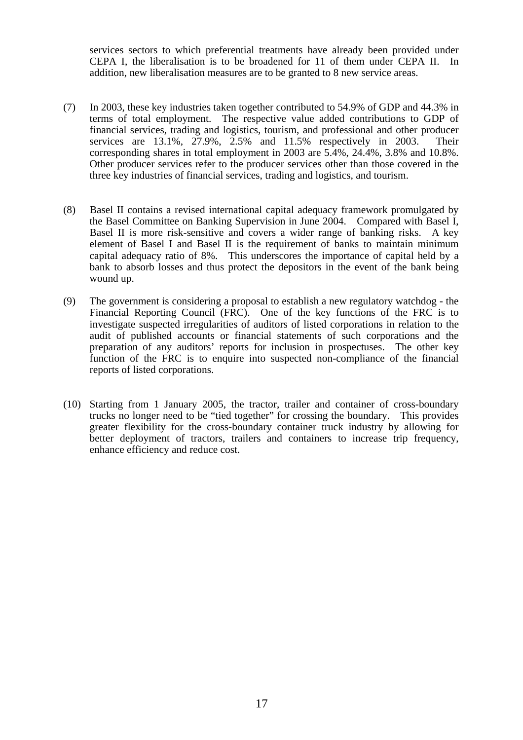services sectors to which preferential treatments have already been provided under CEPA I, the liberalisation is to be broadened for 11 of them under CEPA II. In addition, new liberalisation measures are to be granted to 8 new service areas.

(7) In 2003, these key industries taken together contributed to 54.9% of GDP and 44.3% in terms of total employment. The respective value added contributions to GDP of financial services, trading and logistics, tourism, and professional and other producer services are 13.1%, 27.9%, 2.5% and 11.5% respectively in 2003. Their corresponding shares in total employment in 2003 are 5.4%, 24.4%, 3.8% and 10.8%. Other producer services refer to the producer services other than those covered in the three key industries of financial services, trading and logistics, and tourism.

(8) Basel II contains a revised international capital adequacy framework promulgated by the Basel Committee on Banking Supervision in June 2004. Compared with Basel I, Basel II is more risk-sensitive and covers a wider range of banking risks. A key element of Basel I and Basel II is the requirement of banks to maintain minimum capital adequacy ratio of 8%. This underscores the importance of capital held by a bank to absorb losses and thus protect the depositors in the event of the bank being wound up.

(9) The government is considering a proposal to establish a new regulatory watchdog - the Financial Reporting Council (FRC). One of the key functions of the FRC is to investigate suspected irregularities of auditors of listed corporations in relation to the audit of published accounts or financial statements of such corporations and the preparation of any auditors' reports for inclusion in prospectuses. The other key function of the FRC is to enquire into suspected non-compliance of the financial reports of listed corporations.

(10) Starting from 1 January 2005, the tractor, trailer and container of cross-boundary trucks no longer need to be "tied together" for crossing the boundary. This provides greater flexibility for the cross-boundary container truck industry by allowing for better deployment of tractors, trailers and containers to increase trip frequency, enhance efficiency and reduce cost.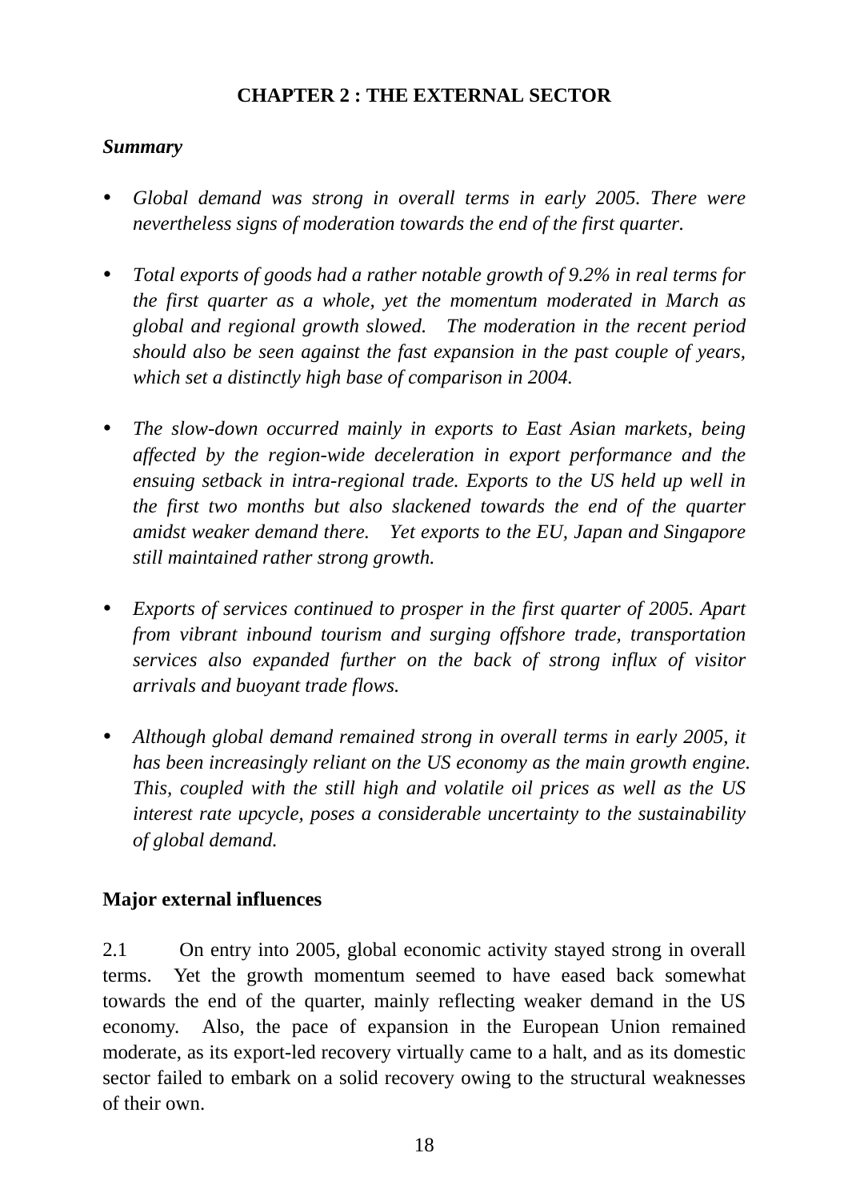# CHAPTER 2 : THE EXTERNAL SECTOR

***Summary***

- *Global demand was strong in overall terms in early 2005. There were nevertheless signs of moderation towards the end of the first quarter.*

- *Total exports of goods had a rather notable growth of 9.2% in real terms for the first quarter as a whole, yet the momentum moderated in March as global and regional growth slowed. The moderation in the recent period should also be seen against the fast expansion in the past couple of years, which set a distinctly high base of comparison in 2004.*

- *The slow-down occurred mainly in exports to East Asian markets, being affected by the region-wide deceleration in export performance and the ensuing setback in intra-regional trade. Exports to the US held up well in the first two months but also slackened towards the end of the quarter amidst weaker demand there. Yet exports to the EU, Japan and Singapore still maintained rather strong growth.*

- *Exports of services continued to prosper in the first quarter of 2005. Apart from vibrant inbound tourism and surging offshore trade, transportation services also expanded further on the back of strong influx of visitor arrivals and buoyant trade flows.*

- *Although global demand remained strong in overall terms in early 2005, it has been increasingly reliant on the US economy as the main growth engine. This, coupled with the still high and volatile oil prices as well as the US interest rate upcycle, poses a considerable uncertainty to the sustainability of global demand.*

## Major external influences

2.1 On entry into 2005, global economic activity stayed strong in overall terms. Yet the growth momentum seemed to have eased back somewhat towards the end of the quarter, mainly reflecting weaker demand in the US economy. Also, the pace of expansion in the European Union remained moderate, as its export-led recovery virtually came to a halt, and as its domestic sector failed to embark on a solid recovery owing to the structural weaknesses of their own.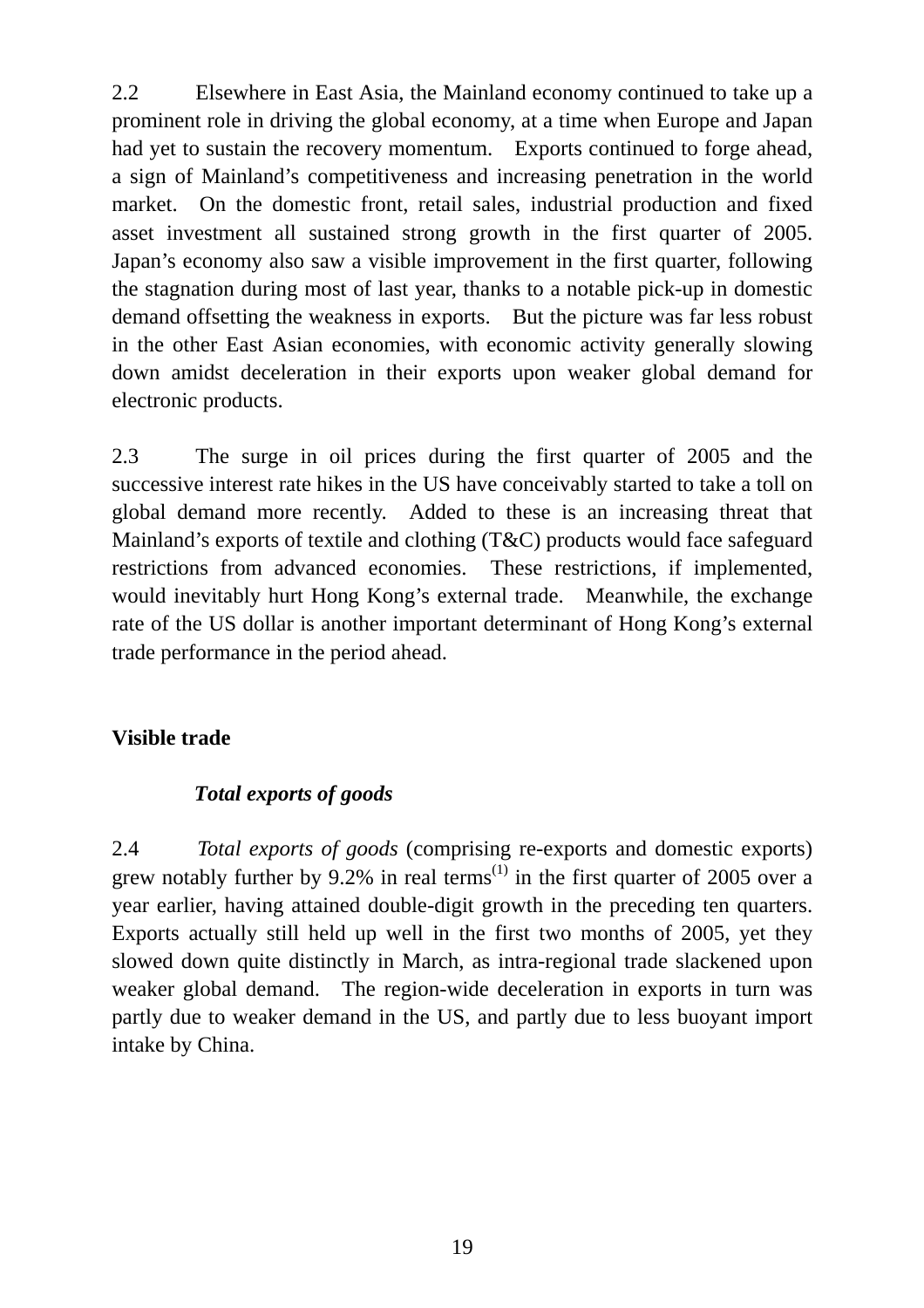2.2 Elsewhere in East Asia, the Mainland economy continued to take up a prominent role in driving the global economy, at a time when Europe and Japan had yet to sustain the recovery momentum. Exports continued to forge ahead, a sign of Mainland's competitiveness and increasing penetration in the world market. On the domestic front, retail sales, industrial production and fixed asset investment all sustained strong growth in the first quarter of 2005. Japan's economy also saw a visible improvement in the first quarter, following the stagnation during most of last year, thanks to a notable pick-up in domestic demand offsetting the weakness in exports. But the picture was far less robust in the other East Asian economies, with economic activity generally slowing down amidst deceleration in their exports upon weaker global demand for electronic products.

2.3 The surge in oil prices during the first quarter of 2005 and the successive interest rate hikes in the US have conceivably started to take a toll on global demand more recently. Added to these is an increasing threat that Mainland's exports of textile and clothing (T&C) products would face safeguard restrictions from advanced economies. These restrictions, if implemented, would inevitably hurt Hong Kong's external trade. Meanwhile, the exchange rate of the US dollar is another important determinant of Hong Kong's external trade performance in the period ahead.

## Visible trade

### *Total exports of goods*

2.4 *Total exports of goods* (comprising re-exports and domestic exports) grew notably further by 9.2% in real terms[(1)] in the first quarter of 2005 over a year earlier, having attained double-digit growth in the preceding ten quarters. Exports actually still held up well in the first two months of 2005, yet they slowed down quite distinctly in March, as intra-regional trade slackened upon weaker global demand. The region-wide deceleration in exports in turn was partly due to weaker demand in the US, and partly due to less buoyant import intake by China.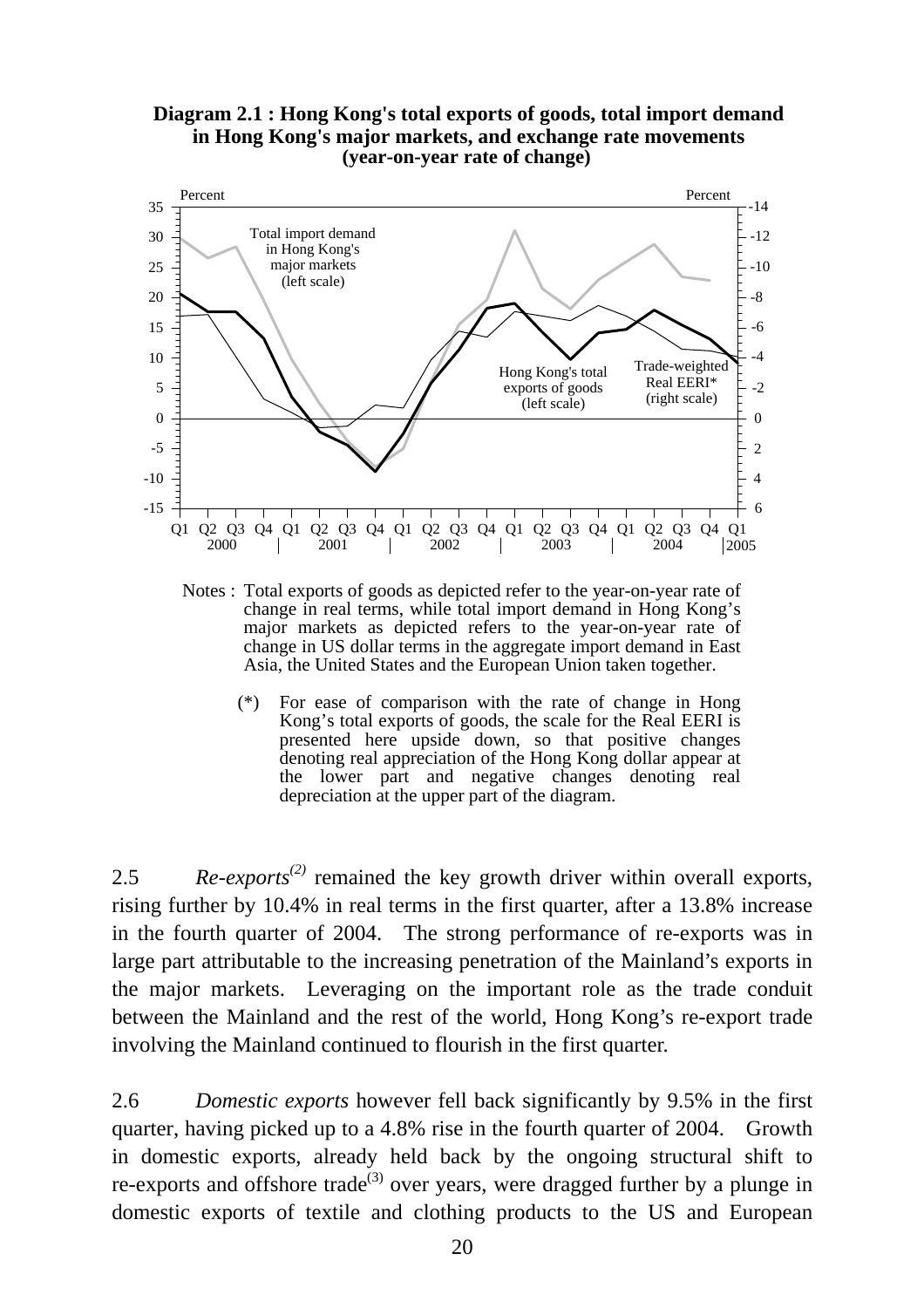**Diagram 2.1 : Hong Kong's total exports of goods, total import demand in Hong Kong's major markets, and exchange rate movements (year-on-year rate of change)**

Notes : Total exports of goods as depicted refer to the year-on-year rate of change in real terms, while total import demand in Hong Kong's major markets as depicted refers to the year-on-year rate of change in US dollar terms in the aggregate import demand in East Asia, the United States and the European Union taken together.

(*) For ease of comparison with the rate of change in Hong Kong's total exports of goods, the scale for the Real EERI is presented here upside down, so that positive changes denoting real appreciation of the Hong Kong dollar appear at the lower part and negative changes denoting real depreciation at the upper part of the diagram.

2.5 *Re-exports*[(2)] remained the key growth driver within overall exports, rising further by 10.4% in real terms in the first quarter, after a 13.8% increase in the fourth quarter of 2004. The strong performance of re-exports was in large part attributable to the increasing penetration of the Mainland's exports in the major markets. Leveraging on the important role as the trade conduit between the Mainland and the rest of the world, Hong Kong's re-export trade involving the Mainland continued to flourish in the first quarter.

2.6 *Domestic exports* however fell back significantly by 9.5% in the first quarter, having picked up to a 4.8% rise in the fourth quarter of 2004. Growth in domestic exports, already held back by the ongoing structural shift to re-exports and offshore trade[(3)] over years, were dragged further by a plunge in domestic exports of textile and clothing products to the US and European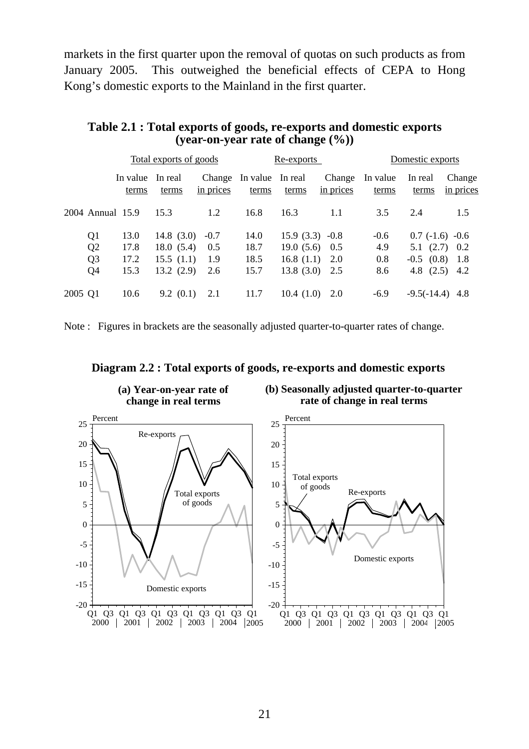markets in the first quarter upon the removal of quotas on such products as from January 2005. This outweighed the beneficial effects of CEPA to Hong Kong's domestic exports to the Mainland in the first quarter.

**Table 2.1 : Total exports of goods, re-exports and domestic exports (year-on-year rate of change (%))**

| | Total exports of goods | | | Re-exports | | | Domestic exports | | |
|---|---|---|---|---|---|---|---|---|---|
| | In value terms | In real terms | Change in prices | In value terms | In real terms | Change in prices | In value terms | In real terms | Change in prices |
| 2004 Annual | 15.9 | 15.3 | 1.2 | 16.8 | 16.3 | 1.1 | 3.5 | 2.4 | 1.5 |
| Q1 | 13.0 | 14.8 (3.0) | -0.7 | 14.0 | 15.9 (3.3) | -0.8 | -0.6 | 0.7 (-1.6) | -0.6 |
| Q2 | 17.8 | 18.0 (5.4) | 0.5 | 18.7 | 19.0 (5.6) | 0.5 | 4.9 | 5.1 (2.7) | 0.2 |
| Q3 | 17.2 | 15.5 (1.1) | 1.9 | 18.5 | 16.8 (1.1) | 2.0 | 0.8 | -0.5 (0.8) | 1.8 |
| Q4 | 15.3 | 13.2 (2.9) | 2.6 | 15.7 | 13.8 (3.0) | 2.5 | 8.6 | 4.8 (2.5) | 4.2 |
| 2005 Q1 | 10.6 | 9.2 (0.1) | 2.1 | 11.7 | 10.4 (1.0) | 2.0 | -6.9 | -9.5(-14.4) | 4.8 |

Note : Figures in brackets are the seasonally adjusted quarter-to-quarter rates of change.

**Diagram 2.2 : Total exports of goods, re-exports and domestic exports**

**(a) Year-on-year rate of change in real terms**

**(b) Seasonally adjusted quarter-to-quarter rate of change in real terms**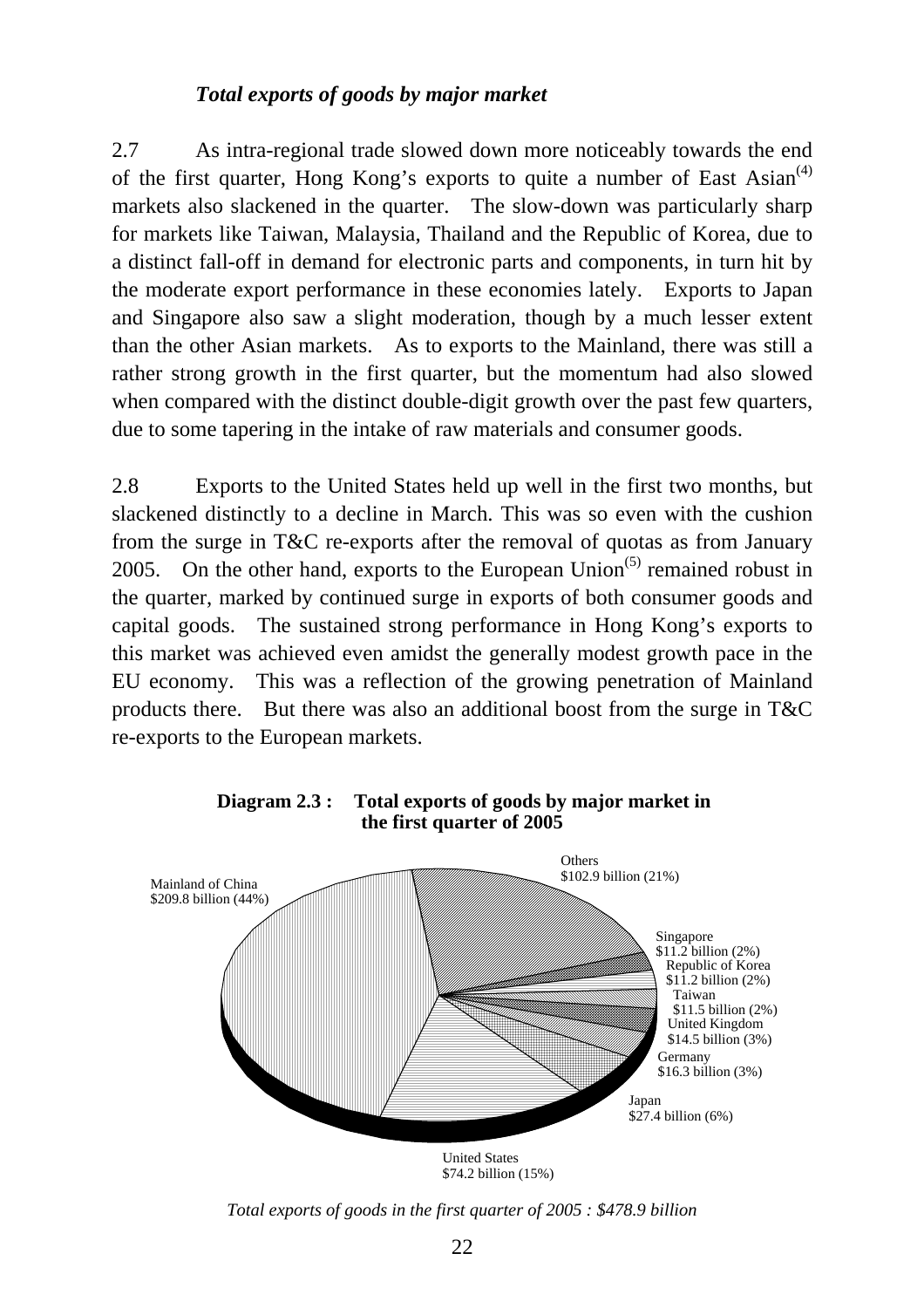### *Total exports of goods by major market*

2.7 As intra-regional trade slowed down more noticeably towards the end of the first quarter, Hong Kong's exports to quite a number of East Asian[(4)] markets also slackened in the quarter. The slow-down was particularly sharp for markets like Taiwan, Malaysia, Thailand and the Republic of Korea, due to a distinct fall-off in demand for electronic parts and components, in turn hit by the moderate export performance in these economies lately. Exports to Japan and Singapore also saw a slight moderation, though by a much lesser extent than the other Asian markets. As to exports to the Mainland, there was still a rather strong growth in the first quarter, but the momentum had also slowed when compared with the distinct double-digit growth over the past few quarters, due to some tapering in the intake of raw materials and consumer goods.

2.8 Exports to the United States held up well in the first two months, but slackened distinctly to a decline in March. This was so even with the cushion from the surge in T&C re-exports after the removal of quotas as from January 2005. On the other hand, exports to the European Union[(5)] remained robust in the quarter, marked by continued surge in exports of both consumer goods and capital goods. The sustained strong performance in Hong Kong's exports to this market was achieved even amidst the generally modest growth pace in the EU economy. This was a reflection of the growing penetration of Mainland products there. But there was also an additional boost from the surge in T&C re-exports to the European markets.

**Diagram 2.3 : Total exports of goods by major market in the first quarter of 2005**

Mainland of China $209.8 billion (44%)
Others $102.9 billion (21%)
Singapore $11.2 billion (2%)
Republic of Korea $11.2 billion (2%)
Taiwan $11.5 billion (2%)
United Kingdom $14.5 billion (3%)
Germany $16.3 billion (3%)
Japan $27.4 billion (6%)
United States $74.2 billion (15%)

*Total exports of goods in the first quarter of 2005 : $478.9 billion*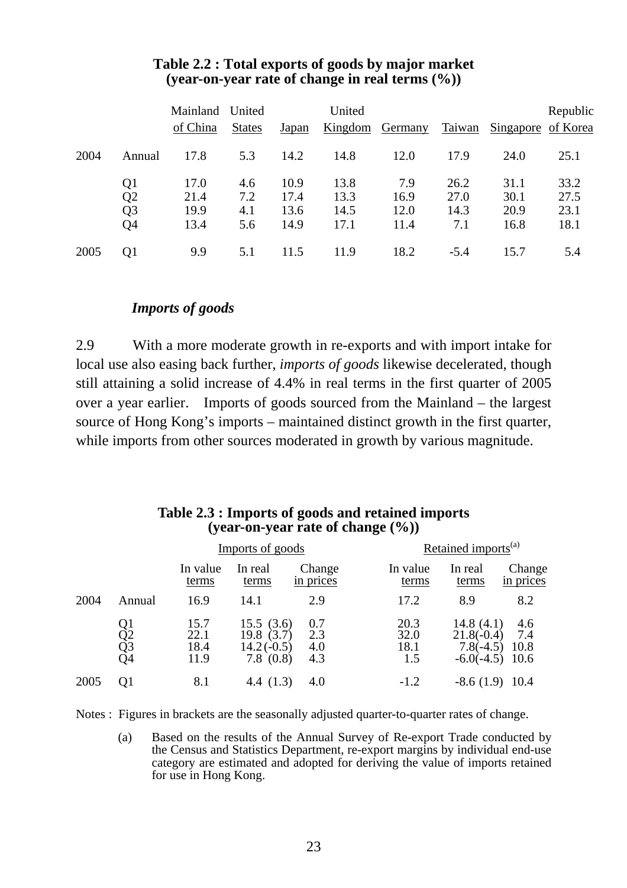**Table 2.2 : Total exports of goods by major market (year-on-year rate of change in real terms (%))**

| | | Mainland of China | United States | Japan | United Kingdom | Germany | Taiwan | Singapore | Republic of Korea |
|---|---|---|---|---|---|---|---|---|---|
| 2004 | Annual | 17.8 | 5.3 | 14.2 | 14.8 | 12.0 | 17.9 | 24.0 | 25.1 |
| | Q1 | 17.0 | 4.6 | 10.9 | 13.8 | 7.9 | 26.2 | 31.1 | 33.2 |
| | Q2 | 21.4 | 7.2 | 17.4 | 13.3 | 16.9 | 27.0 | 30.1 | 27.5 |
| | Q3 | 19.9 | 4.1 | 13.6 | 14.5 | 12.0 | 14.3 | 20.9 | 23.1 |
| | Q4 | 13.4 | 5.6 | 14.9 | 17.1 | 11.4 | 7.1 | 16.8 | 18.1 |
| 2005 | Q1 | 9.9 | 5.1 | 11.5 | 11.9 | 18.2 | -5.4 | 15.7 | 5.4 |

### *Imports of goods*

2.9 With a more moderate growth in re-exports and with import intake for local use also easing back further, *imports of goods* likewise decelerated, though still attaining a solid increase of 4.4% in real terms in the first quarter of 2005 over a year earlier. Imports of goods sourced from the Mainland – the largest source of Hong Kong's imports – maintained distinct growth in the first quarter, while imports from other sources moderated in growth by various magnitude.

**Table 2.3 : Imports of goods and retained imports (year-on-year rate of change (%))**

| | | Imports of goods | | | Retained imports[(a)] | | |
|---|---|---|---|---|---|---|---|
| | | In value terms | In real terms | Change in prices | In value terms | In real terms | Change in prices |
| 2004 | Annual | 16.9 | 14.1 | 2.9 | 17.2 | 8.9 | 8.2 |
| | Q1 | 15.7 | 15.5 (3.6) | 0.7 | 20.3 | 14.8 (4.1) | 4.6 |
| | Q2 | 22.1 | 19.8 (3.7) | 2.3 | 32.0 | 21.8 (-0.4) | 7.4 |
| | Q3 | 18.4 | 14.2 (-0.5) | 4.0 | 18.1 | 7.8 (-4.5) | 10.8 |
| | Q4 | 11.9 | 7.8 (0.8) | 4.3 | 1.5 | -6.0 (-4.5) | 10.6 |
| 2005 | Q1 | 8.1 | 4.4 (1.3) | 4.0 | -1.2 | -8.6 (1.9) | 10.4 |

Notes : Figures in brackets are the seasonally adjusted quarter-to-quarter rates of change.

(a) Based on the results of the Annual Survey of Re-export Trade conducted by the Census and Statistics Department, re-export margins by individual end-use category are estimated and adopted for deriving the value of imports retained for use in Hong Kong.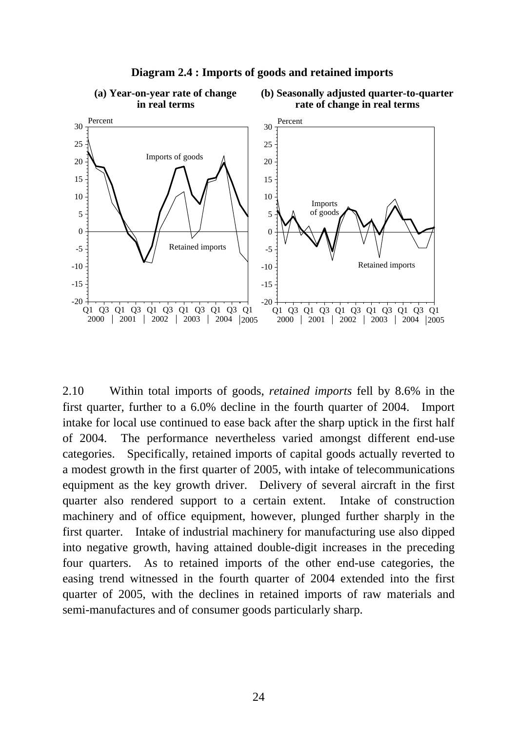**Diagram 2.4 : Imports of goods and retained imports**

**(a) Year-on-year rate of change in real terms**

**(b) Seasonally adjusted quarter-to-quarter rate of change in real terms**

2.10 Within total imports of goods, *retained imports* fell by 8.6% in the first quarter, further to a 6.0% decline in the fourth quarter of 2004. Import intake for local use continued to ease back after the sharp uptick in the first half of 2004. The performance nevertheless varied amongst different end-use categories. Specifically, retained imports of capital goods actually reverted to a modest growth in the first quarter of 2005, with intake of telecommunications equipment as the key growth driver. Delivery of several aircraft in the first quarter also rendered support to a certain extent. Intake of construction machinery and of office equipment, however, plunged further sharply in the first quarter. Intake of industrial machinery for manufacturing use also dipped into negative growth, having attained double-digit increases in the preceding four quarters. As to retained imports of the other end-use categories, the easing trend witnessed in the fourth quarter of 2004 extended into the first quarter of 2005, with the declines in retained imports of raw materials and semi-manufactures and of consumer goods particularly sharp.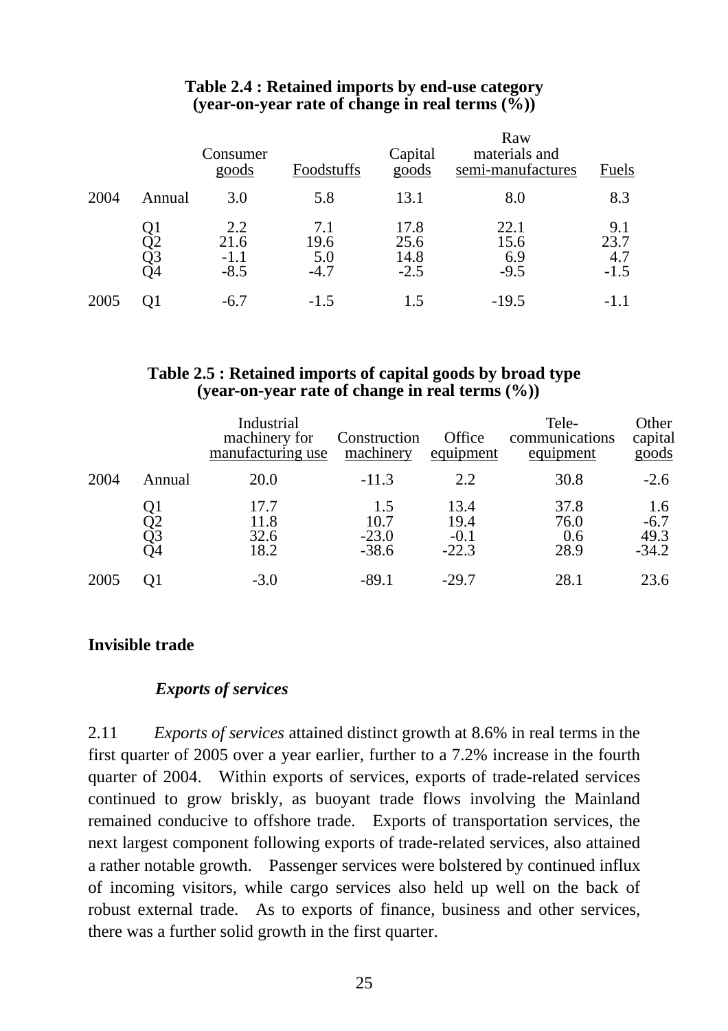**Table 2.4 : Retained imports by end-use category (year-on-year rate of change in real terms (%))**

| | | Consumer goods | Foodstuffs | Capital goods | Raw materials and semi-manufactures | Fuels |
|---|---|---|---|---|---|---|
| 2004 | Annual | 3.0 | 5.8 | 13.1 | 8.0 | 8.3 |
| | Q1 | 2.2 | 7.1 | 17.8 | 22.1 | 9.1 |
| | Q2 | 21.6 | 19.6 | 25.6 | 15.6 | 23.7 |
| | Q3 | -1.1 | 5.0 | 14.8 | 6.9 | 4.7 |
| | Q4 | -8.5 | -4.7 | -2.5 | -9.5 | -1.5 |
| 2005 | Q1 | -6.7 | -1.5 | 1.5 | -19.5 | -1.1 |

**Table 2.5 : Retained imports of capital goods by broad type (year-on-year rate of change in real terms (%))**

| | | Industrial machinery for manufacturing use | Construction machinery | Office equipment | Tele-communications equipment | Other capital goods |
|---|---|---|---|---|---|---|
| 2004 | Annual | 20.0 | -11.3 | 2.2 | 30.8 | -2.6 |
| | Q1 | 17.7 | 1.5 | 13.4 | 37.8 | 1.6 |
| | Q2 | 11.8 | 10.7 | 19.4 | 76.0 | -6.7 |
| | Q3 | 32.6 | -23.0 | -0.1 | 0.6 | 49.3 |
| | Q4 | 18.2 | -38.6 | -22.3 | 28.9 | -34.2 |
| 2005 | Q1 | -3.0 | -89.1 | -29.7 | 28.1 | 23.6 |

## Invisible trade

### *Exports of services*

2.11 *Exports of services* attained distinct growth at 8.6% in real terms in the first quarter of 2005 over a year earlier, further to a 7.2% increase in the fourth quarter of 2004. Within exports of services, exports of trade-related services continued to grow briskly, as buoyant trade flows involving the Mainland remained conducive to offshore trade. Exports of transportation services, the next largest component following exports of trade-related services, also attained a rather notable growth. Passenger services were bolstered by continued influx of incoming visitors, while cargo services also held up well on the back of robust external trade. As to exports of finance, business and other services, there was a further solid growth in the first quarter.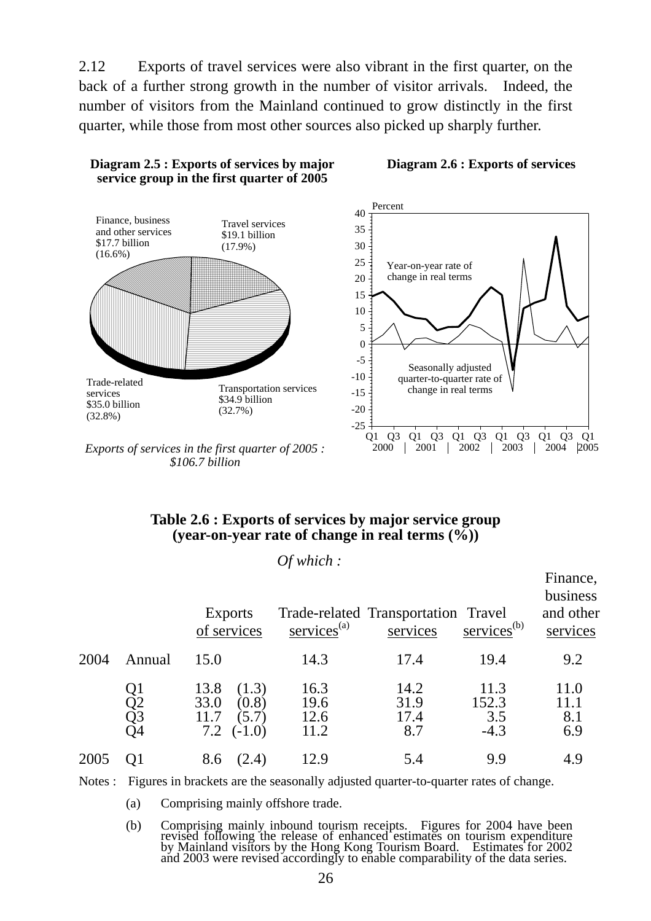2.12 Exports of travel services were also vibrant in the first quarter, on the back of a further strong growth in the number of visitor arrivals. Indeed, the number of visitors from the Mainland continued to grow distinctly in the first quarter, while those from most other sources also picked up sharply further.

**Diagram 2.5 : Exports of services by major service group in the first quarter of 2005**

Finance, business and other services $17.7 billion (16.6%)

Travel services $19.1 billion (17.9%)

Trade-related services $35.0 billion (32.8%)

Transportation services $34.9 billion (32.7%)

*Exports of services in the first quarter of 2005 : $106.7 billion*

**Diagram 2.6 : Exports of services**

Percent

Year-on-year rate of change in real terms

Seasonally adjusted quarter-to-quarter rate of change in real terms

Q1 Q3 Q1 Q3 Q1 Q3 Q1 Q3 Q1 Q3 Q1

2000 | 2001 | 2002 | 2003 | 2004 | 2005

**Table 2.6 : Exports of services by major service group (year-on-year rate of change in real terms (%))**

| | | Exports of services | | *Of which :* Trade-related services[(a)] | Transportation services | Travel services[(b)] | Finance, business and other services |
|---|---|---|---|---|---|---|---|
| 2004 | Annual | 15.0 | | 14.3 | 17.4 | 19.4 | 9.2 |
| | Q1 | 13.8 | (1.3) | 16.3 | 14.2 | 11.3 | 11.0 |
| | Q2 | 33.0 | (0.8) | 19.6 | 31.9 | 152.3 | 11.1 |
| | Q3 | 11.7 | (5.7) | 12.6 | 17.4 | 3.5 | 8.1 |
| | Q4 | 7.2 | (-1.0) | 11.2 | 8.7 | -4.3 | 6.9 |
| 2005 | Q1 | 8.6 | (2.4) | 12.9 | 5.4 | 9.9 | 4.9 |

Notes : Figures in brackets are the seasonally adjusted quarter-to-quarter rates of change.

(a) Comprising mainly offshore trade.

(b) Comprising mainly inbound tourism receipts. Figures for 2004 have been revised following the release of enhanced estimates on tourism expenditure by Mainland visitors by the Hong Kong Tourism Board. Estimates for 2002 and 2003 were revised accordingly to enable comparability of the data series.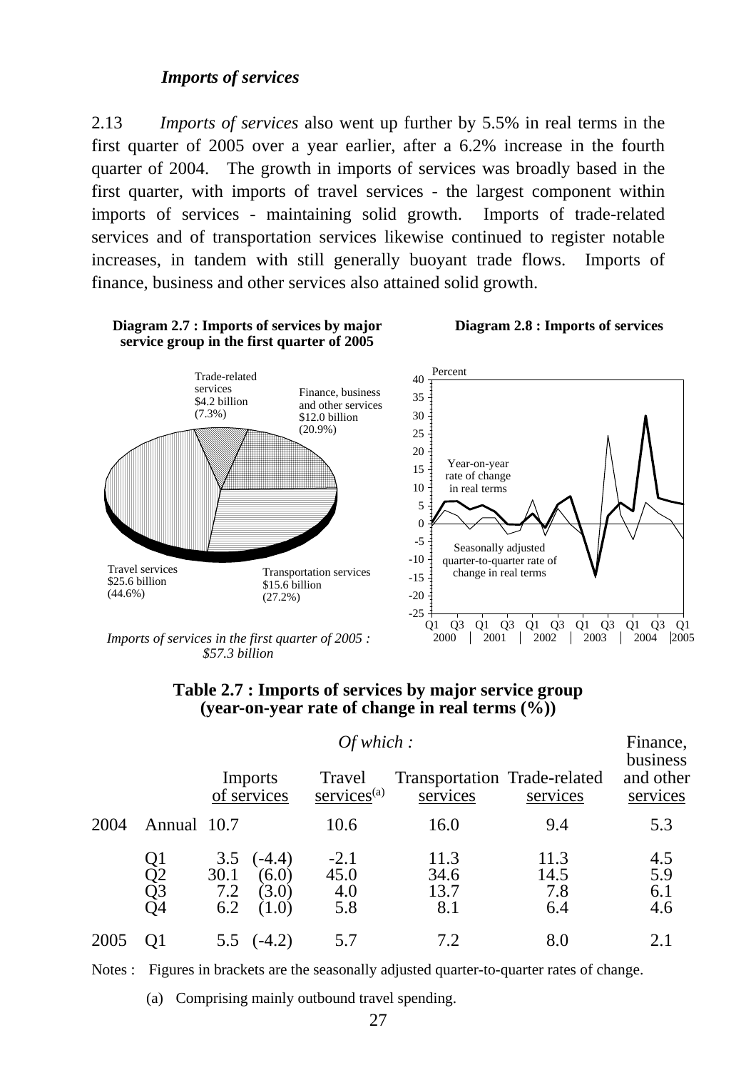### *Imports of services*

2.13 *Imports of services* also went up further by 5.5% in real terms in the first quarter of 2005 over a year earlier, after a 6.2% increase in the fourth quarter of 2004. The growth in imports of services was broadly based in the first quarter, with imports of travel services - the largest component within imports of services - maintaining solid growth. Imports of trade-related services and of transportation services likewise continued to register notable increases, in tandem with still generally buoyant trade flows. Imports of finance, business and other services also attained solid growth.

**Diagram 2.7 : Imports of services by major service group in the first quarter of 2005**

Trade-related services $4.2 billion (7.3%)

Finance, business and other services $12.0 billion (20.9%)

Travel services $25.6 billion (44.6%)

Transportation services $15.6 billion (27.2%)

*Imports of services in the first quarter of 2005 : $57.3 billion*

**Diagram 2.8 : Imports of services**

Percent

Year-on-year rate of change in real terms

Seasonally adjusted quarter-to-quarter rate of change in real terms

**Table 2.7 : Imports of services by major service group (year-on-year rate of change in real terms (%))**

| | | Imports of services | | *Of which :* Travel services[(a)] | Transportation services | Trade-related services | Finance, business and other services |
|---|---|---|---|---|---|---|---|
| 2004 | Annual | 10.7 | | 10.6 | 16.0 | 9.4 | 5.3 |
| | Q1 | 3.5 | (-4.4) | -2.1 | 11.3 | 11.3 | 4.5 |
| | Q2 | 30.1 | (6.0) | 45.0 | 34.6 | 14.5 | 5.9 |
| | Q3 | 7.2 | (3.0) | 4.0 | 13.7 | 7.8 | 6.1 |
| | Q4 | 6.2 | (1.0) | 5.8 | 8.1 | 6.4 | 4.6 |
| 2005 | Q1 | 5.5 | (-4.2) | 5.7 | 7.2 | 8.0 | 2.1 |

Notes : Figures in brackets are the seasonally adjusted quarter-to-quarter rates of change.

(a) Comprising mainly outbound travel spending.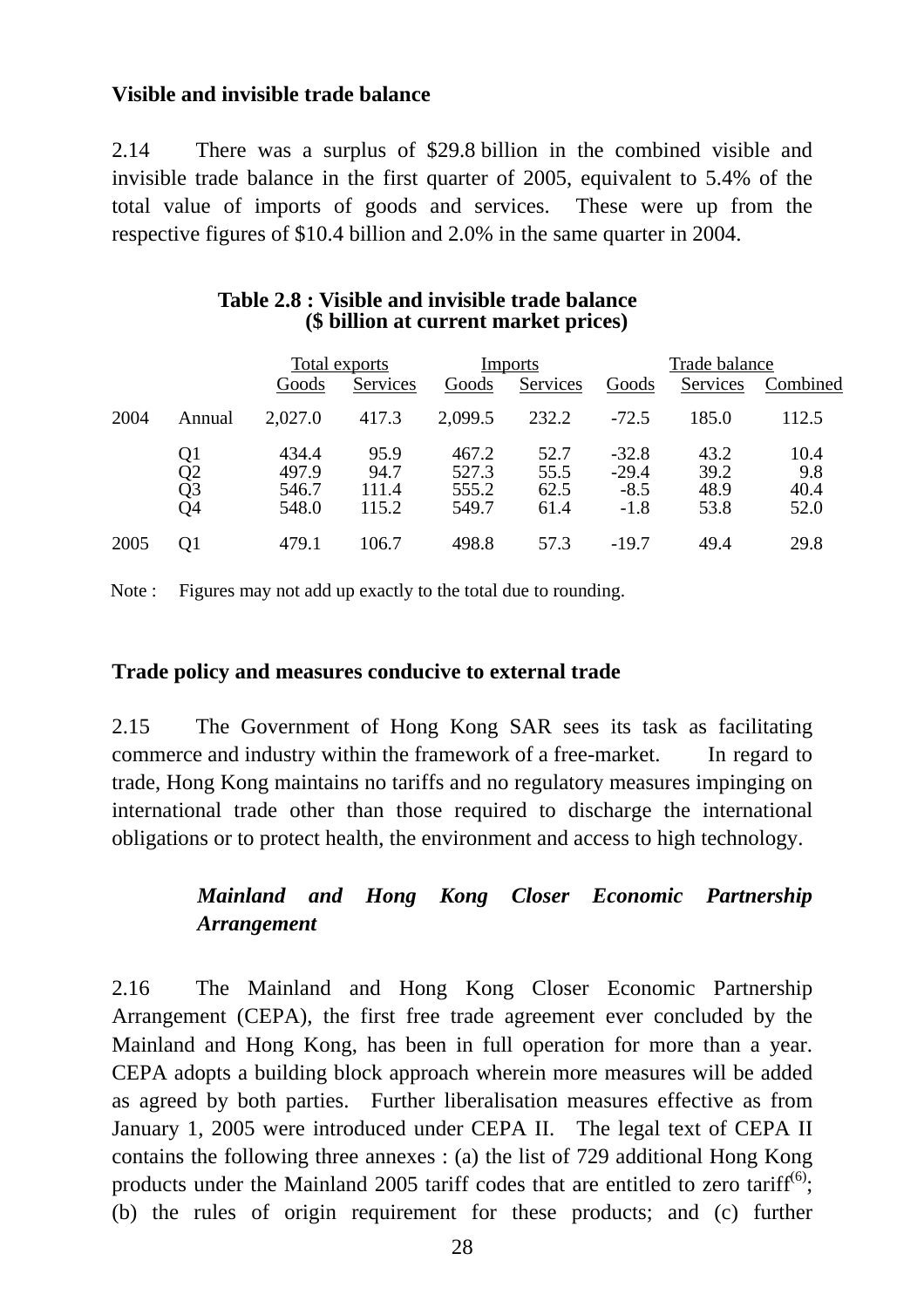**Visible and invisible trade balance**

2.14 There was a surplus of $29.8 billion in the combined visible and invisible trade balance in the first quarter of 2005, equivalent to 5.4% of the total value of imports of goods and services. These were up from the respective figures of $10.4 billion and 2.0% in the same quarter in 2004.

**Table 2.8 : Visible and invisible trade balance**
**($ billion at current market prices)**

| | | Total exports | | Imports | | Trade balance | | |
|---|---|---|---|---|---|---|---|---|
| | | Goods | Services | Goods | Services | Goods | Services | Combined |
| 2004 | Annual | 2,027.0 | 417.3 | 2,099.5 | 232.2 | -72.5 | 185.0 | 112.5 |
| | Q1 | 434.4 | 95.9 | 467.2 | 52.7 | -32.8 | 43.2 | 10.4 |
| | Q2 | 497.9 | 94.7 | 527.3 | 55.5 | -29.4 | 39.2 | 9.8 |
| | Q3 | 546.7 | 111.4 | 555.2 | 62.5 | -8.5 | 48.9 | 40.4 |
| | Q4 | 548.0 | 115.2 | 549.7 | 61.4 | -1.8 | 53.8 | 52.0 |
| 2005 | Q1 | 479.1 | 106.7 | 498.8 | 57.3 | -19.7 | 49.4 | 29.8 |

Note : Figures may not add up exactly to the total due to rounding.

**Trade policy and measures conducive to external trade**

2.15 The Government of Hong Kong SAR sees its task as facilitating commerce and industry within the framework of a free-market. In regard to trade, Hong Kong maintains no tariffs and no regulatory measures impinging on international trade other than those required to discharge the international obligations or to protect health, the environment and access to high technology.

***Mainland and Hong Kong Closer Economic Partnership Arrangement***

2.16 The Mainland and Hong Kong Closer Economic Partnership Arrangement (CEPA), the first free trade agreement ever concluded by the Mainland and Hong Kong, has been in full operation for more than a year. CEPA adopts a building block approach wherein more measures will be added as agreed by both parties. Further liberalisation measures effective as from January 1, 2005 were introduced under CEPA II. The legal text of CEPA II contains the following three annexes : (a) the list of 729 additional Hong Kong products under the Mainland 2005 tariff codes that are entitled to zero tariff(6); (b) the rules of origin requirement for these products; and (c) further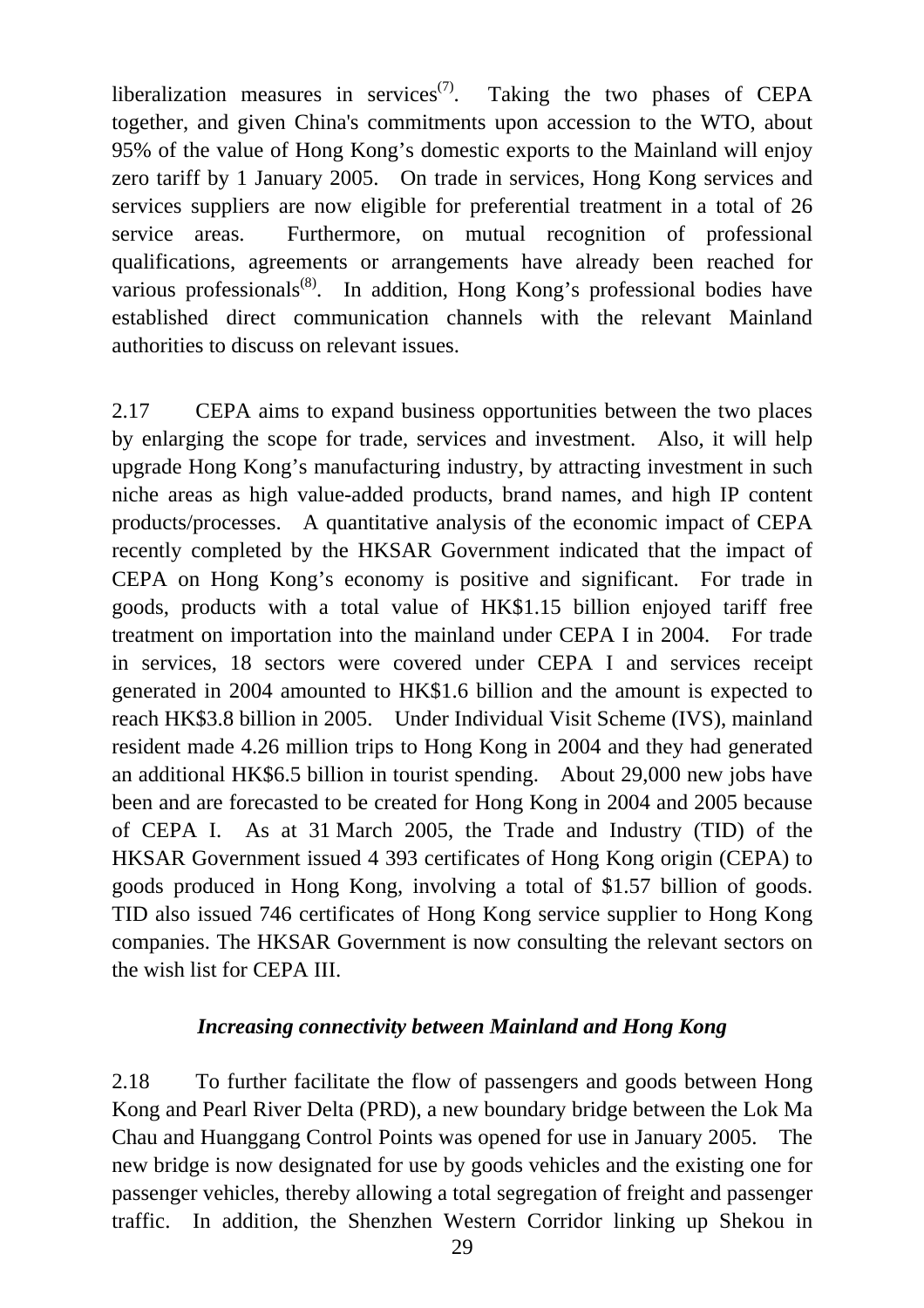liberalization measures in services[7]. Taking the two phases of CEPA together, and given China's commitments upon accession to the WTO, about 95% of the value of Hong Kong's domestic exports to the Mainland will enjoy zero tariff by 1 January 2005. On trade in services, Hong Kong services and services suppliers are now eligible for preferential treatment in a total of 26 service areas. Furthermore, on mutual recognition of professional qualifications, agreements or arrangements have already been reached for various professionals[8]. In addition, Hong Kong's professional bodies have established direct communication channels with the relevant Mainland authorities to discuss on relevant issues.

2.17 CEPA aims to expand business opportunities between the two places by enlarging the scope for trade, services and investment. Also, it will help upgrade Hong Kong's manufacturing industry, by attracting investment in such niche areas as high value-added products, brand names, and high IP content products/processes. A quantitative analysis of the economic impact of CEPA recently completed by the HKSAR Government indicated that the impact of CEPA on Hong Kong's economy is positive and significant. For trade in goods, products with a total value of HK$1.15 billion enjoyed tariff free treatment on importation into the mainland under CEPA I in 2004. For trade in services, 18 sectors were covered under CEPA I and services receipt generated in 2004 amounted to HK$1.6 billion and the amount is expected to reach HK$3.8 billion in 2005. Under Individual Visit Scheme (IVS), mainland resident made 4.26 million trips to Hong Kong in 2004 and they had generated an additional HK$6.5 billion in tourist spending. About 29,000 new jobs have been and are forecasted to be created for Hong Kong in 2004 and 2005 because of CEPA I. As at 31 March 2005, the Trade and Industry (TID) of the HKSAR Government issued 4 393 certificates of Hong Kong origin (CEPA) to goods produced in Hong Kong, involving a total of $1.57 billion of goods. TID also issued 746 certificates of Hong Kong service supplier to Hong Kong companies. The HKSAR Government is now consulting the relevant sectors on the wish list for CEPA III.

### *Increasing connectivity between Mainland and Hong Kong*

2.18 To further facilitate the flow of passengers and goods between Hong Kong and Pearl River Delta (PRD), a new boundary bridge between the Lok Ma Chau and Huanggang Control Points was opened for use in January 2005. The new bridge is now designated for use by goods vehicles and the existing one for passenger vehicles, thereby allowing a total segregation of freight and passenger traffic. In addition, the Shenzhen Western Corridor linking up Shekou in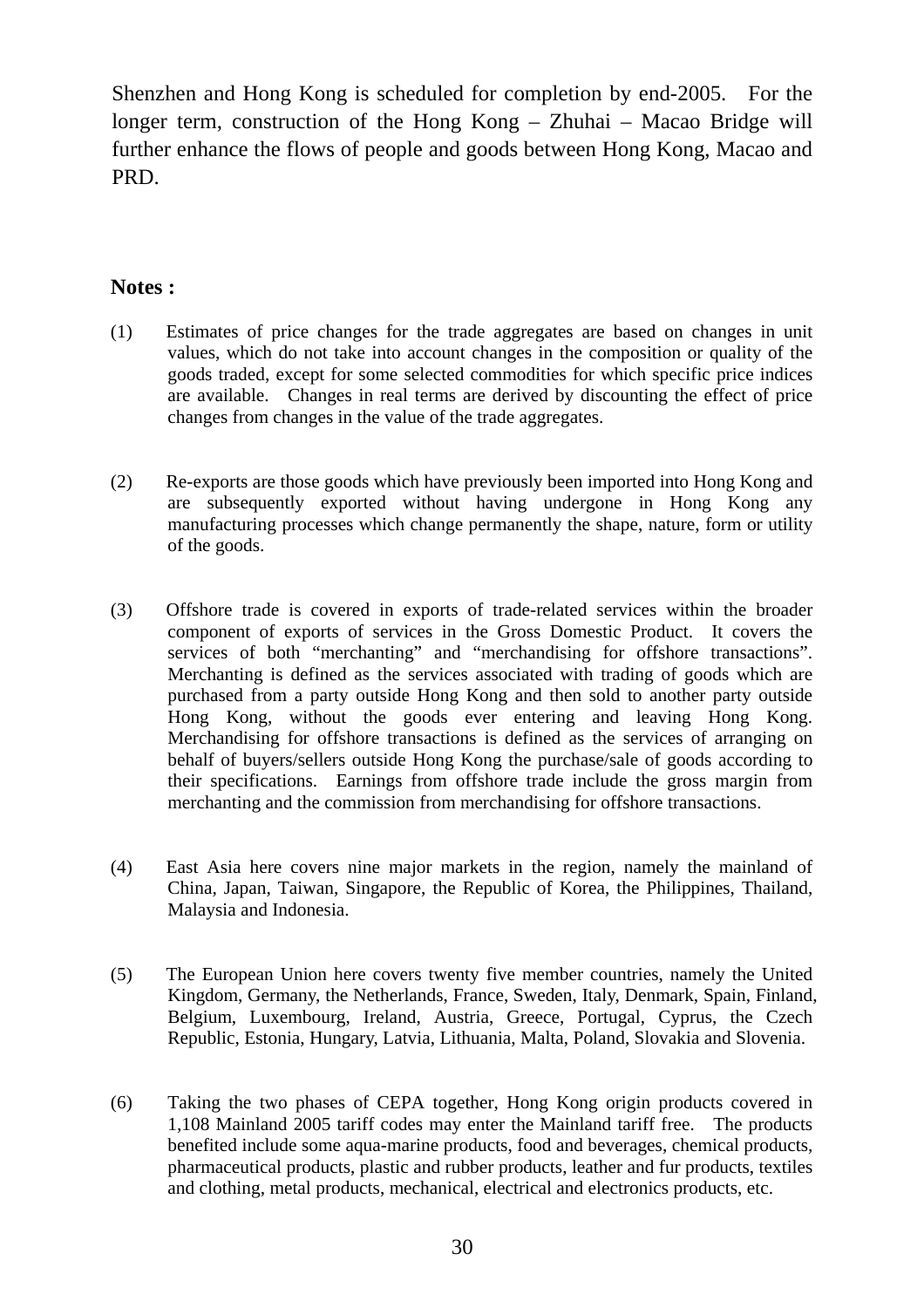Shenzhen and Hong Kong is scheduled for completion by end-2005. For the longer term, construction of the Hong Kong – Zhuhai – Macao Bridge will further enhance the flows of people and goods between Hong Kong, Macao and PRD.

**Notes :**

(1) Estimates of price changes for the trade aggregates are based on changes in unit values, which do not take into account changes in the composition or quality of the goods traded, except for some selected commodities for which specific price indices are available. Changes in real terms are derived by discounting the effect of price changes from changes in the value of the trade aggregates.

(2) Re-exports are those goods which have previously been imported into Hong Kong and are subsequently exported without having undergone in Hong Kong any manufacturing processes which change permanently the shape, nature, form or utility of the goods.

(3) Offshore trade is covered in exports of trade-related services within the broader component of exports of services in the Gross Domestic Product. It covers the services of both "merchanting" and "merchandising for offshore transactions". Merchanting is defined as the services associated with trading of goods which are purchased from a party outside Hong Kong and then sold to another party outside Hong Kong, without the goods ever entering and leaving Hong Kong. Merchandising for offshore transactions is defined as the services of arranging on behalf of buyers/sellers outside Hong Kong the purchase/sale of goods according to their specifications. Earnings from offshore trade include the gross margin from merchanting and the commission from merchandising for offshore transactions.

(4) East Asia here covers nine major markets in the region, namely the mainland of China, Japan, Taiwan, Singapore, the Republic of Korea, the Philippines, Thailand, Malaysia and Indonesia.

(5) The European Union here covers twenty five member countries, namely the United Kingdom, Germany, the Netherlands, France, Sweden, Italy, Denmark, Spain, Finland, Belgium, Luxembourg, Ireland, Austria, Greece, Portugal, Cyprus, the Czech Republic, Estonia, Hungary, Latvia, Lithuania, Malta, Poland, Slovakia and Slovenia.

(6) Taking the two phases of CEPA together, Hong Kong origin products covered in 1,108 Mainland 2005 tariff codes may enter the Mainland tariff free. The products benefited include some aqua-marine products, food and beverages, chemical products, pharmaceutical products, plastic and rubber products, leather and fur products, textiles and clothing, metal products, mechanical, electrical and electronics products, etc.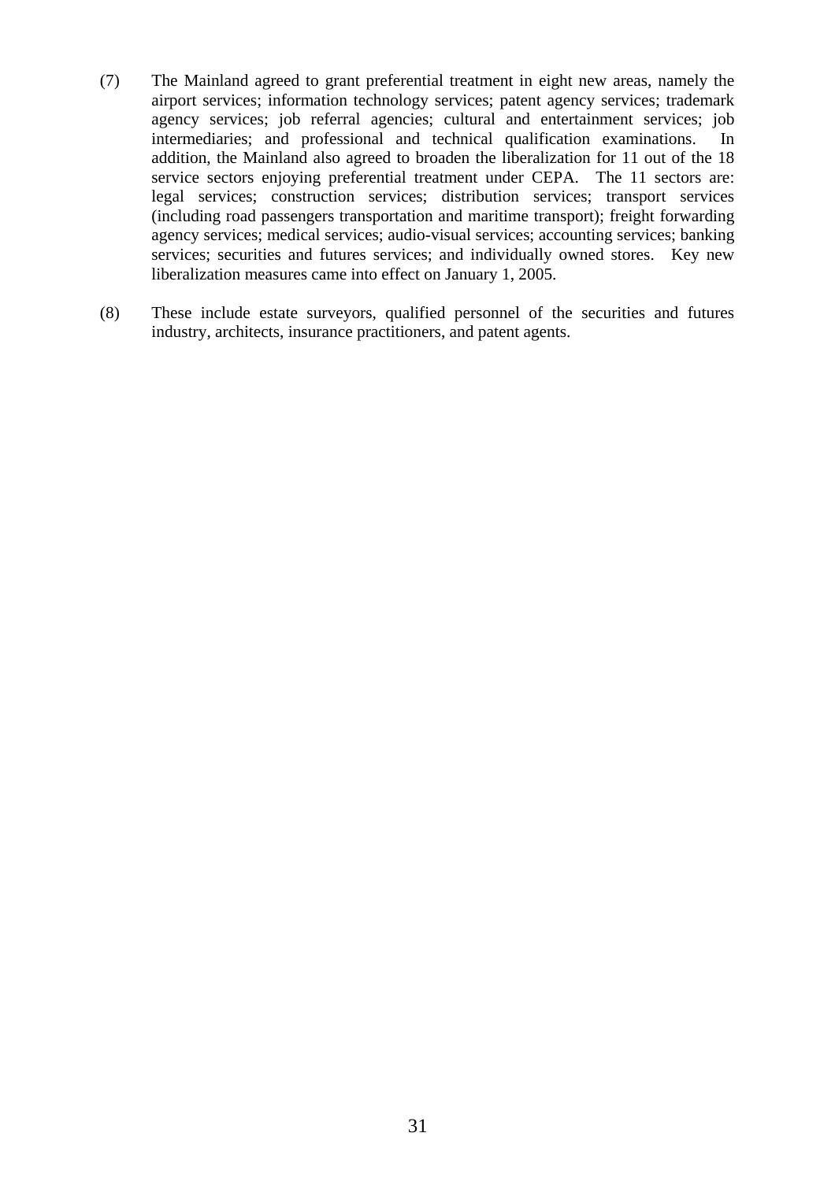(7) The Mainland agreed to grant preferential treatment in eight new areas, namely the airport services; information technology services; patent agency services; trademark agency services; job referral agencies; cultural and entertainment services; job intermediaries; and professional and technical qualification examinations. In addition, the Mainland also agreed to broaden the liberalization for 11 out of the 18 service sectors enjoying preferential treatment under CEPA. The 11 sectors are: legal services; construction services; distribution services; transport services (including road passengers transportation and maritime transport); freight forwarding agency services; medical services; audio-visual services; accounting services; banking services; securities and futures services; and individually owned stores. Key new liberalization measures came into effect on January 1, 2005.

(8) These include estate surveyors, qualified personnel of the securities and futures industry, architects, insurance practitioners, and patent agents.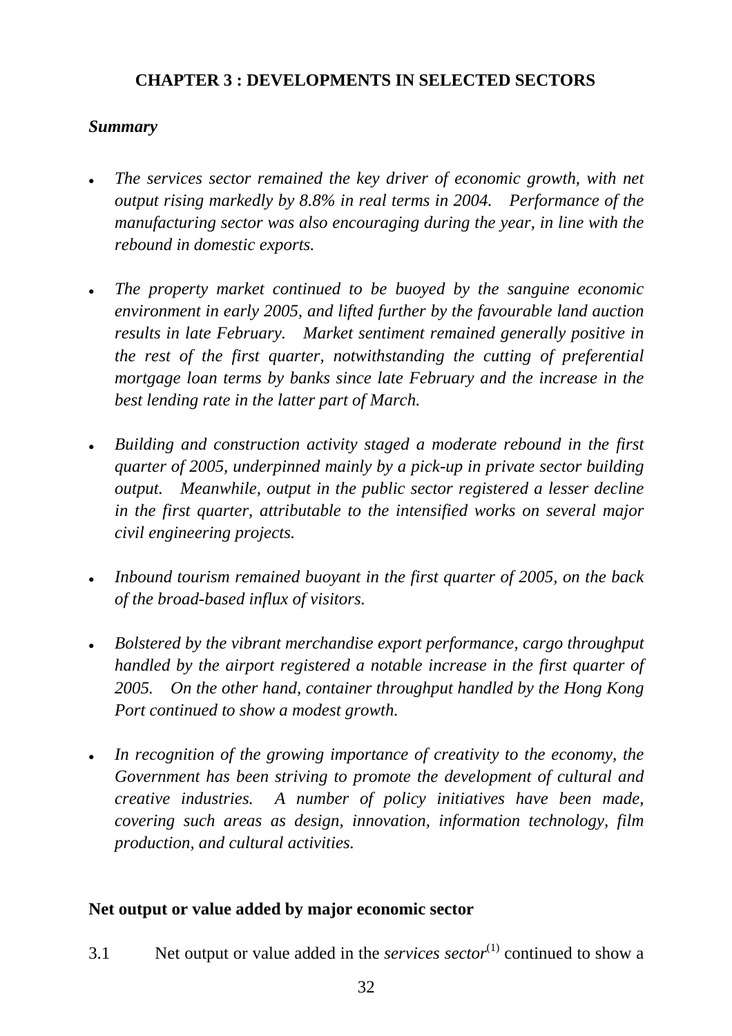## CHAPTER 3 : DEVELOPMENTS IN SELECTED SECTORS

***Summary***

- *The services sector remained the key driver of economic growth, with net output rising markedly by 8.8% in real terms in 2004. Performance of the manufacturing sector was also encouraging during the year, in line with the rebound in domestic exports.*

- *The property market continued to be buoyed by the sanguine economic environment in early 2005, and lifted further by the favourable land auction results in late February. Market sentiment remained generally positive in the rest of the first quarter, notwithstanding the cutting of preferential mortgage loan terms by banks since late February and the increase in the best lending rate in the latter part of March.*

- *Building and construction activity staged a moderate rebound in the first quarter of 2005, underpinned mainly by a pick-up in private sector building output. Meanwhile, output in the public sector registered a lesser decline in the first quarter, attributable to the intensified works on several major civil engineering projects.*

- *Inbound tourism remained buoyant in the first quarter of 2005, on the back of the broad-based influx of visitors.*

- *Bolstered by the vibrant merchandise export performance, cargo throughput handled by the airport registered a notable increase in the first quarter of 2005. On the other hand, container throughput handled by the Hong Kong Port continued to show a modest growth.*

- *In recognition of the growing importance of creativity to the economy, the Government has been striving to promote the development of cultural and creative industries. A number of policy initiatives have been made, covering such areas as design, innovation, information technology, film production, and cultural activities.*

### Net output or value added by major economic sector

3.1 Net output or value added in the *services sector*[(1)] continued to show a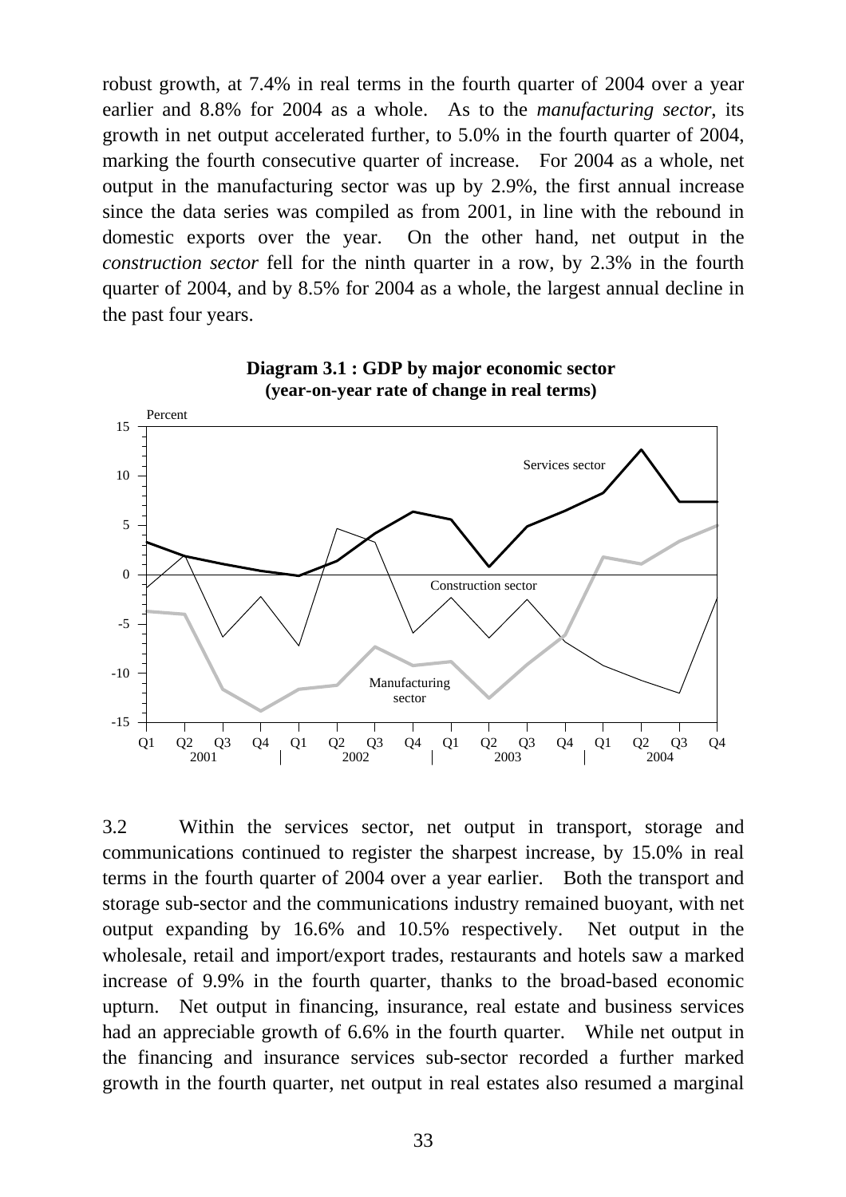robust growth, at 7.4% in real terms in the fourth quarter of 2004 over a year earlier and 8.8% for 2004 as a whole. As to the *manufacturing sector*, its growth in net output accelerated further, to 5.0% in the fourth quarter of 2004, marking the fourth consecutive quarter of increase. For 2004 as a whole, net output in the manufacturing sector was up by 2.9%, the first annual increase since the data series was compiled as from 2001, in line with the rebound in domestic exports over the year. On the other hand, net output in the *construction sector* fell for the ninth quarter in a row, by 2.3% in the fourth quarter of 2004, and by 8.5% for 2004 as a whole, the largest annual decline in the past four years.

**Diagram 3.1 : GDP by major economic sector (year-on-year rate of change in real terms)**

3.2 Within the services sector, net output in transport, storage and communications continued to register the sharpest increase, by 15.0% in real terms in the fourth quarter of 2004 over a year earlier. Both the transport and storage sub-sector and the communications industry remained buoyant, with net output expanding by 16.6% and 10.5% respectively. Net output in the wholesale, retail and import/export trades, restaurants and hotels saw a marked increase of 9.9% in the fourth quarter, thanks to the broad-based economic upturn. Net output in financing, insurance, real estate and business services had an appreciable growth of 6.6% in the fourth quarter. While net output in the financing and insurance services sub-sector recorded a further marked growth in the fourth quarter, net output in real estates also resumed a marginal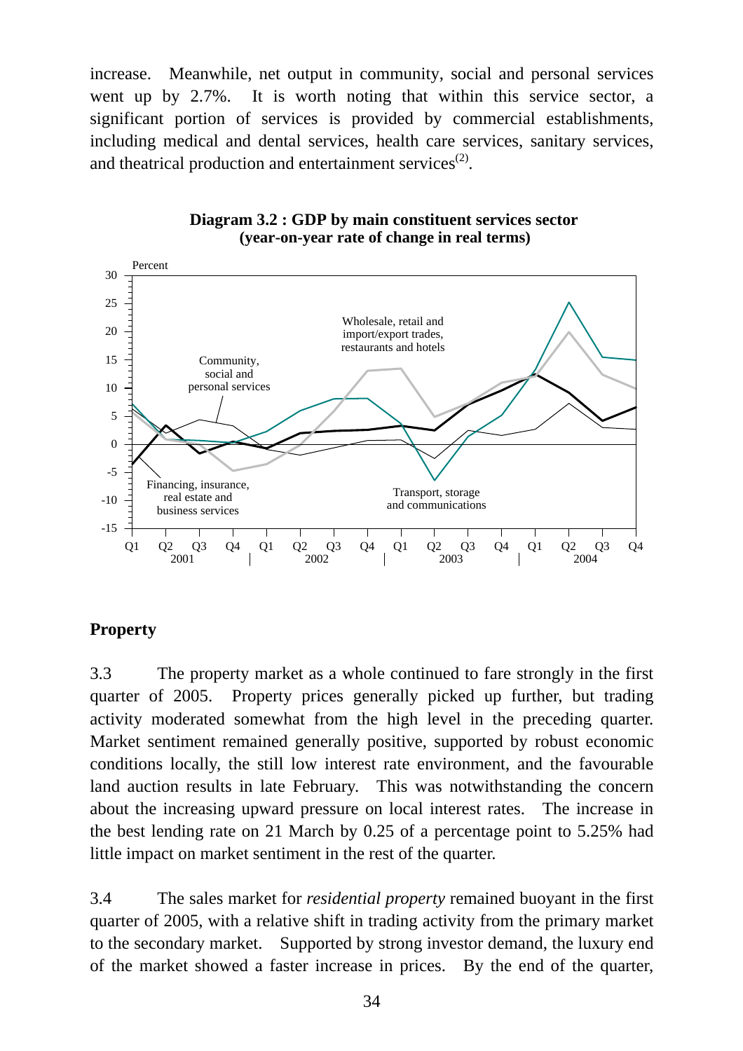increase. Meanwhile, net output in community, social and personal services went up by 2.7%. It is worth noting that within this service sector, a significant portion of services is provided by commercial establishments, including medical and dental services, health care services, sanitary services, and theatrical production and entertainment services(2).

**Diagram 3.2 : GDP by main constituent services sector (year-on-year rate of change in real terms)**

## Property

3.3 The property market as a whole continued to fare strongly in the first quarter of 2005. Property prices generally picked up further, but trading activity moderated somewhat from the high level in the preceding quarter. Market sentiment remained generally positive, supported by robust economic conditions locally, the still low interest rate environment, and the favourable land auction results in late February. This was notwithstanding the concern about the increasing upward pressure on local interest rates. The increase in the best lending rate on 21 March by 0.25 of a percentage point to 5.25% had little impact on market sentiment in the rest of the quarter.

3.4 The sales market for *residential property* remained buoyant in the first quarter of 2005, with a relative shift in trading activity from the primary market to the secondary market. Supported by strong investor demand, the luxury end of the market showed a faster increase in prices. By the end of the quarter,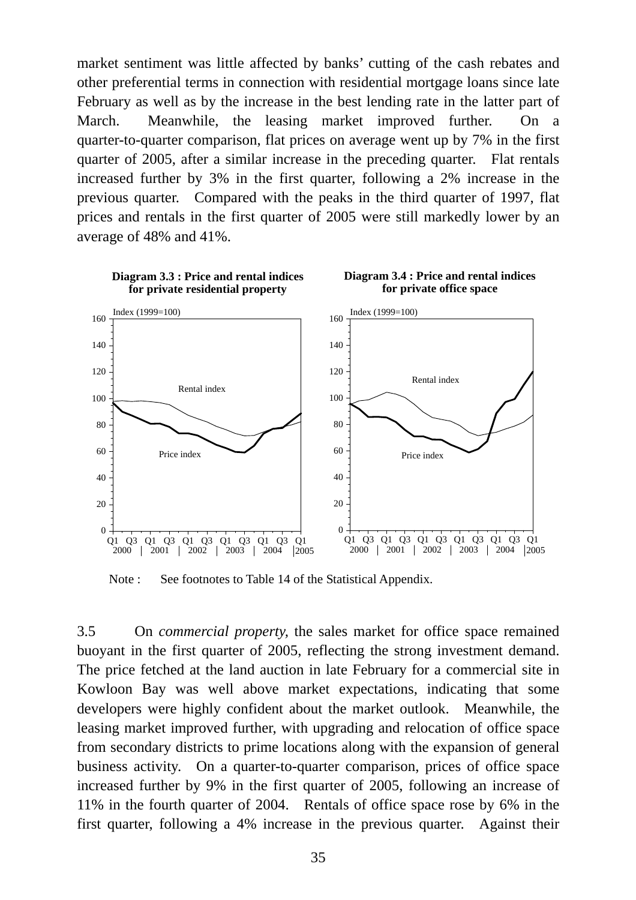market sentiment was little affected by banks' cutting of the cash rebates and other preferential terms in connection with residential mortgage loans since late February as well as by the increase in the best lending rate in the latter part of March. Meanwhile, the leasing market improved further. On a quarter-to-quarter comparison, flat prices on average went up by 7% in the first quarter of 2005, after a similar increase in the preceding quarter. Flat rentals increased further by 3% in the first quarter, following a 2% increase in the previous quarter. Compared with the peaks in the third quarter of 1997, flat prices and rentals in the first quarter of 2005 were still markedly lower by an average of 48% and 41%.

**Diagram 3.3 : Price and rental indices for private residential property**

**Diagram 3.4 : Price and rental indices for private office space**

Note : See footnotes to Table 14 of the Statistical Appendix.

3.5 On *commercial property*, the sales market for office space remained buoyant in the first quarter of 2005, reflecting the strong investment demand. The price fetched at the land auction in late February for a commercial site in Kowloon Bay was well above market expectations, indicating that some developers were highly confident about the market outlook. Meanwhile, the leasing market improved further, with upgrading and relocation of office space from secondary districts to prime locations along with the expansion of general business activity. On a quarter-to-quarter comparison, prices of office space increased further by 9% in the first quarter of 2005, following an increase of 11% in the fourth quarter of 2004. Rentals of office space rose by 6% in the first quarter, following a 4% increase in the previous quarter. Against their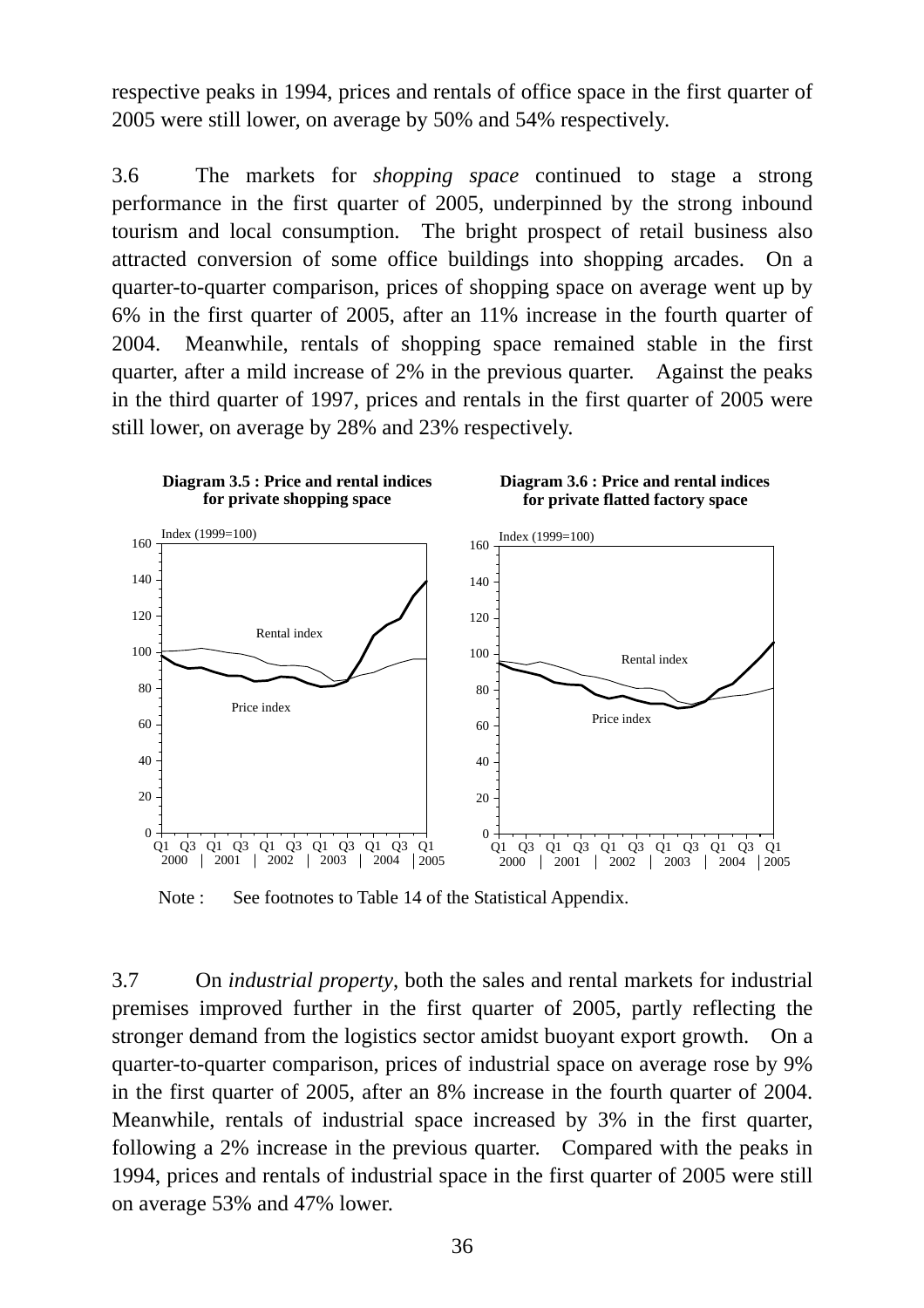respective peaks in 1994, prices and rentals of office space in the first quarter of 2005 were still lower, on average by 50% and 54% respectively.

3.6 The markets for *shopping space* continued to stage a strong performance in the first quarter of 2005, underpinned by the strong inbound tourism and local consumption. The bright prospect of retail business also attracted conversion of some office buildings into shopping arcades. On a quarter-to-quarter comparison, prices of shopping space on average went up by 6% in the first quarter of 2005, after an 11% increase in the fourth quarter of 2004. Meanwhile, rentals of shopping space remained stable in the first quarter, after a mild increase of 2% in the previous quarter. Against the peaks in the third quarter of 1997, prices and rentals in the first quarter of 2005 were still lower, on average by 28% and 23% respectively.

**Diagram 3.5 : Price and rental indices for private shopping space**

**Diagram 3.6 : Price and rental indices for private flatted factory space**

Note : See footnotes to Table 14 of the Statistical Appendix.

3.7 On *industrial property*, both the sales and rental markets for industrial premises improved further in the first quarter of 2005, partly reflecting the stronger demand from the logistics sector amidst buoyant export growth. On a quarter-to-quarter comparison, prices of industrial space on average rose by 9% in the first quarter of 2005, after an 8% increase in the fourth quarter of 2004. Meanwhile, rentals of industrial space increased by 3% in the first quarter, following a 2% increase in the previous quarter. Compared with the peaks in 1994, prices and rentals of industrial space in the first quarter of 2005 were still on average 53% and 47% lower.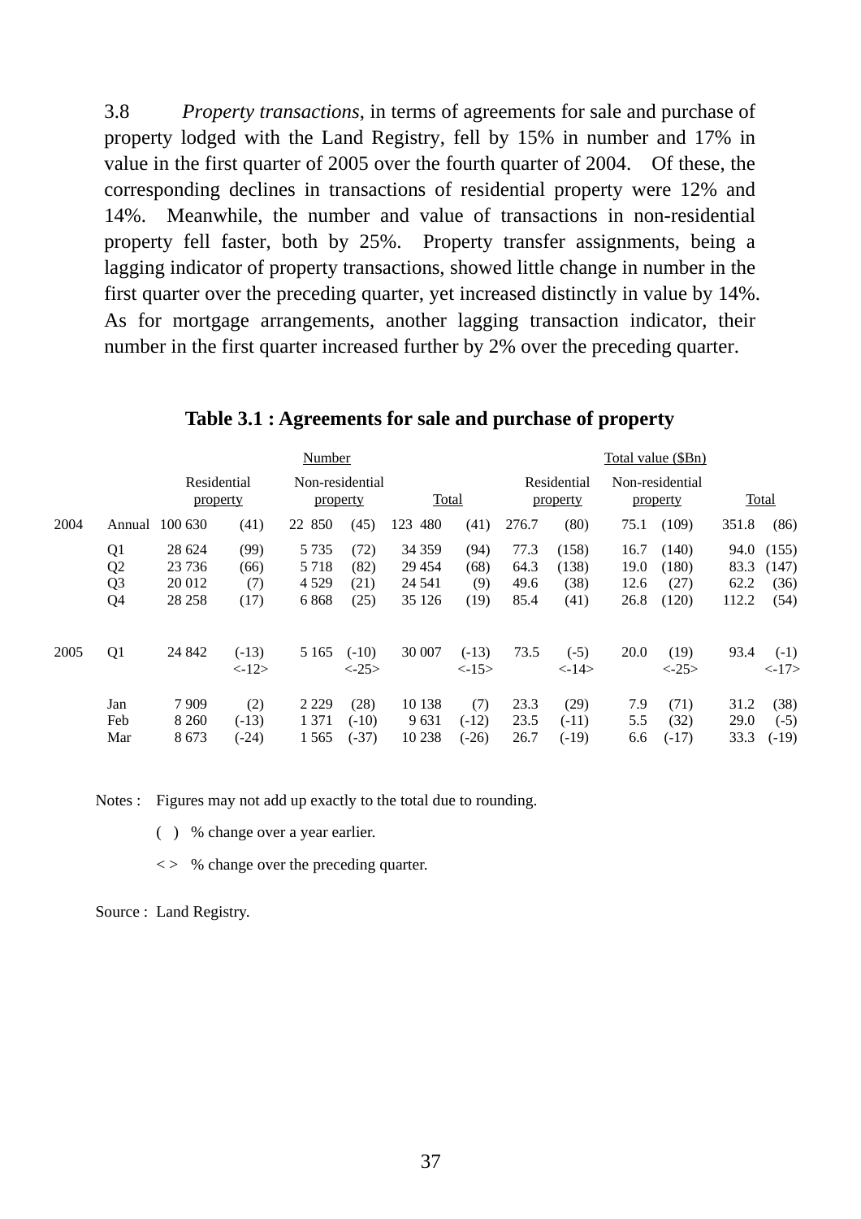3.8 *Property transactions*, in terms of agreements for sale and purchase of property lodged with the Land Registry, fell by 15% in number and 17% in value in the first quarter of 2005 over the fourth quarter of 2004. Of these, the corresponding declines in transactions of residential property were 12% and 14%. Meanwhile, the number and value of transactions in non-residential property fell faster, both by 25%. Property transfer assignments, being a lagging indicator of property transactions, showed little change in number in the first quarter over the preceding quarter, yet increased distinctly in value by 14%. As for mortgage arrangements, another lagging transaction indicator, their number in the first quarter increased further by 2% over the preceding quarter.

**Table 3.1 : Agreements for sale and purchase of property**

| | | Number | | | | | | Total value ($Bn) | | | | | |
|---|---|---|---|---|---|---|---|---|---|---|---|---|---|
| | | Residential property | | Non-residential property | | Total | | Residential property | | Non-residential property | | Total | |
| 2004 | Annual | 100 630 | (41) | 22 850 | (45) | 123 480 | (41) | 276.7 | (80) | 75.1 | (109) | 351.8 | (86) |
| | Q1 | 28 624 | (99) | 5 735 | (72) | 34 359 | (94) | 77.3 | (158) | 16.7 | (140) | 94.0 | (155) |
| | Q2 | 23 736 | (66) | 5 718 | (82) | 29 454 | (68) | 64.3 | (138) | 19.0 | (180) | 83.3 | (147) |
| | Q3 | 20 012 | (7) | 4 529 | (21) | 24 541 | (9) | 49.6 | (38) | 12.6 | (27) | 62.2 | (36) |
| | Q4 | 28 258 | (17) | 6 868 | (25) | 35 126 | (19) | 85.4 | (41) | 26.8 | (120) | 112.2 | (54) |
| 2005 | Q1 | 24 842 | (-13) <-12> | 5 165 | (-10) <-25> | 30 007 | (-13) <-15> | 73.5 | (-5) <-14> | 20.0 | (19) <-25> | 93.4 | (-1) <-17> |
| | Jan | 7 909 | (2) | 2 229 | (28) | 10 138 | (7) | 23.3 | (29) | 7.9 | (71) | 31.2 | (38) |
| | Feb | 8 260 | (-13) | 1 371 | (-10) | 9 631 | (-12) | 23.5 | (-11) | 5.5 | (32) | 29.0 | (-5) |
| | Mar | 8 673 | (-24) | 1 565 | (-37) | 10 238 | (-26) | 26.7 | (-19) | 6.6 | (-17) | 33.3 | (-19) |

Notes : Figures may not add up exactly to the total due to rounding.

( ) % change over a year earlier.

< > % change over the preceding quarter.

Source : Land Registry.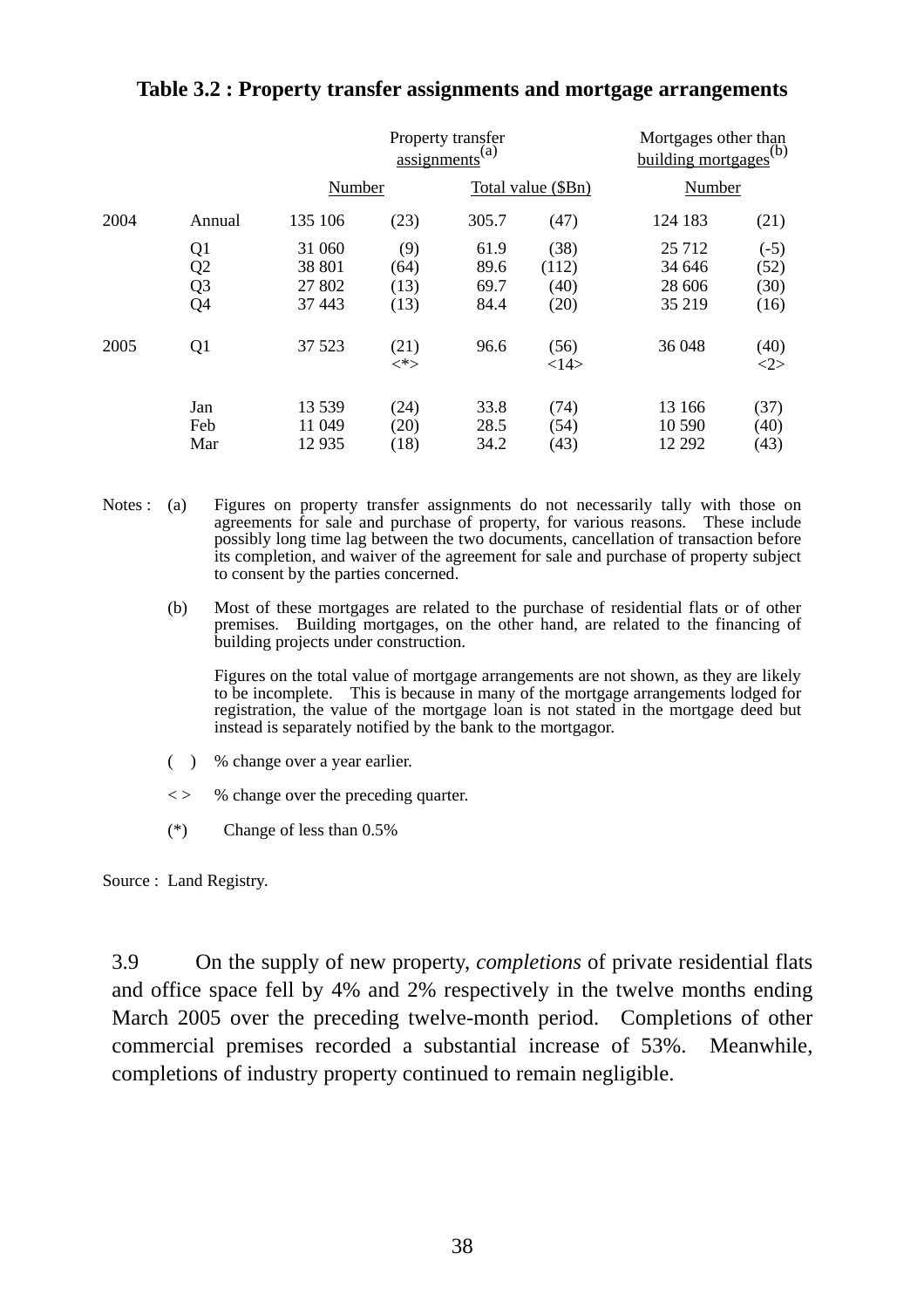**Table 3.2 : Property transfer assignments and mortgage arrangements**

| | | Property transfer assignments[(a)] | | | | Mortgages other than building mortgages[(b)] | |
|---|---|---|---|---|---|---|---|
| | | Number | | Total value ($Bn) | | Number | |
| 2004 | Annual | 135 106 | (23) | 305.7 | (47) | 124 183 | (21) |
| | Q1 | 31 060 | (9) | 61.9 | (38) | 25 712 | (-5) |
| | Q2 | 38 801 | (64) | 89.6 | (112) | 34 646 | (52) |
| | Q3 | 27 802 | (13) | 69.7 | (40) | 28 606 | (30) |
| | Q4 | 37 443 | (13) | 84.4 | (20) | 35 219 | (16) |
| 2005 | Q1 | 37 523 | (21) <*> | 96.6 | (56) <14> | 36 048 | (40) <2> |
| | Jan | 13 539 | (24) | 33.8 | (74) | 13 166 | (37) |
| | Feb | 11 049 | (20) | 28.5 | (54) | 10 590 | (40) |
| | Mar | 12 935 | (18) | 34.2 | (43) | 12 292 | (43) |

Notes :
(a) Figures on property transfer assignments do not necessarily tally with those on agreements for sale and purchase of property, for various reasons. These include possibly long time lag between the two documents, cancellation of transaction before its completion, and waiver of the agreement for sale and purchase of property subject to consent by the parties concerned.

(b) Most of these mortgages are related to the purchase of residential flats or of other premises. Building mortgages, on the other hand, are related to the financing of building projects under construction.

Figures on the total value of mortgage arrangements are not shown, as they are likely to be incomplete. This is because in many of the mortgage arrangements lodged for registration, the value of the mortgage loan is not stated in the mortgage deed but instead is separately notified by the bank to the mortgagor.

( ) % change over a year earlier.

< > % change over the preceding quarter.

(*) Change of less than 0.5%

Source : Land Registry.

3.9 On the supply of new property, *completions* of private residential flats and office space fell by 4% and 2% respectively in the twelve months ending March 2005 over the preceding twelve-month period. Completions of other commercial premises recorded a substantial increase of 53%. Meanwhile, completions of industry property continued to remain negligible.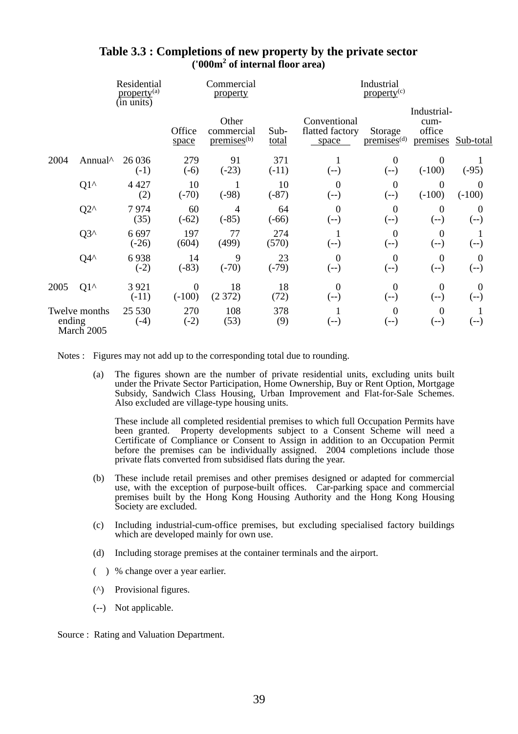### Table 3.3 : Completions of new property by the private sector
**('000m$^2$ of internal floor area)**

| | | Residential property(a) (in units) | Commercial property | | | Industrial property(c) | | | |
|---|---|---|---|---|---|---|---|---|---|
| | | | Office space | Other commercial premises(b) | Sub-total | Conventional flatted factory space | Storage premises(d) | Industrial-cum-office premises | Sub-total |
| 2004 | Annual^ | 26 036 (-1) | 279 (-6) | 91 (-23) | 371 (-11) | 1 (--) | 0 (--) | 0 (-100) | 1 (-95) |
| | Q1^ | 4 427 (2) | 10 (-70) | 1 (-98) | 10 (-87) | 0 (--) | 0 (--) | 0 (-100) | 0 (-100) |
| | Q2^ | 7 974 (35) | 60 (-62) | 4 (-85) | 64 (-66) | 0 (--) | 0 (--) | 0 (--) | 0 (--) |
| | Q3^ | 6 697 (-26) | 197 (604) | 77 (499) | 274 (570) | 1 (--) | 0 (--) | 0 (--) | 1 (--) |
| | Q4^ | 6 938 (-2) | 14 (-83) | 9 (-70) | 23 (-79) | 0 (--) | 0 (--) | 0 (--) | 0 (--) |
| 2005 | Q1^ | 3 921 (-11) | 0 (-100) | 18 (2 372) | 18 (72) | 0 (--) | 0 (--) | 0 (--) | 0 (--) |
| Twelve months ending March 2005 | | 25 530 (-4) | 270 (-2) | 108 (53) | 378 (9) | 1 (--) | 0 (--) | 0 (--) | 1 (--) |

Notes : Figures may not add up to the corresponding total due to rounding.

(a) The figures shown are the number of private residential units, excluding units built under the Private Sector Participation, Home Ownership, Buy or Rent Option, Mortgage Subsidy, Sandwich Class Housing, Urban Improvement and Flat-for-Sale Schemes. Also excluded are village-type housing units.

These include all completed residential premises to which full Occupation Permits have been granted. Property developments subject to a Consent Scheme will need a Certificate of Compliance or Consent to Assign in addition to an Occupation Permit before the premises can be individually assigned. 2004 completions include those private flats converted from subsidised flats during the year.

(b) These include retail premises and other premises designed or adapted for commercial use, with the exception of purpose-built offices. Car-parking space and commercial premises built by the Hong Kong Housing Authority and the Hong Kong Housing Society are excluded.

(c) Including industrial-cum-office premises, but excluding specialised factory buildings which are developed mainly for own use.

(d) Including storage premises at the container terminals and the airport.

( ) % change over a year earlier.

(^) Provisional figures.

(--) Not applicable.

Source : Rating and Valuation Department.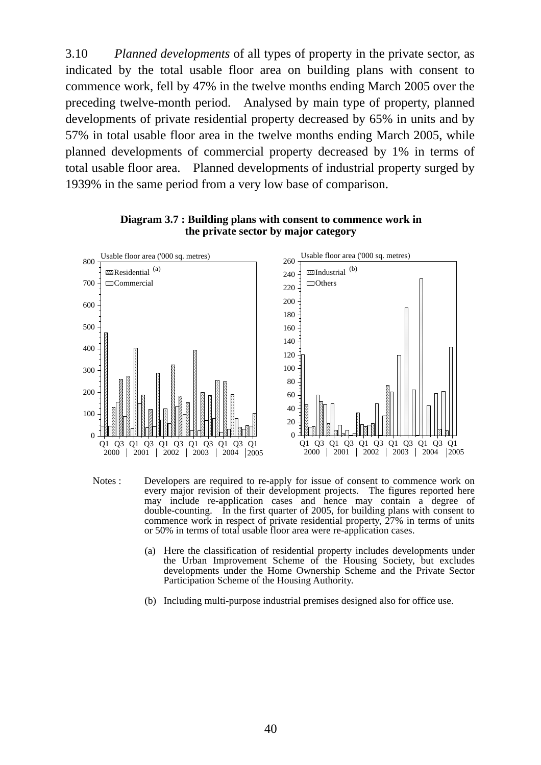3.10 *Planned developments* of all types of property in the private sector, as indicated by the total usable floor area on building plans with consent to commence work, fell by 47% in the twelve months ending March 2005 over the preceding twelve-month period. Analysed by main type of property, planned developments of private residential property decreased by 65% in units and by 57% in total usable floor area in the twelve months ending March 2005, while planned developments of commercial property decreased by 1% in terms of total usable floor area. Planned developments of industrial property surged by 1939% in the same period from a very low base of comparison.

**Diagram 3.7 : Building plans with consent to commence work in the private sector by major category**

Notes : Developers are required to re-apply for issue of consent to commence work on every major revision of their development projects. The figures reported here may include re-application cases and hence may contain a degree of double-counting. In the first quarter of 2005, for building plans with consent to commence work in respect of private residential property, 27% in terms of units or 50% in terms of total usable floor area were re-application cases.

(a) Here the classification of residential property includes developments under the Urban Improvement Scheme of the Housing Society, but excludes developments under the Home Ownership Scheme and the Private Sector Participation Scheme of the Housing Authority.

(b) Including multi-purpose industrial premises designed also for office use.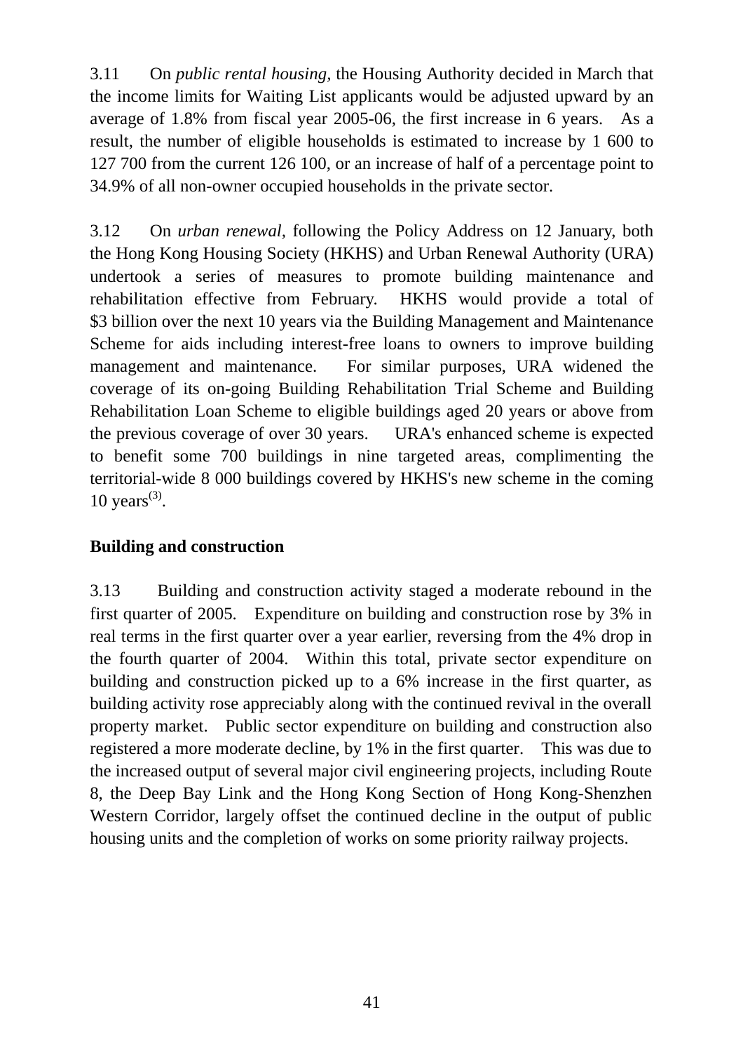3.11 On *public rental housing,* the Housing Authority decided in March that the income limits for Waiting List applicants would be adjusted upward by an average of 1.8% from fiscal year 2005-06, the first increase in 6 years. As a result, the number of eligible households is estimated to increase by 1 600 to 127 700 from the current 126 100, or an increase of half of a percentage point to 34.9% of all non-owner occupied households in the private sector.

3.12 On *urban renewal*, following the Policy Address on 12 January, both the Hong Kong Housing Society (HKHS) and Urban Renewal Authority (URA) undertook a series of measures to promote building maintenance and rehabilitation effective from February. HKHS would provide a total of $3 billion over the next 10 years via the Building Management and Maintenance Scheme for aids including interest-free loans to owners to improve building management and maintenance. For similar purposes, URA widened the coverage of its on-going Building Rehabilitation Trial Scheme and Building Rehabilitation Loan Scheme to eligible buildings aged 20 years or above from the previous coverage of over 30 years. URA's enhanced scheme is expected to benefit some 700 buildings in nine targeted areas, complimenting the territorial-wide 8 000 buildings covered by HKHS's new scheme in the coming 10 years(3).

**Building and construction**

3.13 Building and construction activity staged a moderate rebound in the first quarter of 2005. Expenditure on building and construction rose by 3% in real terms in the first quarter over a year earlier, reversing from the 4% drop in the fourth quarter of 2004. Within this total, private sector expenditure on building and construction picked up to a 6% increase in the first quarter, as building activity rose appreciably along with the continued revival in the overall property market. Public sector expenditure on building and construction also registered a more moderate decline, by 1% in the first quarter. This was due to the increased output of several major civil engineering projects, including Route 8, the Deep Bay Link and the Hong Kong Section of Hong Kong-Shenzhen Western Corridor, largely offset the continued decline in the output of public housing units and the completion of works on some priority railway projects.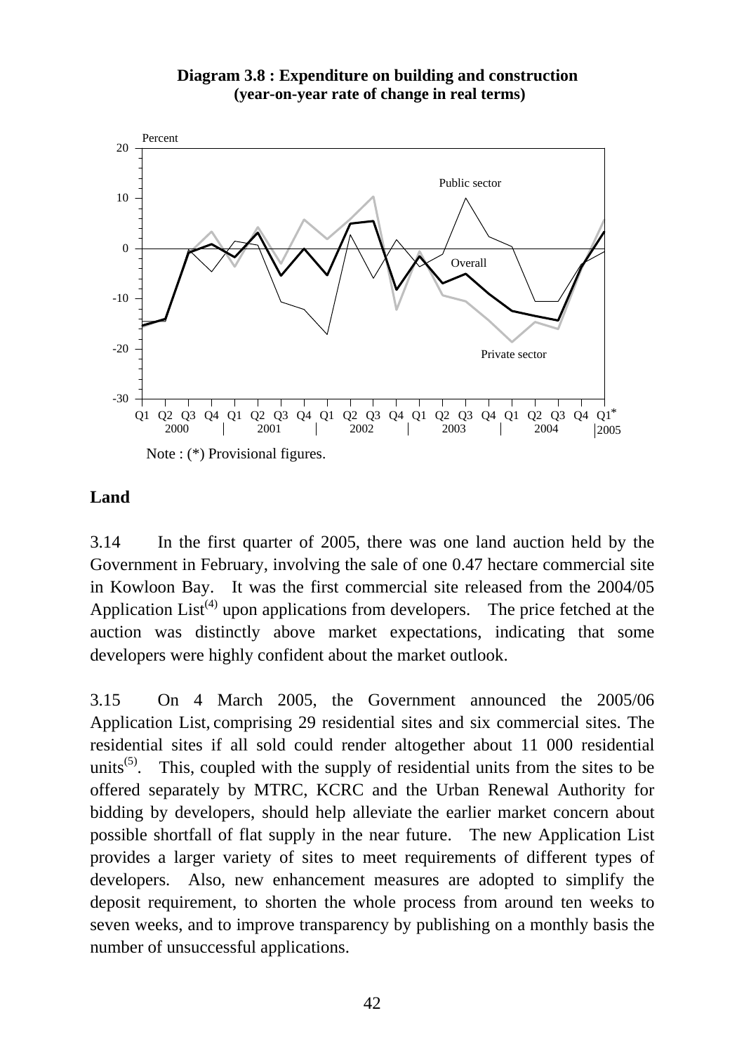**Diagram 3.8 : Expenditure on building and construction (year-on-year rate of change in real terms)**

Note : (*) Provisional figures.

## Land

3.14 In the first quarter of 2005, there was one land auction held by the Government in February, involving the sale of one 0.47 hectare commercial site in Kowloon Bay. It was the first commercial site released from the 2004/05 Application List[4] upon applications from developers. The price fetched at the auction was distinctly above market expectations, indicating that some developers were highly confident about the market outlook.

3.15 On 4 March 2005, the Government announced the 2005/06 Application List, comprising 29 residential sites and six commercial sites. The residential sites if all sold could render altogether about 11 000 residential units[5]. This, coupled with the supply of residential units from the sites to be offered separately by MTRC, KCRC and the Urban Renewal Authority for bidding by developers, should help alleviate the earlier market concern about possible shortfall of flat supply in the near future. The new Application List provides a larger variety of sites to meet requirements of different types of developers. Also, new enhancement measures are adopted to simplify the deposit requirement, to shorten the whole process from around ten weeks to seven weeks, and to improve transparency by publishing on a monthly basis the number of unsuccessful applications.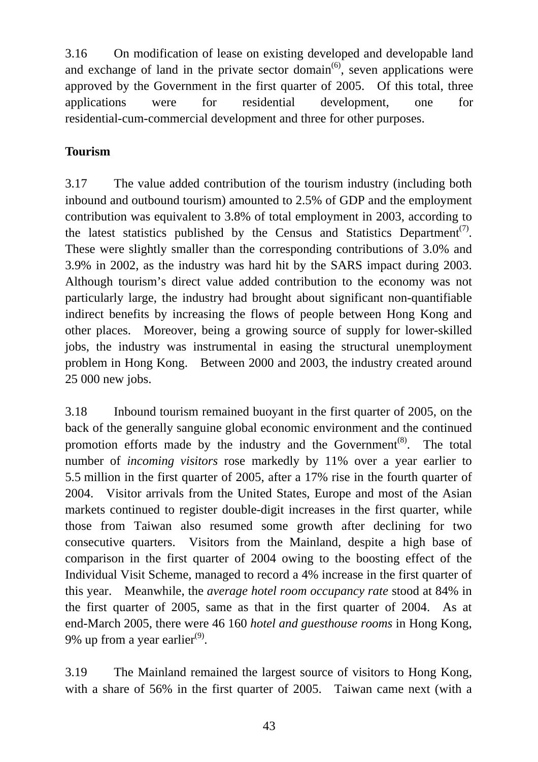3.16 On modification of lease on existing developed and developable land and exchange of land in the private sector domain[(6)], seven applications were approved by the Government in the first quarter of 2005. Of this total, three applications were for residential development, one for residential-cum-commercial development and three for other purposes.

**Tourism**

3.17 The value added contribution of the tourism industry (including both inbound and outbound tourism) amounted to 2.5% of GDP and the employment contribution was equivalent to 3.8% of total employment in 2003, according to the latest statistics published by the Census and Statistics Department[(7)]. These were slightly smaller than the corresponding contributions of 3.0% and 3.9% in 2002, as the industry was hard hit by the SARS impact during 2003. Although tourism's direct value added contribution to the economy was not particularly large, the industry had brought about significant non-quantifiable indirect benefits by increasing the flows of people between Hong Kong and other places. Moreover, being a growing source of supply for lower-skilled jobs, the industry was instrumental in easing the structural unemployment problem in Hong Kong. Between 2000 and 2003, the industry created around 25 000 new jobs.

3.18 Inbound tourism remained buoyant in the first quarter of 2005, on the back of the generally sanguine global economic environment and the continued promotion efforts made by the industry and the Government[(8)]. The total number of *incoming visitors* rose markedly by 11% over a year earlier to 5.5 million in the first quarter of 2005, after a 17% rise in the fourth quarter of 2004. Visitor arrivals from the United States, Europe and most of the Asian markets continued to register double-digit increases in the first quarter, while those from Taiwan also resumed some growth after declining for two consecutive quarters. Visitors from the Mainland, despite a high base of comparison in the first quarter of 2004 owing to the boosting effect of the Individual Visit Scheme, managed to record a 4% increase in the first quarter of this year. Meanwhile, the *average hotel room occupancy rate* stood at 84% in the first quarter of 2005, same as that in the first quarter of 2004. As at end-March 2005, there were 46 160 *hotel and guesthouse rooms* in Hong Kong, 9% up from a year earlier[(9)].

3.19 The Mainland remained the largest source of visitors to Hong Kong, with a share of 56% in the first quarter of 2005. Taiwan came next (with a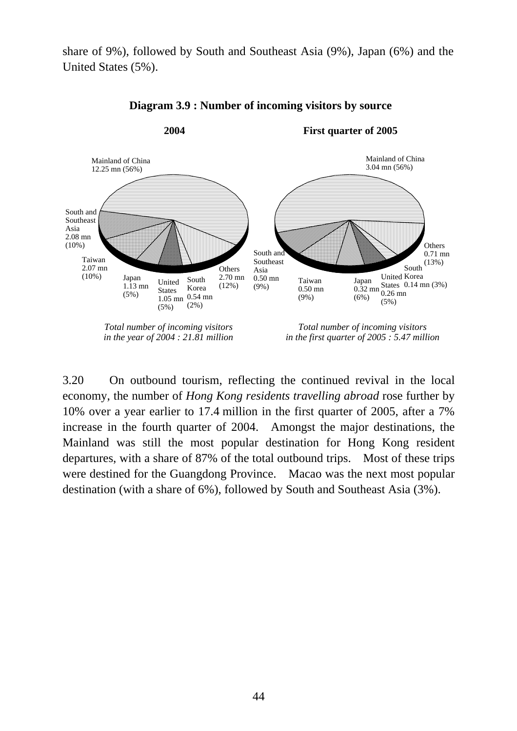share of 9%), followed by South and Southeast Asia (9%), Japan (6%) and the United States (5%).

**Diagram 3.9 : Number of incoming visitors by source**

**2004**

Mainland of China 12.25 mn (56%)

South and Southeast Asia 2.08 mn (10%)

Taiwan 2.07 mn (10%)

Japan 1.13 mn (5%)

United States 1.05 mn (5%)

South Korea 0.54 mn (2%)

Others 2.70 mn (12%)

*Total number of incoming visitors in the year of 2004 : 21.81 million*

**First quarter of 2005**

Mainland of China 3.04 mn (56%)

South and Southeast Asia 0.50 mn (9%)

Taiwan 0.50 mn (9%)

Japan 0.32 mn (6%)

United States 0.26 mn (5%)

South Korea 0.14 mn (3%)

Others 0.71 mn (13%)

*Total number of incoming visitors in the first quarter of 2005 : 5.47 million*

3.20 On outbound tourism, reflecting the continued revival in the local economy, the number of *Hong Kong residents travelling abroad* rose further by 10% over a year earlier to 17.4 million in the first quarter of 2005, after a 7% increase in the fourth quarter of 2004. Amongst the major destinations, the Mainland was still the most popular destination for Hong Kong resident departures, with a share of 87% of the total outbound trips. Most of these trips were destined for the Guangdong Province. Macao was the next most popular destination (with a share of 6%), followed by South and Southeast Asia (3%).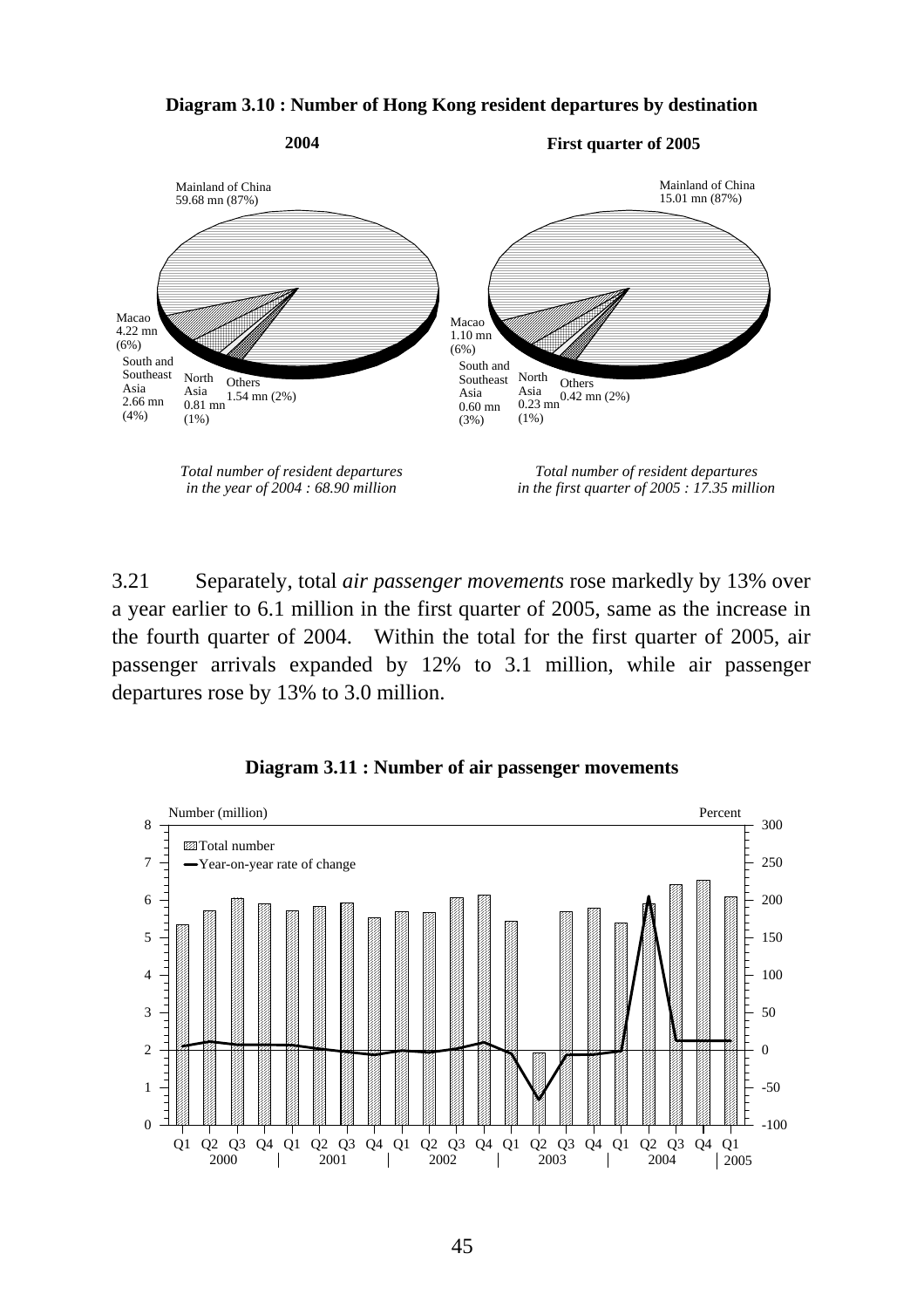**Diagram 3.10 : Number of Hong Kong resident departures by destination**

**2004**

Mainland of China 59.68 mn (87%)

Macao 4.22 mn (6%)

South and Southeast Asia 2.66 mn (4%)

North Asia 0.81 mn (1%)

Others 1.54 mn (2%)

*Total number of resident departures in the year of 2004 : 68.90 million*

**First quarter of 2005**

Mainland of China 15.01 mn (87%)

Macao 1.10 mn (6%)

South and Southeast Asia 0.60 mn (3%)

North Asia 0.23 mn (1%)

Others 0.42 mn (2%)

*Total number of resident departures in the first quarter of 2005 : 17.35 million*

3.21 Separately, total *air passenger movements* rose markedly by 13% over a year earlier to 6.1 million in the first quarter of 2005, same as the increase in the fourth quarter of 2004. Within the total for the first quarter of 2005, air passenger arrivals expanded by 12% to 3.1 million, while air passenger departures rose by 13% to 3.0 million.

**Diagram 3.11 : Number of air passenger movements**

Number (million) / Percent

Total number
Year-on-year rate of change

Q1 Q2 Q3 Q4 2000 | Q1 Q2 Q3 Q4 2001 | Q1 Q2 Q3 Q4 2002 | Q1 Q2 Q3 Q4 2003 | Q1 Q2 Q3 Q4 2004 | Q1 2005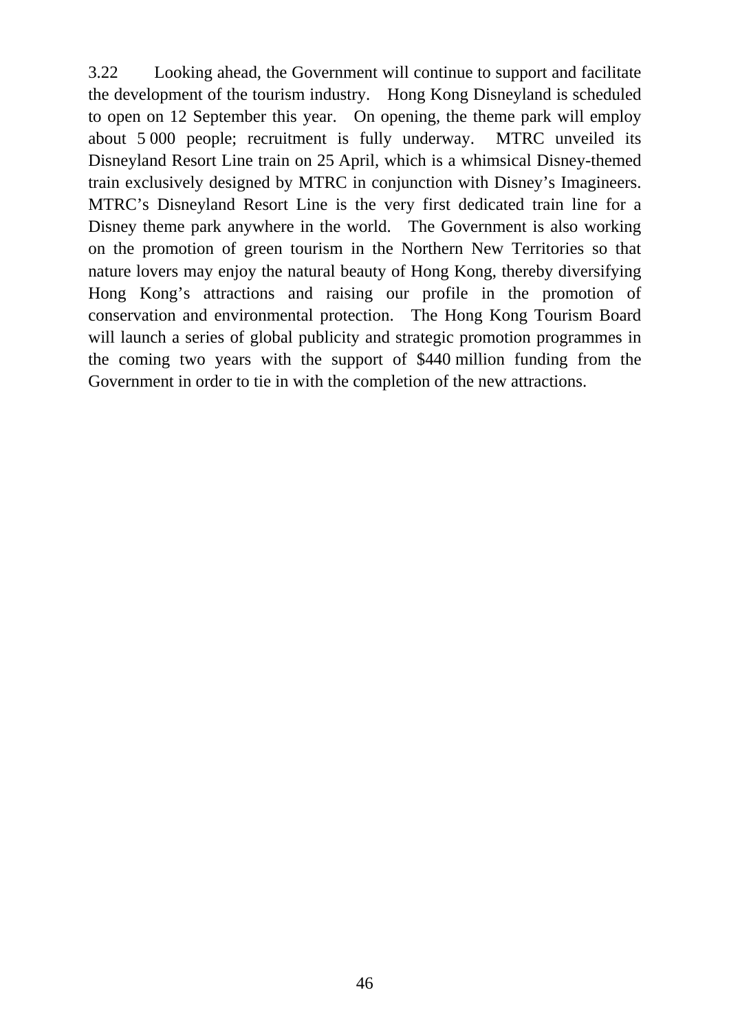3.22 Looking ahead, the Government will continue to support and facilitate the development of the tourism industry. Hong Kong Disneyland is scheduled to open on 12 September this year. On opening, the theme park will employ about 5 000 people; recruitment is fully underway. MTRC unveiled its Disneyland Resort Line train on 25 April, which is a whimsical Disney-themed train exclusively designed by MTRC in conjunction with Disney's Imagineers. MTRC's Disneyland Resort Line is the very first dedicated train line for a Disney theme park anywhere in the world. The Government is also working on the promotion of green tourism in the Northern New Territories so that nature lovers may enjoy the natural beauty of Hong Kong, thereby diversifying Hong Kong's attractions and raising our profile in the promotion of conservation and environmental protection. The Hong Kong Tourism Board will launch a series of global publicity and strategic promotion programmes in the coming two years with the support of $440 million funding from the Government in order to tie in with the completion of the new attractions.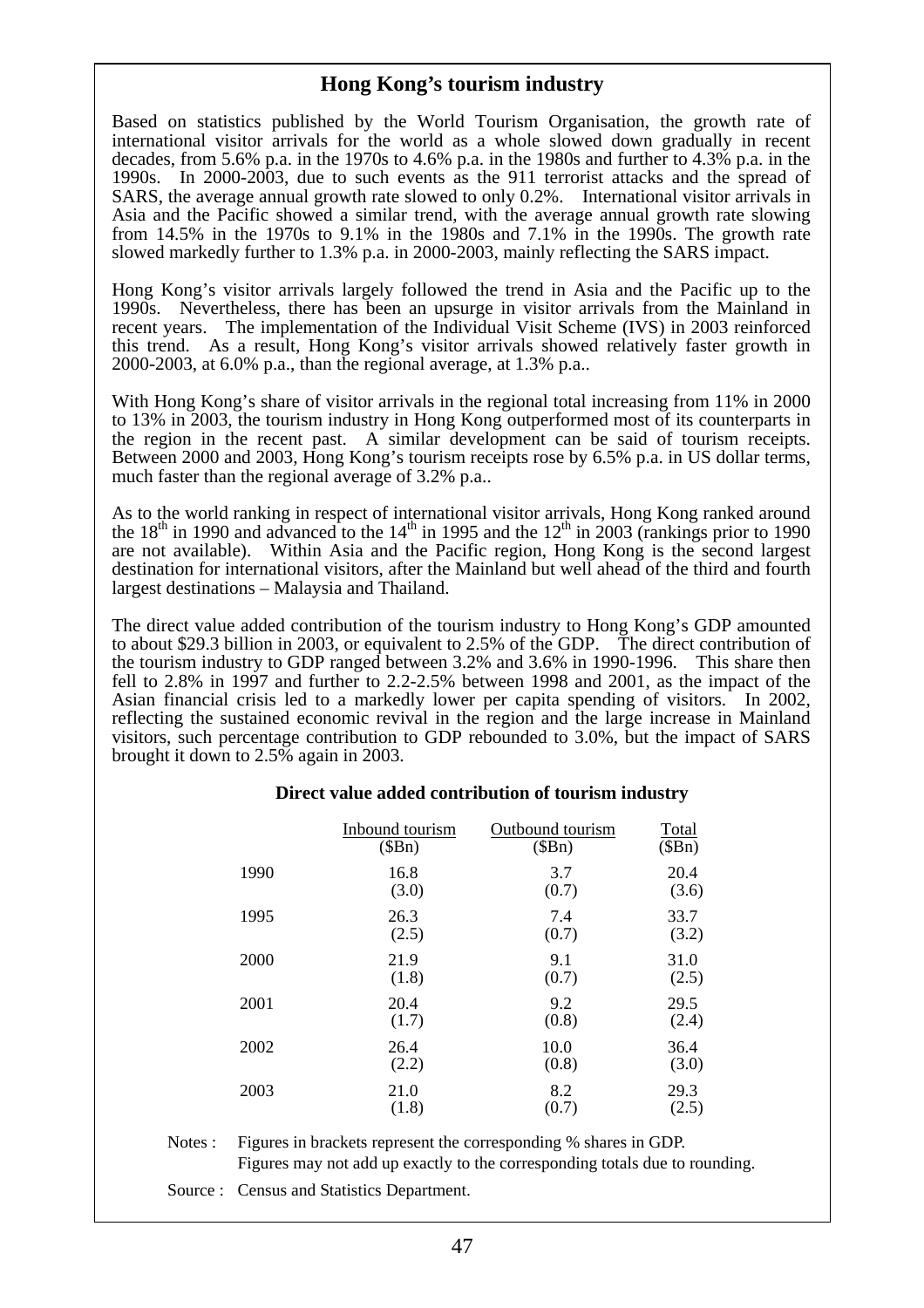## Hong Kong's tourism industry

Based on statistics published by the World Tourism Organisation, the growth rate of international visitor arrivals for the world as a whole slowed down gradually in recent decades, from 5.6% p.a. in the 1970s to 4.6% p.a. in the 1980s and further to 4.3% p.a. in the 1990s. In 2000-2003, due to such events as the 911 terrorist attacks and the spread of SARS, the average annual growth rate slowed to only 0.2%. International visitor arrivals in Asia and the Pacific showed a similar trend, with the average annual growth rate slowing from 14.5% in the 1970s to 9.1% in the 1980s and 7.1% in the 1990s. The growth rate slowed markedly further to 1.3% p.a. in 2000-2003, mainly reflecting the SARS impact.

Hong Kong's visitor arrivals largely followed the trend in Asia and the Pacific up to the 1990s. Nevertheless, there has been an upsurge in visitor arrivals from the Mainland in recent years. The implementation of the Individual Visit Scheme (IVS) in 2003 reinforced this trend. As a result, Hong Kong's visitor arrivals showed relatively faster growth in 2000-2003, at 6.0% p.a., than the regional average, at 1.3% p.a..

With Hong Kong's share of visitor arrivals in the regional total increasing from 11% in 2000 to 13% in 2003, the tourism industry in Hong Kong outperformed most of its counterparts in the region in the recent past. A similar development can be said of tourism receipts. Between 2000 and 2003, Hong Kong's tourism receipts rose by 6.5% p.a. in US dollar terms, much faster than the regional average of 3.2% p.a..

As to the world ranking in respect of international visitor arrivals, Hong Kong ranked around the 18th in 1990 and advanced to the 14th in 1995 and the 12th in 2003 (rankings prior to 1990 are not available). Within Asia and the Pacific region, Hong Kong is the second largest destination for international visitors, after the Mainland but well ahead of the third and fourth largest destinations – Malaysia and Thailand.

The direct value added contribution of the tourism industry to Hong Kong's GDP amounted to about $29.3 billion in 2003, or equivalent to 2.5% of the GDP. The direct contribution of the tourism industry to GDP ranged between 3.2% and 3.6% in 1990-1996. This share then fell to 2.8% in 1997 and further to 2.2-2.5% between 1998 and 2001, as the impact of the Asian financial crisis led to a markedly lower per capita spending of visitors. In 2002, reflecting the sustained economic revival in the region and the large increase in Mainland visitors, such percentage contribution to GDP rebounded to 3.0%, but the impact of SARS brought it down to 2.5% again in 2003.

**Direct value added contribution of tourism industry**

| | Inbound tourism ($Bn) | Outbound tourism ($Bn) | Total ($Bn) |
|---|---|---|---|
| 1990 | 16.8 (3.0) | 3.7 (0.7) | 20.4 (3.6) |
| 1995 | 26.3 (2.5) | 7.4 (0.7) | 33.7 (3.2) |
| 2000 | 21.9 (1.8) | 9.1 (0.7) | 31.0 (2.5) |
| 2001 | 20.4 (1.7) | 9.2 (0.8) | 29.5 (2.4) |
| 2002 | 26.4 (2.2) | 10.0 (0.8) | 36.4 (3.0) |
| 2003 | 21.0 (1.8) | 8.2 (0.7) | 29.3 (2.5) |

Notes : Figures in brackets represent the corresponding % shares in GDP.
Figures may not add up exactly to the corresponding totals due to rounding.

Source : Census and Statistics Department.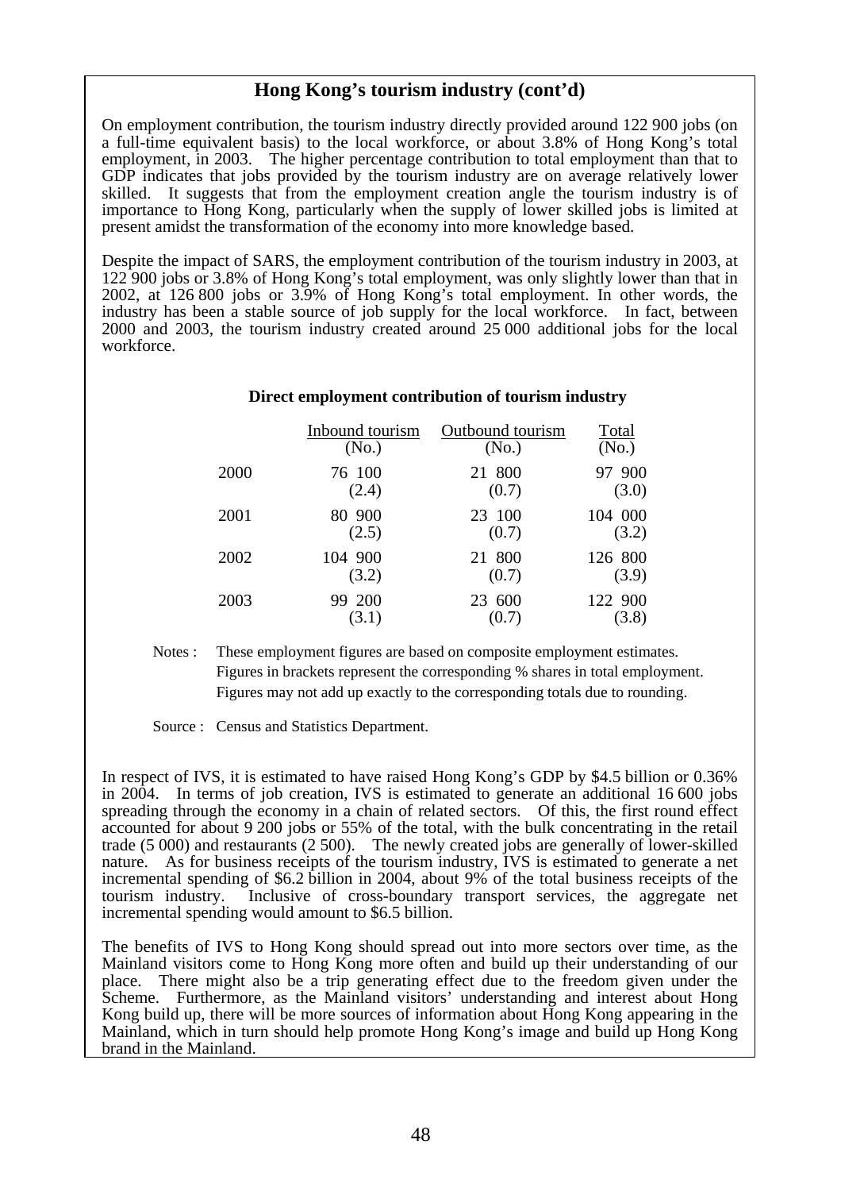## Hong Kong's tourism industry (cont'd)

On employment contribution, the tourism industry directly provided around 122 900 jobs (on a full-time equivalent basis) to the local workforce, or about 3.8% of Hong Kong's total employment, in 2003. The higher percentage contribution to total employment than that to GDP indicates that jobs provided by the tourism industry are on average relatively lower skilled. It suggests that from the employment creation angle the tourism industry is of importance to Hong Kong, particularly when the supply of lower skilled jobs is limited at present amidst the transformation of the economy into more knowledge based.

Despite the impact of SARS, the employment contribution of the tourism industry in 2003, at 122 900 jobs or 3.8% of Hong Kong's total employment, was only slightly lower than that in 2002, at 126 800 jobs or 3.9% of Hong Kong's total employment. In other words, the industry has been a stable source of job supply for the local workforce. In fact, between 2000 and 2003, the tourism industry created around 25 000 additional jobs for the local workforce.

**Direct employment contribution of tourism industry**

| | Inbound tourism (No.) | Outbound tourism (No.) | Total (No.) |
|---|---|---|---|
| 2000 | 76 100 (2.4) | 21 800 (0.7) | 97 900 (3.0) |
| 2001 | 80 900 (2.5) | 23 100 (0.7) | 104 000 (3.2) |
| 2002 | 104 900 (3.2) | 21 800 (0.7) | 126 800 (3.9) |
| 2003 | 99 200 (3.1) | 23 600 (0.7) | 122 900 (3.8) |

Notes : These employment figures are based on composite employment estimates.
Figures in brackets represent the corresponding % shares in total employment.
Figures may not add up exactly to the corresponding totals due to rounding.

Source : Census and Statistics Department.

In respect of IVS, it is estimated to have raised Hong Kong's GDP by $4.5 billion or 0.36% in 2004. In terms of job creation, IVS is estimated to generate an additional 16 600 jobs spreading through the economy in a chain of related sectors. Of this, the first round effect accounted for about 9 200 jobs or 55% of the total, with the bulk concentrating in the retail trade (5 000) and restaurants (2 500). The newly created jobs are generally of lower-skilled nature. As for business receipts of the tourism industry, IVS is estimated to generate a net incremental spending of $6.2 billion in 2004, about 9% of the total business receipts of the tourism industry. Inclusive of cross-boundary transport services, the aggregate net incremental spending would amount to $6.5 billion.

The benefits of IVS to Hong Kong should spread out into more sectors over time, as the Mainland visitors come to Hong Kong more often and build up their understanding of our place. There might also be a trip generating effect due to the freedom given under the Scheme. Furthermore, as the Mainland visitors' understanding and interest about Hong Kong build up, there will be more sources of information about Hong Kong appearing in the Mainland, which in turn should help promote Hong Kong's image and build up Hong Kong brand in the Mainland.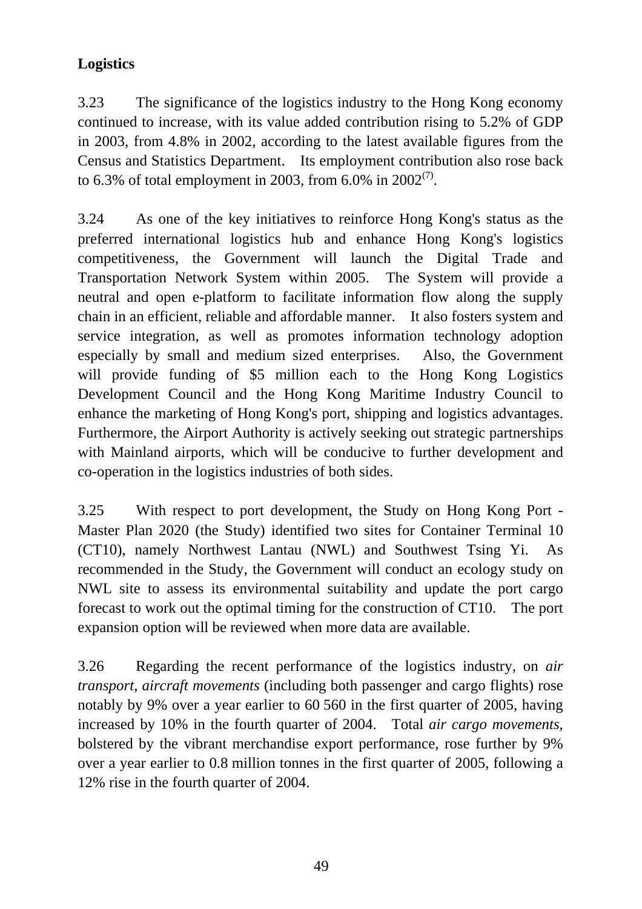**Logistics**

3.23 The significance of the logistics industry to the Hong Kong economy continued to increase, with its value added contribution rising to 5.2% of GDP in 2003, from 4.8% in 2002, according to the latest available figures from the Census and Statistics Department. Its employment contribution also rose back to 6.3% of total employment in 2003, from 6.0% in 2002[(7)].

3.24 As one of the key initiatives to reinforce Hong Kong's status as the preferred international logistics hub and enhance Hong Kong's logistics competitiveness, the Government will launch the Digital Trade and Transportation Network System within 2005. The System will provide a neutral and open e-platform to facilitate information flow along the supply chain in an efficient, reliable and affordable manner. It also fosters system and service integration, as well as promotes information technology adoption especially by small and medium sized enterprises. Also, the Government will provide funding of $5 million each to the Hong Kong Logistics Development Council and the Hong Kong Maritime Industry Council to enhance the marketing of Hong Kong's port, shipping and logistics advantages. Furthermore, the Airport Authority is actively seeking out strategic partnerships with Mainland airports, which will be conducive to further development and co-operation in the logistics industries of both sides.

3.25 With respect to port development, the Study on Hong Kong Port - Master Plan 2020 (the Study) identified two sites for Container Terminal 10 (CT10), namely Northwest Lantau (NWL) and Southwest Tsing Yi. As recommended in the Study, the Government will conduct an ecology study on NWL site to assess its environmental suitability and update the port cargo forecast to work out the optimal timing for the construction of CT10. The port expansion option will be reviewed when more data are available.

3.26 Regarding the recent performance of the logistics industry, on *air transport*, *aircraft movements* (including both passenger and cargo flights) rose notably by 9% over a year earlier to 60 560 in the first quarter of 2005, having increased by 10% in the fourth quarter of 2004. Total *air cargo movements*, bolstered by the vibrant merchandise export performance, rose further by 9% over a year earlier to 0.8 million tonnes in the first quarter of 2005, following a 12% rise in the fourth quarter of 2004.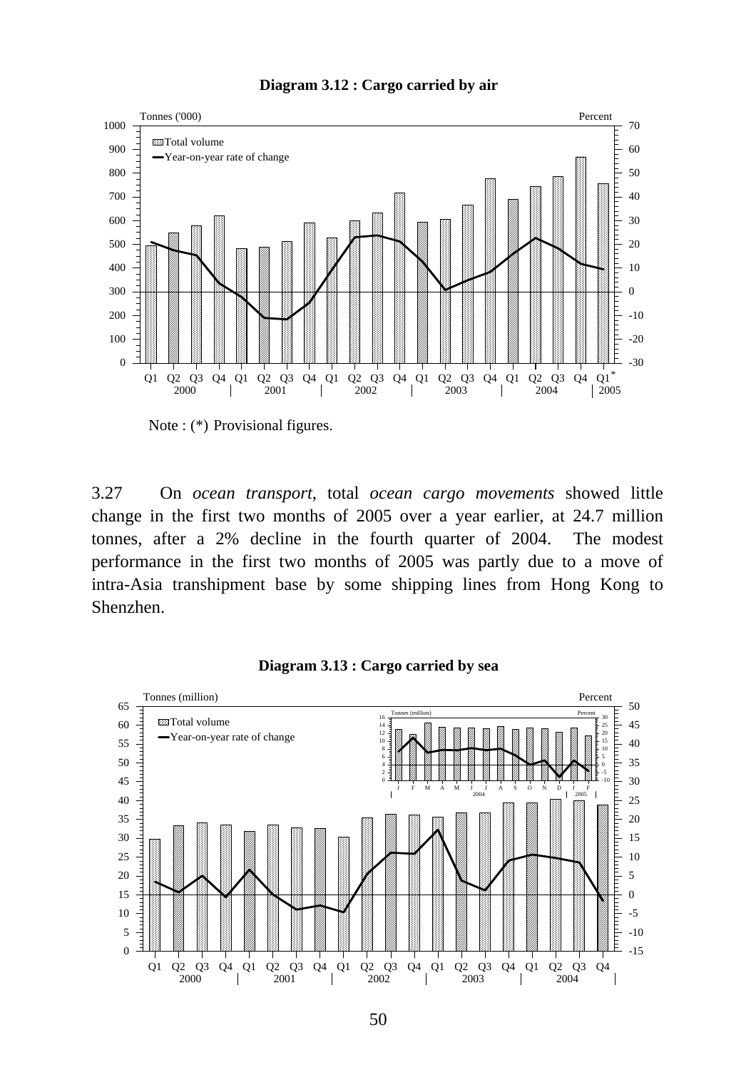**Diagram 3.12 : Cargo carried by air**

Note : (*) Provisional figures.

3.27 On *ocean transport*, total *ocean cargo movements* showed little change in the first two months of 2005 over a year earlier, at 24.7 million tonnes, after a 2% decline in the fourth quarter of 2004. The modest performance in the first two months of 2005 was partly due to a move of intra-Asia transhipment base by some shipping lines from Hong Kong to Shenzhen.

**Diagram 3.13 : Cargo carried by sea**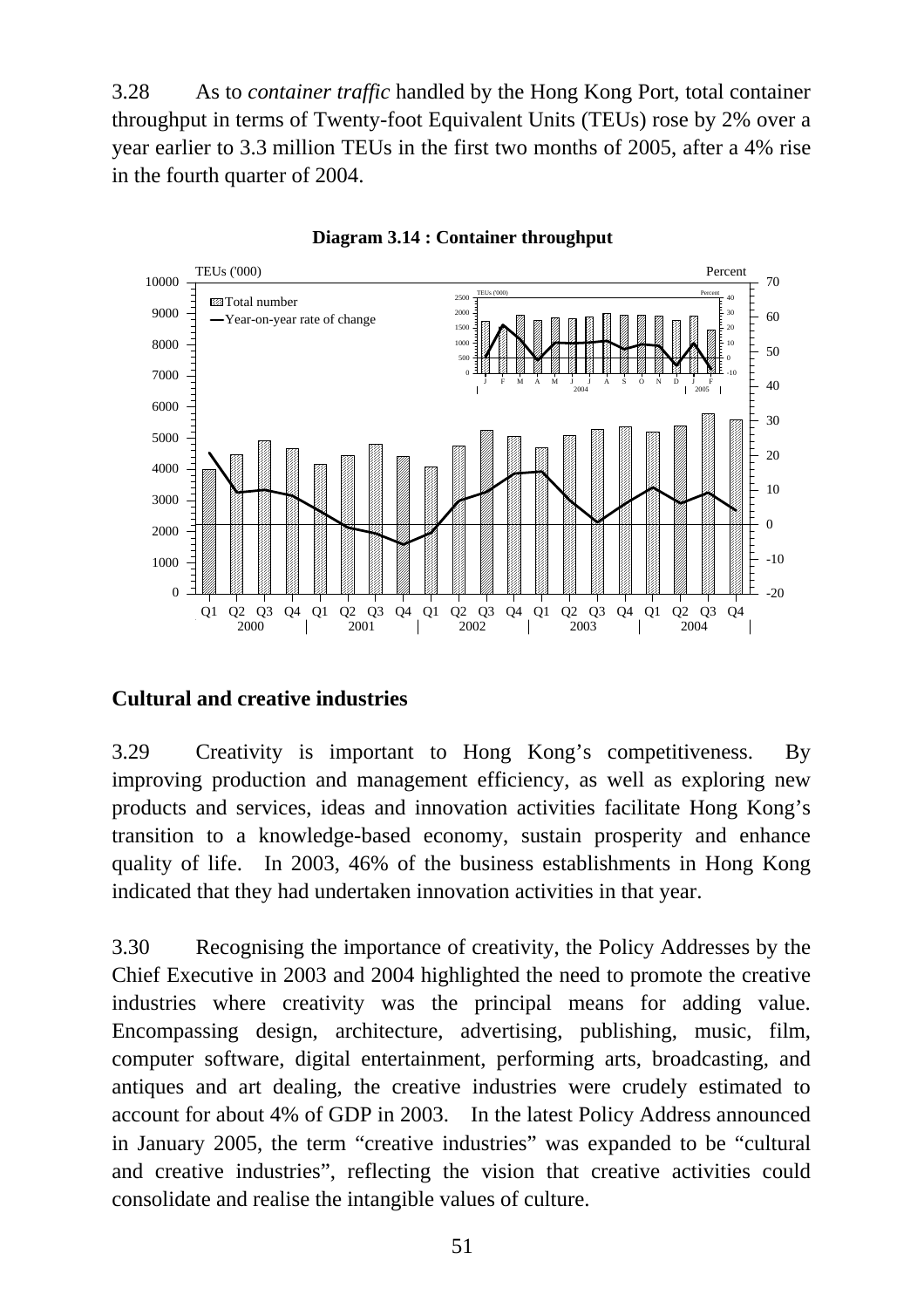3.28 As to *container traffic* handled by the Hong Kong Port, total container throughput in terms of Twenty-foot Equivalent Units (TEUs) rose by 2% over a year earlier to 3.3 million TEUs in the first two months of 2005, after a 4% rise in the fourth quarter of 2004.

**Diagram 3.14 : Container throughput**

## Cultural and creative industries

3.29 Creativity is important to Hong Kong's competitiveness. By improving production and management efficiency, as well as exploring new products and services, ideas and innovation activities facilitate Hong Kong's transition to a knowledge-based economy, sustain prosperity and enhance quality of life. In 2003, 46% of the business establishments in Hong Kong indicated that they had undertaken innovation activities in that year.

3.30 Recognising the importance of creativity, the Policy Addresses by the Chief Executive in 2003 and 2004 highlighted the need to promote the creative industries where creativity was the principal means for adding value. Encompassing design, architecture, advertising, publishing, music, film, computer software, digital entertainment, performing arts, broadcasting, and antiques and art dealing, the creative industries were crudely estimated to account for about 4% of GDP in 2003. In the latest Policy Address announced in January 2005, the term "creative industries" was expanded to be "cultural and creative industries", reflecting the vision that creative activities could consolidate and realise the intangible values of culture.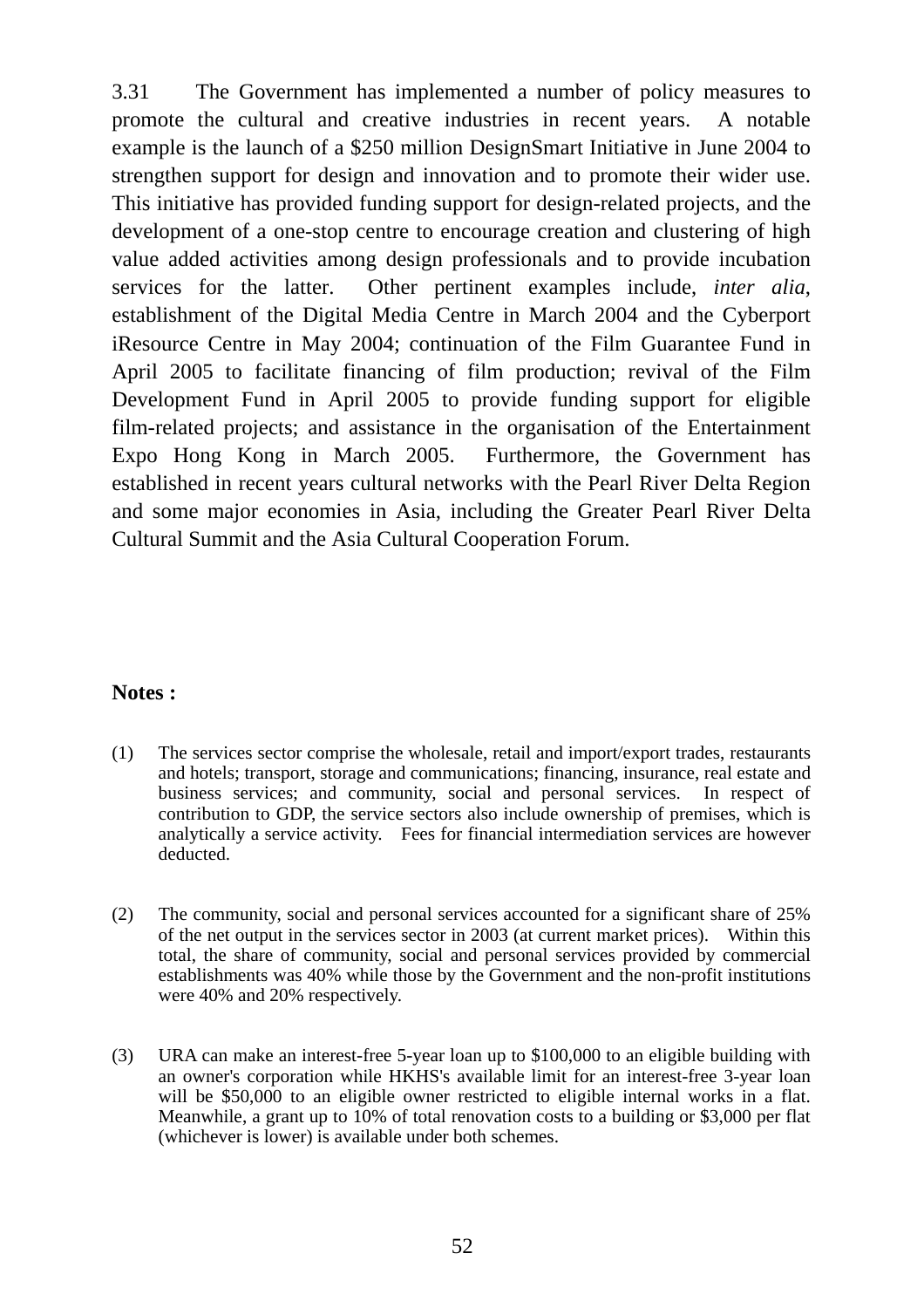3.31 The Government has implemented a number of policy measures to promote the cultural and creative industries in recent years. A notable example is the launch of a $250 million DesignSmart Initiative in June 2004 to strengthen support for design and innovation and to promote their wider use. This initiative has provided funding support for design-related projects, and the development of a one-stop centre to encourage creation and clustering of high value added activities among design professionals and to provide incubation services for the latter. Other pertinent examples include, *inter alia*, establishment of the Digital Media Centre in March 2004 and the Cyberport iResource Centre in May 2004; continuation of the Film Guarantee Fund in April 2005 to facilitate financing of film production; revival of the Film Development Fund in April 2005 to provide funding support for eligible film-related projects; and assistance in the organisation of the Entertainment Expo Hong Kong in March 2005. Furthermore, the Government has established in recent years cultural networks with the Pearl River Delta Region and some major economies in Asia, including the Greater Pearl River Delta Cultural Summit and the Asia Cultural Cooperation Forum.

**Notes :**

(1) The services sector comprise the wholesale, retail and import/export trades, restaurants and hotels; transport, storage and communications; financing, insurance, real estate and business services; and community, social and personal services. In respect of contribution to GDP, the service sectors also include ownership of premises, which is analytically a service activity. Fees for financial intermediation services are however deducted.

(2) The community, social and personal services accounted for a significant share of 25% of the net output in the services sector in 2003 (at current market prices). Within this total, the share of community, social and personal services provided by commercial establishments was 40% while those by the Government and the non-profit institutions were 40% and 20% respectively.

(3) URA can make an interest-free 5-year loan up to $100,000 to an eligible building with an owner's corporation while HKHS's available limit for an interest-free 3-year loan will be $50,000 to an eligible owner restricted to eligible internal works in a flat. Meanwhile, a grant up to 10% of total renovation costs to a building or $3,000 per flat (whichever is lower) is available under both schemes.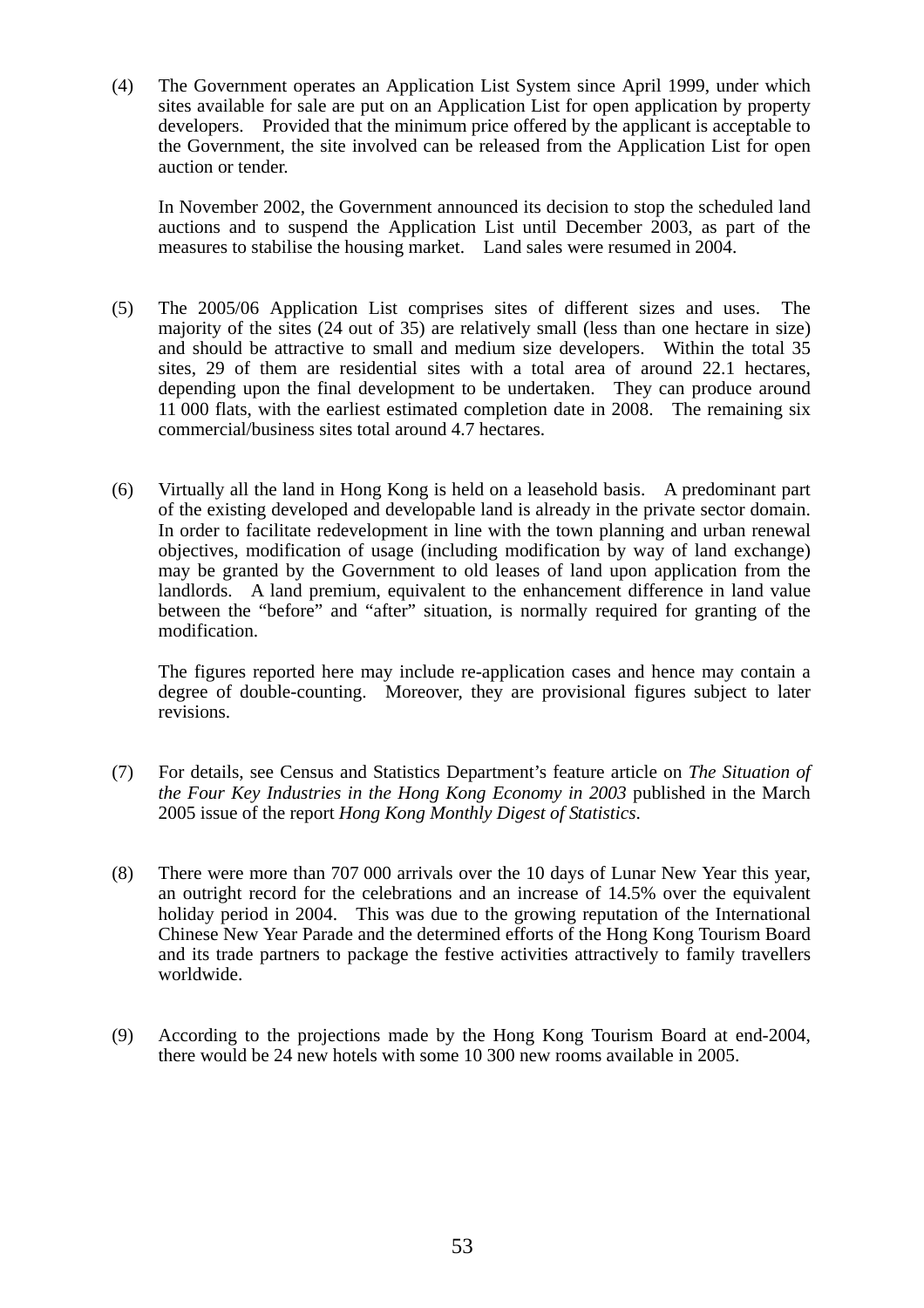(4) The Government operates an Application List System since April 1999, under which sites available for sale are put on an Application List for open application by property developers. Provided that the minimum price offered by the applicant is acceptable to the Government, the site involved can be released from the Application List for open auction or tender.

In November 2002, the Government announced its decision to stop the scheduled land auctions and to suspend the Application List until December 2003, as part of the measures to stabilise the housing market. Land sales were resumed in 2004.

(5) The 2005/06 Application List comprises sites of different sizes and uses. The majority of the sites (24 out of 35) are relatively small (less than one hectare in size) and should be attractive to small and medium size developers. Within the total 35 sites, 29 of them are residential sites with a total area of around 22.1 hectares, depending upon the final development to be undertaken. They can produce around 11 000 flats, with the earliest estimated completion date in 2008. The remaining six commercial/business sites total around 4.7 hectares.

(6) Virtually all the land in Hong Kong is held on a leasehold basis. A predominant part of the existing developed and developable land is already in the private sector domain. In order to facilitate redevelopment in line with the town planning and urban renewal objectives, modification of usage (including modification by way of land exchange) may be granted by the Government to old leases of land upon application from the landlords. A land premium, equivalent to the enhancement difference in land value between the "before" and "after" situation, is normally required for granting of the modification.

The figures reported here may include re-application cases and hence may contain a degree of double-counting. Moreover, they are provisional figures subject to later revisions.

(7) For details, see Census and Statistics Department's feature article on *The Situation of the Four Key Industries in the Hong Kong Economy in 2003* published in the March 2005 issue of the report *Hong Kong Monthly Digest of Statistics*.

(8) There were more than 707 000 arrivals over the 10 days of Lunar New Year this year, an outright record for the celebrations and an increase of 14.5% over the equivalent holiday period in 2004. This was due to the growing reputation of the International Chinese New Year Parade and the determined efforts of the Hong Kong Tourism Board and its trade partners to package the festive activities attractively to family travellers worldwide.

(9) According to the projections made by the Hong Kong Tourism Board at end-2004, there would be 24 new hotels with some 10 300 new rooms available in 2005.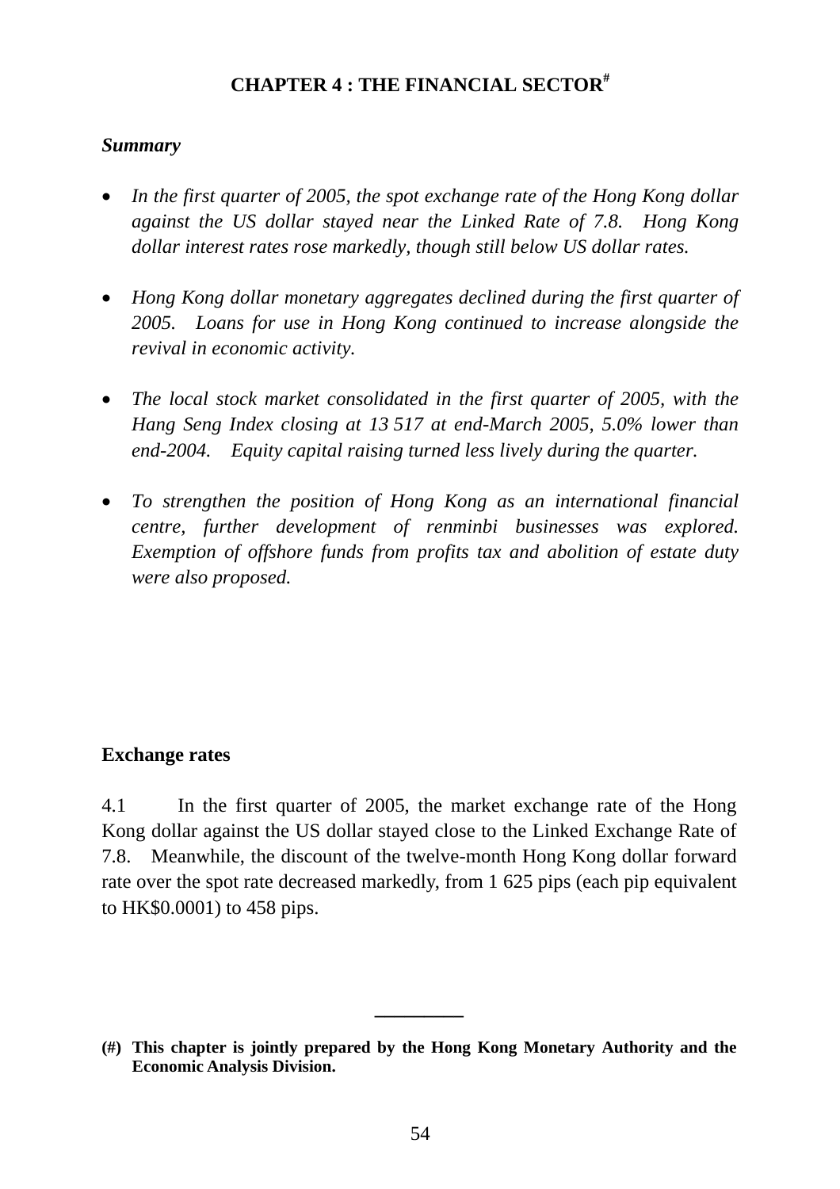# CHAPTER 4 : THE FINANCIAL SECTOR[#]

*Summary*

- *In the first quarter of 2005, the spot exchange rate of the Hong Kong dollar against the US dollar stayed near the Linked Rate of 7.8. Hong Kong dollar interest rates rose markedly, though still below US dollar rates.*

- *Hong Kong dollar monetary aggregates declined during the first quarter of 2005. Loans for use in Hong Kong continued to increase alongside the revival in economic activity.*

- *The local stock market consolidated in the first quarter of 2005, with the Hang Seng Index closing at 13 517 at end-March 2005, 5.0% lower than end-2004. Equity capital raising turned less lively during the quarter.*

- *To strengthen the position of Hong Kong as an international financial centre, further development of renminbi businesses was explored. Exemption of offshore funds from profits tax and abolition of estate duty were also proposed.*

## Exchange rates

4.1 In the first quarter of 2005, the market exchange rate of the Hong Kong dollar against the US dollar stayed close to the Linked Exchange Rate of 7.8. Meanwhile, the discount of the twelve-month Hong Kong dollar forward rate over the spot rate decreased markedly, from 1 625 pips (each pip equivalent to HK$0.0001) to 458 pips.

---

**(#) This chapter is jointly prepared by the Hong Kong Monetary Authority and the Economic Analysis Division.**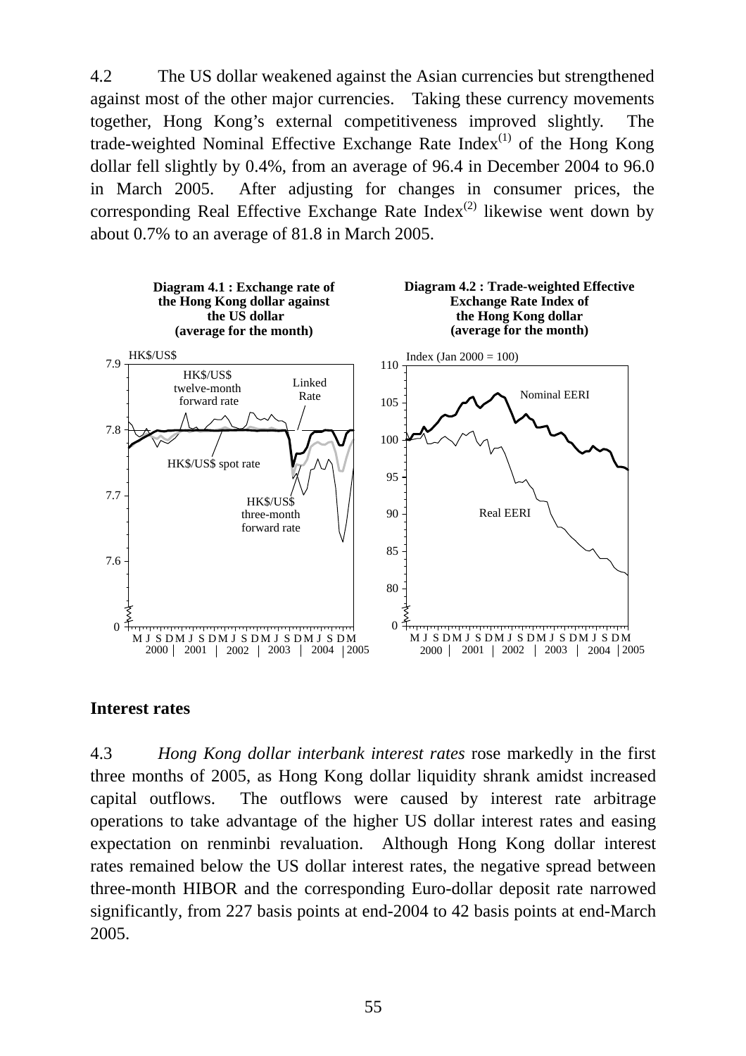4.2 The US dollar weakened against the Asian currencies but strengthened against most of the other major currencies. Taking these currency movements together, Hong Kong's external competitiveness improved slightly. The trade-weighted Nominal Effective Exchange Rate Index[(1)] of the Hong Kong dollar fell slightly by 0.4%, from an average of 96.4 in December 2004 to 96.0 in March 2005. After adjusting for changes in consumer prices, the corresponding Real Effective Exchange Rate Index[(2)] likewise went down by about 0.7% to an average of 81.8 in March 2005.

**Diagram 4.1 : Exchange rate of the Hong Kong dollar against the US dollar (average for the month)**

**Diagram 4.2 : Trade-weighted Effective Exchange Rate Index of the Hong Kong dollar (average for the month)**

## Interest rates

4.3 *Hong Kong dollar interbank interest rates* rose markedly in the first three months of 2005, as Hong Kong dollar liquidity shrank amidst increased capital outflows. The outflows were caused by interest rate arbitrage operations to take advantage of the higher US dollar interest rates and easing expectation on renminbi revaluation. Although Hong Kong dollar interest rates remained below the US dollar interest rates, the negative spread between three-month HIBOR and the corresponding Euro-dollar deposit rate narrowed significantly, from 227 basis points at end-2004 to 42 basis points at end-March 2005.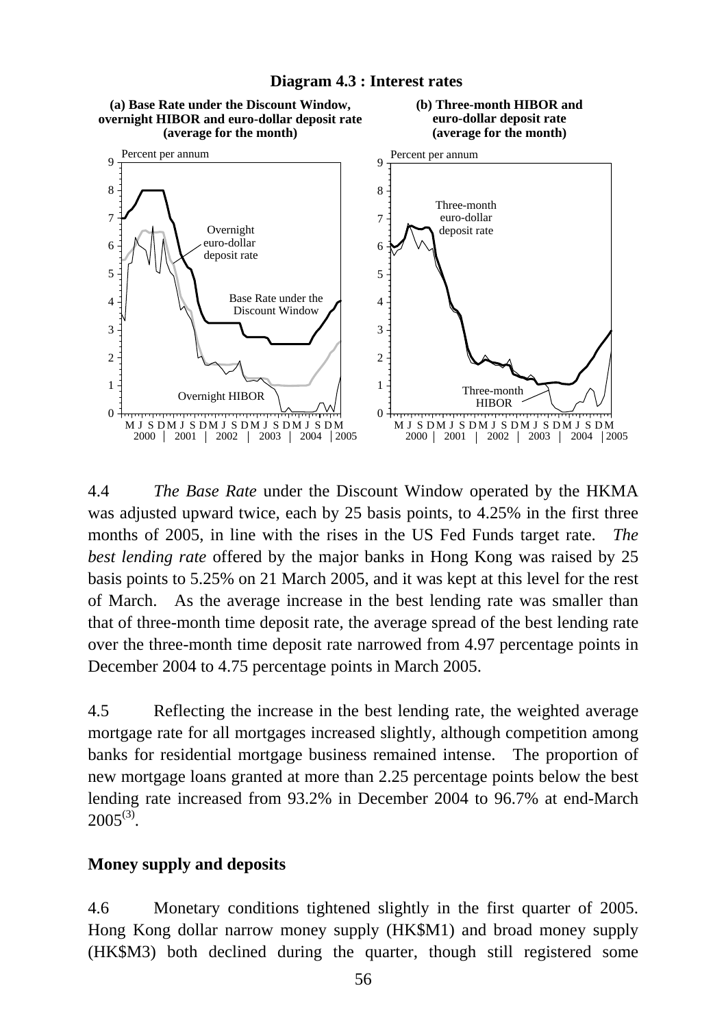**Diagram 4.3 : Interest rates**

**(a) Base Rate under the Discount Window, overnight HIBOR and euro-dollar deposit rate (average for the month)**

**(b) Three-month HIBOR and euro-dollar deposit rate (average for the month)**

4.4 *The Base Rate* under the Discount Window operated by the HKMA was adjusted upward twice, each by 25 basis points, to 4.25% in the first three months of 2005, in line with the rises in the US Fed Funds target rate. *The best lending rate* offered by the major banks in Hong Kong was raised by 25 basis points to 5.25% on 21 March 2005, and it was kept at this level for the rest of March. As the average increase in the best lending rate was smaller than that of three-month time deposit rate, the average spread of the best lending rate over the three-month time deposit rate narrowed from 4.97 percentage points in December 2004 to 4.75 percentage points in March 2005.

4.5 Reflecting the increase in the best lending rate, the weighted average mortgage rate for all mortgages increased slightly, although competition among banks for residential mortgage business remained intense. The proportion of new mortgage loans granted at more than 2.25 percentage points below the best lending rate increased from 93.2% in December 2004 to 96.7% at end-March 2005[(3)].

**Money supply and deposits**

4.6 Monetary conditions tightened slightly in the first quarter of 2005. Hong Kong dollar narrow money supply (HK$M1) and broad money supply (HK$M3) both declined during the quarter, though still registered some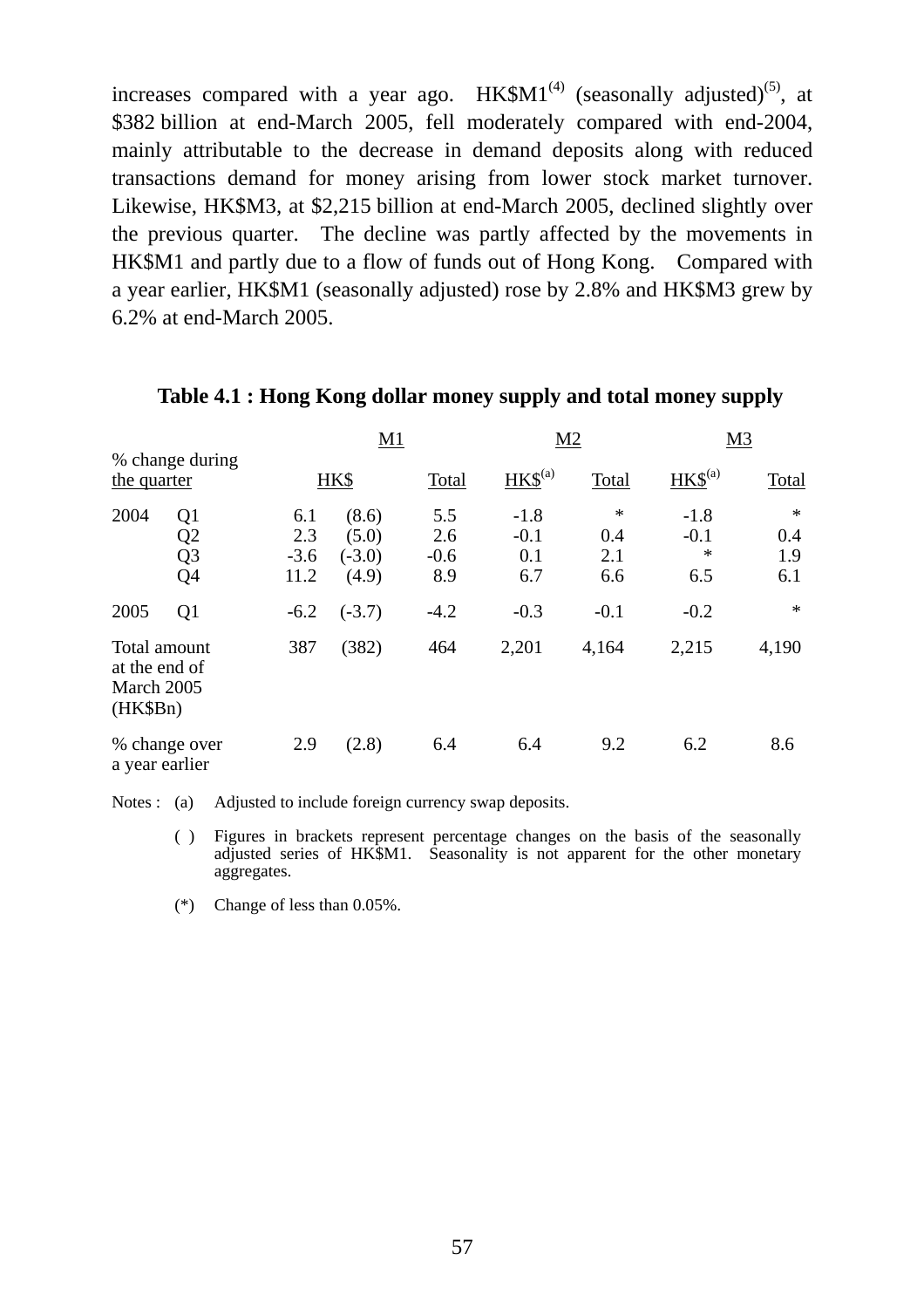increases compared with a year ago. HK$M1[(4)] (seasonally adjusted)[(5)], at $382 billion at end-March 2005, fell moderately compared with end-2004, mainly attributable to the decrease in demand deposits along with reduced transactions demand for money arising from lower stock market turnover. Likewise, HK$M3, at $2,215 billion at end-March 2005, declined slightly over the previous quarter. The decline was partly affected by the movements in HK$M1 and partly due to a flow of funds out of Hong Kong. Compared with a year earlier, HK$M1 (seasonally adjusted) rose by 2.8% and HK$M3 grew by 6.2% at end-March 2005.

**Table 4.1 : Hong Kong dollar money supply and total money supply**

| | | M1 | | | M2 | | M3 | |
|---|---|---|---|---|---|---|---|---|
| % change during the quarter | | HK$ | | Total | HK$[(a)] | Total | HK$[(a)] | Total |
| 2004 | Q1 | 6.1 | (8.6) | 5.5 | -1.8 | * | -1.8 | * |
| | Q2 | 2.3 | (5.0) | 2.6 | -0.1 | 0.4 | -0.1 | 0.4 |
| | Q3 | -3.6 | (-3.0) | -0.6 | 0.1 | 2.1 | * | 1.9 |
| | Q4 | 11.2 | (4.9) | 8.9 | 6.7 | 6.6 | 6.5 | 6.1 |
| 2005 | Q1 | -6.2 | (-3.7) | -4.2 | -0.3 | -0.1 | -0.2 | * |
| Total amount at the end of March 2005 (HK$Bn) | | 387 | (382) | 464 | 2,201 | 4,164 | 2,215 | 4,190 |
| % change over a year earlier | | 2.9 | (2.8) | 6.4 | 6.4 | 9.2 | 6.2 | 8.6 |

Notes : (a) Adjusted to include foreign currency swap deposits.

( ) Figures in brackets represent percentage changes on the basis of the seasonally adjusted series of HK$M1. Seasonality is not apparent for the other monetary aggregates.

(*) Change of less than 0.05%.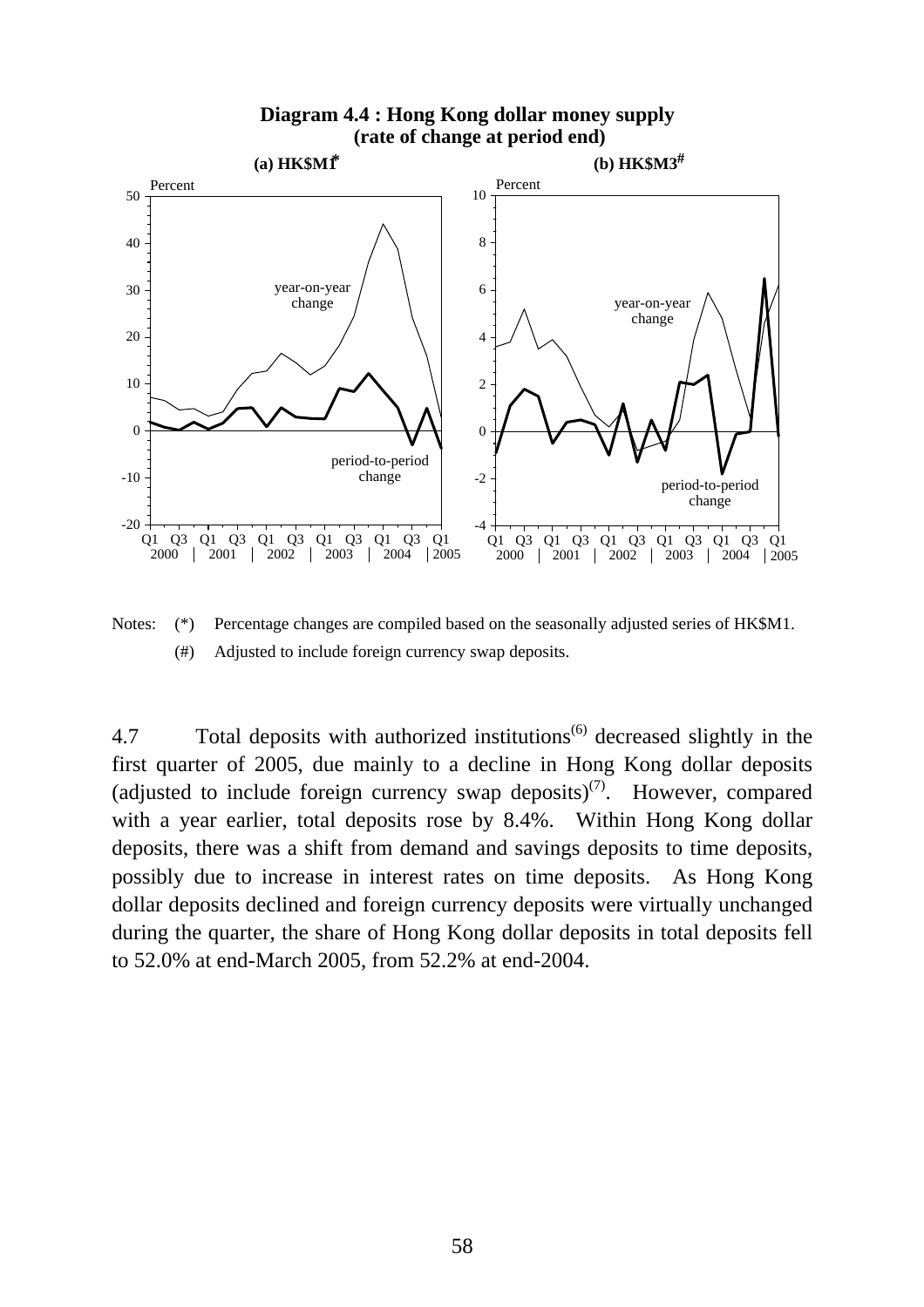**Diagram 4.4 : Hong Kong dollar money supply (rate of change at period end)**

(a) HK$M1*

(b) HK$M3#

Notes: (*) Percentage changes are compiled based on the seasonally adjusted series of HK$M1.

(#) Adjusted to include foreign currency swap deposits.

4.7 Total deposits with authorized institutions(6) decreased slightly in the first quarter of 2005, due mainly to a decline in Hong Kong dollar deposits (adjusted to include foreign currency swap deposits)(7). However, compared with a year earlier, total deposits rose by 8.4%. Within Hong Kong dollar deposits, there was a shift from demand and savings deposits to time deposits, possibly due to increase in interest rates on time deposits. As Hong Kong dollar deposits declined and foreign currency deposits were virtually unchanged during the quarter, the share of Hong Kong dollar deposits in total deposits fell to 52.0% at end-March 2005, from 52.2% at end-2004.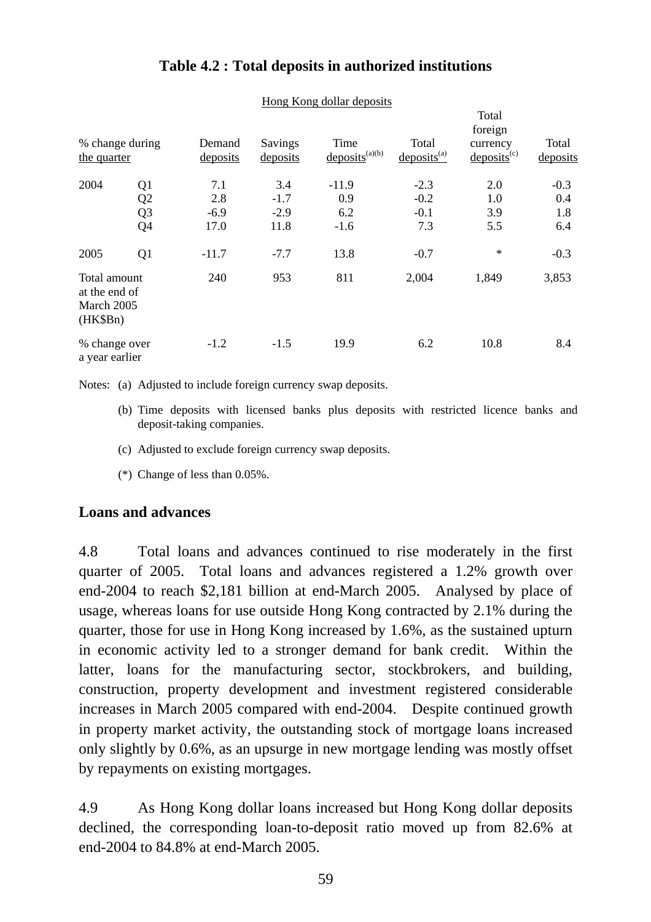**Table 4.2 : Total deposits in authorized institutions**

| % change during the quarter | | Hong Kong dollar deposits: Demand deposits | Savings deposits | Time deposits[(a)(b)] | Total deposits[(a)] | Total foreign currency deposits[(c)] | Total deposits |
|---|---|---|---|---|---|---|---|
| 2004 | Q1 | 7.1 | 3.4 | -11.9 | -2.3 | 2.0 | -0.3 |
| | Q2 | 2.8 | -1.7 | 0.9 | -0.2 | 1.0 | 0.4 |
| | Q3 | -6.9 | -2.9 | 6.2 | -0.1 | 3.9 | 1.8 |
| | Q4 | 17.0 | 11.8 | -1.6 | 7.3 | 5.5 | 6.4 |
| 2005 | Q1 | -11.7 | -7.7 | 13.8 | -0.7 | * | -0.3 |
| Total amount at the end of March 2005 (HK$Bn) | | 240 | 953 | 811 | 2,004 | 1,849 | 3,853 |
| % change over a year earlier | | -1.2 | -1.5 | 19.9 | 6.2 | 10.8 | 8.4 |

Notes: (a) Adjusted to include foreign currency swap deposits.

(b) Time deposits with licensed banks plus deposits with restricted licence banks and deposit-taking companies.

(c) Adjusted to exclude foreign currency swap deposits.

(*) Change of less than 0.05%.

## Loans and advances

4.8 Total loans and advances continued to rise moderately in the first quarter of 2005. Total loans and advances registered a 1.2% growth over end-2004 to reach $2,181 billion at end-March 2005. Analysed by place of usage, whereas loans for use outside Hong Kong contracted by 2.1% during the quarter, those for use in Hong Kong increased by 1.6%, as the sustained upturn in economic activity led to a stronger demand for bank credit. Within the latter, loans for the manufacturing sector, stockbrokers, and building, construction, property development and investment registered considerable increases in March 2005 compared with end-2004. Despite continued growth in property market activity, the outstanding stock of mortgage loans increased only slightly by 0.6%, as an upsurge in new mortgage lending was mostly offset by repayments on existing mortgages.

4.9 As Hong Kong dollar loans increased but Hong Kong dollar deposits declined, the corresponding loan-to-deposit ratio moved up from 82.6% at end-2004 to 84.8% at end-March 2005.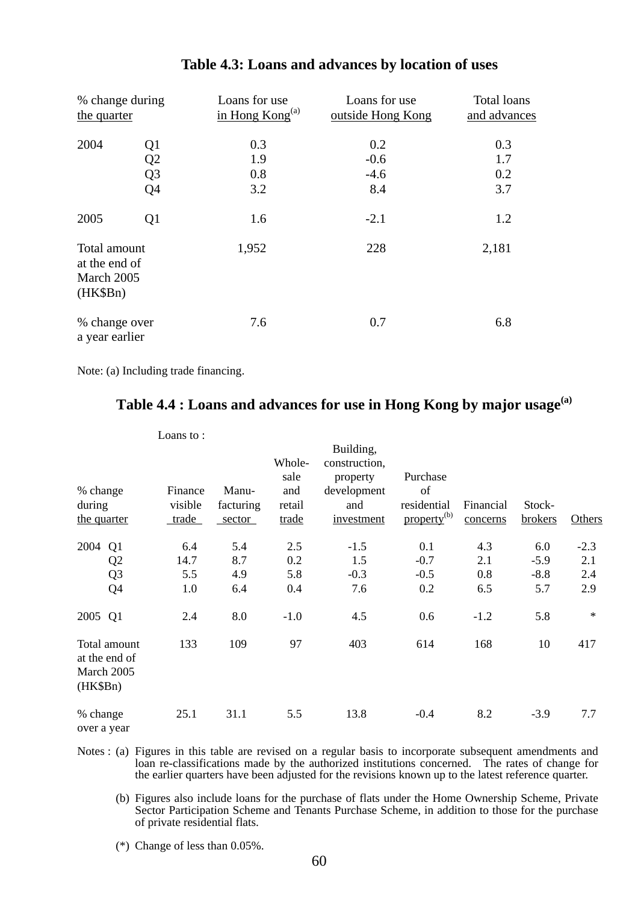## Table 4.3: Loans and advances by location of uses

| % change during the quarter | | Loans for use in Hong Kong[(a)] | Loans for use outside Hong Kong | Total loans and advances |
|---|---|---|---|---|
| 2004 | Q1 | 0.3 | 0.2 | 0.3 |
| | Q2 | 1.9 | -0.6 | 1.7 |
| | Q3 | 0.8 | -4.6 | 0.2 |
| | Q4 | 3.2 | 8.4 | 3.7 |
| 2005 | Q1 | 1.6 | -2.1 | 1.2 |
| Total amount at the end of March 2005 (HK$Bn) | | 1,952 | 228 | 2,181 |
| % change over a year earlier | | 7.6 | 0.7 | 6.8 |

Note: (a) Including trade financing.

## Table 4.4 : Loans and advances for use in Hong Kong by major usage[(a)]

| % change during the quarter | | Loans to : Finance visible trade | Manu-facturing sector | Whole-sale and retail trade | Building, construction, property development and investment | Purchase of residential property[(b)] | Financial concerns | Stock-brokers | Others |
|---|---|---|---|---|---|---|---|---|---|
| 2004 | Q1 | 6.4 | 5.4 | 2.5 | -1.5 | 0.1 | 4.3 | 6.0 | -2.3 |
| | Q2 | 14.7 | 8.7 | 0.2 | 1.5 | -0.7 | 2.1 | -5.9 | 2.1 |
| | Q3 | 5.5 | 4.9 | 5.8 | -0.3 | -0.5 | 0.8 | -8.8 | 2.4 |
| | Q4 | 1.0 | 6.4 | 0.4 | 7.6 | 0.2 | 6.5 | 5.7 | 2.9 |
| 2005 | Q1 | 2.4 | 8.0 | -1.0 | 4.5 | 0.6 | -1.2 | 5.8 | * |
| Total amount at the end of March 2005 (HK$Bn) | | 133 | 109 | 97 | 403 | 614 | 168 | 10 | 417 |
| % change over a year | | 25.1 | 31.1 | 5.5 | 13.8 | -0.4 | 8.2 | -3.9 | 7.7 |

Notes : (a) Figures in this table are revised on a regular basis to incorporate subsequent amendments and loan re-classifications made by the authorized institutions concerned. The rates of change for the earlier quarters have been adjusted for the revisions known up to the latest reference quarter.

(b) Figures also include loans for the purchase of flats under the Home Ownership Scheme, Private Sector Participation Scheme and Tenants Purchase Scheme, in addition to those for the purchase of private residential flats.

(*) Change of less than 0.05%.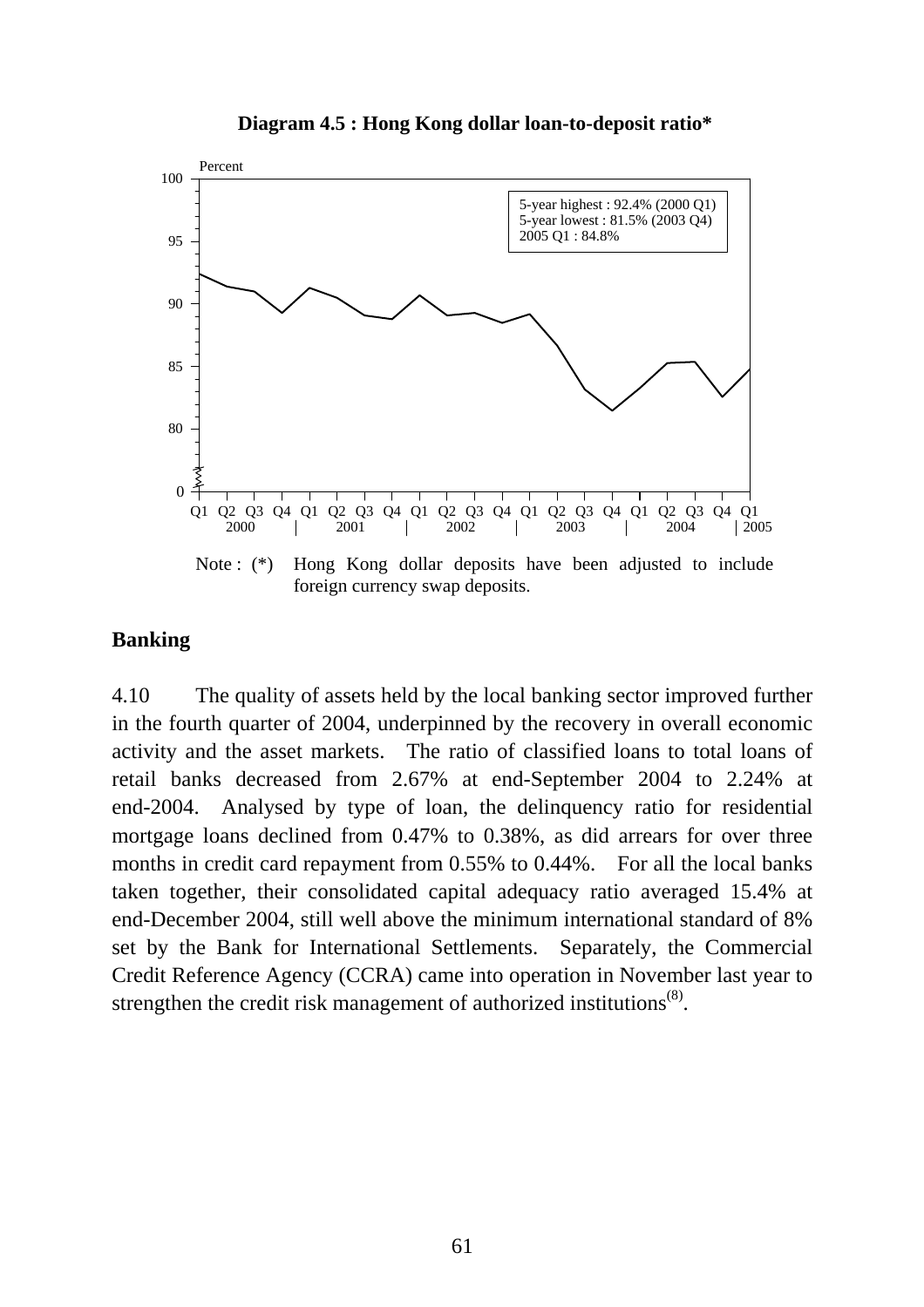**Diagram 4.5 : Hong Kong dollar loan-to-deposit ratio***

Percent

5-year highest : 92.4% (2000 Q1)
5-year lowest : 81.5% (2003 Q4)
2005 Q1 : 84.8%

Note : (*) Hong Kong dollar deposits have been adjusted to include foreign currency swap deposits.

## Banking

4.10 The quality of assets held by the local banking sector improved further in the fourth quarter of 2004, underpinned by the recovery in overall economic activity and the asset markets. The ratio of classified loans to total loans of retail banks decreased from 2.67% at end-September 2004 to 2.24% at end-2004. Analysed by type of loan, the delinquency ratio for residential mortgage loans declined from 0.47% to 0.38%, as did arrears for over three months in credit card repayment from 0.55% to 0.44%. For all the local banks taken together, their consolidated capital adequacy ratio averaged 15.4% at end-December 2004, still well above the minimum international standard of 8% set by the Bank for International Settlements. Separately, the Commercial Credit Reference Agency (CCRA) came into operation in November last year to strengthen the credit risk management of authorized institutions(8).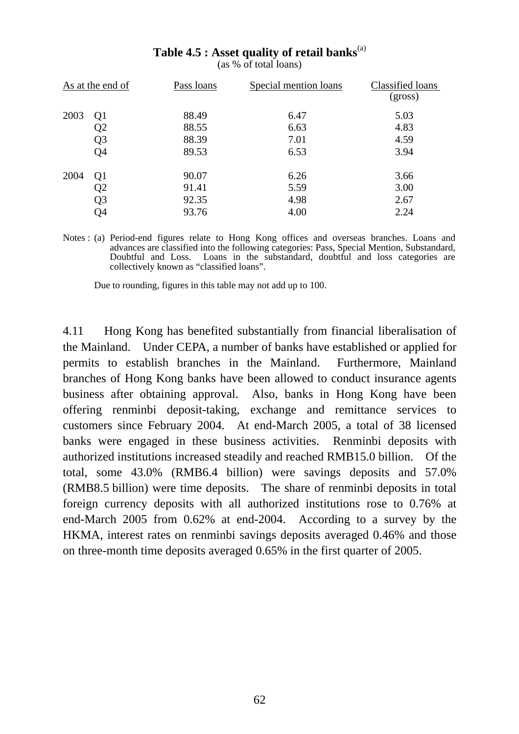**Table 4.5 : Asset quality of retail banks**[(a)]

(as % of total loans)

| As at the end of | | Pass loans | Special mention loans | Classified loans (gross) |
|---|---|---|---|---|
| 2003 | Q1 | 88.49 | 6.47 | 5.03 |
| | Q2 | 88.55 | 6.63 | 4.83 |
| | Q3 | 88.39 | 7.01 | 4.59 |
| | Q4 | 89.53 | 6.53 | 3.94 |
| 2004 | Q1 | 90.07 | 6.26 | 3.66 |
| | Q2 | 91.41 | 5.59 | 3.00 |
| | Q3 | 92.35 | 4.98 | 2.67 |
| | Q4 | 93.76 | 4.00 | 2.24 |

Notes : (a) Period-end figures relate to Hong Kong offices and overseas branches. Loans and advances are classified into the following categories: Pass, Special Mention, Substandard, Doubtful and Loss. Loans in the substandard, doubtful and loss categories are collectively known as "classified loans".

Due to rounding, figures in this table may not add up to 100.

4.11 Hong Kong has benefited substantially from financial liberalisation of the Mainland. Under CEPA, a number of banks have established or applied for permits to establish branches in the Mainland. Furthermore, Mainland branches of Hong Kong banks have been allowed to conduct insurance agents business after obtaining approval. Also, banks in Hong Kong have been offering renminbi deposit-taking, exchange and remittance services to customers since February 2004. At end-March 2005, a total of 38 licensed banks were engaged in these business activities. Renminbi deposits with authorized institutions increased steadily and reached RMB15.0 billion. Of the total, some 43.0% (RMB6.4 billion) were savings deposits and 57.0% (RMB8.5 billion) were time deposits. The share of renminbi deposits in total foreign currency deposits with all authorized institutions rose to 0.76% at end-March 2005 from 0.62% at end-2004. According to a survey by the HKMA, interest rates on renminbi savings deposits averaged 0.46% and those on three-month time deposits averaged 0.65% in the first quarter of 2005.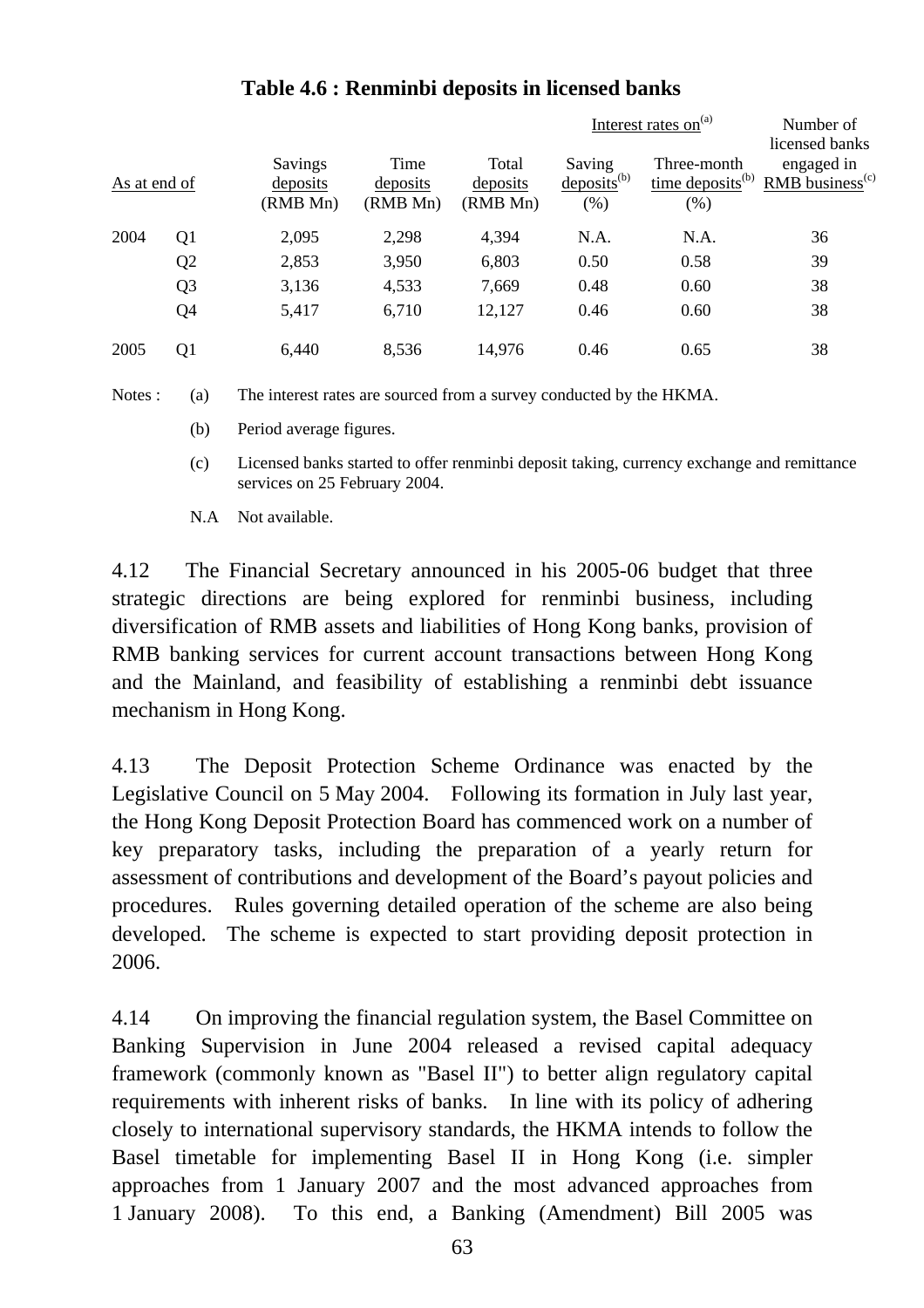**Table 4.6 : Renminbi deposits in licensed banks**

| As at end of | | Savings deposits (RMB Mn) | Time deposits (RMB Mn) | Total deposits (RMB Mn) | Interest rates on[a] Saving deposits[b] (%) | Three-month time deposits[b] (%) | Number of licensed banks engaged in RMB business[c] |
|---|---|---|---|---|---|---|---|
| 2004 | Q1 | 2,095 | 2,298 | 4,394 | N.A. | N.A. | 36 |
| | Q2 | 2,853 | 3,950 | 6,803 | 0.50 | 0.58 | 39 |
| | Q3 | 3,136 | 4,533 | 7,669 | 0.48 | 0.60 | 38 |
| | Q4 | 5,417 | 6,710 | 12,127 | 0.46 | 0.60 | 38 |
| 2005 | Q1 | 6,440 | 8,536 | 14,976 | 0.46 | 0.65 | 38 |

Notes :
- (a) The interest rates are sourced from a survey conducted by the HKMA.
- (b) Period average figures.
- (c) Licensed banks started to offer renminbi deposit taking, currency exchange and remittance services on 25 February 2004.
- N.A Not available.

4.12 The Financial Secretary announced in his 2005-06 budget that three strategic directions are being explored for renminbi business, including diversification of RMB assets and liabilities of Hong Kong banks, provision of RMB banking services for current account transactions between Hong Kong and the Mainland, and feasibility of establishing a renminbi debt issuance mechanism in Hong Kong.

4.13 The Deposit Protection Scheme Ordinance was enacted by the Legislative Council on 5 May 2004. Following its formation in July last year, the Hong Kong Deposit Protection Board has commenced work on a number of key preparatory tasks, including the preparation of a yearly return for assessment of contributions and development of the Board's payout policies and procedures. Rules governing detailed operation of the scheme are also being developed. The scheme is expected to start providing deposit protection in 2006.

4.14 On improving the financial regulation system, the Basel Committee on Banking Supervision in June 2004 released a revised capital adequacy framework (commonly known as "Basel II") to better align regulatory capital requirements with inherent risks of banks. In line with its policy of adhering closely to international supervisory standards, the HKMA intends to follow the Basel timetable for implementing Basel II in Hong Kong (i.e. simpler approaches from 1 January 2007 and the most advanced approaches from 1 January 2008). To this end, a Banking (Amendment) Bill 2005 was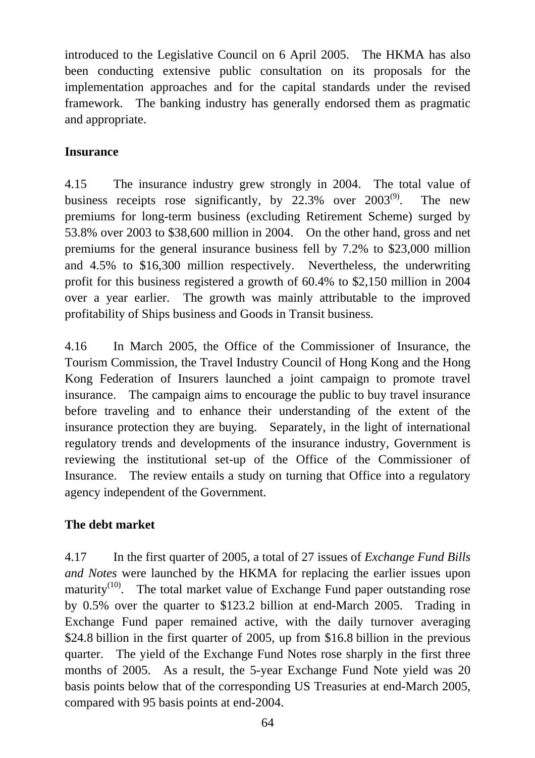introduced to the Legislative Council on 6 April 2005. The HKMA has also been conducting extensive public consultation on its proposals for the implementation approaches and for the capital standards under the revised framework. The banking industry has generally endorsed them as pragmatic and appropriate.

## Insurance

4.15 The insurance industry grew strongly in 2004. The total value of business receipts rose significantly, by 22.3% over 2003[(9)]. The new premiums for long-term business (excluding Retirement Scheme) surged by 53.8% over 2003 to $38,600 million in 2004. On the other hand, gross and net premiums for the general insurance business fell by 7.2% to $23,000 million and 4.5% to $16,300 million respectively. Nevertheless, the underwriting profit for this business registered a growth of 60.4% to $2,150 million in 2004 over a year earlier. The growth was mainly attributable to the improved profitability of Ships business and Goods in Transit business.

4.16 In March 2005, the Office of the Commissioner of Insurance, the Tourism Commission, the Travel Industry Council of Hong Kong and the Hong Kong Federation of Insurers launched a joint campaign to promote travel insurance. The campaign aims to encourage the public to buy travel insurance before traveling and to enhance their understanding of the extent of the insurance protection they are buying. Separately, in the light of international regulatory trends and developments of the insurance industry, Government is reviewing the institutional set-up of the Office of the Commissioner of Insurance. The review entails a study on turning that Office into a regulatory agency independent of the Government.

## The debt market

4.17 In the first quarter of 2005, a total of 27 issues of *Exchange Fund Bills and Notes* were launched by the HKMA for replacing the earlier issues upon maturity[(10)]. The total market value of Exchange Fund paper outstanding rose by 0.5% over the quarter to $123.2 billion at end-March 2005. Trading in Exchange Fund paper remained active, with the daily turnover averaging $24.8 billion in the first quarter of 2005, up from $16.8 billion in the previous quarter. The yield of the Exchange Fund Notes rose sharply in the first three months of 2005. As a result, the 5-year Exchange Fund Note yield was 20 basis points below that of the corresponding US Treasuries at end-March 2005, compared with 95 basis points at end-2004.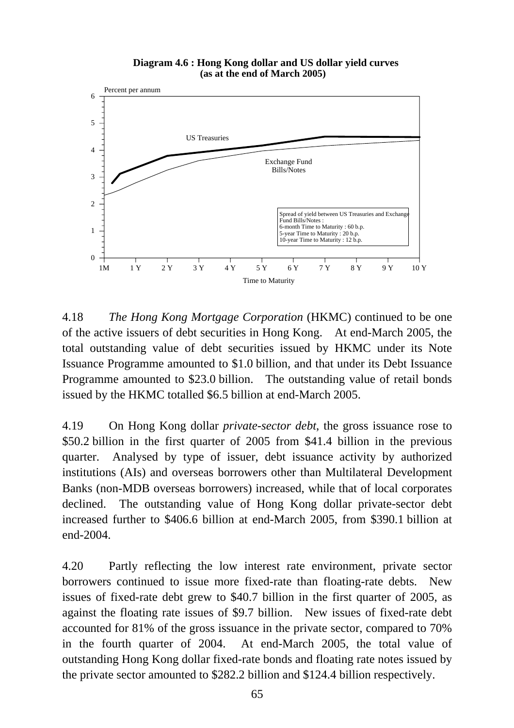**Diagram 4.6 : Hong Kong dollar and US dollar yield curves (as at the end of March 2005)**

Percent per annum

US Treasuries

Exchange Fund Bills/Notes

Spread of yield between US Treasuries and Exchange Fund Bills/Notes :
6-month Time to Maturity : 60 b.p.
5-year Time to Maturity : 20 b.p.
10-year Time to Maturity : 12 b.p.

Time to Maturity

4.18 *The Hong Kong Mortgage Corporation* (HKMC) continued to be one of the active issuers of debt securities in Hong Kong. At end-March 2005, the total outstanding value of debt securities issued by HKMC under its Note Issuance Programme amounted to $1.0 billion, and that under its Debt Issuance Programme amounted to $23.0 billion. The outstanding value of retail bonds issued by the HKMC totalled $6.5 billion at end-March 2005.

4.19 On Hong Kong dollar *private-sector debt*, the gross issuance rose to $50.2 billion in the first quarter of 2005 from $41.4 billion in the previous quarter. Analysed by type of issuer, debt issuance activity by authorized institutions (AIs) and overseas borrowers other than Multilateral Development Banks (non-MDB overseas borrowers) increased, while that of local corporates declined. The outstanding value of Hong Kong dollar private-sector debt increased further to $406.6 billion at end-March 2005, from $390.1 billion at end-2004.

4.20 Partly reflecting the low interest rate environment, private sector borrowers continued to issue more fixed-rate than floating-rate debts. New issues of fixed-rate debt grew to $40.7 billion in the first quarter of 2005, as against the floating rate issues of $9.7 billion. New issues of fixed-rate debt accounted for 81% of the gross issuance in the private sector, compared to 70% in the fourth quarter of 2004. At end-March 2005, the total value of outstanding Hong Kong dollar fixed-rate bonds and floating rate notes issued by the private sector amounted to $282.2 billion and $124.4 billion respectively.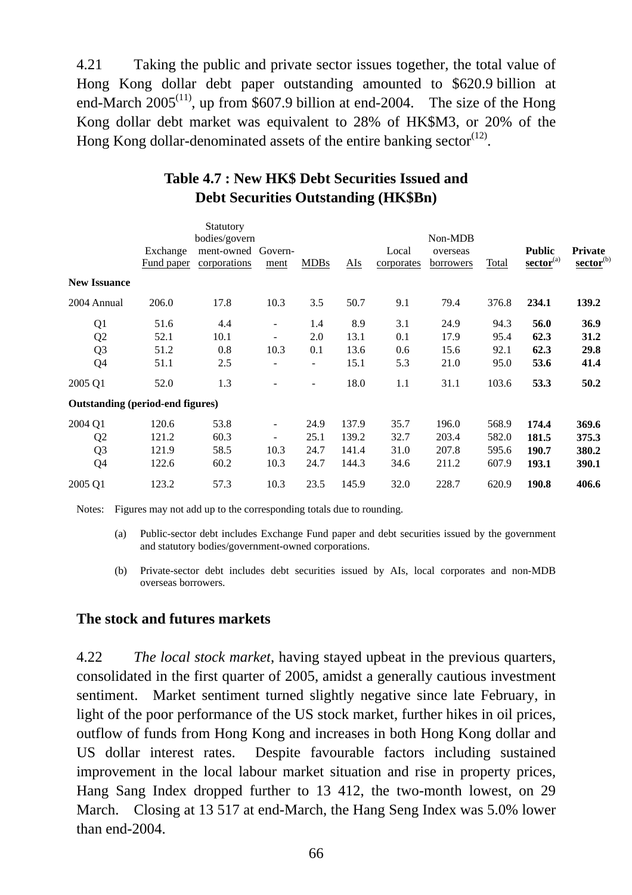4.21 Taking the public and private sector issues together, the total value of Hong Kong dollar debt paper outstanding amounted to \$620.9 billion at end-March 2005[11], up from \$607.9 billion at end-2004. The size of the Hong Kong dollar debt market was equivalent to 28% of HK\$M3, or 20% of the Hong Kong dollar-denominated assets of the entire banking sector[12].

**Table 4.7 : New HK\$ Debt Securities Issued and Debt Securities Outstanding (HK\$Bn)**

| | Exchange Fund paper | Statutory bodies/government-owned corporations | Government | MDBs | AIs | Local corporates | Non-MDB overseas borrowers | Total | **Public sector**[(a)] | **Private sector**[(b)] |
|---|---|---|---|---|---|---|---|---|---|---|
| **New Issuance** | | | | | | | | | | |
| 2004 Annual | 206.0 | 17.8 | 10.3 | 3.5 | 50.7 | 9.1 | 79.4 | 376.8 | **234.1** | **139.2** |
| Q1 | 51.6 | 4.4 | - | 1.4 | 8.9 | 3.1 | 24.9 | 94.3 | **56.0** | **36.9** |
| Q2 | 52.1 | 10.1 | - | 2.0 | 13.1 | 0.1 | 17.9 | 95.4 | **62.3** | **31.2** |
| Q3 | 51.2 | 0.8 | 10.3 | 0.1 | 13.6 | 0.6 | 15.6 | 92.1 | **62.3** | **29.8** |
| Q4 | 51.1 | 2.5 | - | - | 15.1 | 5.3 | 21.0 | 95.0 | **53.6** | **41.4** |
| 2005 Q1 | 52.0 | 1.3 | - | - | 18.0 | 1.1 | 31.1 | 103.6 | **53.3** | **50.2** |
| **Outstanding (period-end figures)** | | | | | | | | | | |
| 2004 Q1 | 120.6 | 53.8 | - | 24.9 | 137.9 | 35.7 | 196.0 | 568.9 | **174.4** | **369.6** |
| Q2 | 121.2 | 60.3 | - | 25.1 | 139.2 | 32.7 | 203.4 | 582.0 | **181.5** | **375.3** |
| Q3 | 121.9 | 58.5 | 10.3 | 24.7 | 141.4 | 31.0 | 207.8 | 595.6 | **190.7** | **380.2** |
| Q4 | 122.6 | 60.2 | 10.3 | 24.7 | 144.3 | 34.6 | 211.2 | 607.9 | **193.1** | **390.1** |
| 2005 Q1 | 123.2 | 57.3 | 10.3 | 23.5 | 145.9 | 32.0 | 228.7 | 620.9 | **190.8** | **406.6** |

Notes: Figures may not add up to the corresponding totals due to rounding.

(a) Public-sector debt includes Exchange Fund paper and debt securities issued by the government and statutory bodies/government-owned corporations.

(b) Private-sector debt includes debt securities issued by AIs, local corporates and non-MDB overseas borrowers.

## The stock and futures markets

4.22 *The local stock market*, having stayed upbeat in the previous quarters, consolidated in the first quarter of 2005, amidst a generally cautious investment sentiment. Market sentiment turned slightly negative since late February, in light of the poor performance of the US stock market, further hikes in oil prices, outflow of funds from Hong Kong and increases in both Hong Kong dollar and US dollar interest rates. Despite favourable factors including sustained improvement in the local labour market situation and rise in property prices, Hang Sang Index dropped further to 13 412, the two-month lowest, on 29 March. Closing at 13 517 at end-March, the Hang Seng Index was 5.0% lower than end-2004.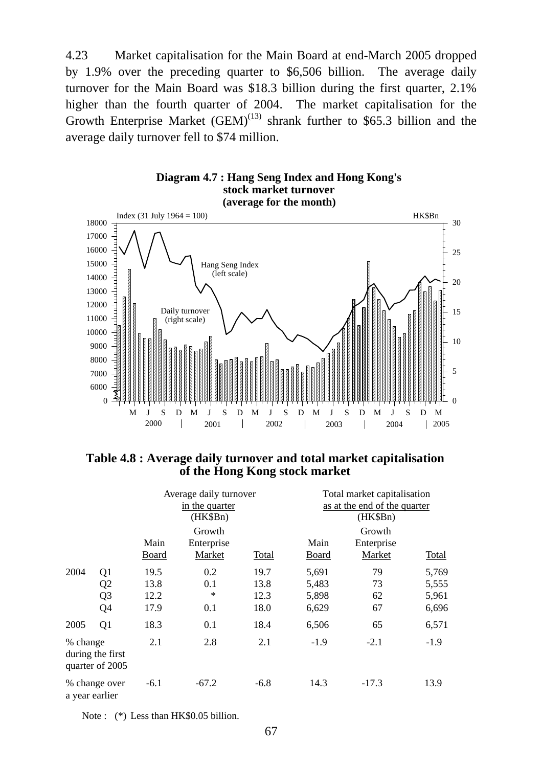4.23 Market capitalisation for the Main Board at end-March 2005 dropped by 1.9% over the preceding quarter to $6,506 billion. The average daily turnover for the Main Board was $18.3 billion during the first quarter, 2.1% higher than the fourth quarter of 2004. The market capitalisation for the Growth Enterprise Market (GEM)[13] shrank further to $65.3 billion and the average daily turnover fell to $74 million.

**Diagram 4.7 : Hang Seng Index and Hong Kong's stock market turnover (average for the month)**

**Table 4.8 : Average daily turnover and total market capitalisation of the Hong Kong stock market**

| | | Average daily turnover in the quarter (HK$Bn) | | | Total market capitalisation as at the end of the quarter (HK$Bn) | | |
|---|---|---|---|---|---|---|---|
| | | Main Board | Growth Enterprise Market | Total | Main Board | Growth Enterprise Market | Total |
| 2004 | Q1 | 19.5 | 0.2 | 19.7 | 5,691 | 79 | 5,769 |
| | Q2 | 13.8 | 0.1 | 13.8 | 5,483 | 73 | 5,555 |
| | Q3 | 12.2 | * | 12.3 | 5,898 | 62 | 5,961 |
| | Q4 | 17.9 | 0.1 | 18.0 | 6,629 | 67 | 6,696 |
| 2005 | Q1 | 18.3 | 0.1 | 18.4 | 6,506 | 65 | 6,571 |
| % change during the first quarter of 2005 | | 2.1 | 2.8 | 2.1 | -1.9 | -2.1 | -1.9 |
| % change over a year earlier | | -6.1 | -67.2 | -6.8 | 14.3 | -17.3 | 13.9 |

Note : (*) Less than HK$0.05 billion.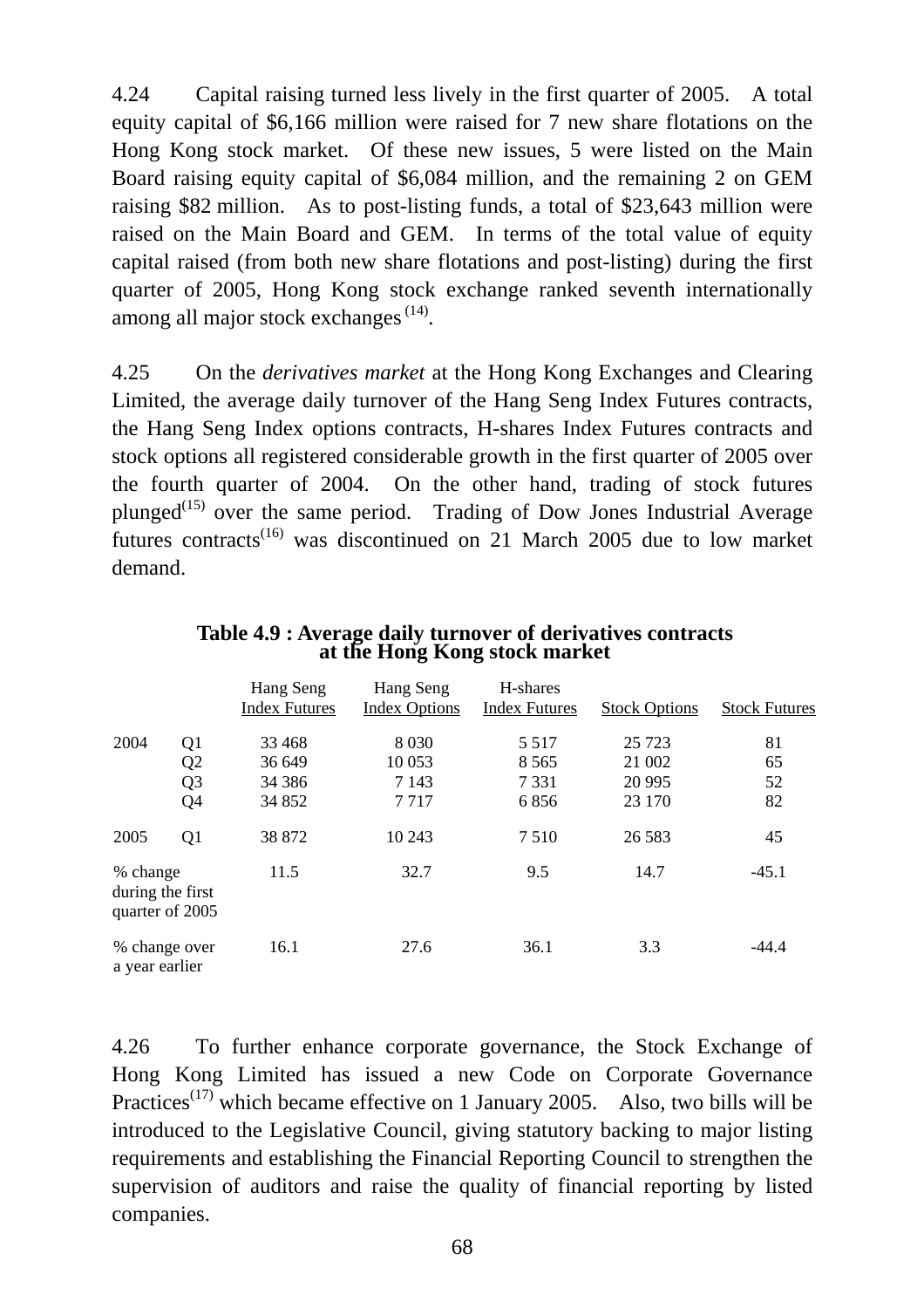4.24 Capital raising turned less lively in the first quarter of 2005. A total equity capital of $6,166 million were raised for 7 new share flotations on the Hong Kong stock market. Of these new issues, 5 were listed on the Main Board raising equity capital of $6,084 million, and the remaining 2 on GEM raising $82 million. As to post-listing funds, a total of $23,643 million were raised on the Main Board and GEM. In terms of the total value of equity capital raised (from both new share flotations and post-listing) during the first quarter of 2005, Hong Kong stock exchange ranked seventh internationally among all major stock exchanges [(14)].

4.25 On the *derivatives market* at the Hong Kong Exchanges and Clearing Limited, the average daily turnover of the Hang Seng Index Futures contracts, the Hang Seng Index options contracts, H-shares Index Futures contracts and stock options all registered considerable growth in the first quarter of 2005 over the fourth quarter of 2004. On the other hand, trading of stock futures plunged[(15)] over the same period. Trading of Dow Jones Industrial Average futures contracts[(16)] was discontinued on 21 March 2005 due to low market demand.

**Table 4.9 : Average daily turnover of derivatives contracts at the Hong Kong stock market**

| | | Hang Seng Index Futures | Hang Seng Index Options | H-shares Index Futures | Stock Options | Stock Futures |
|---|---|---|---|---|---|---|
| 2004 | Q1 | 33 468 | 8 030 | 5 517 | 25 723 | 81 |
| | Q2 | 36 649 | 10 053 | 8 565 | 21 002 | 65 |
| | Q3 | 34 386 | 7 143 | 7 331 | 20 995 | 52 |
| | Q4 | 34 852 | 7 717 | 6 856 | 23 170 | 82 |
| 2005 | Q1 | 38 872 | 10 243 | 7 510 | 26 583 | 45 |
| % change during the first quarter of 2005 | | 11.5 | 32.7 | 9.5 | 14.7 | -45.1 |
| % change over a year earlier | | 16.1 | 27.6 | 36.1 | 3.3 | -44.4 |

4.26 To further enhance corporate governance, the Stock Exchange of Hong Kong Limited has issued a new Code on Corporate Governance Practices[(17)] which became effective on 1 January 2005. Also, two bills will be introduced to the Legislative Council, giving statutory backing to major listing requirements and establishing the Financial Reporting Council to strengthen the supervision of auditors and raise the quality of financial reporting by listed companies.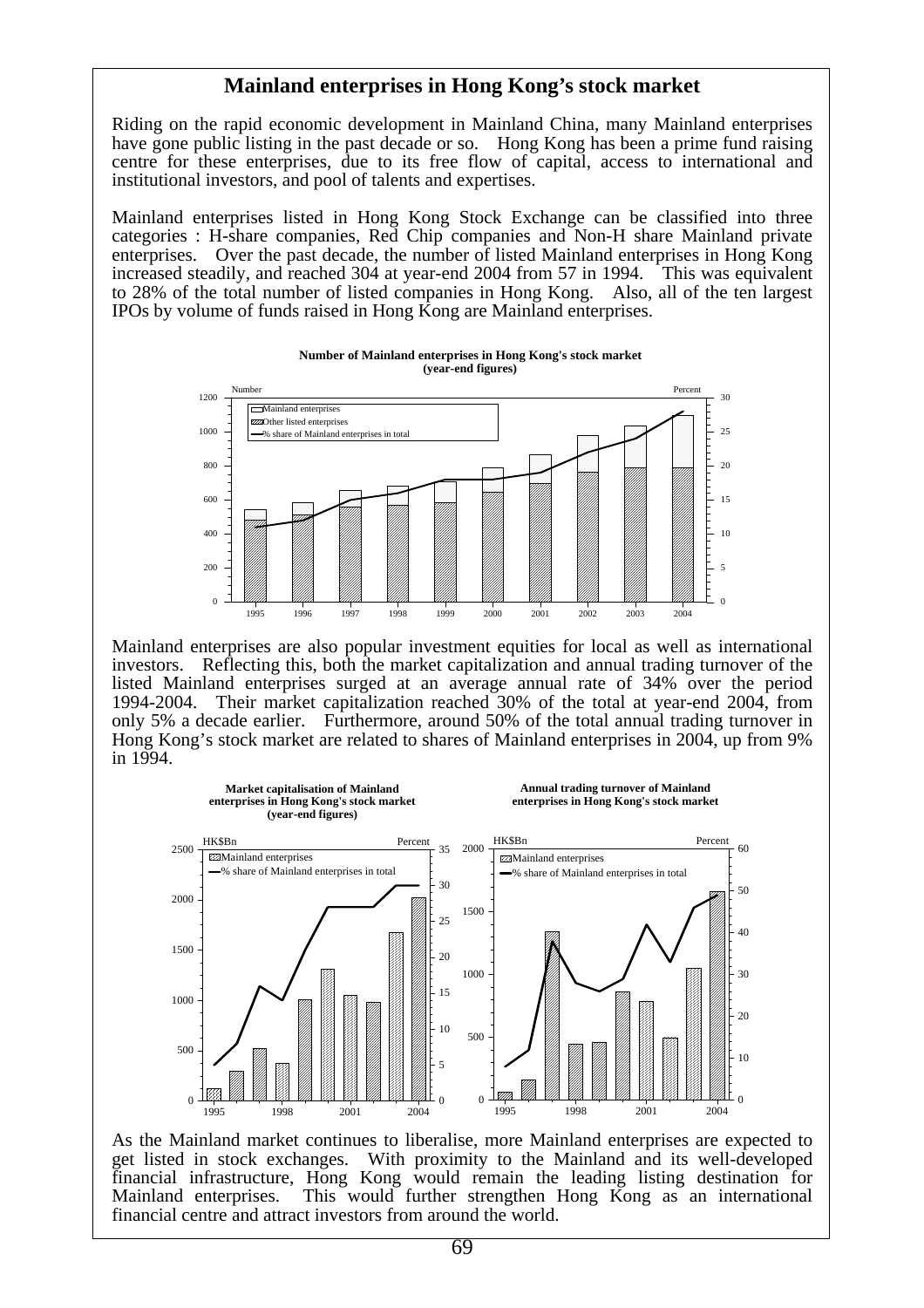## Mainland enterprises in Hong Kong's stock market

Riding on the rapid economic development in Mainland China, many Mainland enterprises have gone public listing in the past decade or so. Hong Kong has been a prime fund raising centre for these enterprises, due to its free flow of capital, access to international and institutional investors, and pool of talents and expertises.

Mainland enterprises listed in Hong Kong Stock Exchange can be classified into three categories : H-share companies, Red Chip companies and Non-H share Mainland private enterprises. Over the past decade, the number of listed Mainland enterprises in Hong Kong increased steadily, and reached 304 at year-end 2004 from 57 in 1994. This was equivalent to 28% of the total number of listed companies in Hong Kong. Also, all of the ten largest IPOs by volume of funds raised in Hong Kong are Mainland enterprises.

**Number of Mainland enterprises in Hong Kong's stock market (year-end figures)**

Mainland enterprises are also popular investment equities for local as well as international investors. Reflecting this, both the market capitalization and annual trading turnover of the listed Mainland enterprises surged at an average annual rate of 34% over the period 1994-2004. Their market capitalization reached 30% of the total at year-end 2004, from only 5% a decade earlier. Furthermore, around 50% of the total annual trading turnover in Hong Kong's stock market are related to shares of Mainland enterprises in 2004, up from 9% in 1994.

**Market capitalisation of Mainland enterprises in Hong Kong's stock market (year-end figures)**

**Annual trading turnover of Mainland enterprises in Hong Kong's stock market**

As the Mainland market continues to liberalise, more Mainland enterprises are expected to get listed in stock exchanges. With proximity to the Mainland and its well-developed financial infrastructure, Hong Kong would remain the leading listing destination for Mainland enterprises. This would further strengthen Hong Kong as an international financial centre and attract investors from around the world.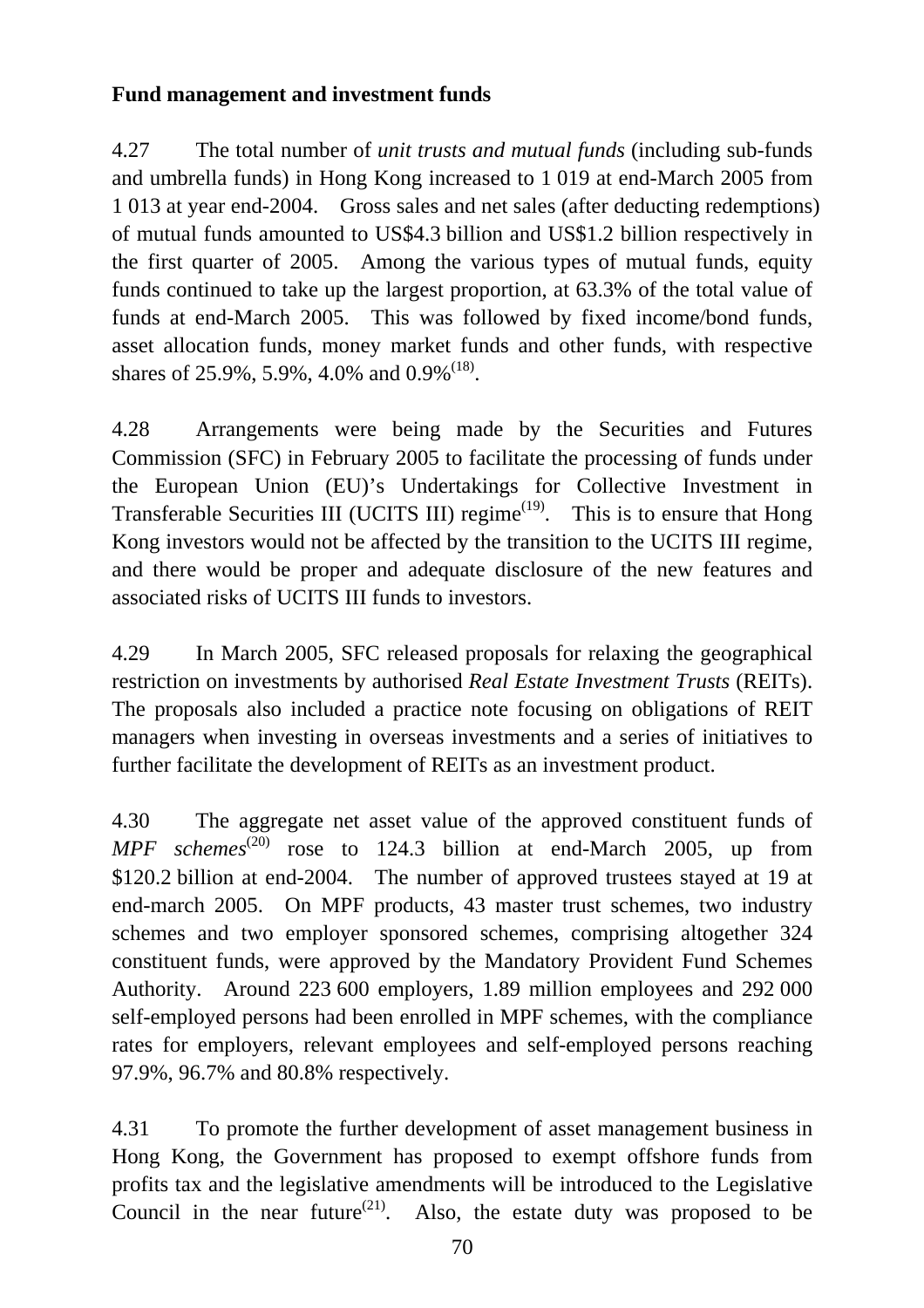**Fund management and investment funds**

4.27 The total number of *unit trusts and mutual funds* (including sub-funds and umbrella funds) in Hong Kong increased to 1 019 at end-March 2005 from 1 013 at year end-2004. Gross sales and net sales (after deducting redemptions) of mutual funds amounted to US$4.3 billion and US$1.2 billion respectively in the first quarter of 2005. Among the various types of mutual funds, equity funds continued to take up the largest proportion, at 63.3% of the total value of funds at end-March 2005. This was followed by fixed income/bond funds, asset allocation funds, money market funds and other funds, with respective shares of 25.9%, 5.9%, 4.0% and 0.9%[18].

4.28 Arrangements were being made by the Securities and Futures Commission (SFC) in February 2005 to facilitate the processing of funds under the European Union (EU)'s Undertakings for Collective Investment in Transferable Securities III (UCITS III) regime[19]. This is to ensure that Hong Kong investors would not be affected by the transition to the UCITS III regime, and there would be proper and adequate disclosure of the new features and associated risks of UCITS III funds to investors.

4.29 In March 2005, SFC released proposals for relaxing the geographical restriction on investments by authorised *Real Estate Investment Trusts* (REITs). The proposals also included a practice note focusing on obligations of REIT managers when investing in overseas investments and a series of initiatives to further facilitate the development of REITs as an investment product.

4.30 The aggregate net asset value of the approved constituent funds of *MPF schemes*[20] rose to 124.3 billion at end-March 2005, up from $120.2 billion at end-2004. The number of approved trustees stayed at 19 at end-march 2005. On MPF products, 43 master trust schemes, two industry schemes and two employer sponsored schemes, comprising altogether 324 constituent funds, were approved by the Mandatory Provident Fund Schemes Authority. Around 223 600 employers, 1.89 million employees and 292 000 self-employed persons had been enrolled in MPF schemes, with the compliance rates for employers, relevant employees and self-employed persons reaching 97.9%, 96.7% and 80.8% respectively.

4.31 To promote the further development of asset management business in Hong Kong, the Government has proposed to exempt offshore funds from profits tax and the legislative amendments will be introduced to the Legislative Council in the near future[21]. Also, the estate duty was proposed to be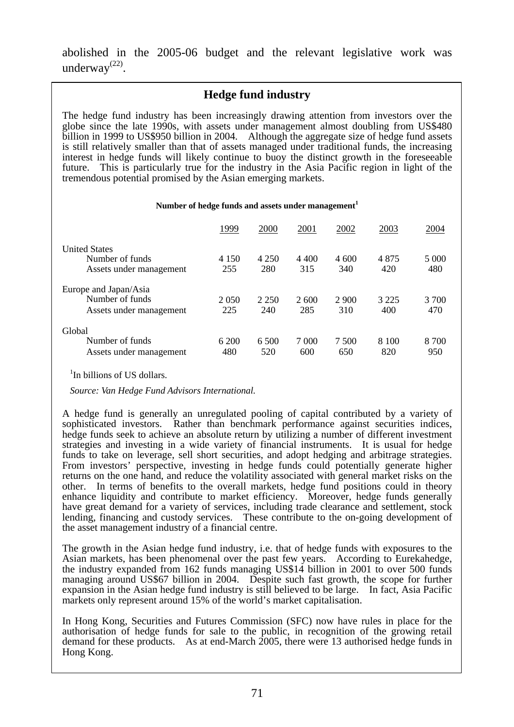abolished in the 2005-06 budget and the relevant legislative work was underway[22].

## Hedge fund industry

The hedge fund industry has been increasingly drawing attention from investors over the globe since the late 1990s, with assets under management almost doubling from US$480 billion in 1999 to US$950 billion in 2004. Although the aggregate size of hedge fund assets is still relatively smaller than that of assets managed under traditional funds, the increasing interest in hedge funds will likely continue to buoy the distinct growth in the foreseeable future. This is particularly true for the industry in the Asia Pacific region in light of the tremendous potential promised by the Asian emerging markets.

**Number of hedge funds and assets under management[1]**

| | 1999 | 2000 | 2001 | 2002 | 2003 | 2004 |
|---|---|---|---|---|---|---|
| United States | | | | | | |
| Number of funds | 4 150 | 4 250 | 4 400 | 4 600 | 4 875 | 5 000 |
| Assets under management | 255 | 280 | 315 | 340 | 420 | 480 |
| Europe and Japan/Asia | | | | | | |
| Number of funds | 2 050 | 2 250 | 2 600 | 2 900 | 3 225 | 3 700 |
| Assets under management | 225 | 240 | 285 | 310 | 400 | 470 |
| Global | | | | | | |
| Number of funds | 6 200 | 6 500 | 7 000 | 7 500 | 8 100 | 8 700 |
| Assets under management | 480 | 520 | 600 | 650 | 820 | 950 |

[1]In billions of US dollars.

*Source: Van Hedge Fund Advisors International.*

A hedge fund is generally an unregulated pooling of capital contributed by a variety of sophisticated investors. Rather than benchmark performance against securities indices, hedge funds seek to achieve an absolute return by utilizing a number of different investment strategies and investing in a wide variety of financial instruments. It is usual for hedge funds to take on leverage, sell short securities, and adopt hedging and arbitrage strategies. From investors' perspective, investing in hedge funds could potentially generate higher returns on the one hand, and reduce the volatility associated with general market risks on the other. In terms of benefits to the overall markets, hedge fund positions could in theory enhance liquidity and contribute to market efficiency. Moreover, hedge funds generally have great demand for a variety of services, including trade clearance and settlement, stock lending, financing and custody services. These contribute to the on-going development of the asset management industry of a financial centre.

The growth in the Asian hedge fund industry, i.e. that of hedge funds with exposures to the Asian markets, has been phenomenal over the past few years. According to Eurekahedge, the industry expanded from 162 funds managing US$14 billion in 2001 to over 500 funds managing around US$67 billion in 2004. Despite such fast growth, the scope for further expansion in the Asian hedge fund industry is still believed to be large. In fact, Asia Pacific markets only represent around 15% of the world's market capitalisation.

In Hong Kong, Securities and Futures Commission (SFC) now have rules in place for the authorisation of hedge funds for sale to the public, in recognition of the growing retail demand for these products. As at end-March 2005, there were 13 authorised hedge funds in Hong Kong.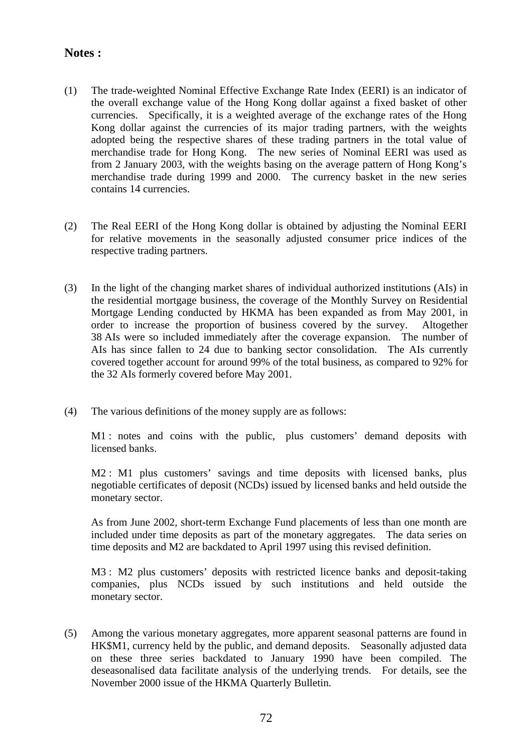**Notes :**

(1) The trade-weighted Nominal Effective Exchange Rate Index (EERI) is an indicator of the overall exchange value of the Hong Kong dollar against a fixed basket of other currencies. Specifically, it is a weighted average of the exchange rates of the Hong Kong dollar against the currencies of its major trading partners, with the weights adopted being the respective shares of these trading partners in the total value of merchandise trade for Hong Kong. The new series of Nominal EERI was used as from 2 January 2003, with the weights basing on the average pattern of Hong Kong's merchandise trade during 1999 and 2000. The currency basket in the new series contains 14 currencies.

(2) The Real EERI of the Hong Kong dollar is obtained by adjusting the Nominal EERI for relative movements in the seasonally adjusted consumer price indices of the respective trading partners.

(3) In the light of the changing market shares of individual authorized institutions (AIs) in the residential mortgage business, the coverage of the Monthly Survey on Residential Mortgage Lending conducted by HKMA has been expanded as from May 2001, in order to increase the proportion of business covered by the survey. Altogether 38 AIs were so included immediately after the coverage expansion. The number of AIs has since fallen to 24 due to banking sector consolidation. The AIs currently covered together account for around 99% of the total business, as compared to 92% for the 32 AIs formerly covered before May 2001.

(4) The various definitions of the money supply are as follows:

M1 : notes and coins with the public, plus customers' demand deposits with licensed banks.

M2 : M1 plus customers' savings and time deposits with licensed banks, plus negotiable certificates of deposit (NCDs) issued by licensed banks and held outside the monetary sector.

As from June 2002, short-term Exchange Fund placements of less than one month are included under time deposits as part of the monetary aggregates. The data series on time deposits and M2 are backdated to April 1997 using this revised definition.

M3 : M2 plus customers' deposits with restricted licence banks and deposit-taking companies, plus NCDs issued by such institutions and held outside the monetary sector.

(5) Among the various monetary aggregates, more apparent seasonal patterns are found in HK$M1, currency held by the public, and demand deposits. Seasonally adjusted data on these three series backdated to January 1990 have been compiled. The deseasonalised data facilitate analysis of the underlying trends. For details, see the November 2000 issue of the HKMA Quarterly Bulletin.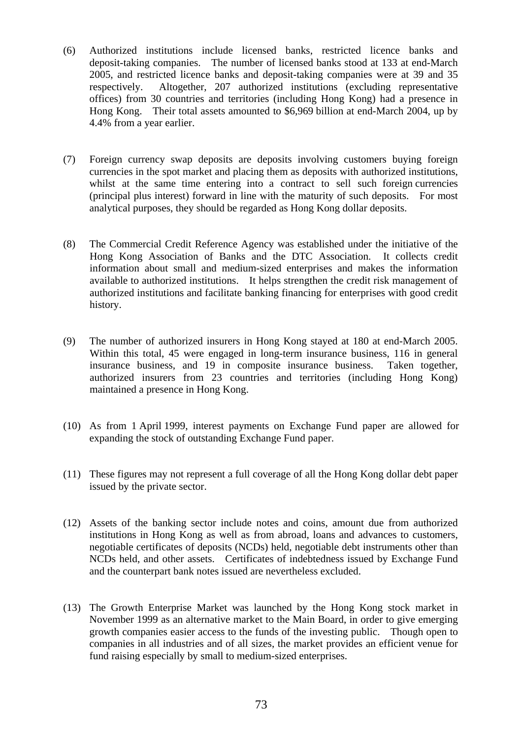(6) Authorized institutions include licensed banks, restricted licence banks and deposit-taking companies. The number of licensed banks stood at 133 at end-March 2005, and restricted licence banks and deposit-taking companies were at 39 and 35 respectively. Altogether, 207 authorized institutions (excluding representative offices) from 30 countries and territories (including Hong Kong) had a presence in Hong Kong. Their total assets amounted to $6,969 billion at end-March 2004, up by 4.4% from a year earlier.

(7) Foreign currency swap deposits are deposits involving customers buying foreign currencies in the spot market and placing them as deposits with authorized institutions, whilst at the same time entering into a contract to sell such foreign currencies (principal plus interest) forward in line with the maturity of such deposits. For most analytical purposes, they should be regarded as Hong Kong dollar deposits.

(8) The Commercial Credit Reference Agency was established under the initiative of the Hong Kong Association of Banks and the DTC Association. It collects credit information about small and medium-sized enterprises and makes the information available to authorized institutions. It helps strengthen the credit risk management of authorized institutions and facilitate banking financing for enterprises with good credit history.

(9) The number of authorized insurers in Hong Kong stayed at 180 at end-March 2005. Within this total, 45 were engaged in long-term insurance business, 116 in general insurance business, and 19 in composite insurance business. Taken together, authorized insurers from 23 countries and territories (including Hong Kong) maintained a presence in Hong Kong.

(10) As from 1 April 1999, interest payments on Exchange Fund paper are allowed for expanding the stock of outstanding Exchange Fund paper.

(11) These figures may not represent a full coverage of all the Hong Kong dollar debt paper issued by the private sector.

(12) Assets of the banking sector include notes and coins, amount due from authorized institutions in Hong Kong as well as from abroad, loans and advances to customers, negotiable certificates of deposits (NCDs) held, negotiable debt instruments other than NCDs held, and other assets. Certificates of indebtedness issued by Exchange Fund and the counterpart bank notes issued are nevertheless excluded.

(13) The Growth Enterprise Market was launched by the Hong Kong stock market in November 1999 as an alternative market to the Main Board, in order to give emerging growth companies easier access to the funds of the investing public. Though open to companies in all industries and of all sizes, the market provides an efficient venue for fund raising especially by small to medium-sized enterprises.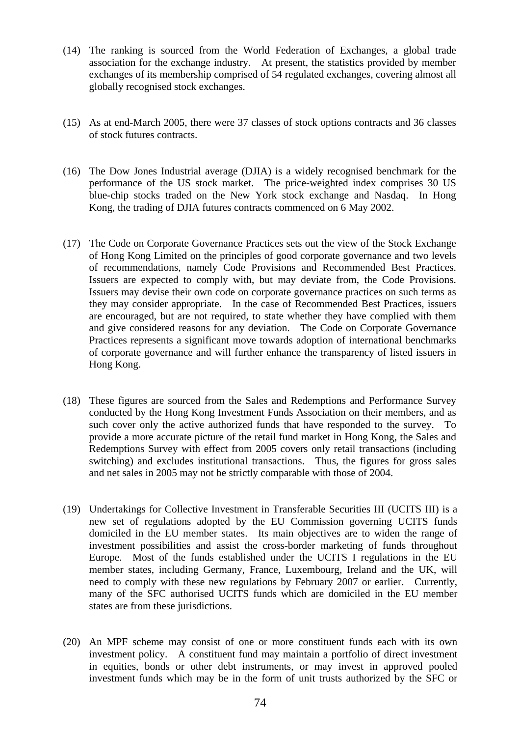(14) The ranking is sourced from the World Federation of Exchanges, a global trade association for the exchange industry. At present, the statistics provided by member exchanges of its membership comprised of 54 regulated exchanges, covering almost all globally recognised stock exchanges.

(15) As at end-March 2005, there were 37 classes of stock options contracts and 36 classes of stock futures contracts.

(16) The Dow Jones Industrial average (DJIA) is a widely recognised benchmark for the performance of the US stock market. The price-weighted index comprises 30 US blue-chip stocks traded on the New York stock exchange and Nasdaq. In Hong Kong, the trading of DJIA futures contracts commenced on 6 May 2002.

(17) The Code on Corporate Governance Practices sets out the view of the Stock Exchange of Hong Kong Limited on the principles of good corporate governance and two levels of recommendations, namely Code Provisions and Recommended Best Practices. Issuers are expected to comply with, but may deviate from, the Code Provisions. Issuers may devise their own code on corporate governance practices on such terms as they may consider appropriate. In the case of Recommended Best Practices, issuers are encouraged, but are not required, to state whether they have complied with them and give considered reasons for any deviation. The Code on Corporate Governance Practices represents a significant move towards adoption of international benchmarks of corporate governance and will further enhance the transparency of listed issuers in Hong Kong.

(18) These figures are sourced from the Sales and Redemptions and Performance Survey conducted by the Hong Kong Investment Funds Association on their members, and as such cover only the active authorized funds that have responded to the survey. To provide a more accurate picture of the retail fund market in Hong Kong, the Sales and Redemptions Survey with effect from 2005 covers only retail transactions (including switching) and excludes institutional transactions. Thus, the figures for gross sales and net sales in 2005 may not be strictly comparable with those of 2004.

(19) Undertakings for Collective Investment in Transferable Securities III (UCITS III) is a new set of regulations adopted by the EU Commission governing UCITS funds domiciled in the EU member states. Its main objectives are to widen the range of investment possibilities and assist the cross-border marketing of funds throughout Europe. Most of the funds established under the UCITS I regulations in the EU member states, including Germany, France, Luxembourg, Ireland and the UK, will need to comply with these new regulations by February 2007 or earlier. Currently, many of the SFC authorised UCITS funds which are domiciled in the EU member states are from these jurisdictions.

(20) An MPF scheme may consist of one or more constituent funds each with its own investment policy. A constituent fund may maintain a portfolio of direct investment in equities, bonds or other debt instruments, or may invest in approved pooled investment funds which may be in the form of unit trusts authorized by the SFC or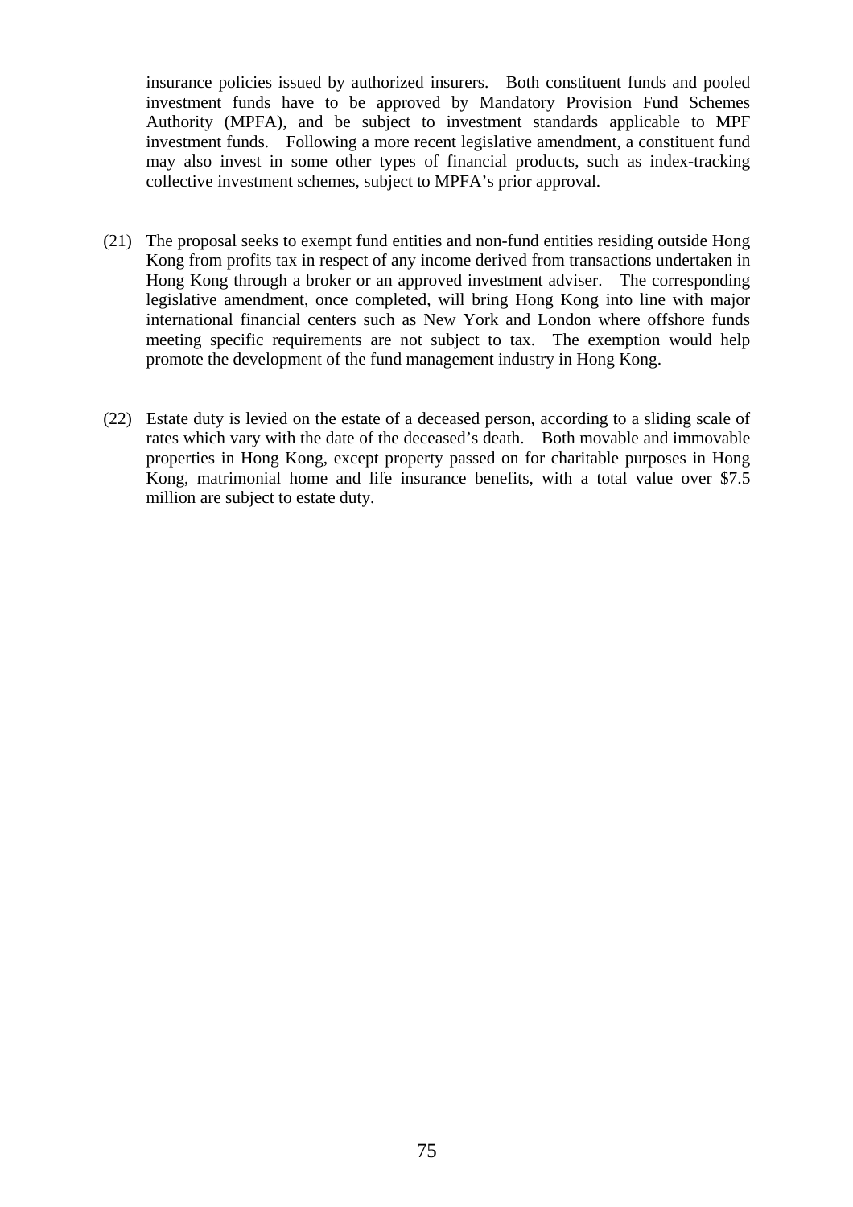insurance policies issued by authorized insurers. Both constituent funds and pooled investment funds have to be approved by Mandatory Provision Fund Schemes Authority (MPFA), and be subject to investment standards applicable to MPF investment funds. Following a more recent legislative amendment, a constituent fund may also invest in some other types of financial products, such as index-tracking collective investment schemes, subject to MPFA's prior approval.

(21) The proposal seeks to exempt fund entities and non-fund entities residing outside Hong Kong from profits tax in respect of any income derived from transactions undertaken in Hong Kong through a broker or an approved investment adviser. The corresponding legislative amendment, once completed, will bring Hong Kong into line with major international financial centers such as New York and London where offshore funds meeting specific requirements are not subject to tax. The exemption would help promote the development of the fund management industry in Hong Kong.

(22) Estate duty is levied on the estate of a deceased person, according to a sliding scale of rates which vary with the date of the deceased's death. Both movable and immovable properties in Hong Kong, except property passed on for charitable purposes in Hong Kong, matrimonial home and life insurance benefits, with a total value over $7.5 million are subject to estate duty.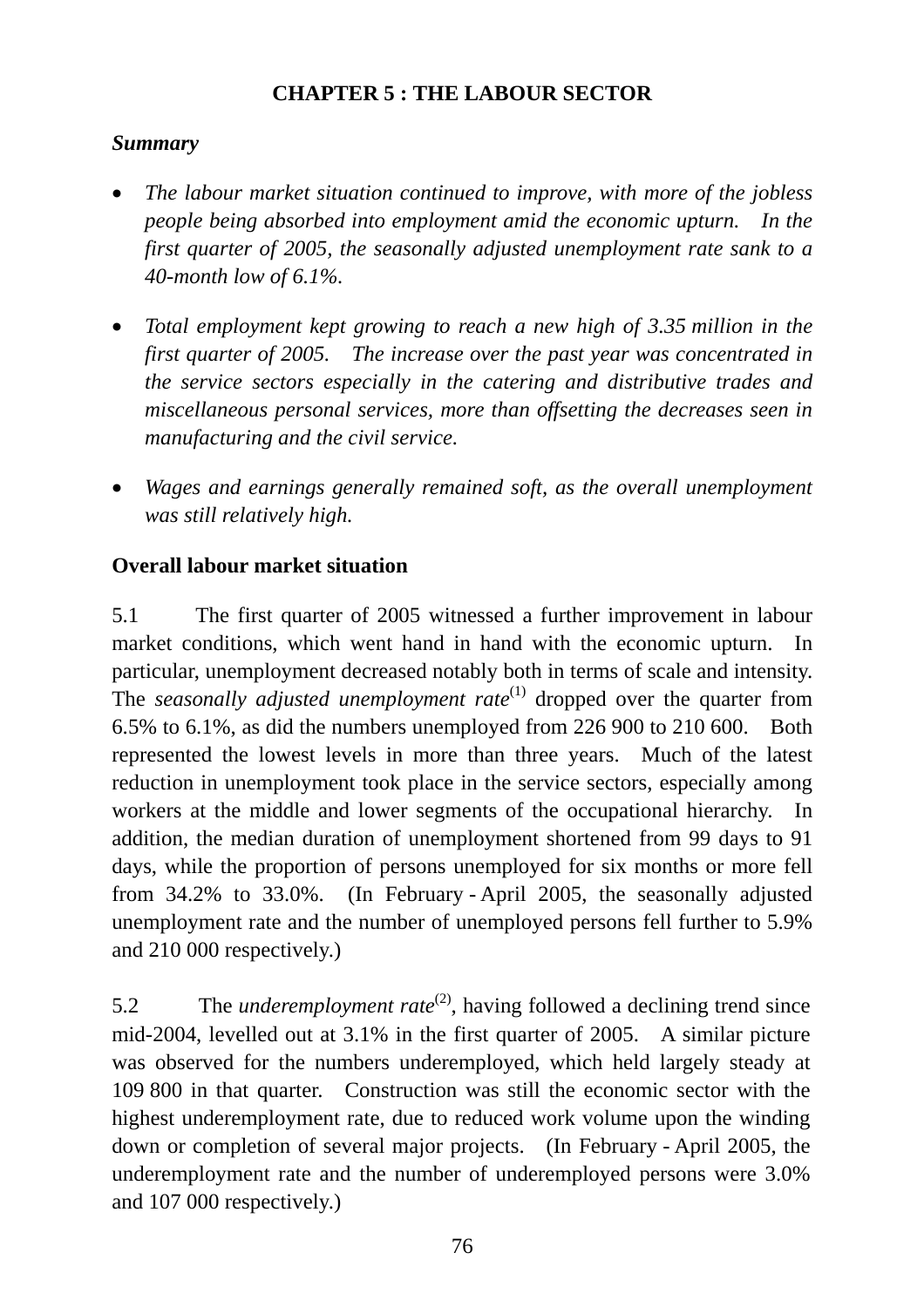# CHAPTER 5 : THE LABOUR SECTOR

***Summary***

- *The labour market situation continued to improve, with more of the jobless people being absorbed into employment amid the economic upturn. In the first quarter of 2005, the seasonally adjusted unemployment rate sank to a 40-month low of 6.1%.*

- *Total employment kept growing to reach a new high of 3.35 million in the first quarter of 2005. The increase over the past year was concentrated in the service sectors especially in the catering and distributive trades and miscellaneous personal services, more than offsetting the decreases seen in manufacturing and the civil service.*

- *Wages and earnings generally remained soft, as the overall unemployment was still relatively high.*

**Overall labour market situation**

5.1 The first quarter of 2005 witnessed a further improvement in labour market conditions, which went hand in hand with the economic upturn. In particular, unemployment decreased notably both in terms of scale and intensity. The *seasonally adjusted unemployment rate*(1) dropped over the quarter from 6.5% to 6.1%, as did the numbers unemployed from 226 900 to 210 600. Both represented the lowest levels in more than three years. Much of the latest reduction in unemployment took place in the service sectors, especially among workers at the middle and lower segments of the occupational hierarchy. In addition, the median duration of unemployment shortened from 99 days to 91 days, while the proportion of persons unemployed for six months or more fell from 34.2% to 33.0%. (In February - April 2005, the seasonally adjusted unemployment rate and the number of unemployed persons fell further to 5.9% and 210 000 respectively.)

5.2 The *underemployment rate*(2), having followed a declining trend since mid-2004, levelled out at 3.1% in the first quarter of 2005. A similar picture was observed for the numbers underemployed, which held largely steady at 109 800 in that quarter. Construction was still the economic sector with the highest underemployment rate, due to reduced work volume upon the winding down or completion of several major projects. (In February - April 2005, the underemployment rate and the number of underemployed persons were 3.0% and 107 000 respectively.)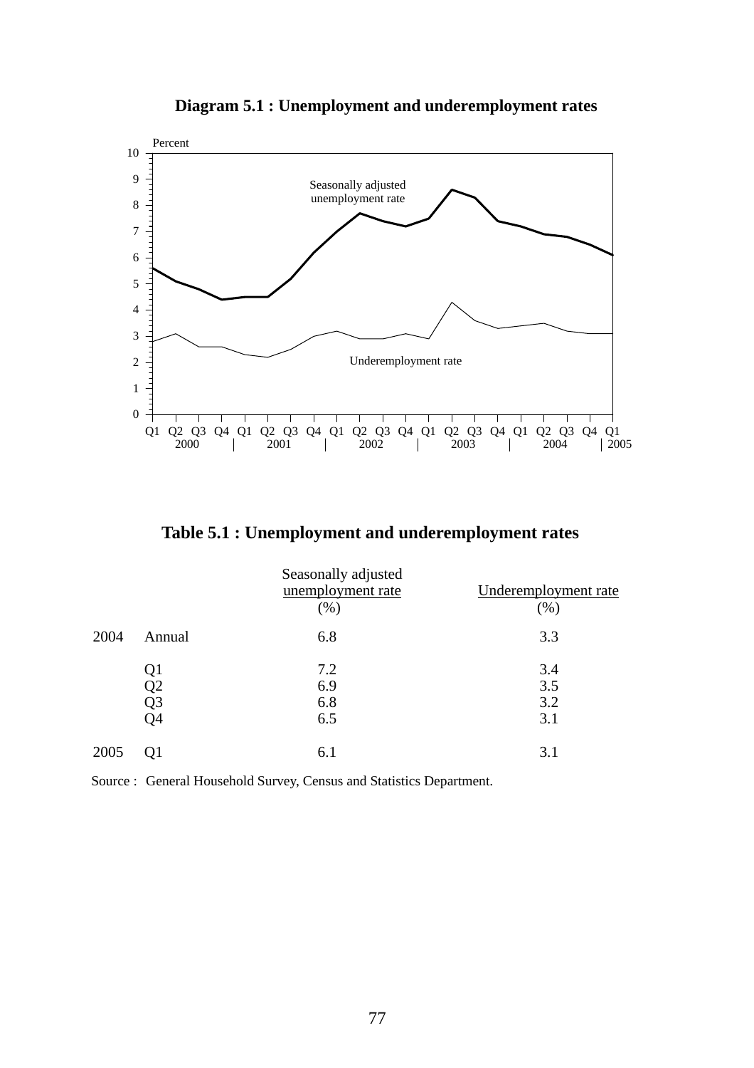**Diagram 5.1 : Unemployment and underemployment rates**

**Table 5.1 : Unemployment and underemployment rates**

| | | Seasonally adjusted unemployment rate (%) | Underemployment rate (%) |
|---|---|---|---|
| 2004 | Annual | 6.8 | 3.3 |
| | Q1 | 7.2 | 3.4 |
| | Q2 | 6.9 | 3.5 |
| | Q3 | 6.8 | 3.2 |
| | Q4 | 6.5 | 3.1 |
| 2005 | Q1 | 6.1 | 3.1 |

Source : General Household Survey, Census and Statistics Department.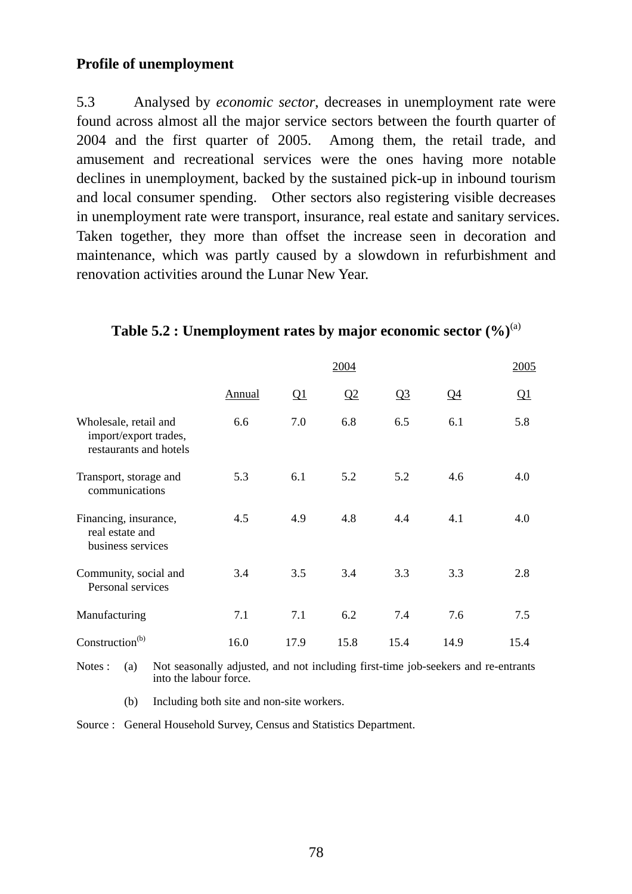**Profile of unemployment**

5.3 Analysed by *economic sector*, decreases in unemployment rate were found across almost all the major service sectors between the fourth quarter of 2004 and the first quarter of 2005. Among them, the retail trade, and amusement and recreational services were the ones having more notable declines in unemployment, backed by the sustained pick-up in inbound tourism and local consumer spending. Other sectors also registering visible decreases in unemployment rate were transport, insurance, real estate and sanitary services. Taken together, they more than offset the increase seen in decoration and maintenance, which was partly caused by a slowdown in refurbishment and renovation activities around the Lunar New Year.

**Table 5.2 : Unemployment rates by major economic sector (%)[(a)]**

| | 2004 | | | | | 2005 |
|---|---|---|---|---|---|---|
| | Annual | Q1 | Q2 | Q3 | Q4 | Q1 |
| Wholesale, retail and import/export trades, restaurants and hotels | 6.6 | 7.0 | 6.8 | 6.5 | 6.1 | 5.8 |
| Transport, storage and communications | 5.3 | 6.1 | 5.2 | 5.2 | 4.6 | 4.0 |
| Financing, insurance, real estate and business services | 4.5 | 4.9 | 4.8 | 4.4 | 4.1 | 4.0 |
| Community, social and Personal services | 3.4 | 3.5 | 3.4 | 3.3 | 3.3 | 2.8 |
| Manufacturing | 7.1 | 7.1 | 6.2 | 7.4 | 7.6 | 7.5 |
| Construction[(b)] | 16.0 | 17.9 | 15.8 | 15.4 | 14.9 | 15.4 |

Notes : (a) Not seasonally adjusted, and not including first-time job-seekers and re-entrants into the labour force.

(b) Including both site and non-site workers.

Source : General Household Survey, Census and Statistics Department.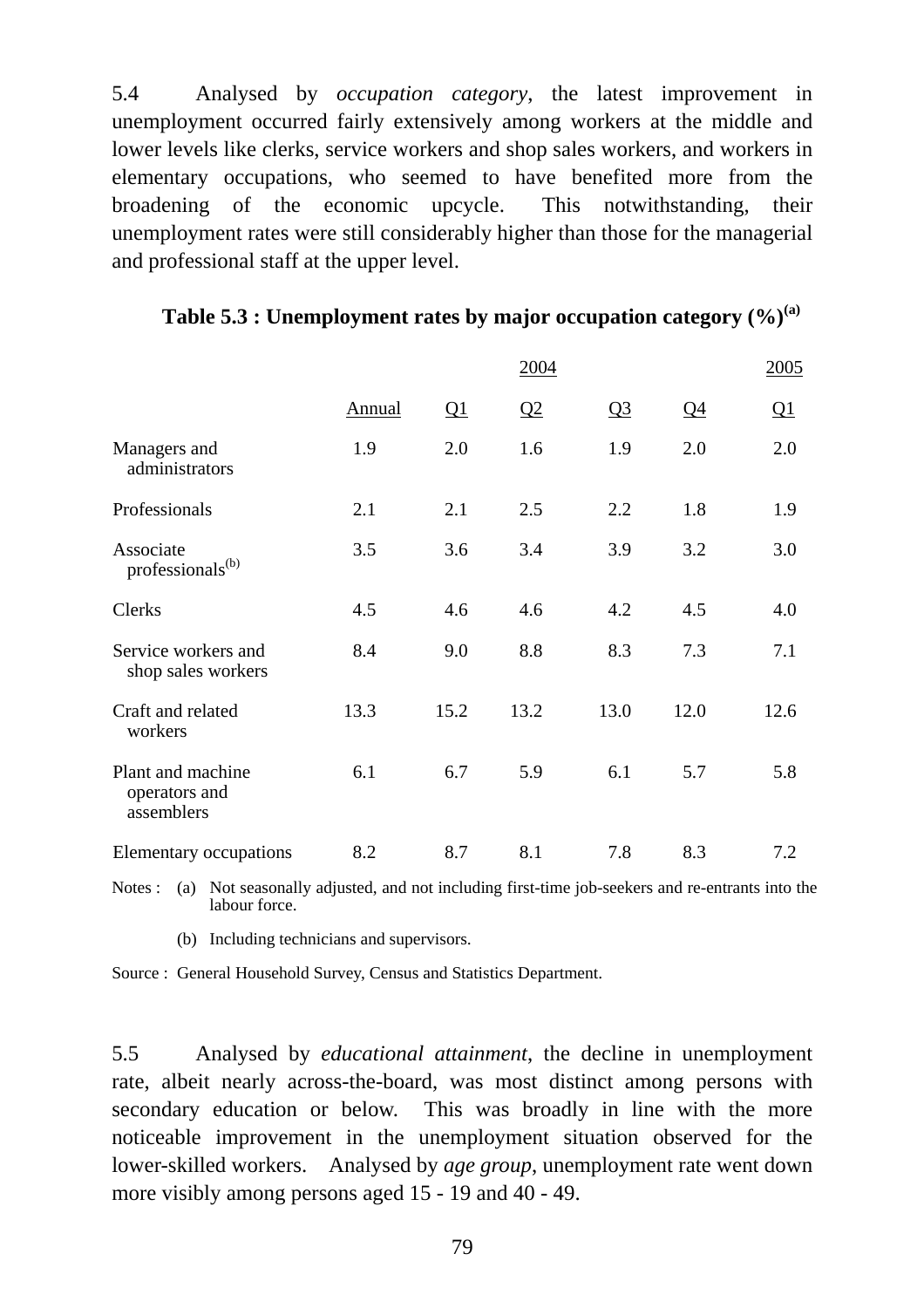5.4 Analysed by *occupation category*, the latest improvement in unemployment occurred fairly extensively among workers at the middle and lower levels like clerks, service workers and shop sales workers, and workers in elementary occupations, who seemed to have benefited more from the broadening of the economic upcycle. This notwithstanding, their unemployment rates were still considerably higher than those for the managerial and professional staff at the upper level.

**Table 5.3 : Unemployment rates by major occupation category (%)[(a)]**

| | 2004 | | | | | 2005 |
|---|---|---|---|---|---|---|
| | Annual | Q1 | Q2 | Q3 | Q4 | Q1 |
| Managers and administrators | 1.9 | 2.0 | 1.6 | 1.9 | 2.0 | 2.0 |
| Professionals | 2.1 | 2.1 | 2.5 | 2.2 | 1.8 | 1.9 |
| Associate professionals[(b)] | 3.5 | 3.6 | 3.4 | 3.9 | 3.2 | 3.0 |
| Clerks | 4.5 | 4.6 | 4.6 | 4.2 | 4.5 | 4.0 |
| Service workers and shop sales workers | 8.4 | 9.0 | 8.8 | 8.3 | 7.3 | 7.1 |
| Craft and related workers | 13.3 | 15.2 | 13.2 | 13.0 | 12.0 | 12.6 |
| Plant and machine operators and assemblers | 6.1 | 6.7 | 5.9 | 6.1 | 5.7 | 5.8 |
| Elementary occupations | 8.2 | 8.7 | 8.1 | 7.8 | 8.3 | 7.2 |

Notes : (a) Not seasonally adjusted, and not including first-time job-seekers and re-entrants into the labour force.

(b) Including technicians and supervisors.

Source : General Household Survey, Census and Statistics Department.

5.5 Analysed by *educational attainment*, the decline in unemployment rate, albeit nearly across-the-board, was most distinct among persons with secondary education or below. This was broadly in line with the more noticeable improvement in the unemployment situation observed for the lower-skilled workers. Analysed by *age group*, unemployment rate went down more visibly among persons aged 15 - 19 and 40 - 49.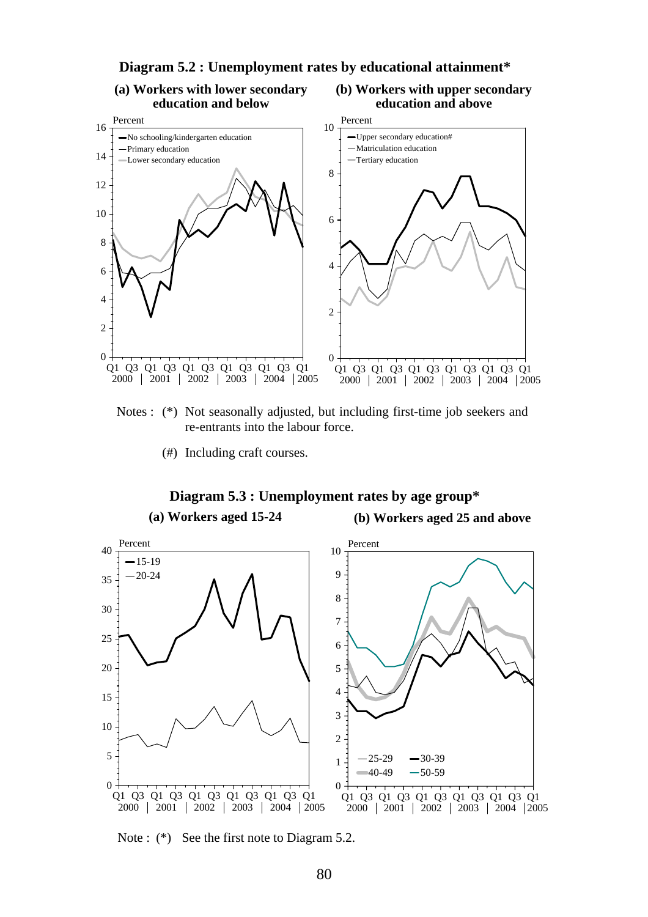**Diagram 5.2 : Unemployment rates by educational attainment***

**(a) Workers with lower secondary education and below**

**(b) Workers with upper secondary education and above**

Notes : (*) Not seasonally adjusted, but including first-time job seekers and re-entrants into the labour force.

(#) Including craft courses.

**Diagram 5.3 : Unemployment rates by age group***

**(a) Workers aged 15-24**

**(b) Workers aged 25 and above**

Note : (*) See the first note to Diagram 5.2.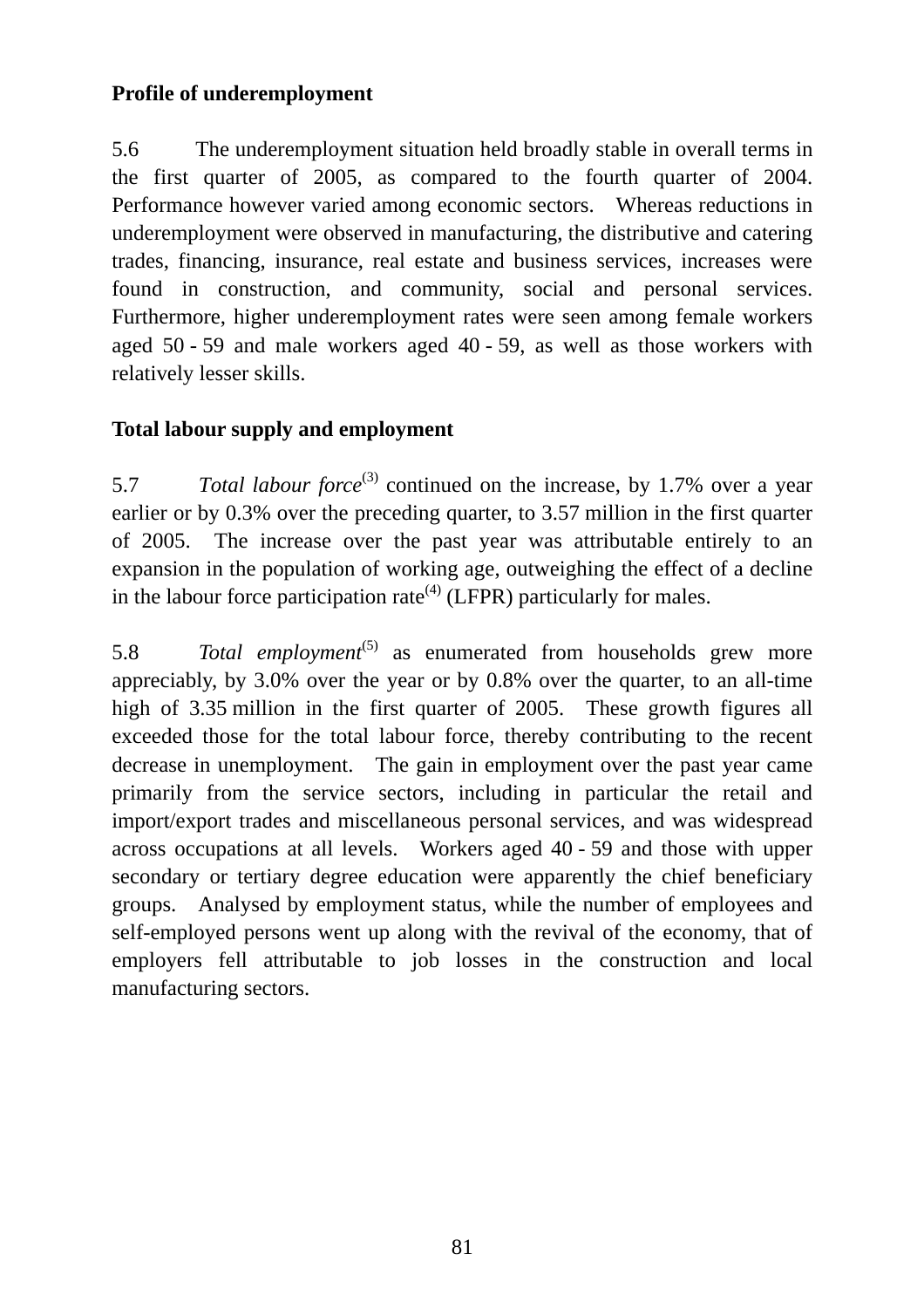**Profile of underemployment**

5.6 The underemployment situation held broadly stable in overall terms in the first quarter of 2005, as compared to the fourth quarter of 2004. Performance however varied among economic sectors. Whereas reductions in underemployment were observed in manufacturing, the distributive and catering trades, financing, insurance, real estate and business services, increases were found in construction, and community, social and personal services. Furthermore, higher underemployment rates were seen among female workers aged 50 - 59 and male workers aged 40 - 59, as well as those workers with relatively lesser skills.

**Total labour supply and employment**

5.7 *Total labour force*[(3)] continued on the increase, by 1.7% over a year earlier or by 0.3% over the preceding quarter, to 3.57 million in the first quarter of 2005. The increase over the past year was attributable entirely to an expansion in the population of working age, outweighing the effect of a decline in the labour force participation rate[(4)] (LFPR) particularly for males.

5.8 *Total employment*[(5)] as enumerated from households grew more appreciably, by 3.0% over the year or by 0.8% over the quarter, to an all-time high of 3.35 million in the first quarter of 2005. These growth figures all exceeded those for the total labour force, thereby contributing to the recent decrease in unemployment. The gain in employment over the past year came primarily from the service sectors, including in particular the retail and import/export trades and miscellaneous personal services, and was widespread across occupations at all levels. Workers aged 40 - 59 and those with upper secondary or tertiary degree education were apparently the chief beneficiary groups. Analysed by employment status, while the number of employees and self-employed persons went up along with the revival of the economy, that of employers fell attributable to job losses in the construction and local manufacturing sectors.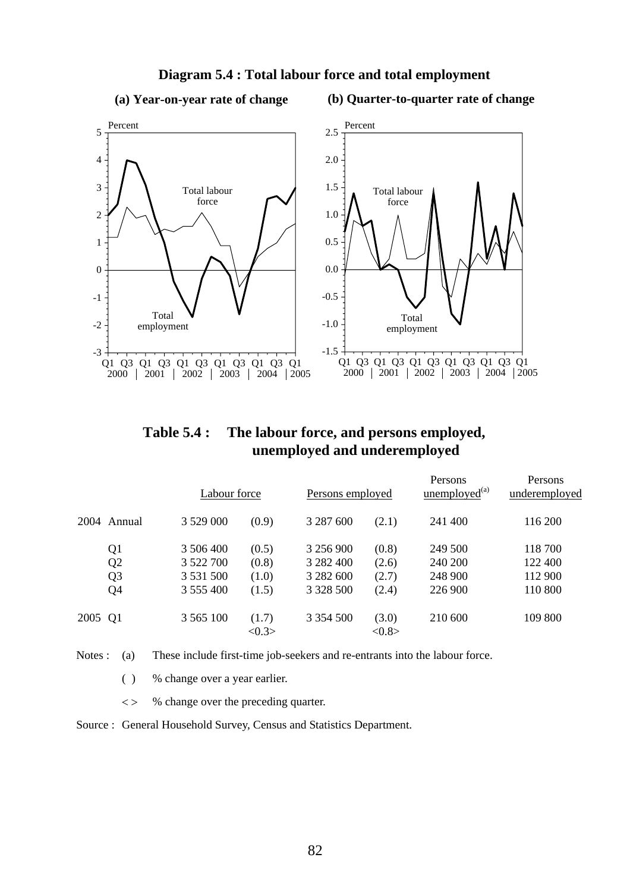**Diagram 5.4 : Total labour force and total employment**

**(a) Year-on-year rate of change**

**(b) Quarter-to-quarter rate of change**

**Table 5.4 : The labour force, and persons employed, unemployed and underemployed**

| | | Labour force | | Persons employed | | Persons unemployed[(a)] | Persons underemployed |
|---|---|---|---|---|---|---|---|
| 2004 | Annual | 3 529 000 | (0.9) | 3 287 600 | (2.1) | 241 400 | 116 200 |
| | Q1 | 3 506 400 | (0.5) | 3 256 900 | (0.8) | 249 500 | 118 700 |
| | Q2 | 3 522 700 | (0.8) | 3 282 400 | (2.6) | 240 200 | 122 400 |
| | Q3 | 3 531 500 | (1.0) | 3 282 600 | (2.7) | 248 900 | 112 900 |
| | Q4 | 3 555 400 | (1.5) | 3 328 500 | (2.4) | 226 900 | 110 800 |
| 2005 | Q1 | 3 565 100 | (1.7) <0.3> | 3 354 500 | (3.0) <0.8> | 210 600 | 109 800 |

Notes : (a) These include first-time job-seekers and re-entrants into the labour force.

( ) % change over a year earlier.

< > % change over the preceding quarter.

Source : General Household Survey, Census and Statistics Department.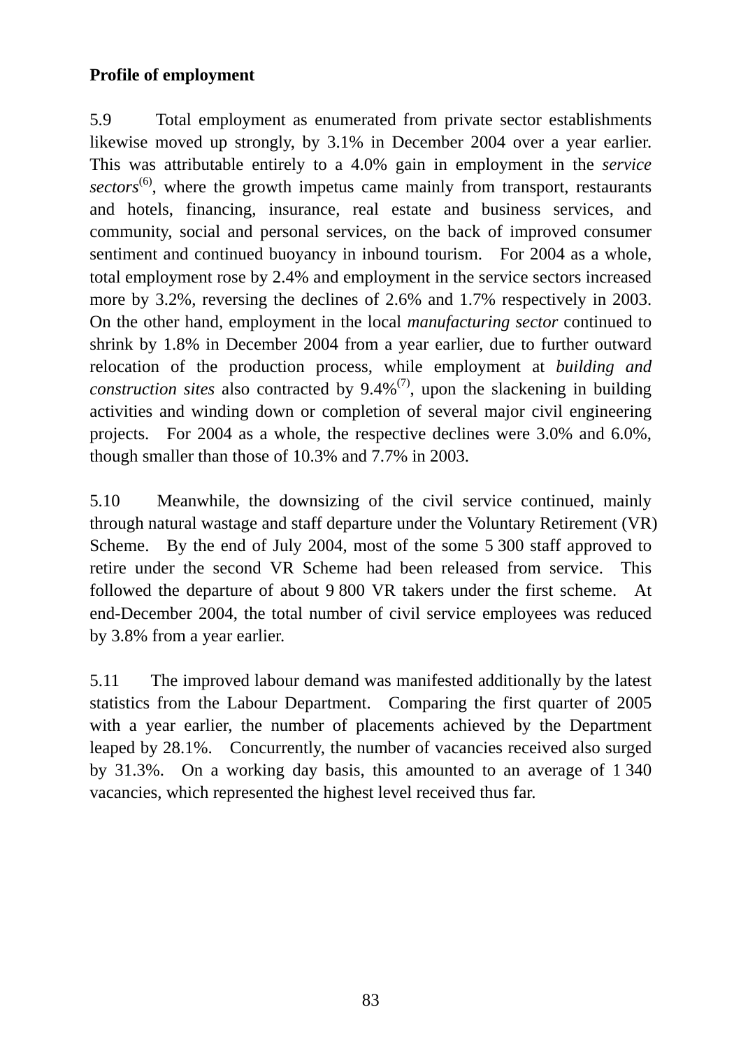**Profile of employment**

5.9 Total employment as enumerated from private sector establishments likewise moved up strongly, by 3.1% in December 2004 over a year earlier. This was attributable entirely to a 4.0% gain in employment in the *service sectors*[6], where the growth impetus came mainly from transport, restaurants and hotels, financing, insurance, real estate and business services, and community, social and personal services, on the back of improved consumer sentiment and continued buoyancy in inbound tourism. For 2004 as a whole, total employment rose by 2.4% and employment in the service sectors increased more by 3.2%, reversing the declines of 2.6% and 1.7% respectively in 2003. On the other hand, employment in the local *manufacturing sector* continued to shrink by 1.8% in December 2004 from a year earlier, due to further outward relocation of the production process, while employment at *building and construction sites* also contracted by 9.4%[7], upon the slackening in building activities and winding down or completion of several major civil engineering projects. For 2004 as a whole, the respective declines were 3.0% and 6.0%, though smaller than those of 10.3% and 7.7% in 2003.

5.10 Meanwhile, the downsizing of the civil service continued, mainly through natural wastage and staff departure under the Voluntary Retirement (VR) Scheme. By the end of July 2004, most of the some 5 300 staff approved to retire under the second VR Scheme had been released from service. This followed the departure of about 9 800 VR takers under the first scheme. At end-December 2004, the total number of civil service employees was reduced by 3.8% from a year earlier.

5.11 The improved labour demand was manifested additionally by the latest statistics from the Labour Department. Comparing the first quarter of 2005 with a year earlier, the number of placements achieved by the Department leaped by 28.1%. Concurrently, the number of vacancies received also surged by 31.3%. On a working day basis, this amounted to an average of 1 340 vacancies, which represented the highest level received thus far.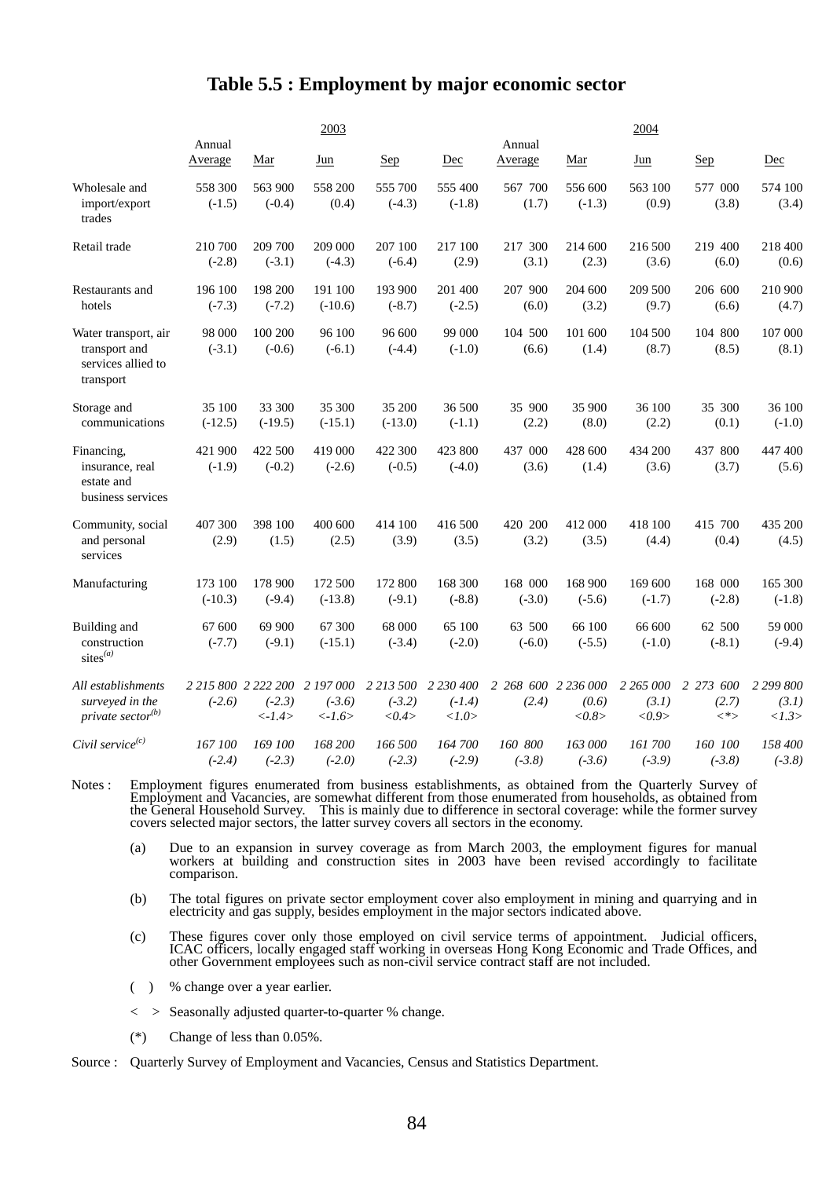# Table 5.5 : Employment by major economic sector

| | 2003 | | | | | 2004 | | | | |
|---|---|---|---|---|---|---|---|---|---|---|
| | Annual Average | Mar | Jun | Sep | Dec | Annual Average | Mar | Jun | Sep | Dec |
| Wholesale and import/export trades | 558 300<br>(-1.5) | 563 900<br>(-0.4) | 558 200<br>(0.4) | 555 700<br>(-4.3) | 555 400<br>(-1.8) | 567 700<br>(1.7) | 556 600<br>(-1.3) | 563 100<br>(0.9) | 577 000<br>(3.8) | 574 100<br>(3.4) |
| Retail trade | 210 700<br>(-2.8) | 209 700<br>(-3.1) | 209 000<br>(-4.3) | 207 100<br>(-6.4) | 217 100<br>(2.9) | 217 300<br>(3.1) | 214 600<br>(2.3) | 216 500<br>(3.6) | 219 400<br>(6.0) | 218 400<br>(0.6) |
| Restaurants and hotels | 196 100<br>(-7.3) | 198 200<br>(-7.2) | 191 100<br>(-10.6) | 193 900<br>(-8.7) | 201 400<br>(-2.5) | 207 900<br>(6.0) | 204 600<br>(3.2) | 209 500<br>(9.7) | 206 600<br>(6.6) | 210 900<br>(4.7) |
| Water transport, air transport and services allied to transport | 98 000<br>(-3.1) | 100 200<br>(-0.6) | 96 100<br>(-6.1) | 96 600<br>(-4.4) | 99 000<br>(-1.0) | 104 500<br>(6.6) | 101 600<br>(1.4) | 104 500<br>(8.7) | 104 800<br>(8.5) | 107 000<br>(8.1) |
| Storage and communications | 35 100<br>(-12.5) | 33 300<br>(-19.5) | 35 300<br>(-15.1) | 35 200<br>(-13.0) | 36 500<br>(-1.1) | 35 900<br>(2.2) | 35 900<br>(8.0) | 36 100<br>(2.2) | 35 300<br>(0.1) | 36 100<br>(-1.0) |
| Financing, insurance, real estate and business services | 421 900<br>(-1.9) | 422 500<br>(-0.2) | 419 000<br>(-2.6) | 422 300<br>(-0.5) | 423 800<br>(-4.0) | 437 000<br>(3.6) | 428 600<br>(1.4) | 434 200<br>(3.6) | 437 800<br>(3.7) | 447 400<br>(5.6) |
| Community, social and personal services | 407 300<br>(2.9) | 398 100<br>(1.5) | 400 600<br>(2.5) | 414 100<br>(3.9) | 416 500<br>(3.5) | 420 200<br>(3.2) | 412 000<br>(3.5) | 418 100<br>(4.4) | 415 700<br>(0.4) | 435 200<br>(4.5) |
| Manufacturing | 173 100<br>(-10.3) | 178 900<br>(-9.4) | 172 500<br>(-13.8) | 172 800<br>(-9.1) | 168 300<br>(-8.8) | 168 000<br>(-3.0) | 168 900<br>(-5.6) | 169 600<br>(-1.7) | 168 000<br>(-2.8) | 165 300<br>(-1.8) |
| Building and construction sites[(a)] | 67 600<br>(-7.7) | 69 900<br>(-9.1) | 67 300<br>(-15.1) | 68 000<br>(-3.4) | 65 100<br>(-2.0) | 63 500<br>(-6.0) | 66 100<br>(-5.5) | 66 600<br>(-1.0) | 62 500<br>(-8.1) | 59 000<br>(-9.4) |
| *All establishments surveyed in the private sector[(b)]* | *2 215 800*<br>*(-2.6)* | *2 222 200*<br>*(-2.3)*<br>*<-1.4>* | *2 197 000*<br>*(-3.6)*<br>*<-1.6>* | *2 213 500*<br>*(-3.2)*<br>*<0.4>* | *2 230 400*<br>*(-1.4)*<br>*<1.0>* | *2 268 600*<br>*(2.4)* | *2 236 000*<br>*(0.6)*<br>*<0.8>* | *2 265 000*<br>*(3.1)*<br>*<0.9>* | *2 273 600*<br>*(2.7)*<br>*<\*>* | *2 299 800*<br>*(3.1)*<br>*<1.3>* |
| *Civil service[(c)]* | *167 100*<br>*(-2.4)* | *169 100*<br>*(-2.3)* | *168 200*<br>*(-2.0)* | *166 500*<br>*(-2.3)* | *164 700*<br>*(-2.9)* | *160 800*<br>*(-3.8)* | *163 000*<br>*(-3.6)* | *161 700*<br>*(-3.9)* | *160 100*<br>*(-3.8)* | *158 400*<br>*(-3.8)* |

Notes : Employment figures enumerated from business establishments, as obtained from the Quarterly Survey of Employment and Vacancies, are somewhat different from those enumerated from households, as obtained from the General Household Survey. This is mainly due to difference in sectoral coverage: while the former survey covers selected major sectors, the latter survey covers all sectors in the economy.

(a) Due to an expansion in survey coverage as from March 2003, the employment figures for manual workers at building and construction sites in 2003 have been revised accordingly to facilitate comparison.

(b) The total figures on private sector employment cover also employment in mining and quarrying and in electricity and gas supply, besides employment in the major sectors indicated above.

(c) These figures cover only those employed on civil service terms of appointment. Judicial officers, ICAC officers, locally engaged staff working in overseas Hong Kong Economic and Trade Offices, and other Government employees such as non-civil service contract staff are not included.

( ) % change over a year earlier.

< > Seasonally adjusted quarter-to-quarter % change.

(*) Change of less than 0.05%.

Source : Quarterly Survey of Employment and Vacancies, Census and Statistics Department.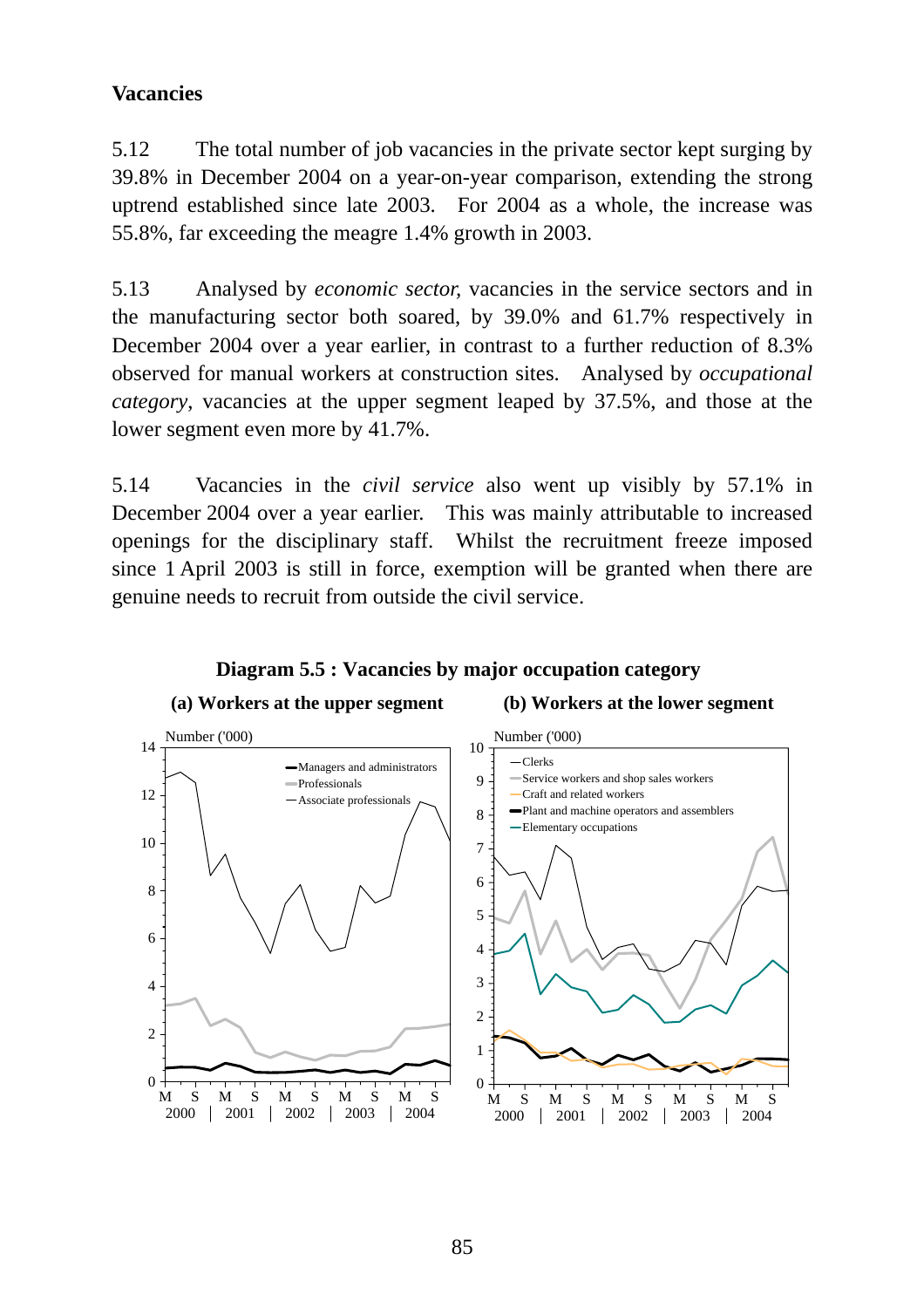### Vacancies

5.12 The total number of job vacancies in the private sector kept surging by 39.8% in December 2004 on a year-on-year comparison, extending the strong uptrend established since late 2003. For 2004 as a whole, the increase was 55.8%, far exceeding the meagre 1.4% growth in 2003.

5.13 Analysed by *economic sector,* vacancies in the service sectors and in the manufacturing sector both soared, by 39.0% and 61.7% respectively in December 2004 over a year earlier, in contrast to a further reduction of 8.3% observed for manual workers at construction sites. Analysed by *occupational category*, vacancies at the upper segment leaped by 37.5%, and those at the lower segment even more by 41.7%.

5.14 Vacancies in the *civil service* also went up visibly by 57.1% in December 2004 over a year earlier. This was mainly attributable to increased openings for the disciplinary staff. Whilst the recruitment freeze imposed since 1 April 2003 is still in force, exemption will be granted when there are genuine needs to recruit from outside the civil service.

**Diagram 5.5 : Vacancies by major occupation category**

**(a) Workers at the upper segment**

Number ('000)

Legend: Managers and administrators; Professionals; Associate professionals

Horizontal axis: M S (2000), M S (2001), M S (2002), M S (2003), M S (2004)

**(b) Workers at the lower segment**

Number ('000)

Legend: Clerks; Service workers and shop sales workers; Craft and related workers; Plant and machine operators and assemblers; Elementary occupations

Horizontal axis: M S (2000), M S (2001), M S (2002), M S (2003), M S (2004)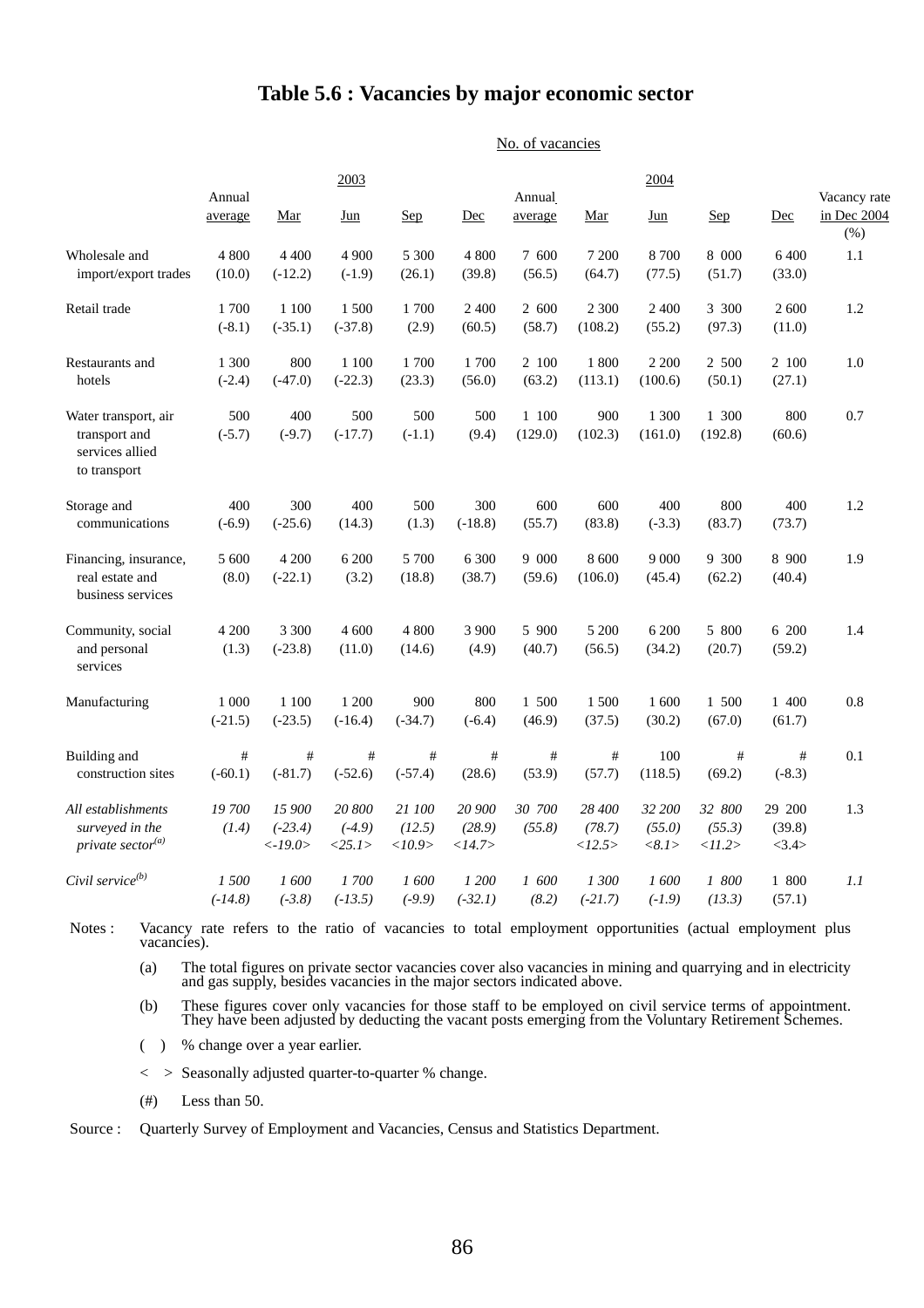# Table 5.6 : Vacancies by major economic sector

No. of vacancies

| | 2003 | | | | | 2004 | | | | | |
|---|---|---|---|---|---|---|---|---|---|---|---|
| | Annual average | Mar | Jun | Sep | Dec | Annual average | Mar | Jun | Sep | Dec | Vacancy rate in Dec 2004 (%) |
| Wholesale and import/export trades | 4 800 (10.0) | 4 400 (-12.2) | 4 900 (-1.9) | 5 300 (26.1) | 4 800 (39.8) | 7 600 (56.5) | 7 200 (64.7) | 8 700 (77.5) | 8 000 (51.7) | 6 400 (33.0) | 1.1 |
| Retail trade | 1 700 (-8.1) | 1 100 (-35.1) | 1 500 (-37.8) | 1 700 (2.9) | 2 400 (60.5) | 2 600 (58.7) | 2 300 (108.2) | 2 400 (55.2) | 3 300 (97.3) | 2 600 (11.0) | 1.2 |
| Restaurants and hotels | 1 300 (-2.4) | 800 (-47.0) | 1 100 (-22.3) | 1 700 (23.3) | 1 700 (56.0) | 2 100 (63.2) | 1 800 (113.1) | 2 200 (100.6) | 2 500 (50.1) | 2 100 (27.1) | 1.0 |
| Water transport, air transport and services allied to transport | 500 (-5.7) | 400 (-9.7) | 500 (-17.7) | 500 (-1.1) | 500 (9.4) | 1 100 (129.0) | 900 (102.3) | 1 300 (161.0) | 1 300 (192.8) | 800 (60.6) | 0.7 |
| Storage and communications | 400 (-6.9) | 300 (-25.6) | 400 (14.3) | 500 (1.3) | 300 (-18.8) | 600 (55.7) | 600 (83.8) | 400 (-3.3) | 800 (83.7) | 400 (73.7) | 1.2 |
| Financing, insurance, real estate and business services | 5 600 (8.0) | 4 200 (-22.1) | 6 200 (3.2) | 5 700 (18.8) | 6 300 (38.7) | 9 000 (59.6) | 8 600 (106.0) | 9 000 (45.4) | 9 300 (62.2) | 8 900 (40.4) | 1.9 |
| Community, social and personal services | 4 200 (1.3) | 3 300 (-23.8) | 4 600 (11.0) | 4 800 (14.6) | 3 900 (4.9) | 5 900 (40.7) | 5 200 (56.5) | 6 200 (34.2) | 5 800 (20.7) | 6 200 (59.2) | 1.4 |
| Manufacturing | 1 000 (-21.5) | 1 100 (-23.5) | 1 200 (-16.4) | 900 (-34.7) | 800 (-6.4) | 1 500 (46.9) | 1 500 (37.5) | 1 600 (30.2) | 1 500 (67.0) | 1 400 (61.7) | 0.8 |
| Building and construction sites | # (-60.1) | # (-81.7) | # (-52.6) | # (-57.4) | # (28.6) | # (53.9) | # (57.7) | 100 (118.5) | # (69.2) | # (-8.3) | 0.1 |
| *All establishments surveyed in the private sector[(a)]* | *19 700 (1.4)* | *15 900 (-23.4) <-19.0>* | *20 800 (-4.9) <25.1>* | *21 100 (12.5) <10.9>* | *20 900 (28.9) <14.7>* | *30 700 (55.8)* | *28 400 (78.7) <12.5>* | *32 200 (55.0) <8.1>* | *32 800 (55.3) <11.2>* | 29 200 (39.8) <3.4> | 1.3 |
| *Civil service[(b)]* | *1 500 (-14.8)* | *1 600 (-3.8)* | *1 700 (-13.5)* | *1 600 (-9.9)* | *1 200 (-32.1)* | *1 600 (8.2)* | *1 300 (-21.7)* | *1 600 (-1.9)* | *1 800 (13.3)* | 1 800 (57.1) | *1.1* |

Notes : Vacancy rate refers to the ratio of vacancies to total employment opportunities (actual employment plus vacancies).

(a) The total figures on private sector vacancies cover also vacancies in mining and quarrying and in electricity and gas supply, besides vacancies in the major sectors indicated above.

(b) These figures cover only vacancies for those staff to be employed on civil service terms of appointment. They have been adjusted by deducting the vacant posts emerging from the Voluntary Retirement Schemes.

( ) % change over a year earlier.

< > Seasonally adjusted quarter-to-quarter % change.

(#) Less than 50.

Source : Quarterly Survey of Employment and Vacancies, Census and Statistics Department.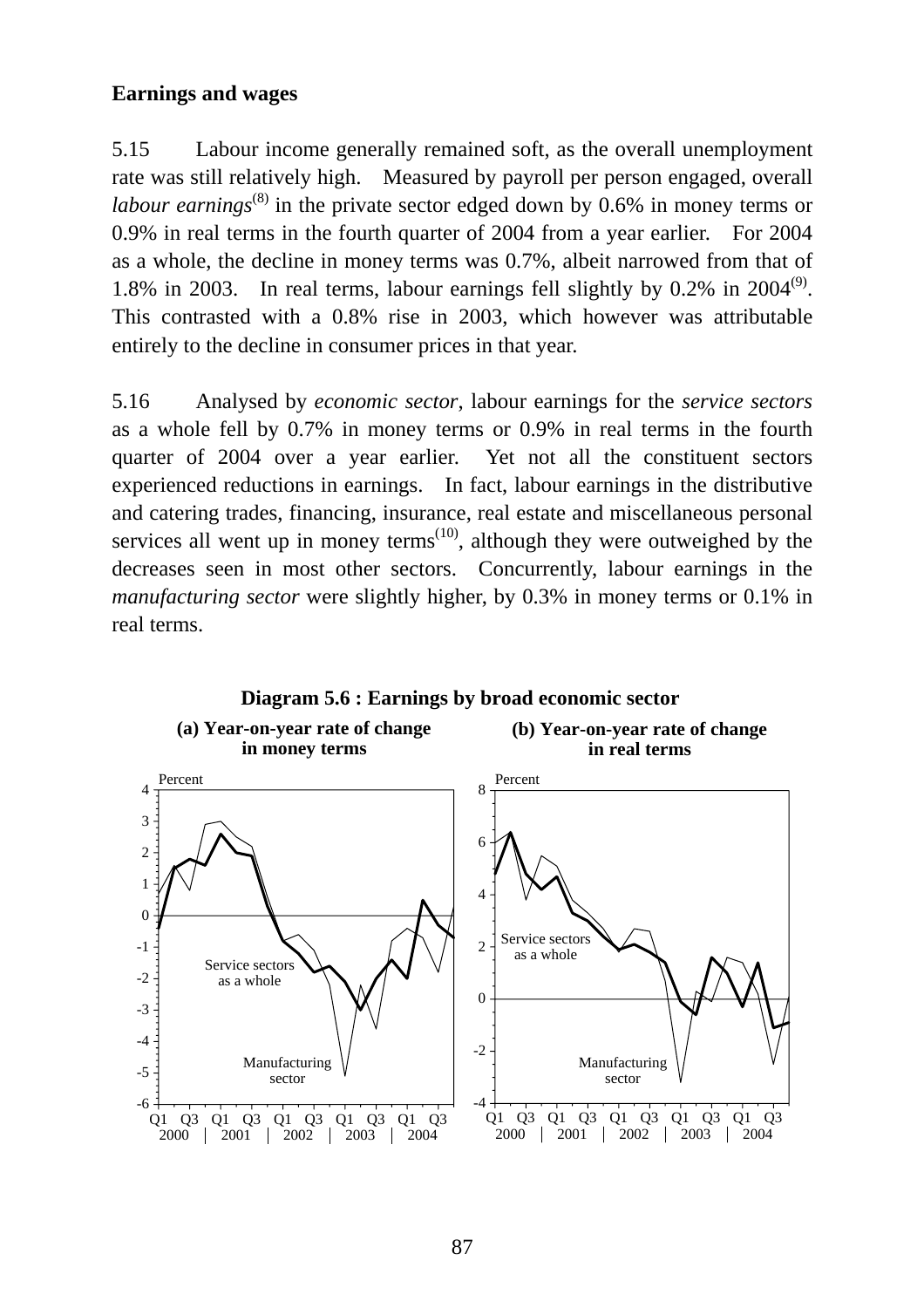**Earnings and wages**

5.15 Labour income generally remained soft, as the overall unemployment rate was still relatively high. Measured by payroll per person engaged, overall *labour earnings*[8] in the private sector edged down by 0.6% in money terms or 0.9% in real terms in the fourth quarter of 2004 from a year earlier. For 2004 as a whole, the decline in money terms was 0.7%, albeit narrowed from that of 1.8% in 2003. In real terms, labour earnings fell slightly by 0.2% in 2004[9]. This contrasted with a 0.8% rise in 2003, which however was attributable entirely to the decline in consumer prices in that year.

5.16 Analysed by *economic sector*, labour earnings for the *service sectors* as a whole fell by 0.7% in money terms or 0.9% in real terms in the fourth quarter of 2004 over a year earlier. Yet not all the constituent sectors experienced reductions in earnings. In fact, labour earnings in the distributive and catering trades, financing, insurance, real estate and miscellaneous personal services all went up in money terms[10], although they were outweighed by the decreases seen in most other sectors. Concurrently, labour earnings in the *manufacturing sector* were slightly higher, by 0.3% in money terms or 0.1% in real terms.

**Diagram 5.6 : Earnings by broad economic sector**

**(a) Year-on-year rate of change in money terms**

**(b) Year-on-year rate of change in real terms**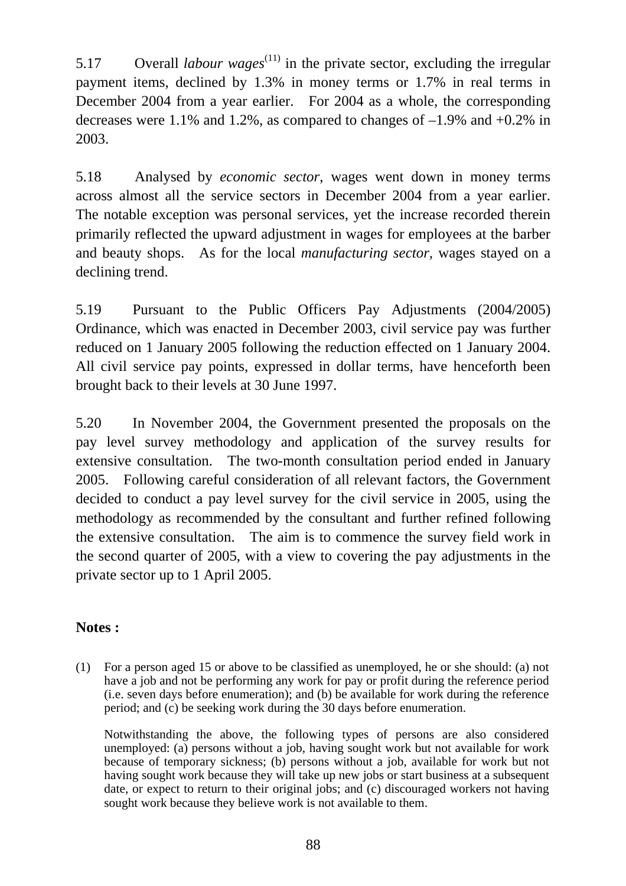5.17 Overall *labour wages*[11] in the private sector, excluding the irregular payment items, declined by 1.3% in money terms or 1.7% in real terms in December 2004 from a year earlier. For 2004 as a whole, the corresponding decreases were 1.1% and 1.2%, as compared to changes of –1.9% and +0.2% in 2003.

5.18 Analysed by *economic sector*, wages went down in money terms across almost all the service sectors in December 2004 from a year earlier. The notable exception was personal services, yet the increase recorded therein primarily reflected the upward adjustment in wages for employees at the barber and beauty shops. As for the local *manufacturing sector*, wages stayed on a declining trend.

5.19 Pursuant to the Public Officers Pay Adjustments (2004/2005) Ordinance, which was enacted in December 2003, civil service pay was further reduced on 1 January 2005 following the reduction effected on 1 January 2004. All civil service pay points, expressed in dollar terms, have henceforth been brought back to their levels at 30 June 1997.

5.20 In November 2004, the Government presented the proposals on the pay level survey methodology and application of the survey results for extensive consultation. The two-month consultation period ended in January 2005. Following careful consideration of all relevant factors, the Government decided to conduct a pay level survey for the civil service in 2005, using the methodology as recommended by the consultant and further refined following the extensive consultation. The aim is to commence the survey field work in the second quarter of 2005, with a view to covering the pay adjustments in the private sector up to 1 April 2005.

**Notes :**

(1) For a person aged 15 or above to be classified as unemployed, he or she should: (a) not have a job and not be performing any work for pay or profit during the reference period (i.e. seven days before enumeration); and (b) be available for work during the reference period; and (c) be seeking work during the 30 days before enumeration.

Notwithstanding the above, the following types of persons are also considered unemployed: (a) persons without a job, having sought work but not available for work because of temporary sickness; (b) persons without a job, available for work but not having sought work because they will take up new jobs or start business at a subsequent date, or expect to return to their original jobs; and (c) discouraged workers not having sought work because they believe work is not available to them.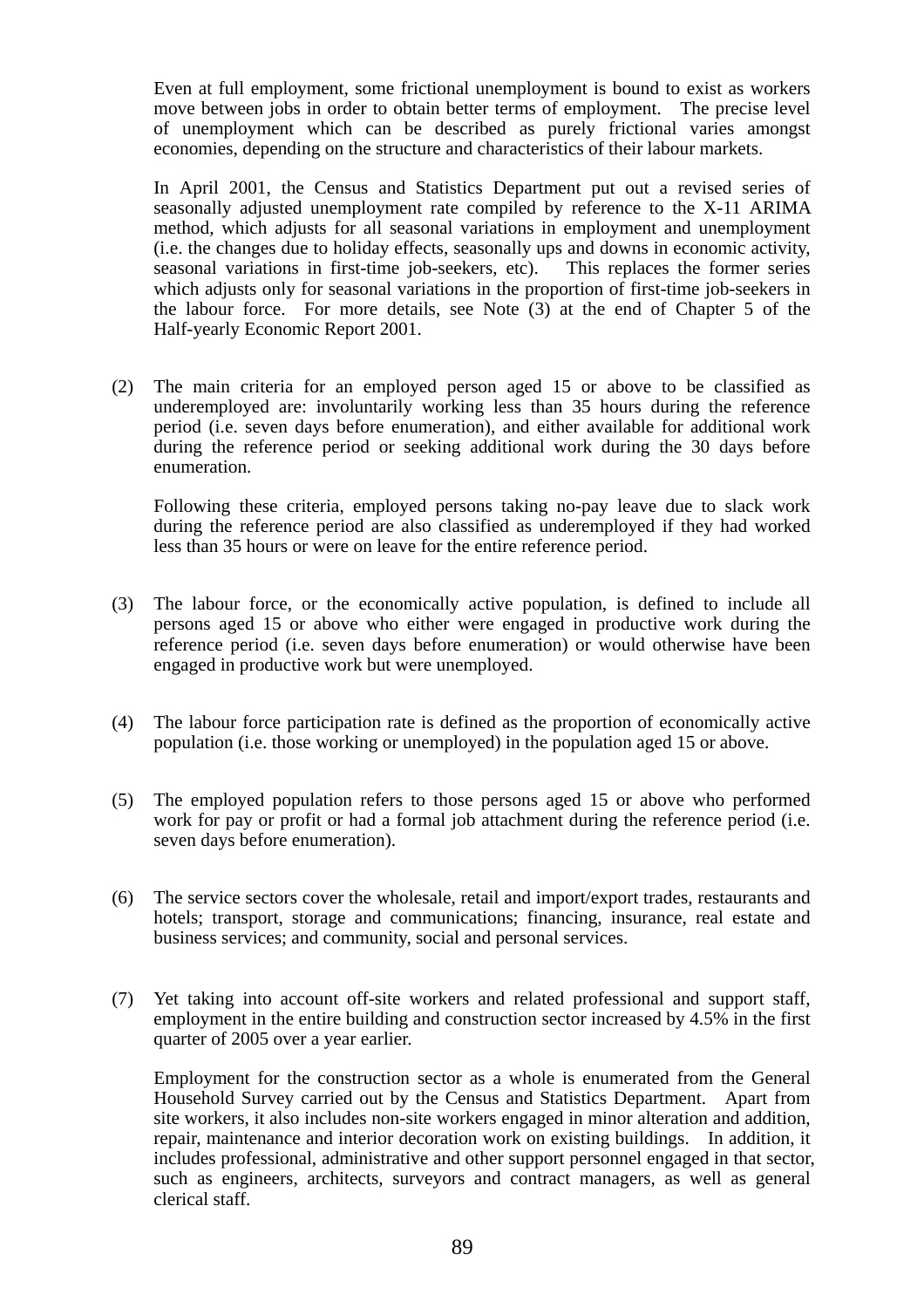Even at full employment, some frictional unemployment is bound to exist as workers move between jobs in order to obtain better terms of employment. The precise level of unemployment which can be described as purely frictional varies amongst economies, depending on the structure and characteristics of their labour markets.

In April 2001, the Census and Statistics Department put out a revised series of seasonally adjusted unemployment rate compiled by reference to the X-11 ARIMA method, which adjusts for all seasonal variations in employment and unemployment (i.e. the changes due to holiday effects, seasonally ups and downs in economic activity, seasonal variations in first-time job-seekers, etc). This replaces the former series which adjusts only for seasonal variations in the proportion of first-time job-seekers in the labour force. For more details, see Note (3) at the end of Chapter 5 of the Half-yearly Economic Report 2001.

(2) The main criteria for an employed person aged 15 or above to be classified as underemployed are: involuntarily working less than 35 hours during the reference period (i.e. seven days before enumeration), and either available for additional work during the reference period or seeking additional work during the 30 days before enumeration.

Following these criteria, employed persons taking no-pay leave due to slack work during the reference period are also classified as underemployed if they had worked less than 35 hours or were on leave for the entire reference period.

(3) The labour force, or the economically active population, is defined to include all persons aged 15 or above who either were engaged in productive work during the reference period (i.e. seven days before enumeration) or would otherwise have been engaged in productive work but were unemployed.

(4) The labour force participation rate is defined as the proportion of economically active population (i.e. those working or unemployed) in the population aged 15 or above.

(5) The employed population refers to those persons aged 15 or above who performed work for pay or profit or had a formal job attachment during the reference period (i.e. seven days before enumeration).

(6) The service sectors cover the wholesale, retail and import/export trades, restaurants and hotels; transport, storage and communications; financing, insurance, real estate and business services; and community, social and personal services.

(7) Yet taking into account off-site workers and related professional and support staff, employment in the entire building and construction sector increased by 4.5% in the first quarter of 2005 over a year earlier.

Employment for the construction sector as a whole is enumerated from the General Household Survey carried out by the Census and Statistics Department. Apart from site workers, it also includes non-site workers engaged in minor alteration and addition, repair, maintenance and interior decoration work on existing buildings. In addition, it includes professional, administrative and other support personnel engaged in that sector, such as engineers, architects, surveyors and contract managers, as well as general clerical staff.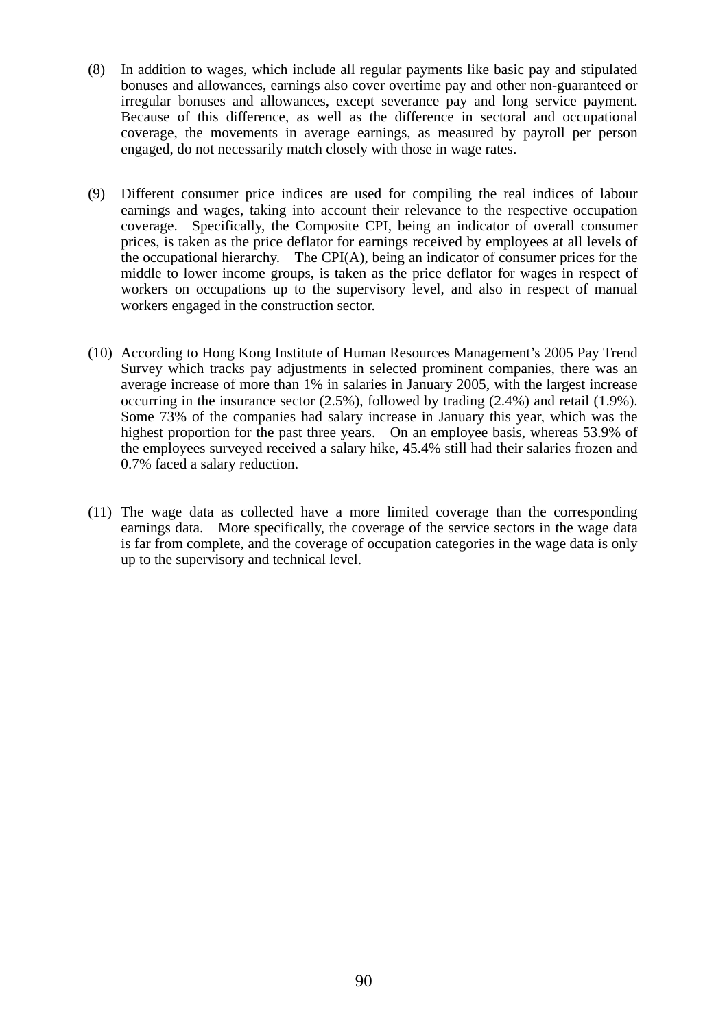(8) In addition to wages, which include all regular payments like basic pay and stipulated bonuses and allowances, earnings also cover overtime pay and other non-guaranteed or irregular bonuses and allowances, except severance pay and long service payment. Because of this difference, as well as the difference in sectoral and occupational coverage, the movements in average earnings, as measured by payroll per person engaged, do not necessarily match closely with those in wage rates.

(9) Different consumer price indices are used for compiling the real indices of labour earnings and wages, taking into account their relevance to the respective occupation coverage. Specifically, the Composite CPI, being an indicator of overall consumer prices, is taken as the price deflator for earnings received by employees at all levels of the occupational hierarchy. The CPI(A), being an indicator of consumer prices for the middle to lower income groups, is taken as the price deflator for wages in respect of workers on occupations up to the supervisory level, and also in respect of manual workers engaged in the construction sector.

(10) According to Hong Kong Institute of Human Resources Management's 2005 Pay Trend Survey which tracks pay adjustments in selected prominent companies, there was an average increase of more than 1% in salaries in January 2005, with the largest increase occurring in the insurance sector (2.5%), followed by trading (2.4%) and retail (1.9%). Some 73% of the companies had salary increase in January this year, which was the highest proportion for the past three years. On an employee basis, whereas 53.9% of the employees surveyed received a salary hike, 45.4% still had their salaries frozen and 0.7% faced a salary reduction.

(11) The wage data as collected have a more limited coverage than the corresponding earnings data. More specifically, the coverage of the service sectors in the wage data is far from complete, and the coverage of occupation categories in the wage data is only up to the supervisory and technical level.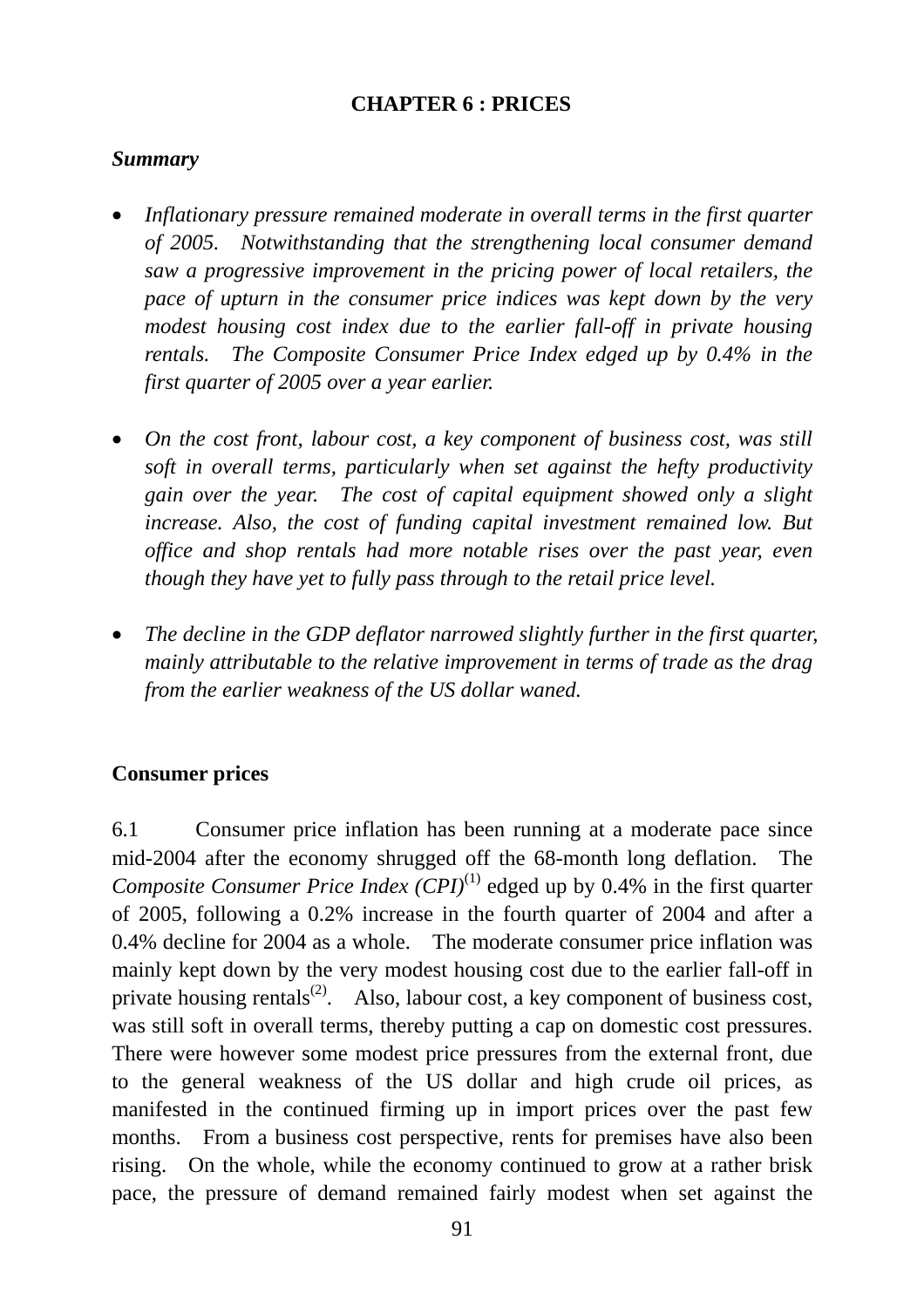# CHAPTER 6 : PRICES

***Summary***

- *Inflationary pressure remained moderate in overall terms in the first quarter of 2005. Notwithstanding that the strengthening local consumer demand saw a progressive improvement in the pricing power of local retailers, the pace of upturn in the consumer price indices was kept down by the very modest housing cost index due to the earlier fall-off in private housing rentals. The Composite Consumer Price Index edged up by 0.4% in the first quarter of 2005 over a year earlier.*

- *On the cost front, labour cost, a key component of business cost, was still soft in overall terms, particularly when set against the hefty productivity gain over the year. The cost of capital equipment showed only a slight increase. Also, the cost of funding capital investment remained low. But office and shop rentals had more notable rises over the past year, even though they have yet to fully pass through to the retail price level.*

- *The decline in the GDP deflator narrowed slightly further in the first quarter, mainly attributable to the relative improvement in terms of trade as the drag from the earlier weakness of the US dollar waned.*

**Consumer prices**

6.1 Consumer price inflation has been running at a moderate pace since mid-2004 after the economy shrugged off the 68-month long deflation. The *Composite Consumer Price Index (CPI)*(1) edged up by 0.4% in the first quarter of 2005, following a 0.2% increase in the fourth quarter of 2004 and after a 0.4% decline for 2004 as a whole. The moderate consumer price inflation was mainly kept down by the very modest housing cost due to the earlier fall-off in private housing rentals(2). Also, labour cost, a key component of business cost, was still soft in overall terms, thereby putting a cap on domestic cost pressures. There were however some modest price pressures from the external front, due to the general weakness of the US dollar and high crude oil prices, as manifested in the continued firming up in import prices over the past few months. From a business cost perspective, rents for premises have also been rising. On the whole, while the economy continued to grow at a rather brisk pace, the pressure of demand remained fairly modest when set against the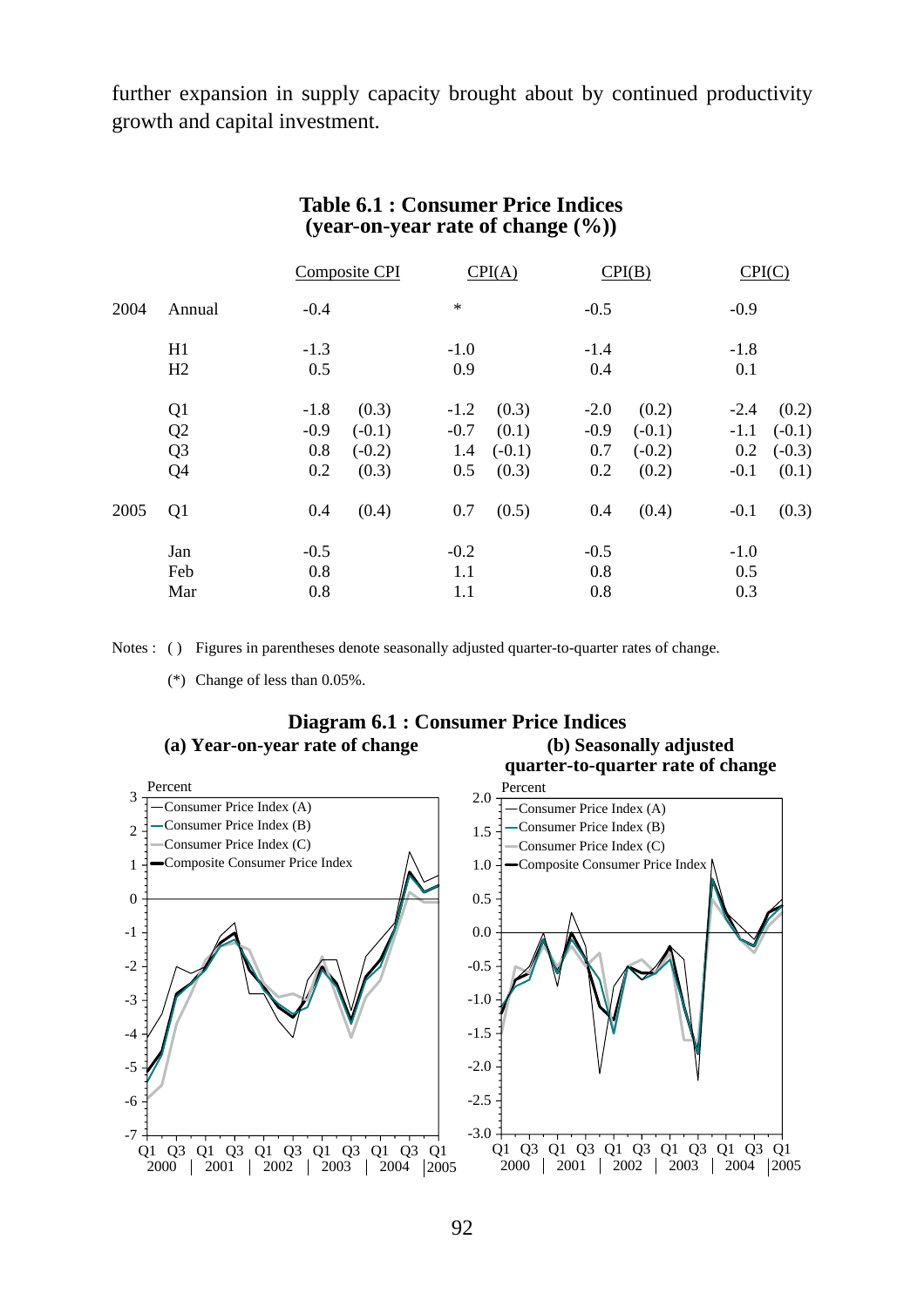further expansion in supply capacity brought about by continued productivity growth and capital investment.

### Table 6.1 : Consumer Price Indices (year-on-year rate of change (%))

| | | Composite CPI | | CPI(A) | | CPI(B) | | CPI(C) | |
|---|---|---|---|---|---|---|---|---|---|
| 2004 | Annual | -0.4 | | * | | -0.5 | | -0.9 | |
| | H1 | -1.3 | | -1.0 | | -1.4 | | -1.8 | |
| | H2 | 0.5 | | 0.9 | | 0.4 | | 0.1 | |
| | Q1 | -1.8 | (0.3) | -1.2 | (0.3) | -2.0 | (0.2) | -2.4 | (0.2) |
| | Q2 | -0.9 | (-0.1) | -0.7 | (0.1) | -0.9 | (-0.1) | -1.1 | (-0.1) |
| | Q3 | 0.8 | (-0.2) | 1.4 | (-0.1) | 0.7 | (-0.2) | 0.2 | (-0.3) |
| | Q4 | 0.2 | (0.3) | 0.5 | (0.3) | 0.2 | (0.2) | -0.1 | (0.1) |
| 2005 | Q1 | 0.4 | (0.4) | 0.7 | (0.5) | 0.4 | (0.4) | -0.1 | (0.3) |
| | Jan | -0.5 | | -0.2 | | -0.5 | | -1.0 | |
| | Feb | 0.8 | | 1.1 | | 0.8 | | 0.5 | |
| | Mar | 0.8 | | 1.1 | | 0.8 | | 0.3 | |

Notes : ( ) Figures in parentheses denote seasonally adjusted quarter-to-quarter rates of change.

(*) Change of less than 0.05%.

### Diagram 6.1 : Consumer Price Indices

**(a) Year-on-year rate of change**

**(b) Seasonally adjusted quarter-to-quarter rate of change**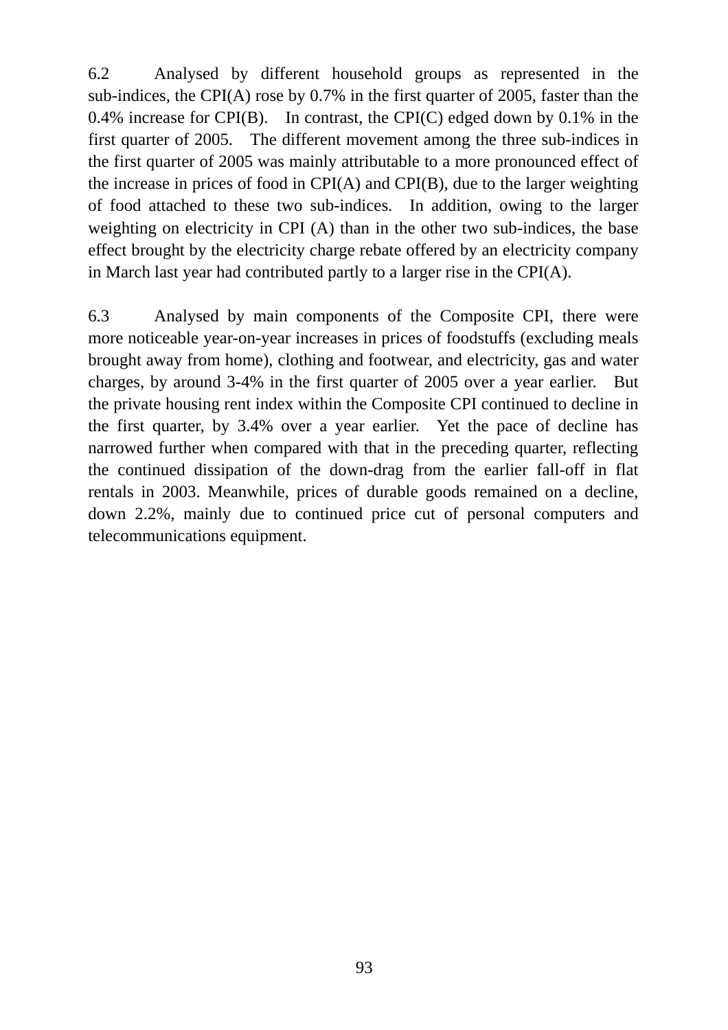6.2 Analysed by different household groups as represented in the sub-indices, the CPI(A) rose by 0.7% in the first quarter of 2005, faster than the 0.4% increase for CPI(B). In contrast, the CPI(C) edged down by 0.1% in the first quarter of 2005. The different movement among the three sub-indices in the first quarter of 2005 was mainly attributable to a more pronounced effect of the increase in prices of food in CPI(A) and CPI(B), due to the larger weighting of food attached to these two sub-indices. In addition, owing to the larger weighting on electricity in CPI (A) than in the other two sub-indices, the base effect brought by the electricity charge rebate offered by an electricity company in March last year had contributed partly to a larger rise in the CPI(A).

6.3 Analysed by main components of the Composite CPI, there were more noticeable year-on-year increases in prices of foodstuffs (excluding meals brought away from home), clothing and footwear, and electricity, gas and water charges, by around 3-4% in the first quarter of 2005 over a year earlier. But the private housing rent index within the Composite CPI continued to decline in the first quarter, by 3.4% over a year earlier. Yet the pace of decline has narrowed further when compared with that in the preceding quarter, reflecting the continued dissipation of the down-drag from the earlier fall-off in flat rentals in 2003. Meanwhile, prices of durable goods remained on a decline, down 2.2%, mainly due to continued price cut of personal computers and telecommunications equipment.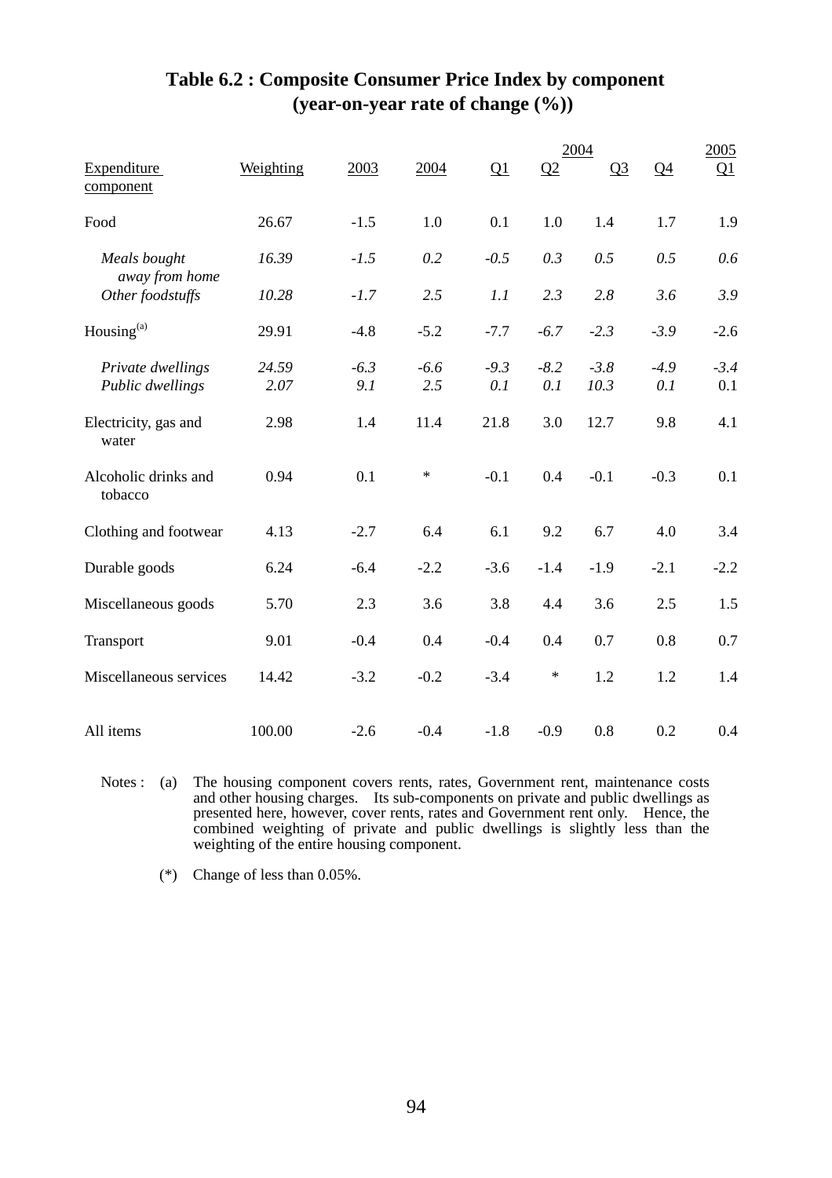## Table 6.2 : Composite Consumer Price Index by component (year-on-year rate of change (%))

| Expenditure component | Weighting | 2003 | 2004 | 2004 Q1 | Q2 | Q3 | Q4 | 2005 Q1 |
|---|---|---|---|---|---|---|---|---|
| Food | 26.67 | -1.5 | 1.0 | 0.1 | 1.0 | 1.4 | 1.7 | 1.9 |
| *Meals bought away from home* | *16.39* | *-1.5* | *0.2* | *-0.5* | *0.3* | *0.5* | *0.5* | *0.6* |
| *Other foodstuffs* | *10.28* | *-1.7* | *2.5* | *1.1* | *2.3* | *2.8* | *3.6* | *3.9* |
| Housing[(a)] | 29.91 | -4.8 | -5.2 | -7.7 | -6.7 | -2.3 | -3.9 | -2.6 |
| *Private dwellings* | *24.59* | *-6.3* | *-6.6* | *-9.3* | *-8.2* | *-3.8* | *-4.9* | *-3.4* |
| *Public dwellings* | *2.07* | *9.1* | *2.5* | *0.1* | *0.1* | *10.3* | *0.1* | 0.1 |
| Electricity, gas and water | 2.98 | 1.4 | 11.4 | 21.8 | 3.0 | 12.7 | 9.8 | 4.1 |
| Alcoholic drinks and tobacco | 0.94 | 0.1 | * | -0.1 | 0.4 | -0.1 | -0.3 | 0.1 |
| Clothing and footwear | 4.13 | -2.7 | 6.4 | 6.1 | 9.2 | 6.7 | 4.0 | 3.4 |
| Durable goods | 6.24 | -6.4 | -2.2 | -3.6 | -1.4 | -1.9 | -2.1 | -2.2 |
| Miscellaneous goods | 5.70 | 2.3 | 3.6 | 3.8 | 4.4 | 3.6 | 2.5 | 1.5 |
| Transport | 9.01 | -0.4 | 0.4 | -0.4 | 0.4 | 0.7 | 0.8 | 0.7 |
| Miscellaneous services | 14.42 | -3.2 | -0.2 | -3.4 | * | 1.2 | 1.2 | 1.4 |
| All items | 100.00 | -2.6 | -0.4 | -1.8 | -0.9 | 0.8 | 0.2 | 0.4 |

Notes : (a) The housing component covers rents, rates, Government rent, maintenance costs and other housing charges. Its sub-components on private and public dwellings as presented here, however, cover rents, rates and Government rent only. Hence, the combined weighting of private and public dwellings is slightly less than the weighting of the entire housing component.

(*) Change of less than 0.05%.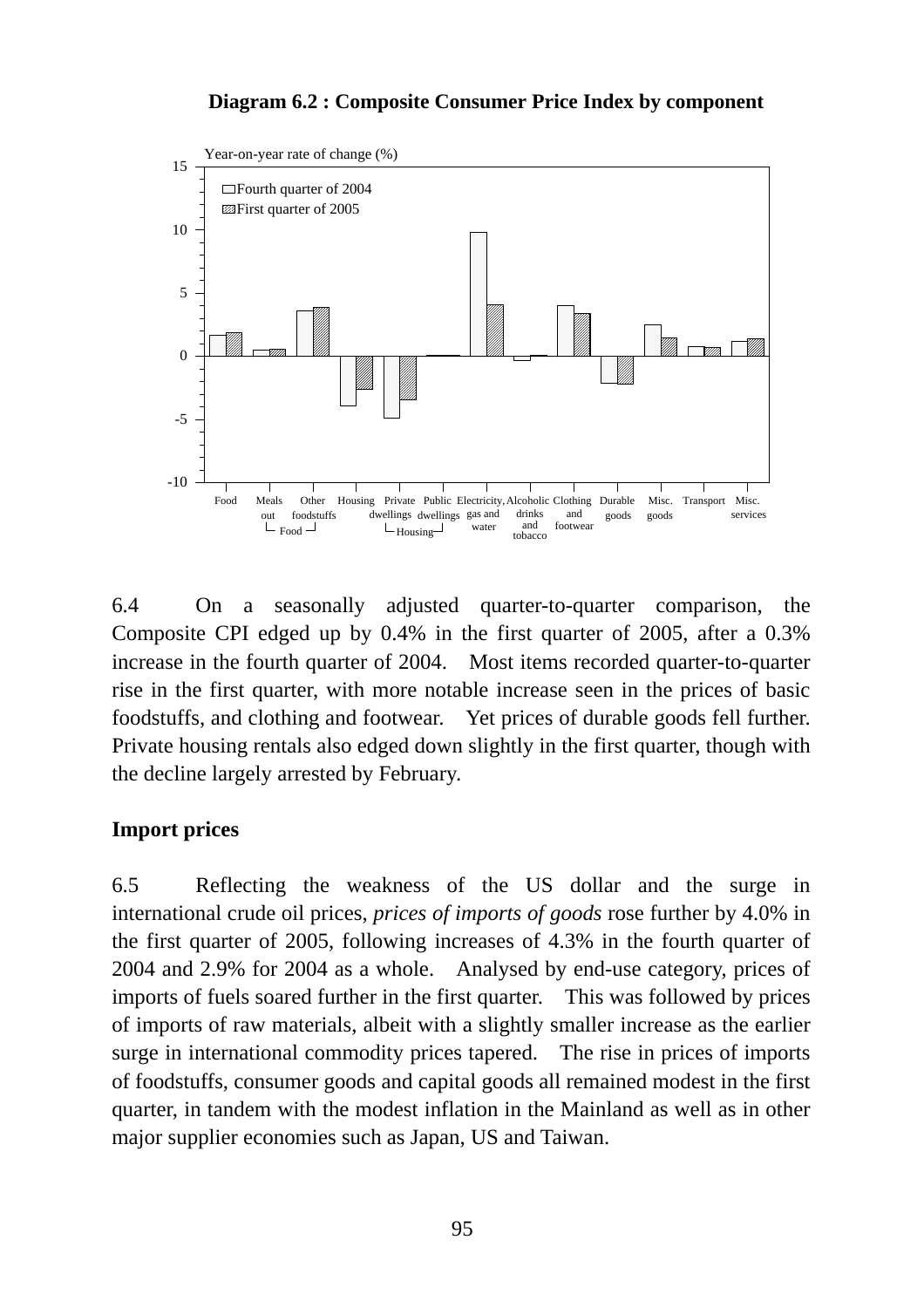**Diagram 6.2 : Composite Consumer Price Index by component**

6.4 On a seasonally adjusted quarter-to-quarter comparison, the Composite CPI edged up by 0.4% in the first quarter of 2005, after a 0.3% increase in the fourth quarter of 2004. Most items recorded quarter-to-quarter rise in the first quarter, with more notable increase seen in the prices of basic foodstuffs, and clothing and footwear. Yet prices of durable goods fell further. Private housing rentals also edged down slightly in the first quarter, though with the decline largely arrested by February.

**Import prices**

6.5 Reflecting the weakness of the US dollar and the surge in international crude oil prices, *prices of imports of goods* rose further by 4.0% in the first quarter of 2005, following increases of 4.3% in the fourth quarter of 2004 and 2.9% for 2004 as a whole. Analysed by end-use category, prices of imports of fuels soared further in the first quarter. This was followed by prices of imports of raw materials, albeit with a slightly smaller increase as the earlier surge in international commodity prices tapered. The rise in prices of imports of foodstuffs, consumer goods and capital goods all remained modest in the first quarter, in tandem with the modest inflation in the Mainland as well as in other major supplier economies such as Japan, US and Taiwan.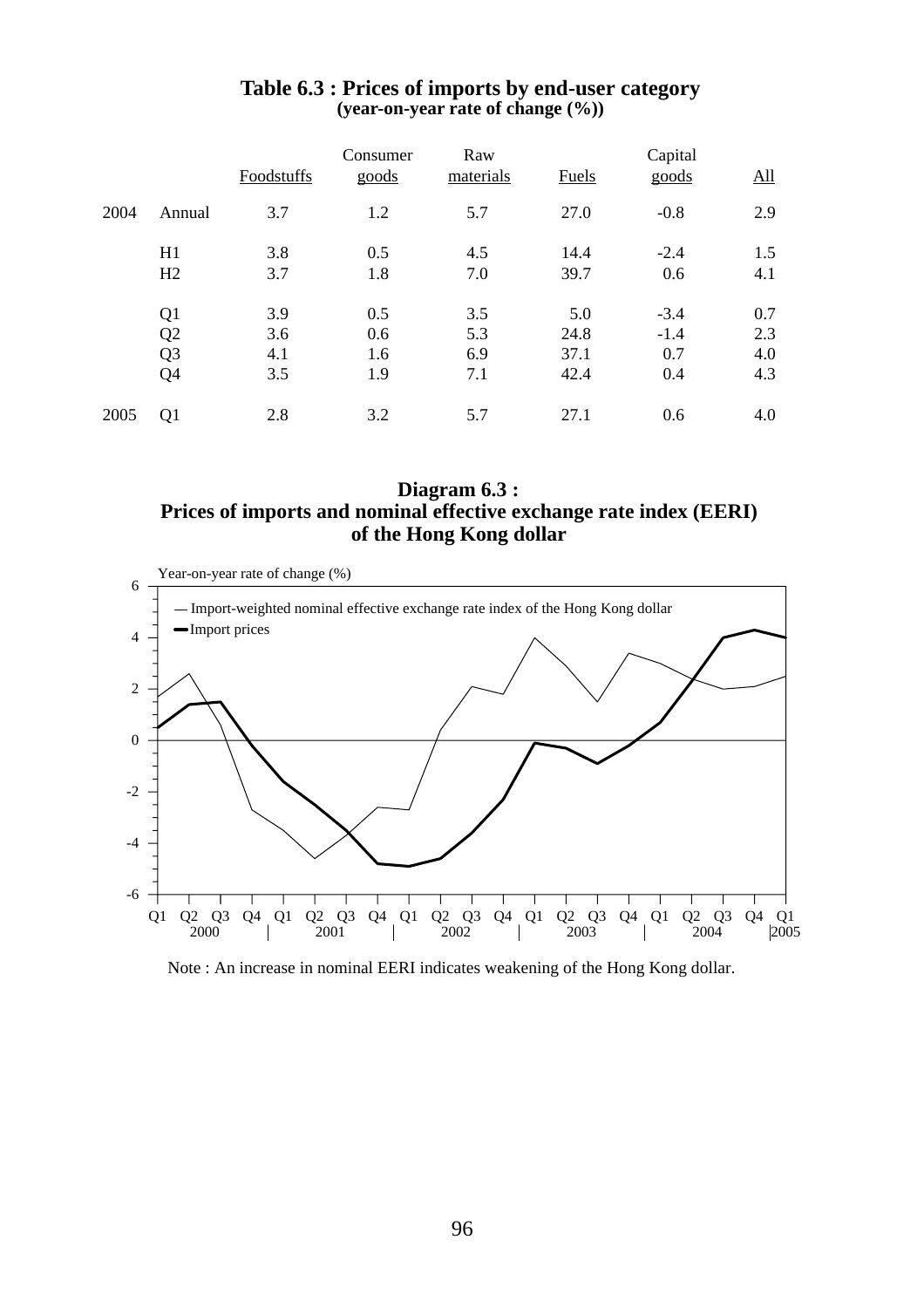### Table 6.3 : Prices of imports by end-user category
**(year-on-year rate of change (%))**

| | | Foodstuffs | Consumer goods | Raw materials | Fuels | Capital goods | All |
|---|---|---|---|---|---|---|---|
| 2004 | Annual | 3.7 | 1.2 | 5.7 | 27.0 | -0.8 | 2.9 |
| | H1 | 3.8 | 0.5 | 4.5 | 14.4 | -2.4 | 1.5 |
| | H2 | 3.7 | 1.8 | 7.0 | 39.7 | 0.6 | 4.1 |
| | Q1 | 3.9 | 0.5 | 3.5 | 5.0 | -3.4 | 0.7 |
| | Q2 | 3.6 | 0.6 | 5.3 | 24.8 | -1.4 | 2.3 |
| | Q3 | 4.1 | 1.6 | 6.9 | 37.1 | 0.7 | 4.0 |
| | Q4 | 3.5 | 1.9 | 7.1 | 42.4 | 0.4 | 4.3 |
| 2005 | Q1 | 2.8 | 3.2 | 5.7 | 27.1 | 0.6 | 4.0 |

### Diagram 6.3 : Prices of imports and nominal effective exchange rate index (EERI) of the Hong Kong dollar

Note : An increase in nominal EERI indicates weakening of the Hong Kong dollar.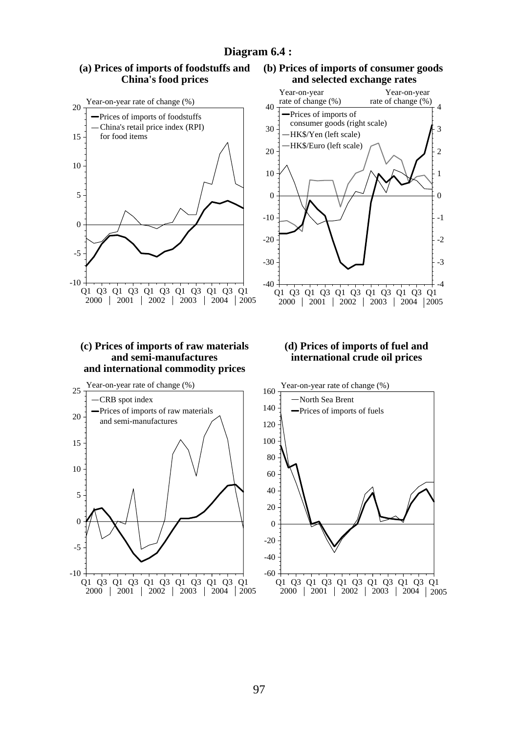**Diagram 6.4 :**

**(a) Prices of imports of foodstuffs and China's food prices**

Year-on-year rate of change (%)

- Prices of imports of foodstuffs
- China's retail price index (RPI) for food items

**(b) Prices of imports of consumer goods and selected exchange rates**

Year-on-year rate of change (%) — Year-on-year rate of change (%)

- Prices of imports of consumer goods (right scale)
- HK$/Yen (left scale)
- HK$/Euro (left scale)

**(c) Prices of imports of raw materials and semi-manufactures and international commodity prices**

Year-on-year rate of change (%)

- CRB spot index
- Prices of imports of raw materials and semi-manufactures

**(d) Prices of imports of fuel and international crude oil prices**

Year-on-year rate of change (%)

- North Sea Brent
- Prices of imports of fuels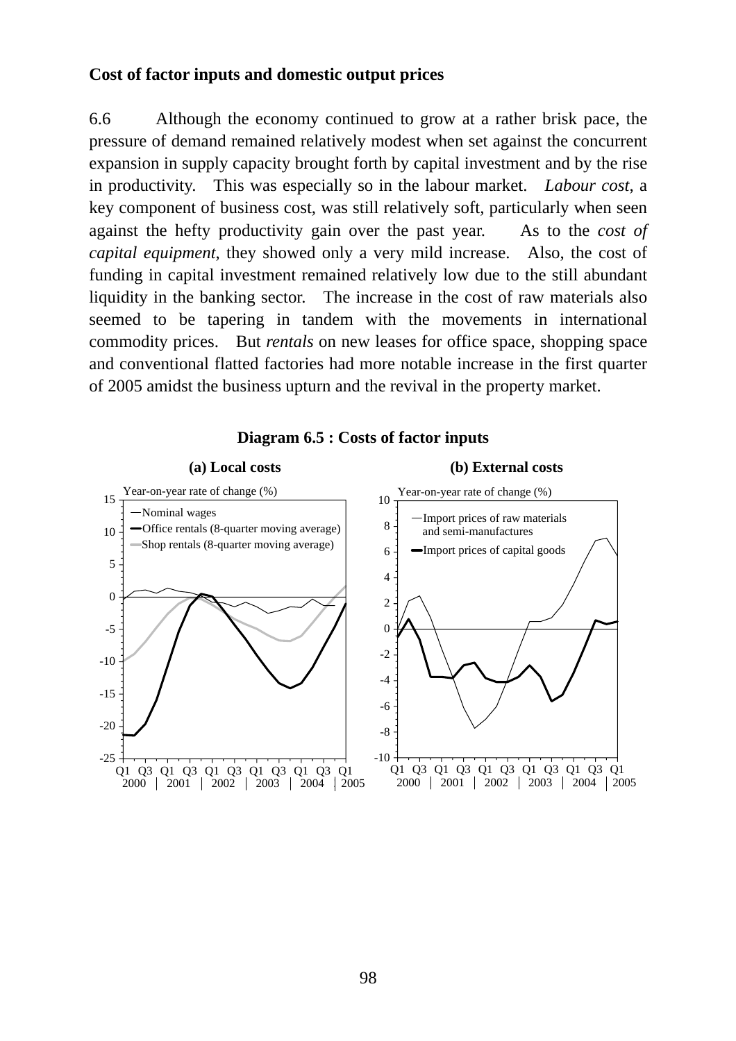**Cost of factor inputs and domestic output prices**

6.6 Although the economy continued to grow at a rather brisk pace, the pressure of demand remained relatively modest when set against the concurrent expansion in supply capacity brought forth by capital investment and by the rise in productivity. This was especially so in the labour market. *Labour cost*, a key component of business cost, was still relatively soft, particularly when seen against the hefty productivity gain over the past year. As to the *cost of capital equipment*, they showed only a very mild increase. Also, the cost of funding in capital investment remained relatively low due to the still abundant liquidity in the banking sector. The increase in the cost of raw materials also seemed to be tapering in tandem with the movements in international commodity prices. But *rentals* on new leases for office space, shopping space and conventional flatted factories had more notable increase in the first quarter of 2005 amidst the business upturn and the revival in the property market.

**Diagram 6.5 : Costs of factor inputs**

**(a) Local costs**

Year-on-year rate of change (%)

- Nominal wages
- Office rentals (8-quarter moving average)
- Shop rentals (8-quarter moving average)

**(b) External costs**

Year-on-year rate of change (%)

- Import prices of raw materials and semi-manufactures
- Import prices of capital goods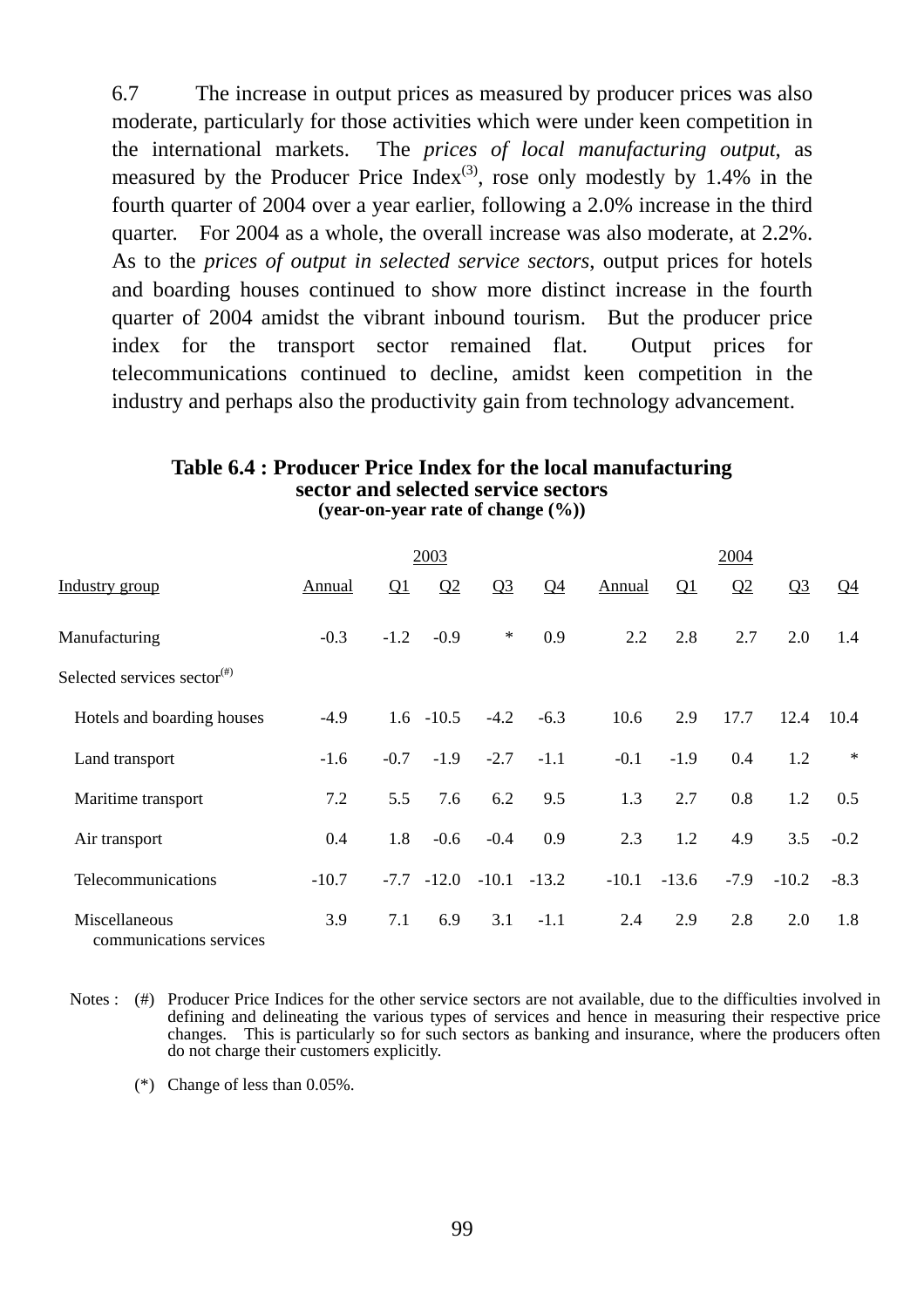6.7 The increase in output prices as measured by producer prices was also moderate, particularly for those activities which were under keen competition in the international markets. The *prices of local manufacturing output*, as measured by the Producer Price Index[3], rose only modestly by 1.4% in the fourth quarter of 2004 over a year earlier, following a 2.0% increase in the third quarter. For 2004 as a whole, the overall increase was also moderate, at 2.2%. As to the *prices of output in selected service sectors*, output prices for hotels and boarding houses continued to show more distinct increase in the fourth quarter of 2004 amidst the vibrant inbound tourism. But the producer price index for the transport sector remained flat. Output prices for telecommunications continued to decline, amidst keen competition in the industry and perhaps also the productivity gain from technology advancement.

**Table 6.4 : Producer Price Index for the local manufacturing sector and selected service sectors**
**(year-on-year rate of change (%))**

| | 2003 | | | | | 2004 | | | | |
|---|---|---|---|---|---|---|---|---|---|---|
| Industry group | Annual | Q1 | Q2 | Q3 | Q4 | Annual | Q1 | Q2 | Q3 | Q4 |
| Manufacturing | -0.3 | -1.2 | -0.9 | * | 0.9 | 2.2 | 2.8 | 2.7 | 2.0 | 1.4 |
| Selected services sector[#] | | | | | | | | | | |
| Hotels and boarding houses | -4.9 | 1.6 | -10.5 | -4.2 | -6.3 | 10.6 | 2.9 | 17.7 | 12.4 | 10.4 |
| Land transport | -1.6 | -0.7 | -1.9 | -2.7 | -1.1 | -0.1 | -1.9 | 0.4 | 1.2 | * |
| Maritime transport | 7.2 | 5.5 | 7.6 | 6.2 | 9.5 | 1.3 | 2.7 | 0.8 | 1.2 | 0.5 |
| Air transport | 0.4 | 1.8 | -0.6 | -0.4 | 0.9 | 2.3 | 1.2 | 4.9 | 3.5 | -0.2 |
| Telecommunications | -10.7 | -7.7 | -12.0 | -10.1 | -13.2 | -10.1 | -13.6 | -7.9 | -10.2 | -8.3 |
| Miscellaneous communications services | 3.9 | 7.1 | 6.9 | 3.1 | -1.1 | 2.4 | 2.9 | 2.8 | 2.0 | 1.8 |

Notes : (#) Producer Price Indices for the other service sectors are not available, due to the difficulties involved in defining and delineating the various types of services and hence in measuring their respective price changes. This is particularly so for such sectors as banking and insurance, where the producers often do not charge their customers explicitly.

(*) Change of less than 0.05%.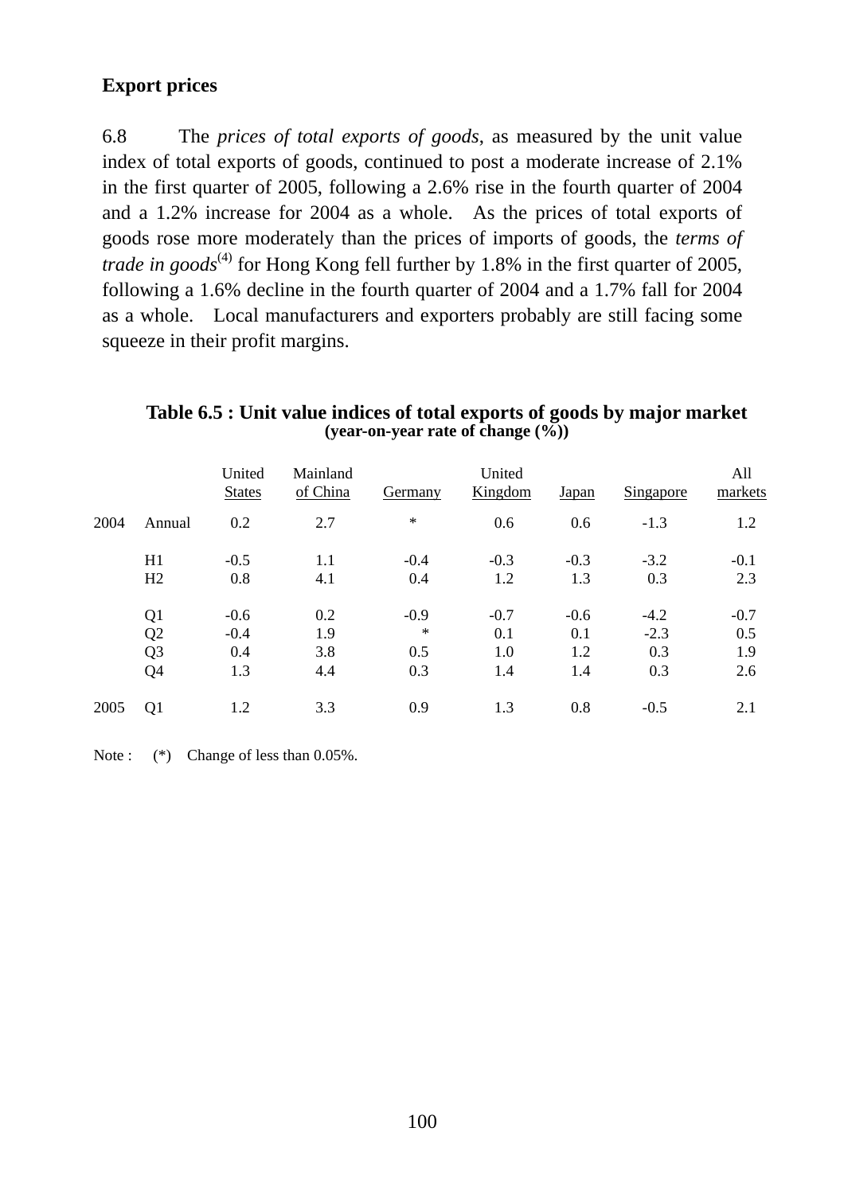**Export prices**

6.8 The *prices of total exports of goods*, as measured by the unit value index of total exports of goods, continued to post a moderate increase of 2.1% in the first quarter of 2005, following a 2.6% rise in the fourth quarter of 2004 and a 1.2% increase for 2004 as a whole. As the prices of total exports of goods rose more moderately than the prices of imports of goods, the *terms of trade in goods*(4) for Hong Kong fell further by 1.8% in the first quarter of 2005, following a 1.6% decline in the fourth quarter of 2004 and a 1.7% fall for 2004 as a whole. Local manufacturers and exporters probably are still facing some squeeze in their profit margins.

**Table 6.5 : Unit value indices of total exports of goods by major market**
**(year-on-year rate of change (%))**

| | | United States | Mainland of China | Germany | United Kingdom | Japan | Singapore | All markets |
|---|---|---|---|---|---|---|---|---|
| 2004 | Annual | 0.2 | 2.7 | * | 0.6 | 0.6 | -1.3 | 1.2 |
| | H1 | -0.5 | 1.1 | -0.4 | -0.3 | -0.3 | -3.2 | -0.1 |
| | H2 | 0.8 | 4.1 | 0.4 | 1.2 | 1.3 | 0.3 | 2.3 |
| | Q1 | -0.6 | 0.2 | -0.9 | -0.7 | -0.6 | -4.2 | -0.7 |
| | Q2 | -0.4 | 1.9 | * | 0.1 | 0.1 | -2.3 | 0.5 |
| | Q3 | 0.4 | 3.8 | 0.5 | 1.0 | 1.2 | 0.3 | 1.9 |
| | Q4 | 1.3 | 4.4 | 0.3 | 1.4 | 1.4 | 0.3 | 2.6 |
| 2005 | Q1 | 1.2 | 3.3 | 0.9 | 1.3 | 0.8 | -0.5 | 2.1 |

Note : (*) Change of less than 0.05%.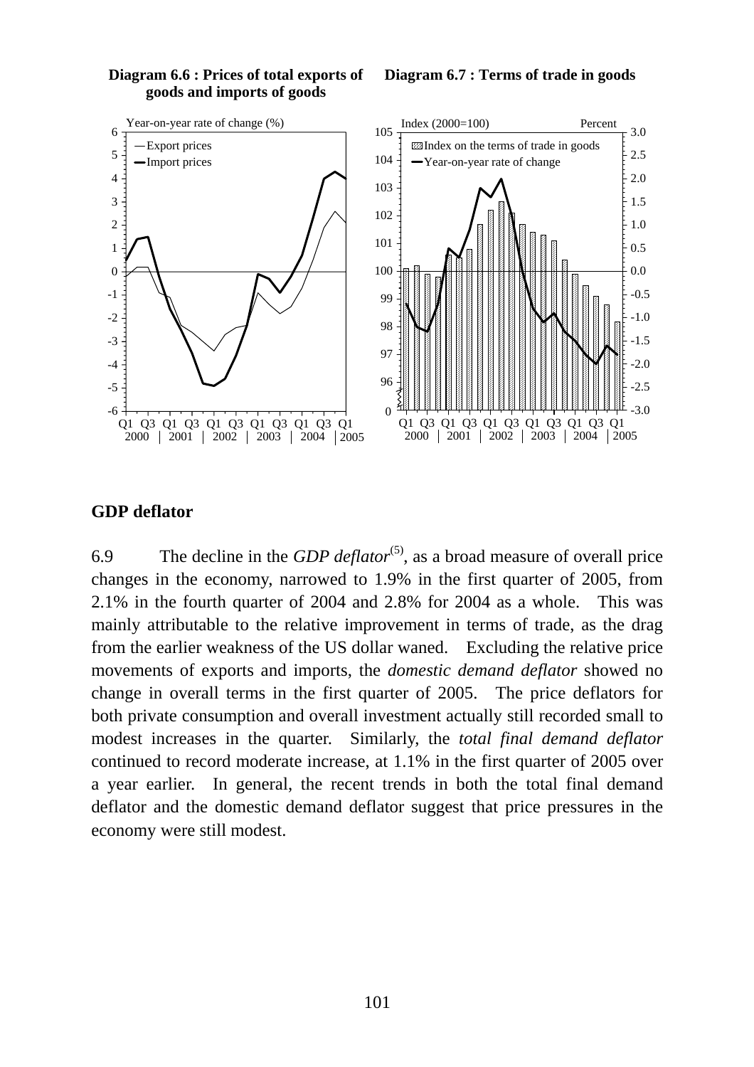**Diagram 6.6 : Prices of total exports of goods and imports of goods**

**Diagram 6.7 : Terms of trade in goods**

## GDP deflator

6.9 The decline in the *GDP deflator*[(5)], as a broad measure of overall price changes in the economy, narrowed to 1.9% in the first quarter of 2005, from 2.1% in the fourth quarter of 2004 and 2.8% for 2004 as a whole. This was mainly attributable to the relative improvement in terms of trade, as the drag from the earlier weakness of the US dollar waned. Excluding the relative price movements of exports and imports, the *domestic demand deflator* showed no change in overall terms in the first quarter of 2005. The price deflators for both private consumption and overall investment actually still recorded small to modest increases in the quarter. Similarly, the *total final demand deflator* continued to record moderate increase, at 1.1% in the first quarter of 2005 over a year earlier. In general, the recent trends in both the total final demand deflator and the domestic demand deflator suggest that price pressures in the economy were still modest.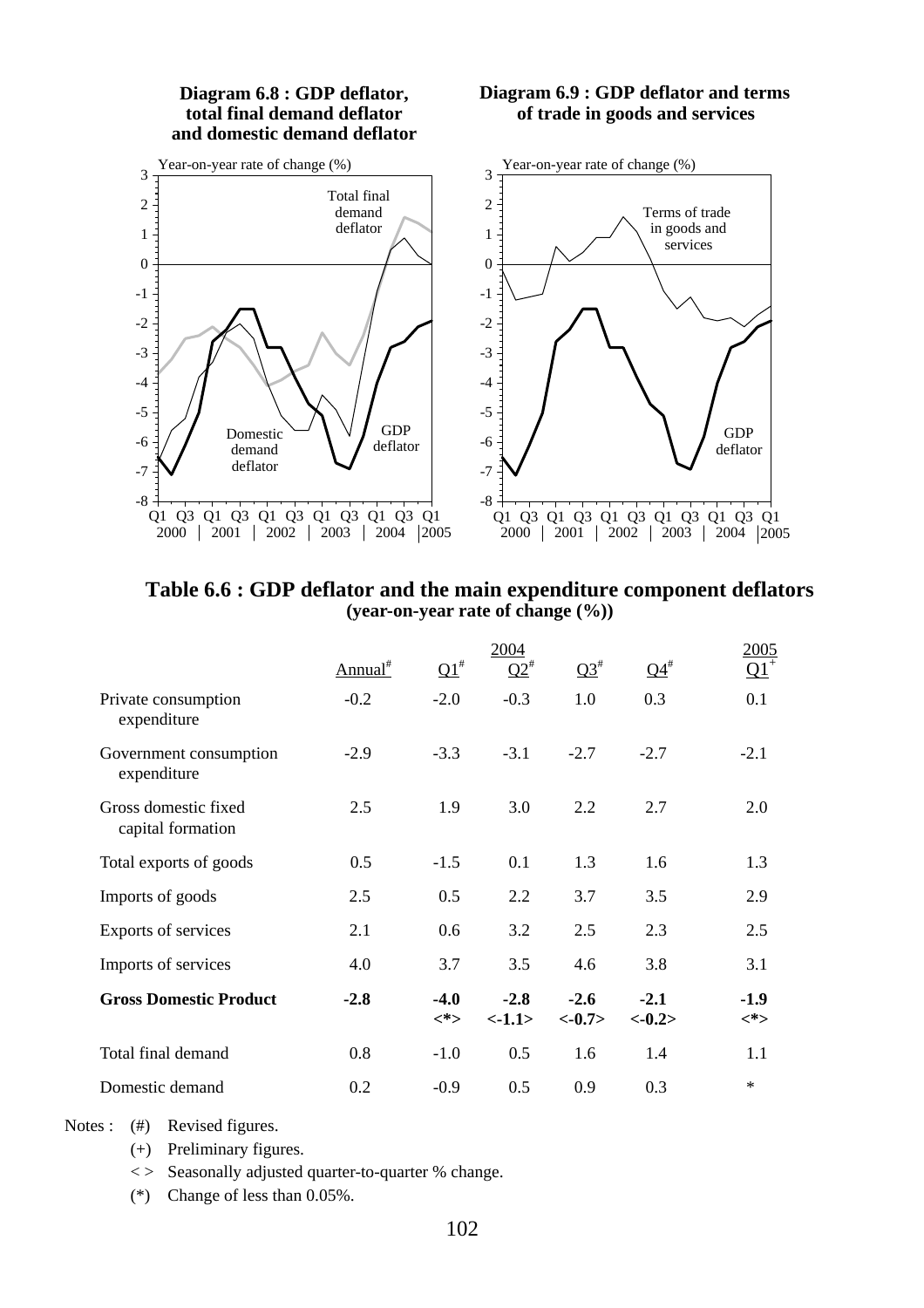**Diagram 6.8 : GDP deflator, total final demand deflator and domestic demand deflator**

**Diagram 6.9 : GDP deflator and terms of trade in goods and services**

**Table 6.6 : GDP deflator and the main expenditure component deflators**
**(year-on-year rate of change (%))**

| | 2004 | | | | | 2005 |
|---|---|---|---|---|---|---|
| | Annual# | Q1# | Q2# | Q3# | Q4# | Q1+ |
| Private consumption expenditure | -0.2 | -2.0 | -0.3 | 1.0 | 0.3 | 0.1 |
| Government consumption expenditure | -2.9 | -3.3 | -3.1 | -2.7 | -2.7 | -2.1 |
| Gross domestic fixed capital formation | 2.5 | 1.9 | 3.0 | 2.2 | 2.7 | 2.0 |
| Total exports of goods | 0.5 | -1.5 | 0.1 | 1.3 | 1.6 | 1.3 |
| Imports of goods | 2.5 | 0.5 | 2.2 | 3.7 | 3.5 | 2.9 |
| Exports of services | 2.1 | 0.6 | 3.2 | 2.5 | 2.3 | 2.5 |
| Imports of services | 4.0 | 3.7 | 3.5 | 4.6 | 3.8 | 3.1 |
| **Gross Domestic Product** | **-2.8** | **-4.0 <*>** | **-2.8 <-1.1>** | **-2.6 <-0.7>** | **-2.1 <-0.2>** | **-1.9 <*>** |
| Total final demand | 0.8 | -1.0 | 0.5 | 1.6 | 1.4 | 1.1 |
| Domestic demand | 0.2 | -0.9 | 0.5 | 0.9 | 0.3 | * |

Notes : (#) Revised figures.

(+) Preliminary figures.

< > Seasonally adjusted quarter-to-quarter % change.

(*) Change of less than 0.05%.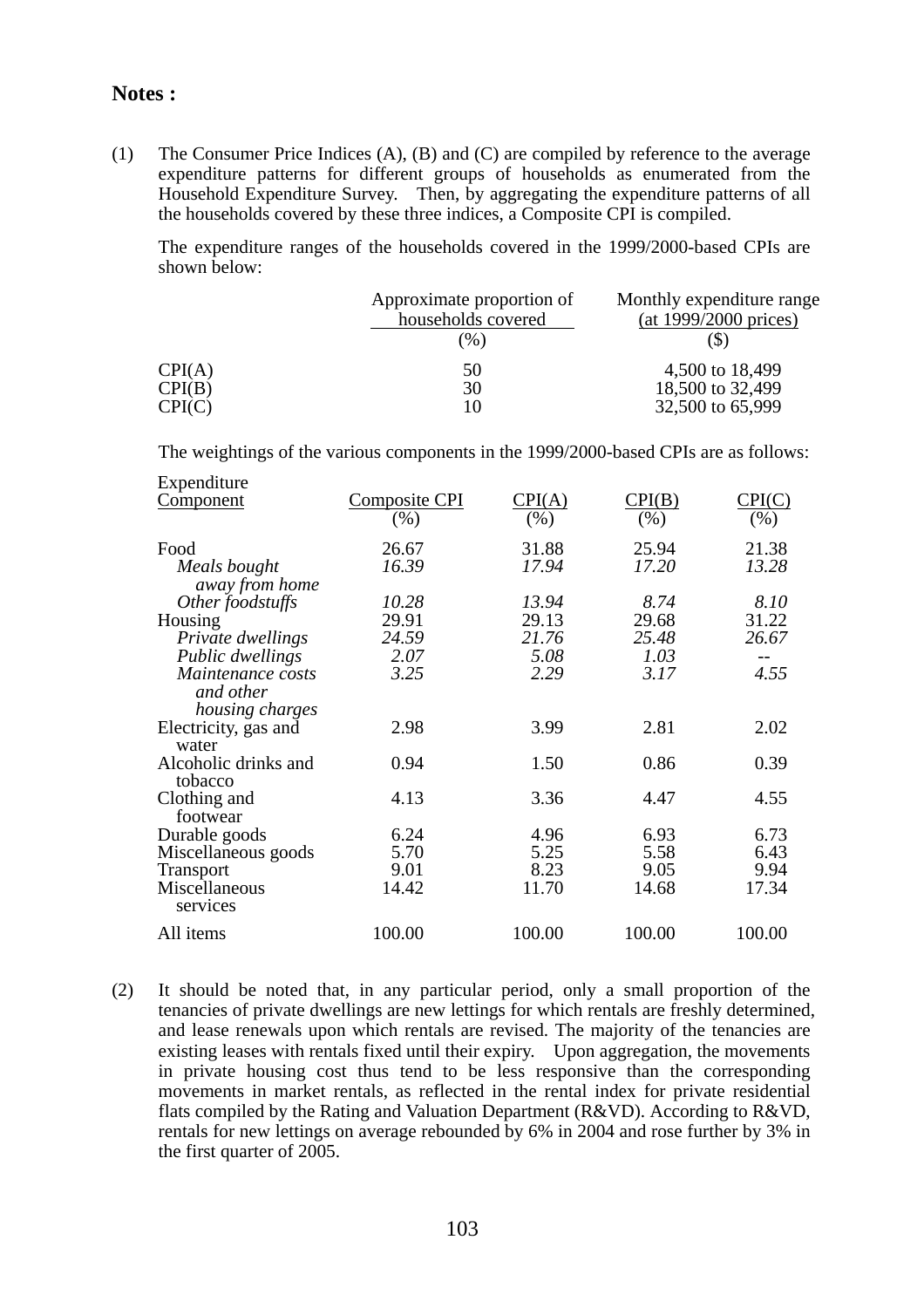**Notes :**

(1) The Consumer Price Indices (A), (B) and (C) are compiled by reference to the average expenditure patterns for different groups of households as enumerated from the Household Expenditure Survey. Then, by aggregating the expenditure patterns of all the households covered by these three indices, a Composite CPI is compiled.

The expenditure ranges of the households covered in the 1999/2000-based CPIs are shown below:

| | Approximate proportion of households covered (%) | Monthly expenditure range (at 1999/2000 prices) ($) |
|---|---|---|
| CPI(A) | 50 | 4,500 to 18,499 |
| CPI(B) | 30 | 18,500 to 32,499 |
| CPI(C) | 10 | 32,500 to 65,999 |

The weightings of the various components in the 1999/2000-based CPIs are as follows:

| Expenditure Component | Composite CPI (%) | CPI(A) (%) | CPI(B) (%) | CPI(C) (%) |
|---|---|---|---|---|
| Food | 26.67 | 31.88 | 25.94 | 21.38 |
| *Meals bought away from home* | *16.39* | *17.94* | *17.20* | *13.28* |
| *Other foodstuffs* | *10.28* | *13.94* | *8.74* | *8.10* |
| Housing | 29.91 | 29.13 | 29.68 | 31.22 |
| *Private dwellings* | *24.59* | *21.76* | *25.48* | *26.67* |
| *Public dwellings* | *2.07* | *5.08* | *1.03* | -- |
| *Maintenance costs and other housing charges* | *3.25* | *2.29* | *3.17* | *4.55* |
| Electricity, gas and water | 2.98 | 3.99 | 2.81 | 2.02 |
| Alcoholic drinks and tobacco | 0.94 | 1.50 | 0.86 | 0.39 |
| Clothing and footwear | 4.13 | 3.36 | 4.47 | 4.55 |
| Durable goods | 6.24 | 4.96 | 6.93 | 6.73 |
| Miscellaneous goods | 5.70 | 5.25 | 5.58 | 6.43 |
| Transport | 9.01 | 8.23 | 9.05 | 9.94 |
| Miscellaneous services | 14.42 | 11.70 | 14.68 | 17.34 |
| All items | 100.00 | 100.00 | 100.00 | 100.00 |

(2) It should be noted that, in any particular period, only a small proportion of the tenancies of private dwellings are new lettings for which rentals are freshly determined, and lease renewals upon which rentals are revised. The majority of the tenancies are existing leases with rentals fixed until their expiry. Upon aggregation, the movements in private housing cost thus tend to be less responsive than the corresponding movements in market rentals, as reflected in the rental index for private residential flats compiled by the Rating and Valuation Department (R&VD). According to R&VD, rentals for new lettings on average rebounded by 6% in 2004 and rose further by 3% in the first quarter of 2005.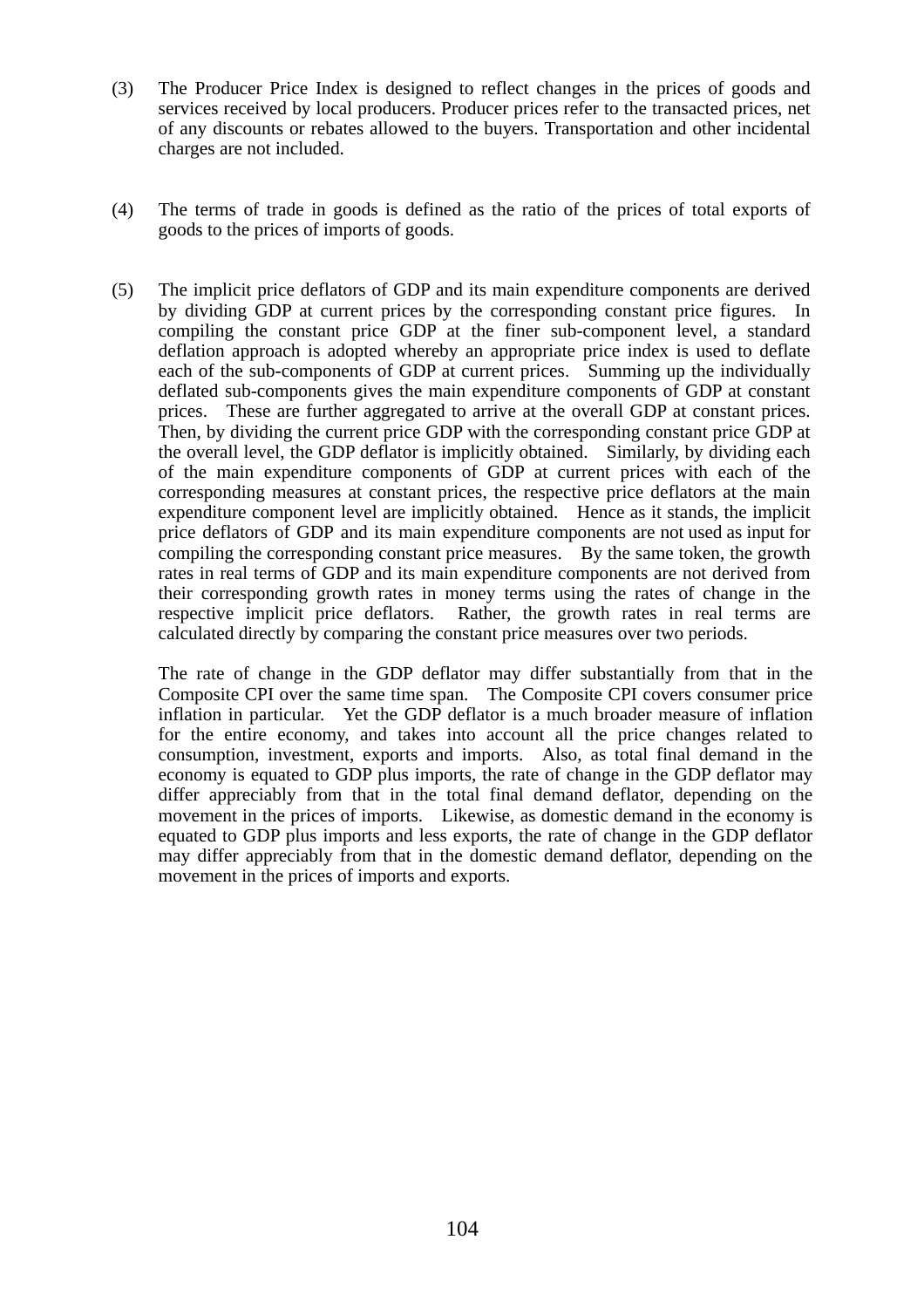(3) The Producer Price Index is designed to reflect changes in the prices of goods and services received by local producers. Producer prices refer to the transacted prices, net of any discounts or rebates allowed to the buyers. Transportation and other incidental charges are not included.

(4) The terms of trade in goods is defined as the ratio of the prices of total exports of goods to the prices of imports of goods.

(5) The implicit price deflators of GDP and its main expenditure components are derived by dividing GDP at current prices by the corresponding constant price figures. In compiling the constant price GDP at the finer sub-component level, a standard deflation approach is adopted whereby an appropriate price index is used to deflate each of the sub-components of GDP at current prices. Summing up the individually deflated sub-components gives the main expenditure components of GDP at constant prices. These are further aggregated to arrive at the overall GDP at constant prices. Then, by dividing the current price GDP with the corresponding constant price GDP at the overall level, the GDP deflator is implicitly obtained. Similarly, by dividing each of the main expenditure components of GDP at current prices with each of the corresponding measures at constant prices, the respective price deflators at the main expenditure component level are implicitly obtained. Hence as it stands, the implicit price deflators of GDP and its main expenditure components are not used as input for compiling the corresponding constant price measures. By the same token, the growth rates in real terms of GDP and its main expenditure components are not derived from their corresponding growth rates in money terms using the rates of change in the respective implicit price deflators. Rather, the growth rates in real terms are calculated directly by comparing the constant price measures over two periods.

    The rate of change in the GDP deflator may differ substantially from that in the Composite CPI over the same time span. The Composite CPI covers consumer price inflation in particular. Yet the GDP deflator is a much broader measure of inflation for the entire economy, and takes into account all the price changes related to consumption, investment, exports and imports. Also, as total final demand in the economy is equated to GDP plus imports, the rate of change in the GDP deflator may differ appreciably from that in the total final demand deflator, depending on the movement in the prices of imports. Likewise, as domestic demand in the economy is equated to GDP plus imports and less exports, the rate of change in the GDP deflator may differ appreciably from that in the domestic demand deflator, depending on the movement in the prices of imports and exports.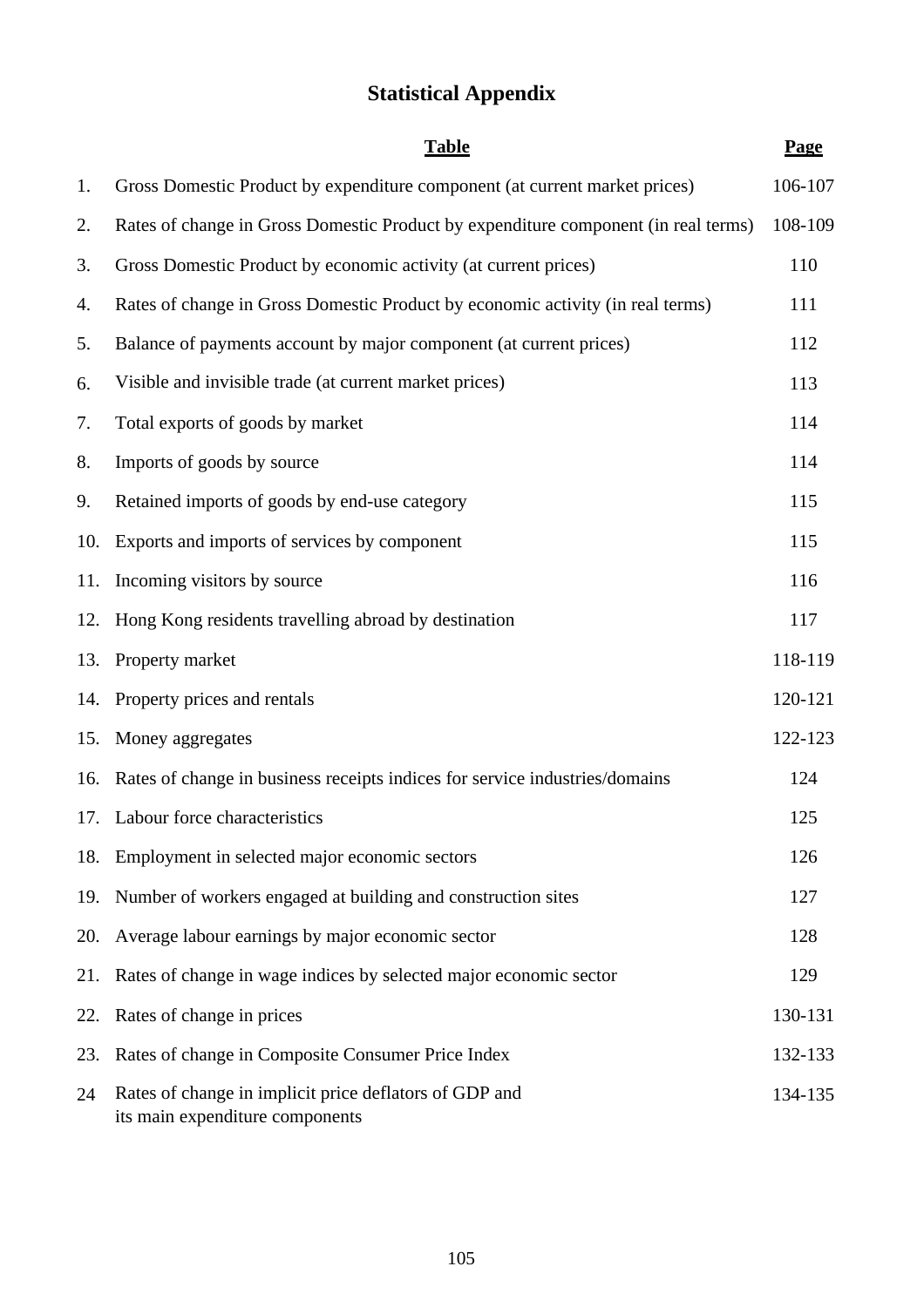# Statistical Appendix

| | Table | Page |
|---|---|---|
| 1. | Gross Domestic Product by expenditure component (at current market prices) | 106-107 |
| 2. | Rates of change in Gross Domestic Product by expenditure component (in real terms) | 108-109 |
| 3. | Gross Domestic Product by economic activity (at current prices) | 110 |
| 4. | Rates of change in Gross Domestic Product by economic activity (in real terms) | 111 |
| 5. | Balance of payments account by major component (at current prices) | 112 |
| 6. | Visible and invisible trade (at current market prices) | 113 |
| 7. | Total exports of goods by market | 114 |
| 8. | Imports of goods by source | 114 |
| 9. | Retained imports of goods by end-use category | 115 |
| 10. | Exports and imports of services by component | 115 |
| 11. | Incoming visitors by source | 116 |
| 12. | Hong Kong residents travelling abroad by destination | 117 |
| 13. | Property market | 118-119 |
| 14. | Property prices and rentals | 120-121 |
| 15. | Money aggregates | 122-123 |
| 16. | Rates of change in business receipts indices for service industries/domains | 124 |
| 17. | Labour force characteristics | 125 |
| 18. | Employment in selected major economic sectors | 126 |
| 19. | Number of workers engaged at building and construction sites | 127 |
| 20. | Average labour earnings by major economic sector | 128 |
| 21. | Rates of change in wage indices by selected major economic sector | 129 |
| 22. | Rates of change in prices | 130-131 |
| 23. | Rates of change in Composite Consumer Price Index | 132-133 |
| 24 | Rates of change in implicit price deflators of GDP and its main expenditure components | 134-135 |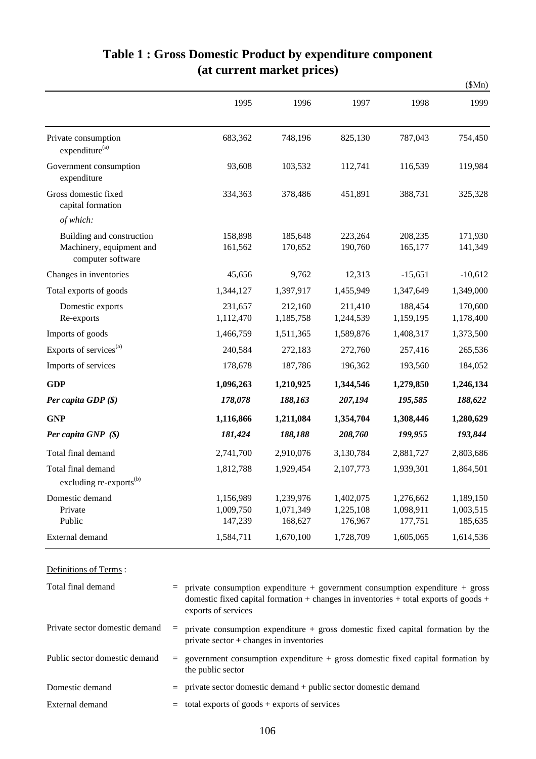# Table 1 : Gross Domestic Product by expenditure component (at current market prices)

($Mn)

| | 1995 | 1996 | 1997 | 1998 | 1999 |
|---|---|---|---|---|---|
| Private consumption expenditure[(a)] | 683,362 | 748,196 | 825,130 | 787,043 | 754,450 |
| Government consumption expenditure | 93,608 | 103,532 | 112,741 | 116,539 | 119,984 |
| Gross domestic fixed capital formation | 334,363 | 378,486 | 451,891 | 388,731 | 325,328 |
| *of which:* | | | | | |
| Building and construction | 158,898 | 185,648 | 223,264 | 208,235 | 171,930 |
| Machinery, equipment and computer software | 161,562 | 170,652 | 190,760 | 165,177 | 141,349 |
| Changes in inventories | 45,656 | 9,762 | 12,313 | -15,651 | -10,612 |
| Total exports of goods | 1,344,127 | 1,397,917 | 1,455,949 | 1,347,649 | 1,349,000 |
| Domestic exports | 231,657 | 212,160 | 211,410 | 188,454 | 170,600 |
| Re-exports | 1,112,470 | 1,185,758 | 1,244,539 | 1,159,195 | 1,178,400 |
| Imports of goods | 1,466,759 | 1,511,365 | 1,589,876 | 1,408,317 | 1,373,500 |
| Exports of services[(a)] | 240,584 | 272,183 | 272,760 | 257,416 | 265,536 |
| Imports of services | 178,678 | 187,786 | 196,362 | 193,560 | 184,052 |
| **GDP** | **1,096,263** | **1,210,925** | **1,344,546** | **1,279,850** | **1,246,134** |
| ***Per capita GDP ($)*** | ***178,078*** | ***188,163*** | ***207,194*** | ***195,585*** | ***188,622*** |
| **GNP** | **1,116,866** | **1,211,084** | **1,354,704** | **1,308,446** | **1,280,629** |
| ***Per capita GNP ($)*** | ***181,424*** | ***188,188*** | ***208,760*** | ***199,955*** | ***193,844*** |
| Total final demand | 2,741,700 | 2,910,076 | 3,130,784 | 2,881,727 | 2,803,686 |
| Total final demand excluding re-exports[(b)] | 1,812,788 | 1,929,454 | 2,107,773 | 1,939,301 | 1,864,501 |
| Domestic demand | 1,156,989 | 1,239,976 | 1,402,075 | 1,276,662 | 1,189,150 |
| Private | 1,009,750 | 1,071,349 | 1,225,108 | 1,098,911 | 1,003,515 |
| Public | 147,239 | 168,627 | 176,967 | 177,751 | 185,635 |
| External demand | 1,584,711 | 1,670,100 | 1,728,709 | 1,605,065 | 1,614,536 |

Definitions of Terms :

| | | |
|---|---|---|
| Total final demand | = | private consumption expenditure + government consumption expenditure + gross domestic fixed capital formation + changes in inventories + total exports of goods + exports of services |
| Private sector domestic demand | = | private consumption expenditure + gross domestic fixed capital formation by the private sector + changes in inventories |
| Public sector domestic demand | = | government consumption expenditure + gross domestic fixed capital formation by the public sector |
| Domestic demand | = | private sector domestic demand + public sector domestic demand |
| External demand | = | total exports of goods + exports of services |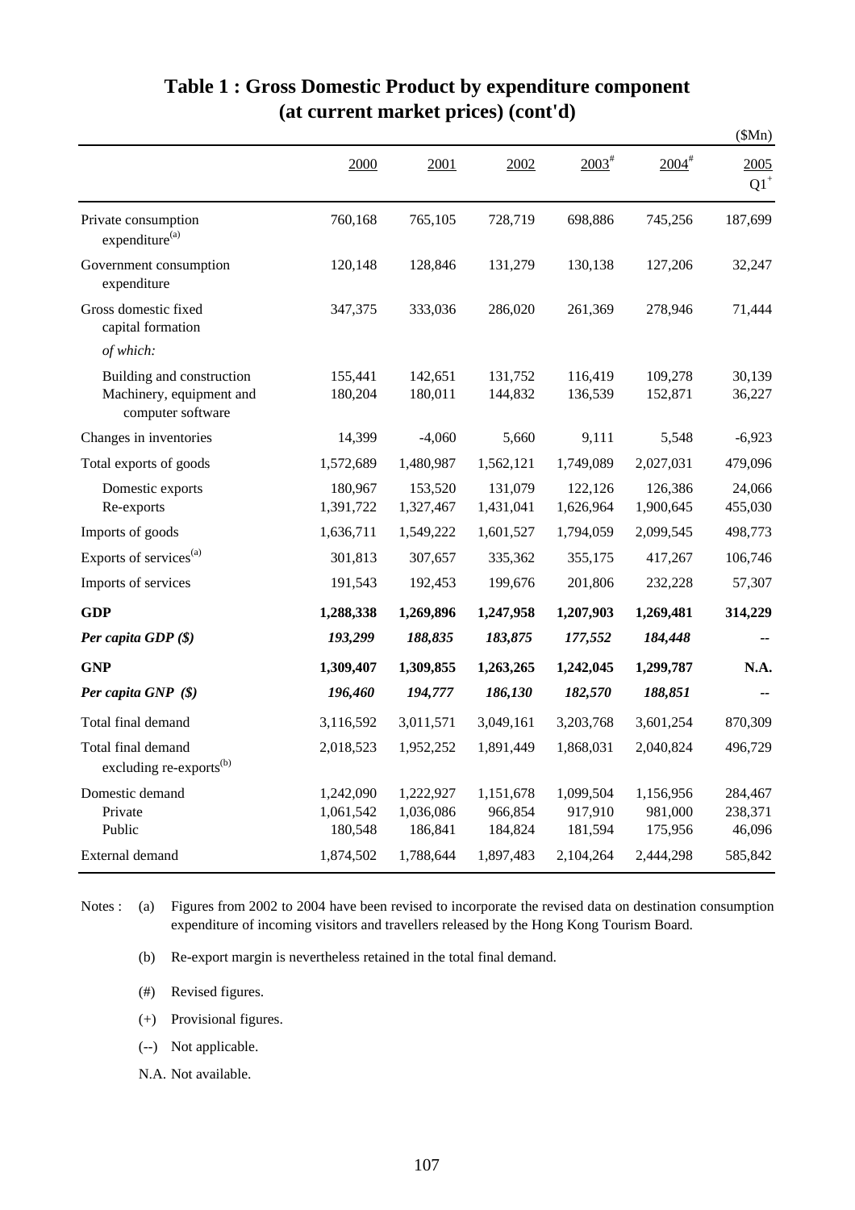# Table 1 : Gross Domestic Product by expenditure component (at current market prices) (cont'd)

($Mn)

| | 2000 | 2001 | 2002 | 2003[#] | 2004[#] | 2005 Q1[+] |
|---|---|---|---|---|---|---|
| Private consumption expenditure[(a)] | 760,168 | 765,105 | 728,719 | 698,886 | 745,256 | 187,699 |
| Government consumption expenditure | 120,148 | 128,846 | 131,279 | 130,138 | 127,206 | 32,247 |
| Gross domestic fixed capital formation | 347,375 | 333,036 | 286,020 | 261,369 | 278,946 | 71,444 |
| *of which:* | | | | | | |
| Building and construction | 155,441 | 142,651 | 131,752 | 116,419 | 109,278 | 30,139 |
| Machinery, equipment and computer software | 180,204 | 180,011 | 144,832 | 136,539 | 152,871 | 36,227 |
| Changes in inventories | 14,399 | -4,060 | 5,660 | 9,111 | 5,548 | -6,923 |
| Total exports of goods | 1,572,689 | 1,480,987 | 1,562,121 | 1,749,089 | 2,027,031 | 479,096 |
| Domestic exports | 180,967 | 153,520 | 131,079 | 122,126 | 126,386 | 24,066 |
| Re-exports | 1,391,722 | 1,327,467 | 1,431,041 | 1,626,964 | 1,900,645 | 455,030 |
| Imports of goods | 1,636,711 | 1,549,222 | 1,601,527 | 1,794,059 | 2,099,545 | 498,773 |
| Exports of services[(a)] | 301,813 | 307,657 | 335,362 | 355,175 | 417,267 | 106,746 |
| Imports of services | 191,543 | 192,453 | 199,676 | 201,806 | 232,228 | 57,307 |
| **GDP** | **1,288,338** | **1,269,896** | **1,247,958** | **1,207,903** | **1,269,481** | **314,229** |
| ***Per capita GDP ($)*** | ***193,299*** | ***188,835*** | ***183,875*** | ***177,552*** | ***184,448*** | **--** |
| **GNP** | **1,309,407** | **1,309,855** | **1,263,265** | **1,242,045** | **1,299,787** | **N.A.** |
| ***Per capita GNP ($)*** | ***196,460*** | ***194,777*** | ***186,130*** | ***182,570*** | ***188,851*** | **--** |
| Total final demand | 3,116,592 | 3,011,571 | 3,049,161 | 3,203,768 | 3,601,254 | 870,309 |
| Total final demand excluding re-exports[(b)] | 2,018,523 | 1,952,252 | 1,891,449 | 1,868,031 | 2,040,824 | 496,729 |
| Domestic demand | 1,242,090 | 1,222,927 | 1,151,678 | 1,099,504 | 1,156,956 | 284,467 |
| Private | 1,061,542 | 1,036,086 | 966,854 | 917,910 | 981,000 | 238,371 |
| Public | 180,548 | 186,841 | 184,824 | 181,594 | 175,956 | 46,096 |
| External demand | 1,874,502 | 1,788,644 | 1,897,483 | 2,104,264 | 2,444,298 | 585,842 |

Notes :
- (a) Figures from 2002 to 2004 have been revised to incorporate the revised data on destination consumption expenditure of incoming visitors and travellers released by the Hong Kong Tourism Board.
- (b) Re-export margin is nevertheless retained in the total final demand.
- (#) Revised figures.
- (+) Provisional figures.
- (--) Not applicable.
- N.A. Not available.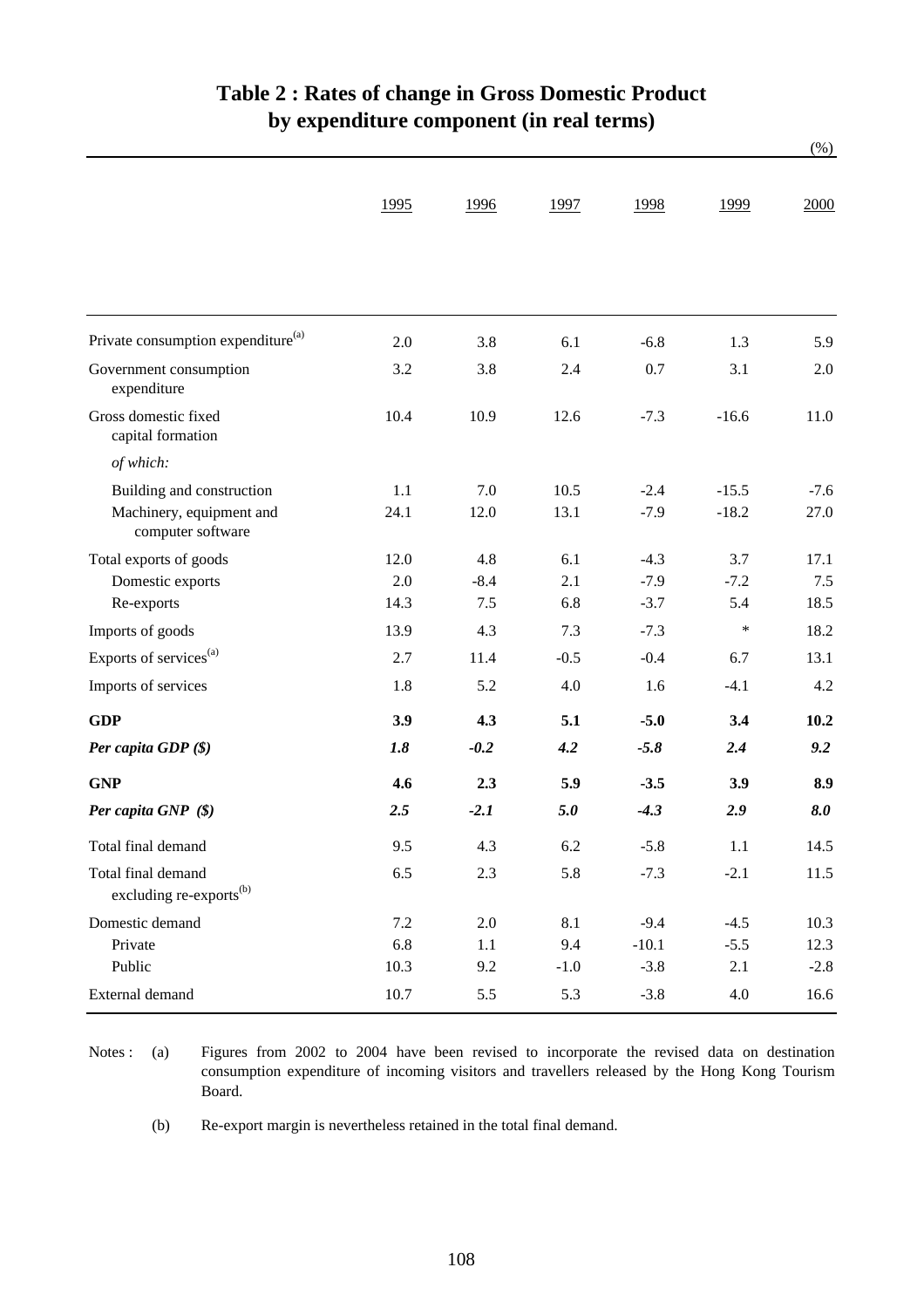# Table 2 : Rates of change in Gross Domestic Product by expenditure component (in real terms)

(%)

| | 1995 | 1996 | 1997 | 1998 | 1999 | 2000 |
|---|---|---|---|---|---|---|
| Private consumption expenditure[(a)] | 2.0 | 3.8 | 6.1 | -6.8 | 1.3 | 5.9 |
| Government consumption expenditure | 3.2 | 3.8 | 2.4 | 0.7 | 3.1 | 2.0 |
| Gross domestic fixed capital formation | 10.4 | 10.9 | 12.6 | -7.3 | -16.6 | 11.0 |
| *of which:* | | | | | | |
| Building and construction | 1.1 | 7.0 | 10.5 | -2.4 | -15.5 | -7.6 |
| Machinery, equipment and computer software | 24.1 | 12.0 | 13.1 | -7.9 | -18.2 | 27.0 |
| Total exports of goods | 12.0 | 4.8 | 6.1 | -4.3 | 3.7 | 17.1 |
| Domestic exports | 2.0 | -8.4 | 2.1 | -7.9 | -7.2 | 7.5 |
| Re-exports | 14.3 | 7.5 | 6.8 | -3.7 | 5.4 | 18.5 |
| Imports of goods | 13.9 | 4.3 | 7.3 | -7.3 | * | 18.2 |
| Exports of services[(a)] | 2.7 | 11.4 | -0.5 | -0.4 | 6.7 | 13.1 |
| Imports of services | 1.8 | 5.2 | 4.0 | 1.6 | -4.1 | 4.2 |
| **GDP** | **3.9** | **4.3** | **5.1** | **-5.0** | **3.4** | **10.2** |
| ***Per capita GDP ($)*** | ***1.8*** | ***-0.2*** | ***4.2*** | ***-5.8*** | ***2.4*** | ***9.2*** |
| **GNP** | **4.6** | **2.3** | **5.9** | **-3.5** | **3.9** | **8.9** |
| ***Per capita GNP ($)*** | ***2.5*** | ***-2.1*** | ***5.0*** | ***-4.3*** | ***2.9*** | ***8.0*** |
| Total final demand | 9.5 | 4.3 | 6.2 | -5.8 | 1.1 | 14.5 |
| Total final demand excluding re-exports[(b)] | 6.5 | 2.3 | 5.8 | -7.3 | -2.1 | 11.5 |
| Domestic demand | 7.2 | 2.0 | 8.1 | -9.4 | -4.5 | 10.3 |
| Private | 6.8 | 1.1 | 9.4 | -10.1 | -5.5 | 12.3 |
| Public | 10.3 | 9.2 | -1.0 | -3.8 | 2.1 | -2.8 |
| External demand | 10.7 | 5.5 | 5.3 | -3.8 | 4.0 | 16.6 |

Notes : (a) Figures from 2002 to 2004 have been revised to incorporate the revised data on destination consumption expenditure of incoming visitors and travellers released by the Hong Kong Tourism Board.

(b) Re-export margin is nevertheless retained in the total final demand.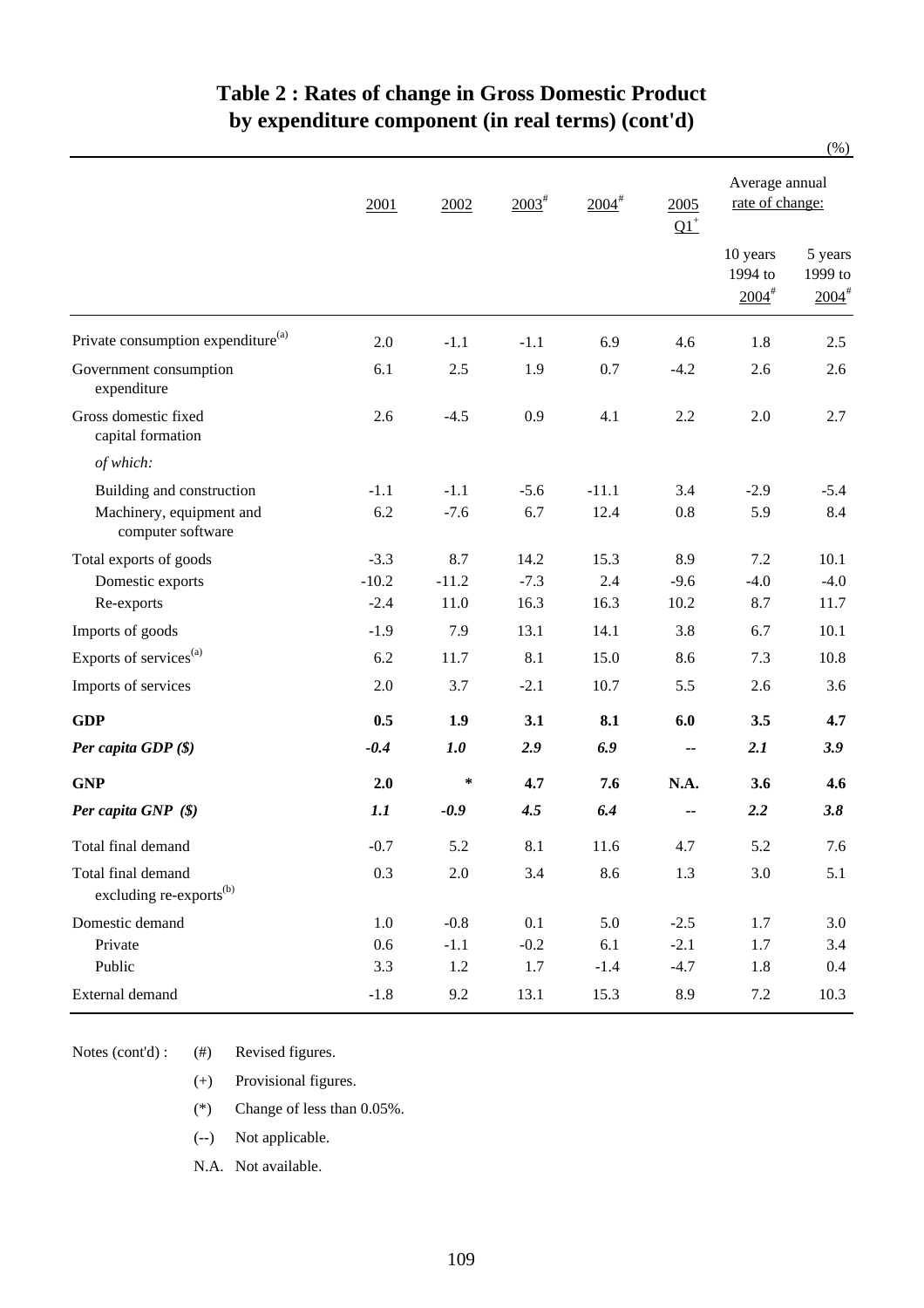# Table 2 : Rates of change in Gross Domestic Product by expenditure component (in real terms) (cont'd)

(%)

| | 2001 | 2002 | 2003# | 2004# | 2005 Q1+ | Average annual rate of change: 10 years 1994 to 2004# | 5 years 1999 to 2004# |
|---|---|---|---|---|---|---|---|
| Private consumption expenditure(a) | 2.0 | -1.1 | -1.1 | 6.9 | 4.6 | 1.8 | 2.5 |
| Government consumption expenditure | 6.1 | 2.5 | 1.9 | 0.7 | -4.2 | 2.6 | 2.6 |
| Gross domestic fixed capital formation | 2.6 | -4.5 | 0.9 | 4.1 | 2.2 | 2.0 | 2.7 |
| *of which:* | | | | | | | |
| Building and construction | -1.1 | -1.1 | -5.6 | -11.1 | 3.4 | -2.9 | -5.4 |
| Machinery, equipment and computer software | 6.2 | -7.6 | 6.7 | 12.4 | 0.8 | 5.9 | 8.4 |
| Total exports of goods | -3.3 | 8.7 | 14.2 | 15.3 | 8.9 | 7.2 | 10.1 |
| Domestic exports | -10.2 | -11.2 | -7.3 | 2.4 | -9.6 | -4.0 | -4.0 |
| Re-exports | -2.4 | 11.0 | 16.3 | 16.3 | 10.2 | 8.7 | 11.7 |
| Imports of goods | -1.9 | 7.9 | 13.1 | 14.1 | 3.8 | 6.7 | 10.1 |
| Exports of services(a) | 6.2 | 11.7 | 8.1 | 15.0 | 8.6 | 7.3 | 10.8 |
| Imports of services | 2.0 | 3.7 | -2.1 | 10.7 | 5.5 | 2.6 | 3.6 |
| **GDP** | **0.5** | **1.9** | **3.1** | **8.1** | **6.0** | **3.5** | **4.7** |
| ***Per capita GDP ($)*** | ***-0.4*** | ***1.0*** | ***2.9*** | ***6.9*** | **--** | ***2.1*** | ***3.9*** |
| **GNP** | **2.0** | ***** | **4.7** | **7.6** | **N.A.** | **3.6** | **4.6** |
| ***Per capita GNP ($)*** | ***1.1*** | ***-0.9*** | ***4.5*** | ***6.4*** | **--** | ***2.2*** | ***3.8*** |
| Total final demand | -0.7 | 5.2 | 8.1 | 11.6 | 4.7 | 5.2 | 7.6 |
| Total final demand excluding re-exports(b) | 0.3 | 2.0 | 3.4 | 8.6 | 1.3 | 3.0 | 5.1 |
| Domestic demand | 1.0 | -0.8 | 0.1 | 5.0 | -2.5 | 1.7 | 3.0 |
| Private | 0.6 | -1.1 | -0.2 | 6.1 | -2.1 | 1.7 | 3.4 |
| Public | 3.3 | 1.2 | 1.7 | -1.4 | -4.7 | 1.8 | 0.4 |
| External demand | -1.8 | 9.2 | 13.1 | 15.3 | 8.9 | 7.2 | 10.3 |

Notes (cont'd) :
- (#) Revised figures.
- (+) Provisional figures.
- (*) Change of less than 0.05%.
- (--) Not applicable.
- N.A. Not available.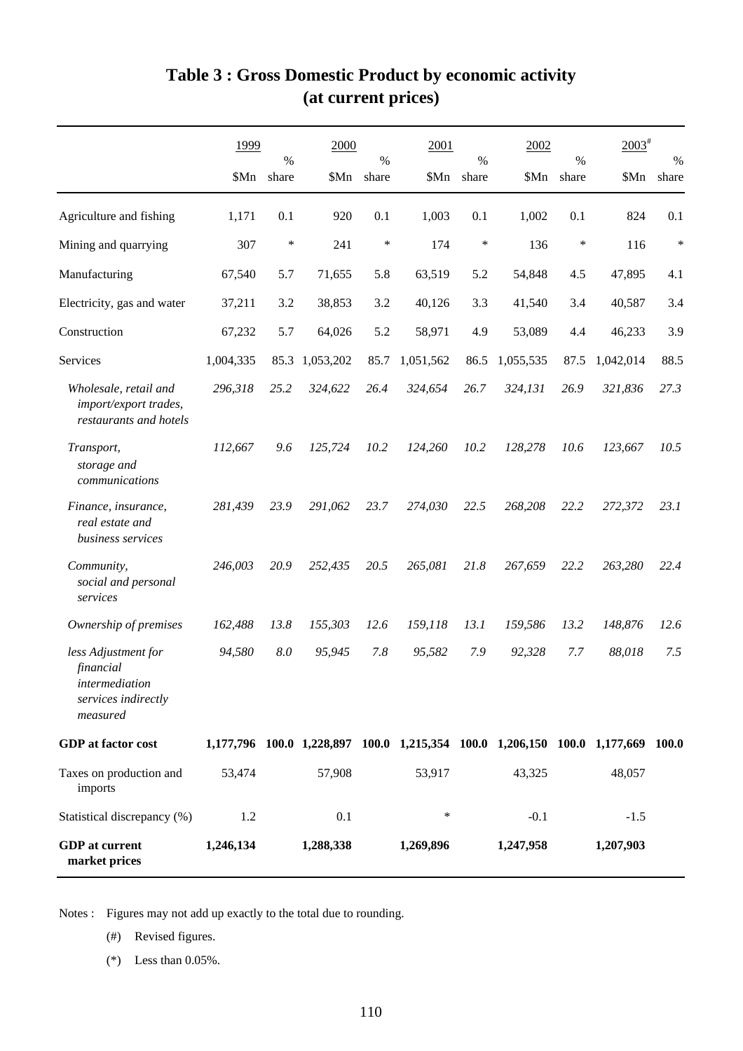# Table 3 : Gross Domestic Product by economic activity (at current prices)

| | 1999 | | 2000 | | 2001 | | 2002 | | 2003# | |
|---|---|---|---|---|---|---|---|---|---|---|
| | $Mn | % share | $Mn | % share | $Mn | % share | $Mn | % share | $Mn | % share |
| Agriculture and fishing | 1,171 | 0.1 | 920 | 0.1 | 1,003 | 0.1 | 1,002 | 0.1 | 824 | 0.1 |
| Mining and quarrying | 307 | * | 241 | * | 174 | * | 136 | * | 116 | * |
| Manufacturing | 67,540 | 5.7 | 71,655 | 5.8 | 63,519 | 5.2 | 54,848 | 4.5 | 47,895 | 4.1 |
| Electricity, gas and water | 37,211 | 3.2 | 38,853 | 3.2 | 40,126 | 3.3 | 41,540 | 3.4 | 40,587 | 3.4 |
| Construction | 67,232 | 5.7 | 64,026 | 5.2 | 58,971 | 4.9 | 53,089 | 4.4 | 46,233 | 3.9 |
| Services | 1,004,335 | 85.3 | 1,053,202 | 85.7 | 1,051,562 | 86.5 | 1,055,535 | 87.5 | 1,042,014 | 88.5 |
| *Wholesale, retail and import/export trades, restaurants and hotels* | *296,318* | *25.2* | *324,622* | *26.4* | *324,654* | *26.7* | *324,131* | *26.9* | *321,836* | *27.3* |
| *Transport, storage and communications* | *112,667* | *9.6* | *125,724* | *10.2* | *124,260* | *10.2* | *128,278* | *10.6* | *123,667* | *10.5* |
| *Finance, insurance, real estate and business services* | *281,439* | *23.9* | *291,062* | *23.7* | *274,030* | *22.5* | *268,208* | *22.2* | *272,372* | *23.1* |
| *Community, social and personal services* | *246,003* | *20.9* | *252,435* | *20.5* | *265,081* | *21.8* | *267,659* | *22.2* | *263,280* | *22.4* |
| *Ownership of premises* | *162,488* | *13.8* | *155,303* | *12.6* | *159,118* | *13.1* | *159,586* | *13.2* | *148,876* | *12.6* |
| *less Adjustment for financial intermediation services indirectly measured* | *94,580* | *8.0* | *95,945* | *7.8* | *95,582* | *7.9* | *92,328* | *7.7* | *88,018* | *7.5* |
| **GDP at factor cost** | **1,177,796** | **100.0** | **1,228,897** | **100.0** | **1,215,354** | **100.0** | **1,206,150** | **100.0** | **1,177,669** | **100.0** |
| Taxes on production and imports | 53,474 | | 57,908 | | 53,917 | | 43,325 | | 48,057 | |
| Statistical discrepancy (%) | 1.2 | | 0.1 | | * | | -0.1 | | -1.5 | |
| **GDP at current market prices** | **1,246,134** | | **1,288,338** | | **1,269,896** | | **1,247,958** | | **1,207,903** | |

Notes : Figures may not add up exactly to the total due to rounding.

(#) Revised figures.

(*) Less than 0.05%.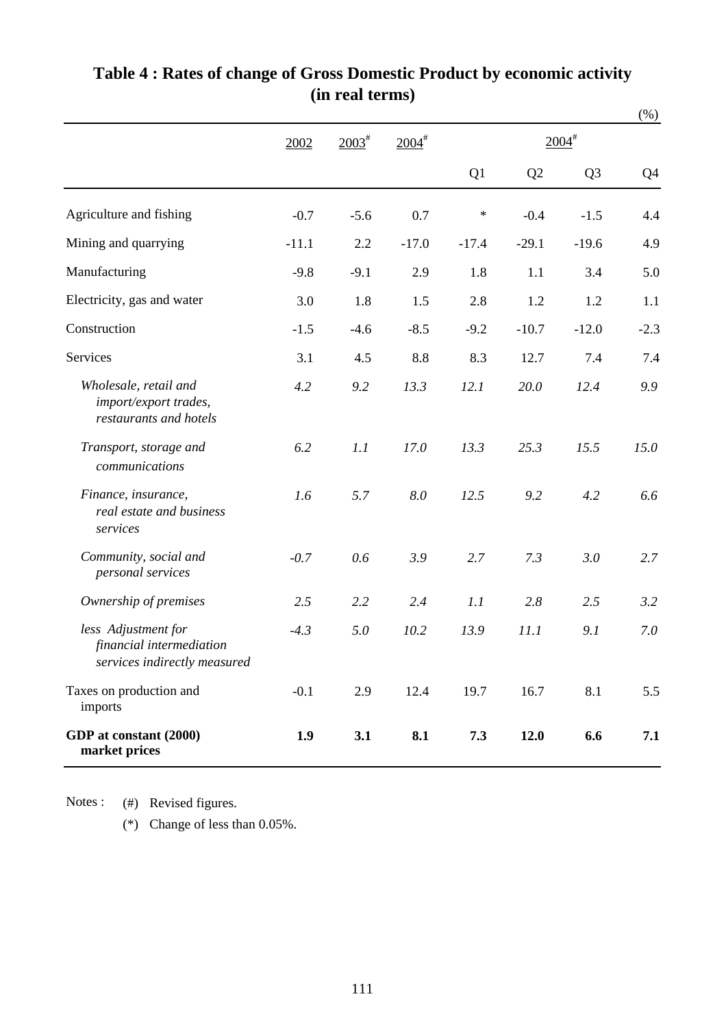# Table 4 : Rates of change of Gross Domestic Product by economic activity (in real terms)

(%)

| | 2002 | 2003# | 2004# | 2004# | | | |
|---|---|---|---|---|---|---|---|
| | | | | Q1 | Q2 | Q3 | Q4 |
| Agriculture and fishing | -0.7 | -5.6 | 0.7 | * | -0.4 | -1.5 | 4.4 |
| Mining and quarrying | -11.1 | 2.2 | -17.0 | -17.4 | -29.1 | -19.6 | 4.9 |
| Manufacturing | -9.8 | -9.1 | 2.9 | 1.8 | 1.1 | 3.4 | 5.0 |
| Electricity, gas and water | 3.0 | 1.8 | 1.5 | 2.8 | 1.2 | 1.2 | 1.1 |
| Construction | -1.5 | -4.6 | -8.5 | -9.2 | -10.7 | -12.0 | -2.3 |
| Services | 3.1 | 4.5 | 8.8 | 8.3 | 12.7 | 7.4 | 7.4 |
| *Wholesale, retail and import/export trades, restaurants and hotels* | *4.2* | *9.2* | *13.3* | *12.1* | *20.0* | *12.4* | *9.9* |
| *Transport, storage and communications* | *6.2* | *1.1* | *17.0* | *13.3* | *25.3* | *15.5* | *15.0* |
| *Finance, insurance, real estate and business services* | *1.6* | *5.7* | *8.0* | *12.5* | *9.2* | *4.2* | *6.6* |
| *Community, social and personal services* | *-0.7* | *0.6* | *3.9* | *2.7* | *7.3* | *3.0* | *2.7* |
| *Ownership of premises* | *2.5* | *2.2* | *2.4* | *1.1* | *2.8* | *2.5* | *3.2* |
| *less Adjustment for financial intermediation services indirectly measured* | *-4.3* | *5.0* | *10.2* | *13.9* | *11.1* | *9.1* | *7.0* |
| Taxes on production and imports | -0.1 | 2.9 | 12.4 | 19.7 | 16.7 | 8.1 | 5.5 |
| **GDP at constant (2000) market prices** | **1.9** | **3.1** | **8.1** | **7.3** | **12.0** | **6.6** | **7.1** |

Notes : (#) Revised figures.

(*) Change of less than 0.05%.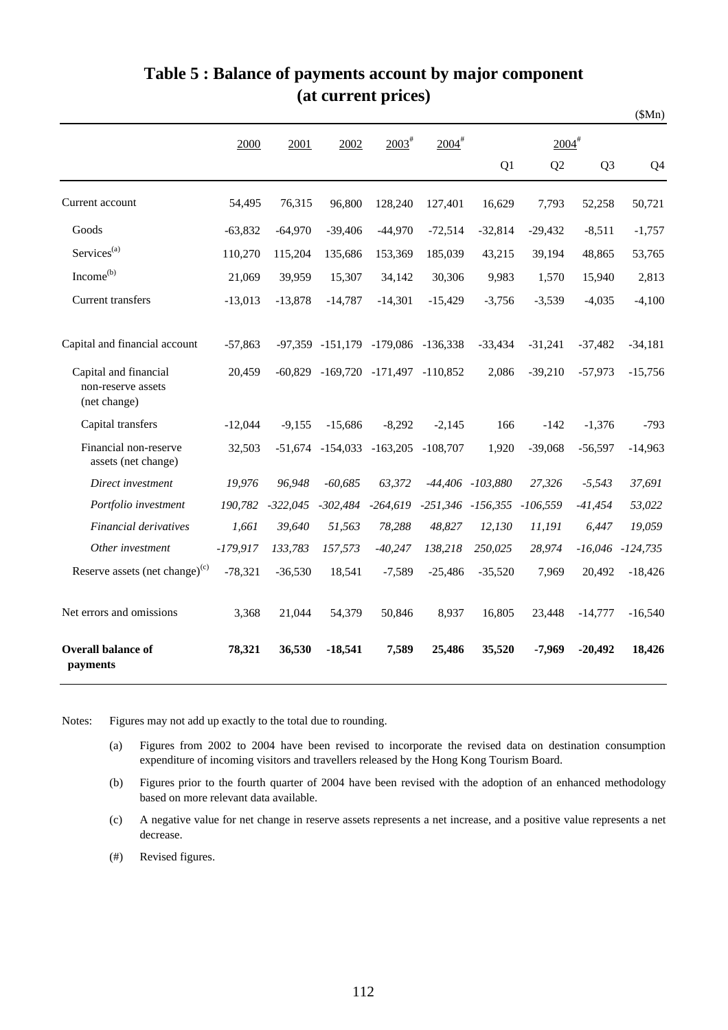# Table 5 : Balance of payments account by major component (at current prices)

($Mn)

| | 2000 | 2001 | 2002 | 2003# | 2004# | 2004# Q1 | Q2 | Q3 | Q4 |
|---|---|---|---|---|---|---|---|---|---|
| Current account | 54,495 | 76,315 | 96,800 | 128,240 | 127,401 | 16,629 | 7,793 | 52,258 | 50,721 |
| Goods | -63,832 | -64,970 | -39,406 | -44,970 | -72,514 | -32,814 | -29,432 | -8,511 | -1,757 |
| Services(a) | 110,270 | 115,204 | 135,686 | 153,369 | 185,039 | 43,215 | 39,194 | 48,865 | 53,765 |
| Income(b) | 21,069 | 39,959 | 15,307 | 34,142 | 30,306 | 9,983 | 1,570 | 15,940 | 2,813 |
| Current transfers | -13,013 | -13,878 | -14,787 | -14,301 | -15,429 | -3,756 | -3,539 | -4,035 | -4,100 |
| Capital and financial account | -57,863 | -97,359 | -151,179 | -179,086 | -136,338 | -33,434 | -31,241 | -37,482 | -34,181 |
| Capital and financial non-reserve assets (net change) | 20,459 | -60,829 | -169,720 | -171,497 | -110,852 | 2,086 | -39,210 | -57,973 | -15,756 |
| Capital transfers | -12,044 | -9,155 | -15,686 | -8,292 | -2,145 | 166 | -142 | -1,376 | -793 |
| Financial non-reserve assets (net change) | 32,503 | -51,674 | -154,033 | -163,205 | -108,707 | 1,920 | -39,068 | -56,597 | -14,963 |
| *Direct investment* | *19,976* | *96,948* | *-60,685* | *63,372* | *-44,406* | *-103,880* | *27,326* | *-5,543* | *37,691* |
| *Portfolio investment* | *190,782* | *-322,045* | *-302,484* | *-264,619* | *-251,346* | *-156,355* | *-106,559* | *-41,454* | *53,022* |
| *Financial derivatives* | *1,661* | *39,640* | *51,563* | *78,288* | *48,827* | *12,130* | *11,191* | *6,447* | *19,059* |
| *Other investment* | *-179,917* | *133,783* | *157,573* | *-40,247* | *138,218* | *250,025* | *28,974* | *-16,046* | *-124,735* |
| Reserve assets (net change)(c) | -78,321 | -36,530 | 18,541 | -7,589 | -25,486 | -35,520 | 7,969 | 20,492 | -18,426 |
| Net errors and omissions | 3,368 | 21,044 | 54,379 | 50,846 | 8,937 | 16,805 | 23,448 | -14,777 | -16,540 |
| **Overall balance of payments** | **78,321** | **36,530** | **-18,541** | **7,589** | **25,486** | **35,520** | **-7,969** | **-20,492** | **18,426** |

Notes: Figures may not add up exactly to the total due to rounding.

(a) Figures from 2002 to 2004 have been revised to incorporate the revised data on destination consumption expenditure of incoming visitors and travellers released by the Hong Kong Tourism Board.

(b) Figures prior to the fourth quarter of 2004 have been revised with the adoption of an enhanced methodology based on more relevant data available.

(c) A negative value for net change in reserve assets represents a net increase, and a positive value represents a net decrease.

(#) Revised figures.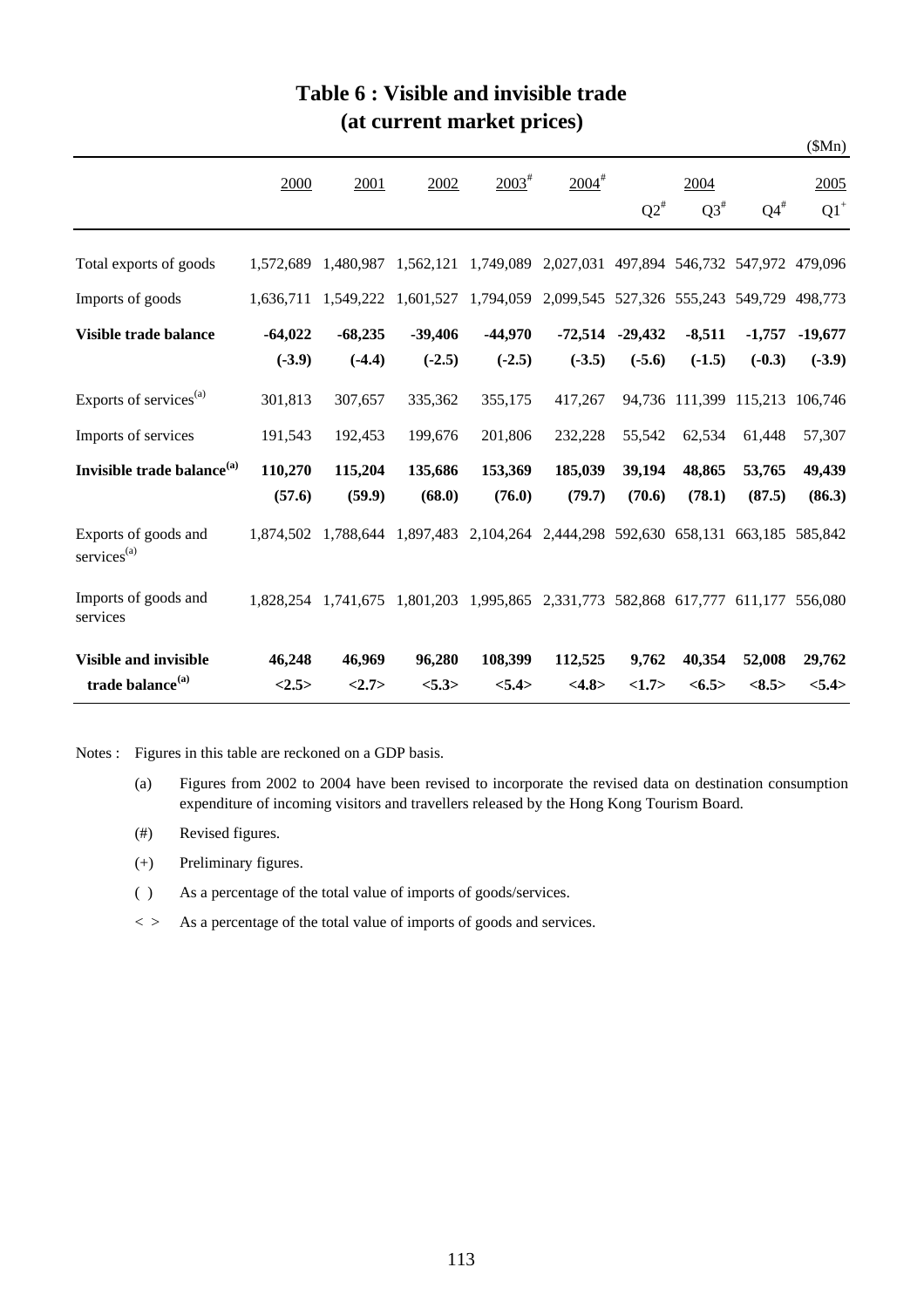# Table 6 : Visible and invisible trade (at current market prices)

($Mn)

| | 2000 | 2001 | 2002 | 2003[#] | 2004[#] | 2004 Q2[#] | Q3[#] | Q4[#] | 2005 Q1[+] |
|---|---|---|---|---|---|---|---|---|---|
| Total exports of goods | 1,572,689 | 1,480,987 | 1,562,121 | 1,749,089 | 2,027,031 | 497,894 | 546,732 | 547,972 | 479,096 |
| Imports of goods | 1,636,711 | 1,549,222 | 1,601,527 | 1,794,059 | 2,099,545 | 527,326 | 555,243 | 549,729 | 498,773 |
| **Visible trade balance** | **-64,022** | **-68,235** | **-39,406** | **-44,970** | **-72,514** | **-29,432** | **-8,511** | **-1,757** | **-19,677** |
| | **(-3.9)** | **(-4.4)** | **(-2.5)** | **(-2.5)** | **(-3.5)** | **(-5.6)** | **(-1.5)** | **(-0.3)** | **(-3.9)** |
| Exports of services[(a)] | 301,813 | 307,657 | 335,362 | 355,175 | 417,267 | 94,736 | 111,399 | 115,213 | 106,746 |
| Imports of services | 191,543 | 192,453 | 199,676 | 201,806 | 232,228 | 55,542 | 62,534 | 61,448 | 57,307 |
| **Invisible trade balance[(a)]** | **110,270** | **115,204** | **135,686** | **153,369** | **185,039** | **39,194** | **48,865** | **53,765** | **49,439** |
| | **(57.6)** | **(59.9)** | **(68.0)** | **(76.0)** | **(79.7)** | **(70.6)** | **(78.1)** | **(87.5)** | **(86.3)** |
| Exports of goods and services[(a)] | 1,874,502 | 1,788,644 | 1,897,483 | 2,104,264 | 2,444,298 | 592,630 | 658,131 | 663,185 | 585,842 |
| Imports of goods and services | 1,828,254 | 1,741,675 | 1,801,203 | 1,995,865 | 2,331,773 | 582,868 | 617,777 | 611,177 | 556,080 |
| **Visible and invisible trade balance[(a)]** | **46,248** | **46,969** | **96,280** | **108,399** | **112,525** | **9,762** | **40,354** | **52,008** | **29,762** |
| | **<2.5>** | **<2.7>** | **<5.3>** | **<5.4>** | **<4.8>** | **<1.7>** | **<6.5>** | **<8.5>** | **<5.4>** |

Notes : Figures in this table are reckoned on a GDP basis.

(a) Figures from 2002 to 2004 have been revised to incorporate the revised data on destination consumption expenditure of incoming visitors and travellers released by the Hong Kong Tourism Board.

(#) Revised figures.

(+) Preliminary figures.

( ) As a percentage of the total value of imports of goods/services.

< > As a percentage of the total value of imports of goods and services.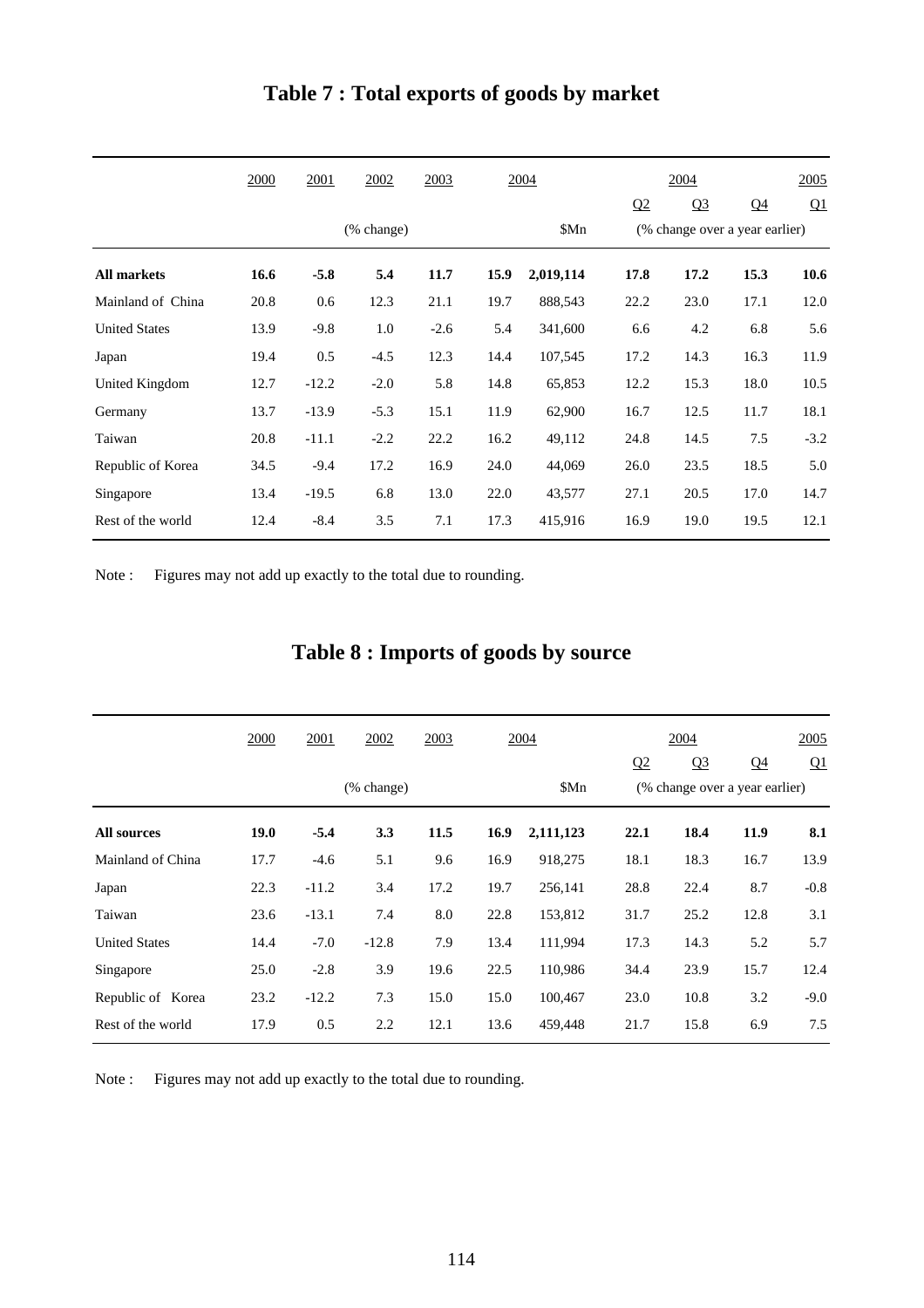# Table 7 : Total exports of goods by market

| | 2000 | 2001 | 2002 | 2003 | 2004 | | 2004 | | | 2005 |
|---|---|---|---|---|---|---|---|---|---|---|
| | | | | | | | Q2 | Q3 | Q4 | Q1 |
| | | | (% change) | | | $Mn | (% change over a year earlier) | | | |
| **All markets** | **16.6** | **-5.8** | **5.4** | **11.7** | **15.9** | **2,019,114** | **17.8** | **17.2** | **15.3** | **10.6** |
| Mainland of China | 20.8 | 0.6 | 12.3 | 21.1 | 19.7 | 888,543 | 22.2 | 23.0 | 17.1 | 12.0 |
| United States | 13.9 | -9.8 | 1.0 | -2.6 | 5.4 | 341,600 | 6.6 | 4.2 | 6.8 | 5.6 |
| Japan | 19.4 | 0.5 | -4.5 | 12.3 | 14.4 | 107,545 | 17.2 | 14.3 | 16.3 | 11.9 |
| United Kingdom | 12.7 | -12.2 | -2.0 | 5.8 | 14.8 | 65,853 | 12.2 | 15.3 | 18.0 | 10.5 |
| Germany | 13.7 | -13.9 | -5.3 | 15.1 | 11.9 | 62,900 | 16.7 | 12.5 | 11.7 | 18.1 |
| Taiwan | 20.8 | -11.1 | -2.2 | 22.2 | 16.2 | 49,112 | 24.8 | 14.5 | 7.5 | -3.2 |
| Republic of Korea | 34.5 | -9.4 | 17.2 | 16.9 | 24.0 | 44,069 | 26.0 | 23.5 | 18.5 | 5.0 |
| Singapore | 13.4 | -19.5 | 6.8 | 13.0 | 22.0 | 43,577 | 27.1 | 20.5 | 17.0 | 14.7 |
| Rest of the world | 12.4 | -8.4 | 3.5 | 7.1 | 17.3 | 415,916 | 16.9 | 19.0 | 19.5 | 12.1 |

Note : Figures may not add up exactly to the total due to rounding.

# Table 8 : Imports of goods by source

| | 2000 | 2001 | 2002 | 2003 | 2004 | | 2004 | | | 2005 |
|---|---|---|---|---|---|---|---|---|---|---|
| | | | | | | | Q2 | Q3 | Q4 | Q1 |
| | | | (% change) | | | $Mn | (% change over a year earlier) | | | |
| **All sources** | **19.0** | **-5.4** | **3.3** | **11.5** | **16.9** | **2,111,123** | **22.1** | **18.4** | **11.9** | **8.1** |
| Mainland of China | 17.7 | -4.6 | 5.1 | 9.6 | 16.9 | 918,275 | 18.1 | 18.3 | 16.7 | 13.9 |
| Japan | 22.3 | -11.2 | 3.4 | 17.2 | 19.7 | 256,141 | 28.8 | 22.4 | 8.7 | -0.8 |
| Taiwan | 23.6 | -13.1 | 7.4 | 8.0 | 22.8 | 153,812 | 31.7 | 25.2 | 12.8 | 3.1 |
| United States | 14.4 | -7.0 | -12.8 | 7.9 | 13.4 | 111,994 | 17.3 | 14.3 | 5.2 | 5.7 |
| Singapore | 25.0 | -2.8 | 3.9 | 19.6 | 22.5 | 110,986 | 34.4 | 23.9 | 15.7 | 12.4 |
| Republic of Korea | 23.2 | -12.2 | 7.3 | 15.0 | 15.0 | 100,467 | 23.0 | 10.8 | 3.2 | -9.0 |
| Rest of the world | 17.9 | 0.5 | 2.2 | 12.1 | 13.6 | 459,448 | 21.7 | 15.8 | 6.9 | 7.5 |

Note : Figures may not add up exactly to the total due to rounding.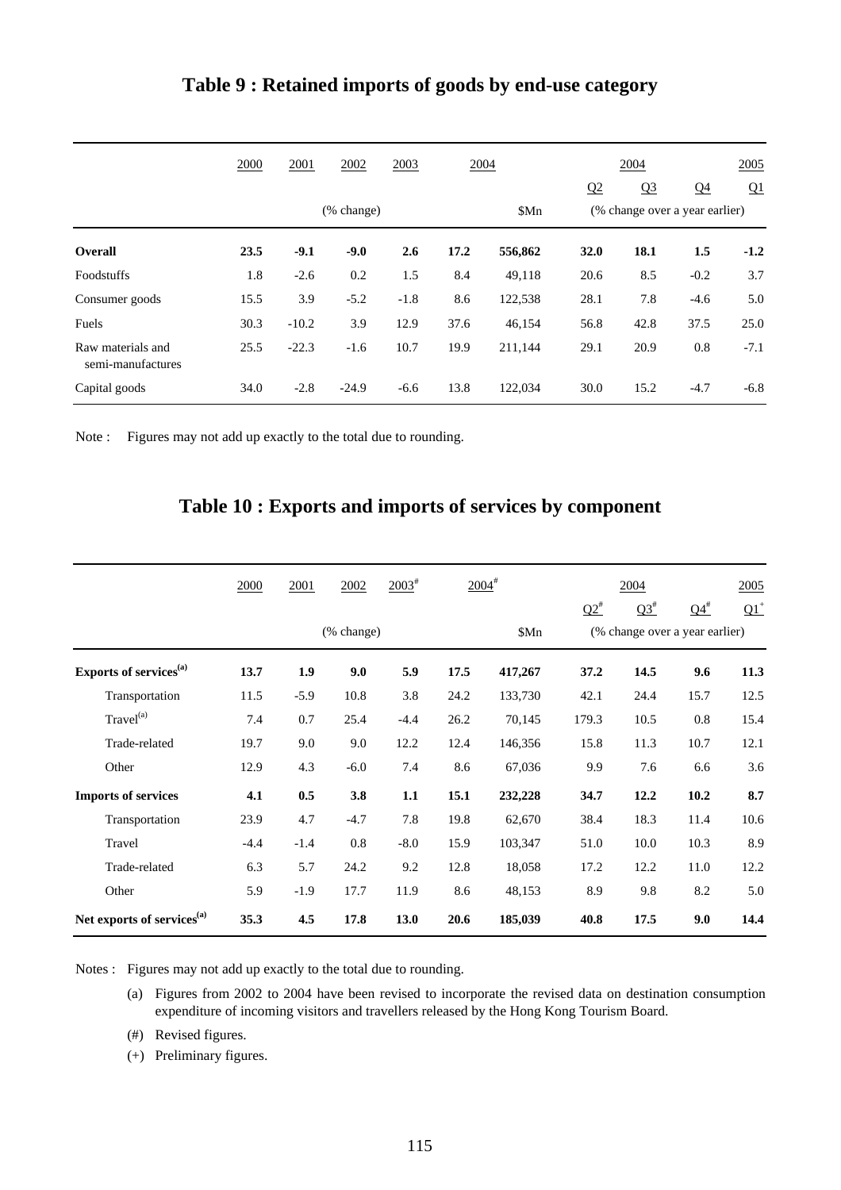## Table 9 : Retained imports of goods by end-use category

| | 2000 | 2001 | 2002 | 2003 | 2004 | | 2004 | | | 2005 |
|---|---|---|---|---|---|---|---|---|---|---|
| | | | | | | | Q2 | Q3 | Q4 | Q1 |
| | | | (% change) | | | $Mn | (% change over a year earlier) | | | |
| **Overall** | **23.5** | **-9.1** | **-9.0** | **2.6** | **17.2** | **556,862** | **32.0** | **18.1** | **1.5** | **-1.2** |
| Foodstuffs | 1.8 | -2.6 | 0.2 | 1.5 | 8.4 | 49,118 | 20.6 | 8.5 | -0.2 | 3.7 |
| Consumer goods | 15.5 | 3.9 | -5.2 | -1.8 | 8.6 | 122,538 | 28.1 | 7.8 | -4.6 | 5.0 |
| Fuels | 30.3 | -10.2 | 3.9 | 12.9 | 37.6 | 46,154 | 56.8 | 42.8 | 37.5 | 25.0 |
| Raw materials and semi-manufactures | 25.5 | -22.3 | -1.6 | 10.7 | 19.9 | 211,144 | 29.1 | 20.9 | 0.8 | -7.1 |
| Capital goods | 34.0 | -2.8 | -24.9 | -6.6 | 13.8 | 122,034 | 30.0 | 15.2 | -4.7 | -6.8 |

Note : Figures may not add up exactly to the total due to rounding.

## Table 10 : Exports and imports of services by component

| | 2000 | 2001 | 2002 | 2003# | 2004# | | 2004 | | | 2005 |
|---|---|---|---|---|---|---|---|---|---|---|
| | | | | | | | Q2# | Q3# | Q4# | Q1+ |
| | | | (% change) | | | $Mn | (% change over a year earlier) | | | |
| **Exports of services(a)** | **13.7** | **1.9** | **9.0** | **5.9** | **17.5** | **417,267** | **37.2** | **14.5** | **9.6** | **11.3** |
| Transportation | 11.5 | -5.9 | 10.8 | 3.8 | 24.2 | 133,730 | 42.1 | 24.4 | 15.7 | 12.5 |
| Travel(a) | 7.4 | 0.7 | 25.4 | -4.4 | 26.2 | 70,145 | 179.3 | 10.5 | 0.8 | 15.4 |
| Trade-related | 19.7 | 9.0 | 9.0 | 12.2 | 12.4 | 146,356 | 15.8 | 11.3 | 10.7 | 12.1 |
| Other | 12.9 | 4.3 | -6.0 | 7.4 | 8.6 | 67,036 | 9.9 | 7.6 | 6.6 | 3.6 |
| **Imports of services** | **4.1** | **0.5** | **3.8** | **1.1** | **15.1** | **232,228** | **34.7** | **12.2** | **10.2** | **8.7** |
| Transportation | 23.9 | 4.7 | -4.7 | 7.8 | 19.8 | 62,670 | 38.4 | 18.3 | 11.4 | 10.6 |
| Travel | -4.4 | -1.4 | 0.8 | -8.0 | 15.9 | 103,347 | 51.0 | 10.0 | 10.3 | 8.9 |
| Trade-related | 6.3 | 5.7 | 24.2 | 9.2 | 12.8 | 18,058 | 17.2 | 12.2 | 11.0 | 12.2 |
| Other | 5.9 | -1.9 | 17.7 | 11.9 | 8.6 | 48,153 | 8.9 | 9.8 | 8.2 | 5.0 |
| **Net exports of services(a)** | **35.3** | **4.5** | **17.8** | **13.0** | **20.6** | **185,039** | **40.8** | **17.5** | **9.0** | **14.4** |

Notes : Figures may not add up exactly to the total due to rounding.

(a) Figures from 2002 to 2004 have been revised to incorporate the revised data on destination consumption expenditure of incoming visitors and travellers released by the Hong Kong Tourism Board.

(#) Revised figures.

(+) Preliminary figures.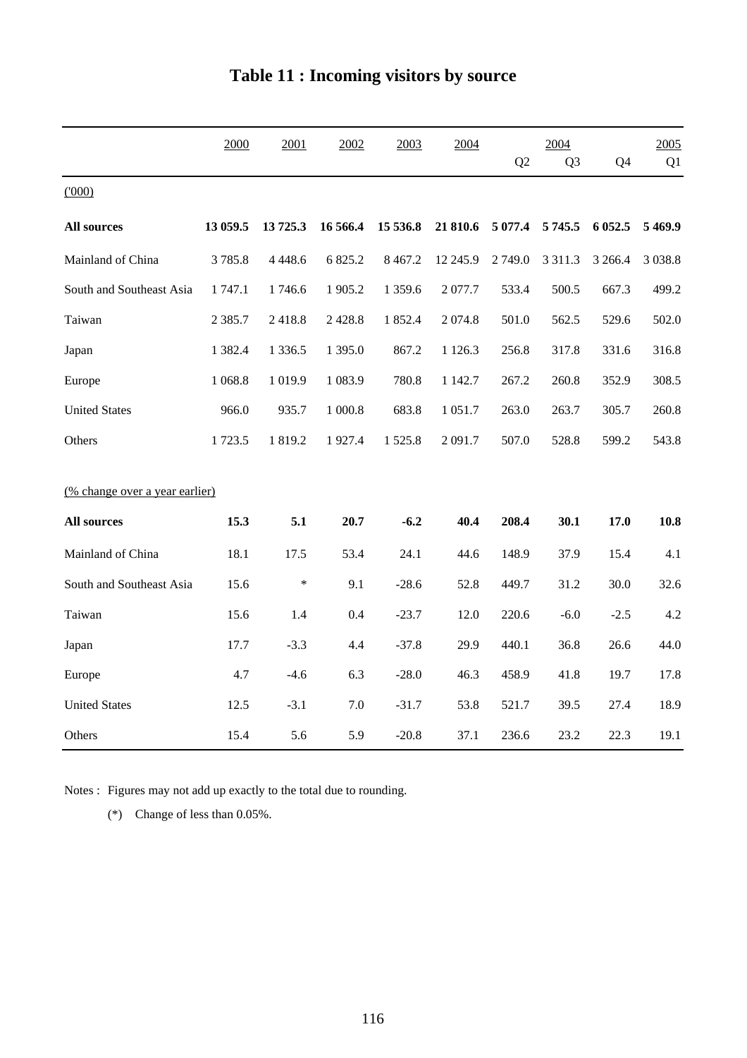# Table 11 : Incoming visitors by source

| | 2000 | 2001 | 2002 | 2003 | 2004 | 2004 Q2 | Q3 | Q4 | 2005 Q1 |
|---|---|---|---|---|---|---|---|---|---|
| ('000) | | | | | | | | | |
| **All sources** | **13 059.5** | **13 725.3** | **16 566.4** | **15 536.8** | **21 810.6** | **5 077.4** | **5 745.5** | **6 052.5** | **5 469.9** |
| Mainland of China | 3 785.8 | 4 448.6 | 6 825.2 | 8 467.2 | 12 245.9 | 2 749.0 | 3 311.3 | 3 266.4 | 3 038.8 |
| South and Southeast Asia | 1 747.1 | 1 746.6 | 1 905.2 | 1 359.6 | 2 077.7 | 533.4 | 500.5 | 667.3 | 499.2 |
| Taiwan | 2 385.7 | 2 418.8 | 2 428.8 | 1 852.4 | 2 074.8 | 501.0 | 562.5 | 529.6 | 502.0 |
| Japan | 1 382.4 | 1 336.5 | 1 395.0 | 867.2 | 1 126.3 | 256.8 | 317.8 | 331.6 | 316.8 |
| Europe | 1 068.8 | 1 019.9 | 1 083.9 | 780.8 | 1 142.7 | 267.2 | 260.8 | 352.9 | 308.5 |
| United States | 966.0 | 935.7 | 1 000.8 | 683.8 | 1 051.7 | 263.0 | 263.7 | 305.7 | 260.8 |
| Others | 1 723.5 | 1 819.2 | 1 927.4 | 1 525.8 | 2 091.7 | 507.0 | 528.8 | 599.2 | 543.8 |
| (% change over a year earlier) | | | | | | | | | |
| **All sources** | **15.3** | **5.1** | **20.7** | **-6.2** | **40.4** | **208.4** | **30.1** | **17.0** | **10.8** |
| Mainland of China | 18.1 | 17.5 | 53.4 | 24.1 | 44.6 | 148.9 | 37.9 | 15.4 | 4.1 |
| South and Southeast Asia | 15.6 | * | 9.1 | -28.6 | 52.8 | 449.7 | 31.2 | 30.0 | 32.6 |
| Taiwan | 15.6 | 1.4 | 0.4 | -23.7 | 12.0 | 220.6 | -6.0 | -2.5 | 4.2 |
| Japan | 17.7 | -3.3 | 4.4 | -37.8 | 29.9 | 440.1 | 36.8 | 26.6 | 44.0 |
| Europe | 4.7 | -4.6 | 6.3 | -28.0 | 46.3 | 458.9 | 41.8 | 19.7 | 17.8 |
| United States | 12.5 | -3.1 | 7.0 | -31.7 | 53.8 | 521.7 | 39.5 | 27.4 | 18.9 |
| Others | 15.4 | 5.6 | 5.9 | -20.8 | 37.1 | 236.6 | 23.2 | 22.3 | 19.1 |

Notes : Figures may not add up exactly to the total due to rounding.

(*) Change of less than 0.05%.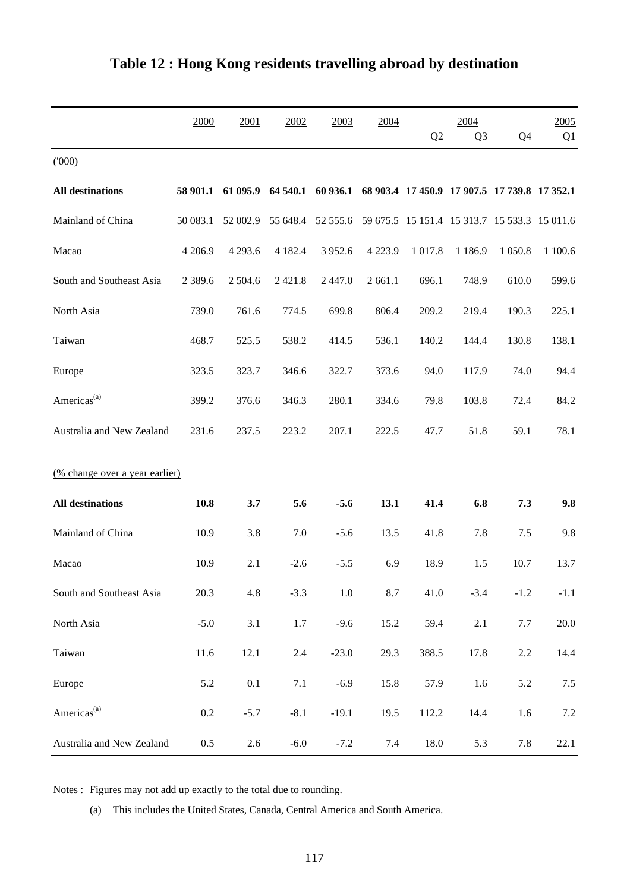# Table 12 : Hong Kong residents travelling abroad by destination

| | 2000 | 2001 | 2002 | 2003 | 2004 | 2004 Q2 | 2004 Q3 | 2004 Q4 | 2005 Q1 |
|---|---|---|---|---|---|---|---|---|---|
| ('000) | | | | | | | | | |
| **All destinations** | **58 901.1** | **61 095.9** | **64 540.1** | **60 936.1** | **68 903.4** | **17 450.9** | **17 907.5** | **17 739.8** | **17 352.1** |
| Mainland of China | 50 083.1 | 52 002.9 | 55 648.4 | 52 555.6 | 59 675.5 | 15 151.4 | 15 313.7 | 15 533.3 | 15 011.6 |
| Macao | 4 206.9 | 4 293.6 | 4 182.4 | 3 952.6 | 4 223.9 | 1 017.8 | 1 186.9 | 1 050.8 | 1 100.6 |
| South and Southeast Asia | 2 389.6 | 2 504.6 | 2 421.8 | 2 447.0 | 2 661.1 | 696.1 | 748.9 | 610.0 | 599.6 |
| North Asia | 739.0 | 761.6 | 774.5 | 699.8 | 806.4 | 209.2 | 219.4 | 190.3 | 225.1 |
| Taiwan | 468.7 | 525.5 | 538.2 | 414.5 | 536.1 | 140.2 | 144.4 | 130.8 | 138.1 |
| Europe | 323.5 | 323.7 | 346.6 | 322.7 | 373.6 | 94.0 | 117.9 | 74.0 | 94.4 |
| Americas[(a)] | 399.2 | 376.6 | 346.3 | 280.1 | 334.6 | 79.8 | 103.8 | 72.4 | 84.2 |
| Australia and New Zealand | 231.6 | 237.5 | 223.2 | 207.1 | 222.5 | 47.7 | 51.8 | 59.1 | 78.1 |
| (% change over a year earlier) | | | | | | | | | |
| **All destinations** | **10.8** | **3.7** | **5.6** | **-5.6** | **13.1** | **41.4** | **6.8** | **7.3** | **9.8** |
| Mainland of China | 10.9 | 3.8 | 7.0 | -5.6 | 13.5 | 41.8 | 7.8 | 7.5 | 9.8 |
| Macao | 10.9 | 2.1 | -2.6 | -5.5 | 6.9 | 18.9 | 1.5 | 10.7 | 13.7 |
| South and Southeast Asia | 20.3 | 4.8 | -3.3 | 1.0 | 8.7 | 41.0 | -3.4 | -1.2 | -1.1 |
| North Asia | -5.0 | 3.1 | 1.7 | -9.6 | 15.2 | 59.4 | 2.1 | 7.7 | 20.0 |
| Taiwan | 11.6 | 12.1 | 2.4 | -23.0 | 29.3 | 388.5 | 17.8 | 2.2 | 14.4 |
| Europe | 5.2 | 0.1 | 7.1 | -6.9 | 15.8 | 57.9 | 1.6 | 5.2 | 7.5 |
| Americas[(a)] | 0.2 | -5.7 | -8.1 | -19.1 | 19.5 | 112.2 | 14.4 | 1.6 | 7.2 |
| Australia and New Zealand | 0.5 | 2.6 | -6.0 | -7.2 | 7.4 | 18.0 | 5.3 | 7.8 | 22.1 |

Notes : Figures may not add up exactly to the total due to rounding.

(a) This includes the United States, Canada, Central America and South America.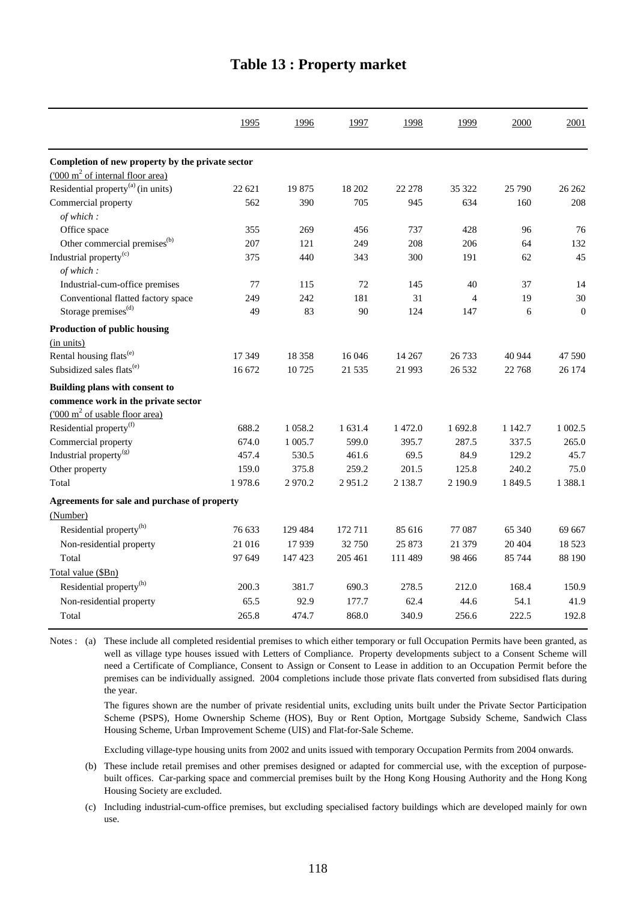# Table 13 : Property market

| | 1995 | 1996 | 1997 | 1998 | 1999 | 2000 | 2001 |
|---|---|---|---|---|---|---|---|
| **Completion of new property by the private sector** | | | | | | | |
| ('000 $m^2$ of internal floor area) | | | | | | | |
| Residential property[(a)] (in units) | 22 621 | 19 875 | 18 202 | 22 278 | 35 322 | 25 790 | 26 262 |
| Commercial property | 562 | 390 | 705 | 945 | 634 | 160 | 208 |
| *of which :* | | | | | | | |
| Office space | 355 | 269 | 456 | 737 | 428 | 96 | 76 |
| Other commercial premises[(b)] | 207 | 121 | 249 | 208 | 206 | 64 | 132 |
| Industrial property[(c)] | 375 | 440 | 343 | 300 | 191 | 62 | 45 |
| *of which :* | | | | | | | |
| Industrial-cum-office premises | 77 | 115 | 72 | 145 | 40 | 37 | 14 |
| Conventional flatted factory space | 249 | 242 | 181 | 31 | 4 | 19 | 30 |
| Storage premises[(d)] | 49 | 83 | 90 | 124 | 147 | 6 | 0 |
| **Production of public housing** | | | | | | | |
| (in units) | | | | | | | |
| Rental housing flats[(e)] | 17 349 | 18 358 | 16 046 | 14 267 | 26 733 | 40 944 | 47 590 |
| Subsidized sales flats[(e)] | 16 672 | 10 725 | 21 535 | 21 993 | 26 532 | 22 768 | 26 174 |
| **Building plans with consent to commence work in the private sector** | | | | | | | |
| ('000 $m^2$ of usable floor area) | | | | | | | |
| Residential property[(f)] | 688.2 | 1 058.2 | 1 631.4 | 1 472.0 | 1 692.8 | 1 142.7 | 1 002.5 |
| Commercial property | 674.0 | 1 005.7 | 599.0 | 395.7 | 287.5 | 337.5 | 265.0 |
| Industrial property[(g)] | 457.4 | 530.5 | 461.6 | 69.5 | 84.9 | 129.2 | 45.7 |
| Other property | 159.0 | 375.8 | 259.2 | 201.5 | 125.8 | 240.2 | 75.0 |
| Total | 1 978.6 | 2 970.2 | 2 951.2 | 2 138.7 | 2 190.9 | 1 849.5 | 1 388.1 |
| **Agreements for sale and purchase of property** | | | | | | | |
| (Number) | | | | | | | |
| Residential property[(h)] | 76 633 | 129 484 | 172 711 | 85 616 | 77 087 | 65 340 | 69 667 |
| Non-residential property | 21 016 | 17 939 | 32 750 | 25 873 | 21 379 | 20 404 | 18 523 |
| Total | 97 649 | 147 423 | 205 461 | 111 489 | 98 466 | 85 744 | 88 190 |
| Total value ($Bn) | | | | | | | |
| Residential property[(h)] | 200.3 | 381.7 | 690.3 | 278.5 | 212.0 | 168.4 | 150.9 |
| Non-residential property | 65.5 | 92.9 | 177.7 | 62.4 | 44.6 | 54.1 | 41.9 |
| Total | 265.8 | 474.7 | 868.0 | 340.9 | 256.6 | 222.5 | 192.8 |

Notes : (a) These include all completed residential premises to which either temporary or full Occupation Permits have been granted, as well as village type houses issued with Letters of Compliance. Property developments subject to a Consent Scheme will need a Certificate of Compliance, Consent to Assign or Consent to Lease in addition to an Occupation Permit before the premises can be individually assigned. 2004 completions include those private flats converted from subsidised flats during the year.

The figures shown are the number of private residential units, excluding units built under the Private Sector Participation Scheme (PSPS), Home Ownership Scheme (HOS), Buy or Rent Option, Mortgage Subsidy Scheme, Sandwich Class Housing Scheme, Urban Improvement Scheme (UIS) and Flat-for-Sale Scheme.

Excluding village-type housing units from 2002 and units issued with temporary Occupation Permits from 2004 onwards.

(b) These include retail premises and other premises designed or adapted for commercial use, with the exception of purpose-built offices. Car-parking space and commercial premises built by the Hong Kong Housing Authority and the Hong Kong Housing Society are excluded.

(c) Including industrial-cum-office premises, but excluding specialised factory buildings which are developed mainly for own use.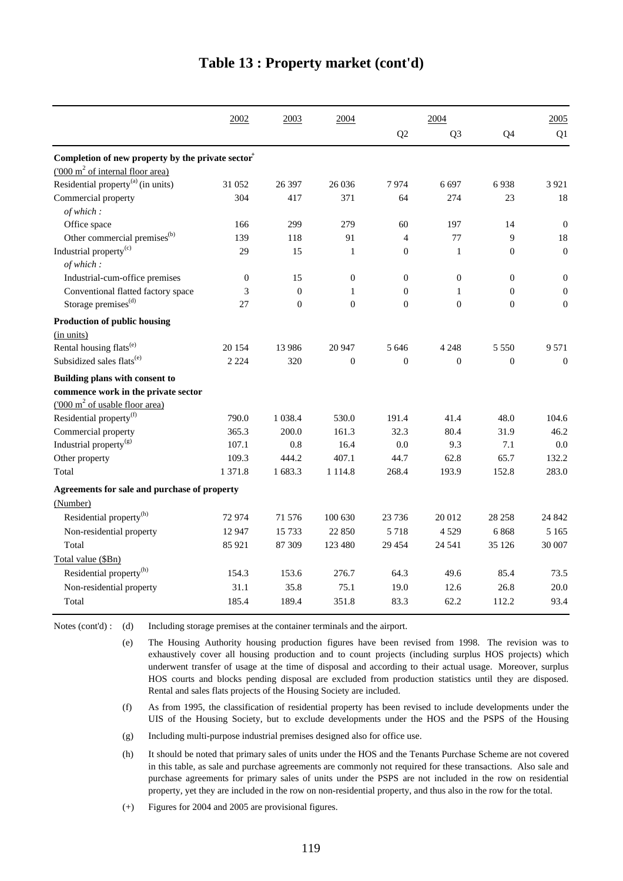# Table 13 : Property market (cont'd)

| | 2002 | 2003 | 2004 | 2004 Q2 | 2004 Q3 | 2004 Q4 | 2005 Q1 |
|---|---|---|---|---|---|---|---|
| **Completion of new property by the private sector**[+] | | | | | | | |
| ('000 $m^2$ of internal floor area) | | | | | | | |
| Residential property[(a)] (in units) | 31 052 | 26 397 | 26 036 | 7 974 | 6 697 | 6 938 | 3 921 |
| Commercial property | 304 | 417 | 371 | 64 | 274 | 23 | 18 |
| *of which :* | | | | | | | |
| Office space | 166 | 299 | 279 | 60 | 197 | 14 | 0 |
| Other commercial premises[(b)] | 139 | 118 | 91 | 4 | 77 | 9 | 18 |
| Industrial property[(c)] | 29 | 15 | 1 | 0 | 1 | 0 | 0 |
| *of which :* | | | | | | | |
| Industrial-cum-office premises | 0 | 15 | 0 | 0 | 0 | 0 | 0 |
| Conventional flatted factory space | 3 | 0 | 1 | 0 | 1 | 0 | 0 |
| Storage premises[(d)] | 27 | 0 | 0 | 0 | 0 | 0 | 0 |
| **Production of public housing** | | | | | | | |
| (in units) | | | | | | | |
| Rental housing flats[(e)] | 20 154 | 13 986 | 20 947 | 5 646 | 4 248 | 5 550 | 9 571 |
| Subsidized sales flats[(e)] | 2 224 | 320 | 0 | 0 | 0 | 0 | 0 |
| **Building plans with consent to commence work in the private sector** | | | | | | | |
| ('000 $m^2$ of usable floor area) | | | | | | | |
| Residential property[(f)] | 790.0 | 1 038.4 | 530.0 | 191.4 | 41.4 | 48.0 | 104.6 |
| Commercial property | 365.3 | 200.0 | 161.3 | 32.3 | 80.4 | 31.9 | 46.2 |
| Industrial property[(g)] | 107.1 | 0.8 | 16.4 | 0.0 | 9.3 | 7.1 | 0.0 |
| Other property | 109.3 | 444.2 | 407.1 | 44.7 | 62.8 | 65.7 | 132.2 |
| Total | 1 371.8 | 1 683.3 | 1 114.8 | 268.4 | 193.9 | 152.8 | 283.0 |
| **Agreements for sale and purchase of property** | | | | | | | |
| (Number) | | | | | | | |
| Residential property[(h)] | 72 974 | 71 576 | 100 630 | 23 736 | 20 012 | 28 258 | 24 842 |
| Non-residential property | 12 947 | 15 733 | 22 850 | 5 718 | 4 529 | 6 868 | 5 165 |
| Total | 85 921 | 87 309 | 123 480 | 29 454 | 24 541 | 35 126 | 30 007 |
| Total value ($Bn) | | | | | | | |
| Residential property[(h)] | 154.3 | 153.6 | 276.7 | 64.3 | 49.6 | 85.4 | 73.5 |
| Non-residential property | 31.1 | 35.8 | 75.1 | 19.0 | 12.6 | 26.8 | 20.0 |
| Total | 185.4 | 189.4 | 351.8 | 83.3 | 62.2 | 112.2 | 93.4 |

Notes (cont'd) :

(d) Including storage premises at the container terminals and the airport.

(e) The Housing Authority housing production figures have been revised from 1998. The revision was to exhaustively cover all housing production and to count projects (including surplus HOS projects) which underwent transfer of usage at the time of disposal and according to their actual usage. Moreover, surplus HOS courts and blocks pending disposal are excluded from production statistics until they are disposed. Rental and sales flats projects of the Housing Society are included.

(f) As from 1995, the classification of residential property has been revised to include developments under the UIS of the Housing Society, but to exclude developments under the HOS and the PSPS of the Housing

(g) Including multi-purpose industrial premises designed also for office use.

(h) It should be noted that primary sales of units under the HOS and the Tenants Purchase Scheme are not covered in this table, as sale and purchase agreements are commonly not required for these transactions. Also sale and purchase agreements for primary sales of units under the PSPS are not included in the row on residential property, yet they are included in the row on non-residential property, and thus also in the row for the total.

(+) Figures for 2004 and 2005 are provisional figures.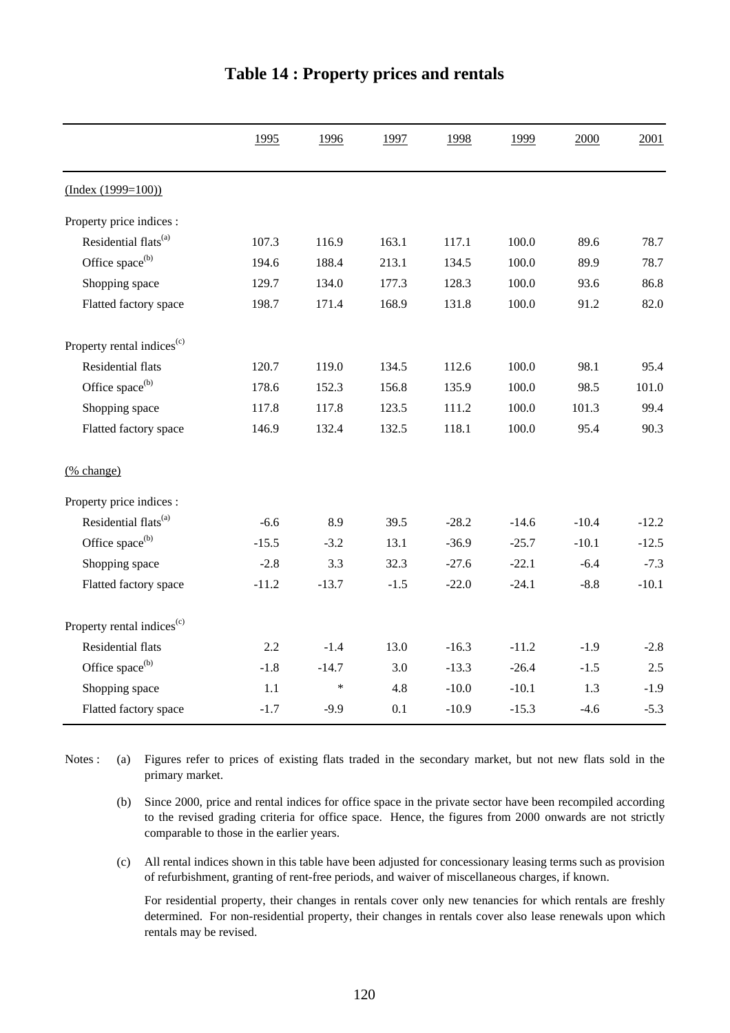# Table 14 : Property prices and rentals

| | 1995 | 1996 | 1997 | 1998 | 1999 | 2000 | 2001 |
|---|---|---|---|---|---|---|---|
| (Index (1999=100)) | | | | | | | |
| Property price indices : | | | | | | | |
| Residential flats[(a)] | 107.3 | 116.9 | 163.1 | 117.1 | 100.0 | 89.6 | 78.7 |
| Office space[(b)] | 194.6 | 188.4 | 213.1 | 134.5 | 100.0 | 89.9 | 78.7 |
| Shopping space | 129.7 | 134.0 | 177.3 | 128.3 | 100.0 | 93.6 | 86.8 |
| Flatted factory space | 198.7 | 171.4 | 168.9 | 131.8 | 100.0 | 91.2 | 82.0 |
| Property rental indices[(c)] | | | | | | | |
| Residential flats | 120.7 | 119.0 | 134.5 | 112.6 | 100.0 | 98.1 | 95.4 |
| Office space[(b)] | 178.6 | 152.3 | 156.8 | 135.9 | 100.0 | 98.5 | 101.0 |
| Shopping space | 117.8 | 117.8 | 123.5 | 111.2 | 100.0 | 101.3 | 99.4 |
| Flatted factory space | 146.9 | 132.4 | 132.5 | 118.1 | 100.0 | 95.4 | 90.3 |
| (% change) | | | | | | | |
| Property price indices : | | | | | | | |
| Residential flats[(a)] | -6.6 | 8.9 | 39.5 | -28.2 | -14.6 | -10.4 | -12.2 |
| Office space[(b)] | -15.5 | -3.2 | 13.1 | -36.9 | -25.7 | -10.1 | -12.5 |
| Shopping space | -2.8 | 3.3 | 32.3 | -27.6 | -22.1 | -6.4 | -7.3 |
| Flatted factory space | -11.2 | -13.7 | -1.5 | -22.0 | -24.1 | -8.8 | -10.1 |
| Property rental indices[(c)] | | | | | | | |
| Residential flats | 2.2 | -1.4 | 13.0 | -16.3 | -11.2 | -1.9 | -2.8 |
| Office space[(b)] | -1.8 | -14.7 | 3.0 | -13.3 | -26.4 | -1.5 | 2.5 |
| Shopping space | 1.1 | * | 4.8 | -10.0 | -10.1 | 1.3 | -1.9 |
| Flatted factory space | -1.7 | -9.9 | 0.1 | -10.9 | -15.3 | -4.6 | -5.3 |

Notes : (a) Figures refer to prices of existing flats traded in the secondary market, but not new flats sold in the primary market.

(b) Since 2000, price and rental indices for office space in the private sector have been recompiled according to the revised grading criteria for office space. Hence, the figures from 2000 onwards are not strictly comparable to those in the earlier years.

(c) All rental indices shown in this table have been adjusted for concessionary leasing terms such as provision of refurbishment, granting of rent-free periods, and waiver of miscellaneous charges, if known.

For residential property, their changes in rentals cover only new tenancies for which rentals are freshly determined. For non-residential property, their changes in rentals cover also lease renewals upon which rentals may be revised.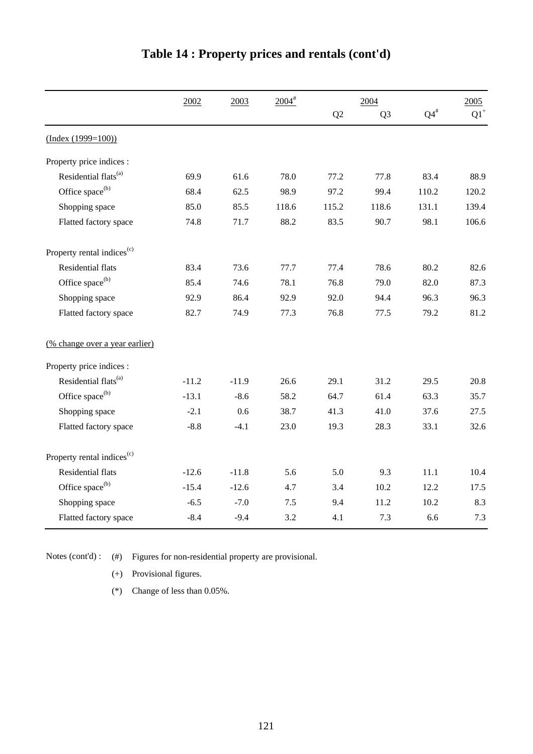# Table 14 : Property prices and rentals (cont'd)

| | 2002 | 2003 | 2004[#] | 2004 Q2 | Q3 | Q4[#] | 2005 Q1[+] |
|---|---|---|---|---|---|---|---|
| (Index (1999=100)) | | | | | | | |
| Property price indices : | | | | | | | |
| Residential flats[(a)] | 69.9 | 61.6 | 78.0 | 77.2 | 77.8 | 83.4 | 88.9 |
| Office space[(b)] | 68.4 | 62.5 | 98.9 | 97.2 | 99.4 | 110.2 | 120.2 |
| Shopping space | 85.0 | 85.5 | 118.6 | 115.2 | 118.6 | 131.1 | 139.4 |
| Flatted factory space | 74.8 | 71.7 | 88.2 | 83.5 | 90.7 | 98.1 | 106.6 |
| Property rental indices[(c)] | | | | | | | |
| Residential flats | 83.4 | 73.6 | 77.7 | 77.4 | 78.6 | 80.2 | 82.6 |
| Office space[(b)] | 85.4 | 74.6 | 78.1 | 76.8 | 79.0 | 82.0 | 87.3 |
| Shopping space | 92.9 | 86.4 | 92.9 | 92.0 | 94.4 | 96.3 | 96.3 |
| Flatted factory space | 82.7 | 74.9 | 77.3 | 76.8 | 77.5 | 79.2 | 81.2 |
| (% change over a year earlier) | | | | | | | |
| Property price indices : | | | | | | | |
| Residential flats[(a)] | -11.2 | -11.9 | 26.6 | 29.1 | 31.2 | 29.5 | 20.8 |
| Office space[(b)] | -13.1 | -8.6 | 58.2 | 64.7 | 61.4 | 63.3 | 35.7 |
| Shopping space | -2.1 | 0.6 | 38.7 | 41.3 | 41.0 | 37.6 | 27.5 |
| Flatted factory space | -8.8 | -4.1 | 23.0 | 19.3 | 28.3 | 33.1 | 32.6 |
| Property rental indices[(c)] | | | | | | | |
| Residential flats | -12.6 | -11.8 | 5.6 | 5.0 | 9.3 | 11.1 | 10.4 |
| Office space[(b)] | -15.4 | -12.6 | 4.7 | 3.4 | 10.2 | 12.2 | 17.5 |
| Shopping space | -6.5 | -7.0 | 7.5 | 9.4 | 11.2 | 10.2 | 8.3 |
| Flatted factory space | -8.4 | -9.4 | 3.2 | 4.1 | 7.3 | 6.6 | 7.3 |

Notes (cont'd) :
(#) Figures for non-residential property are provisional.
(+) Provisional figures.
(*) Change of less than 0.05%.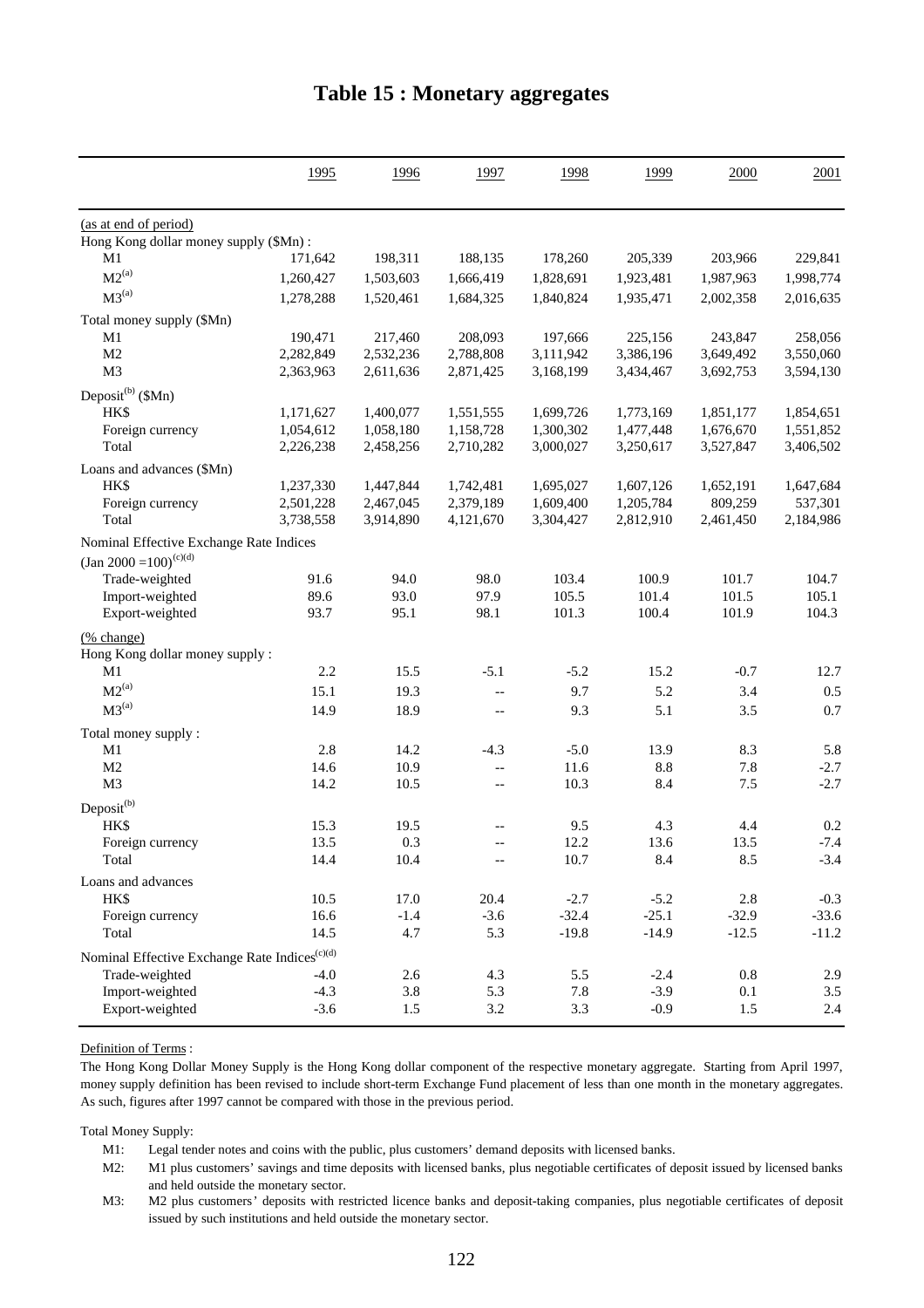# Table 15 : Monetary aggregates

| | 1995 | 1996 | 1997 | 1998 | 1999 | 2000 | 2001 |
|---|---|---|---|---|---|---|---|
| (as at end of period) | | | | | | | |
| Hong Kong dollar money supply ($Mn) : | | | | | | | |
| M1 | 171,642 | 198,311 | 188,135 | 178,260 | 205,339 | 203,966 | 229,841 |
| M2[(a)] | 1,260,427 | 1,503,603 | 1,666,419 | 1,828,691 | 1,923,481 | 1,987,963 | 1,998,774 |
| M3[(a)] | 1,278,288 | 1,520,461 | 1,684,325 | 1,840,824 | 1,935,471 | 2,002,358 | 2,016,635 |
| Total money supply ($Mn) | | | | | | | |
| M1 | 190,471 | 217,460 | 208,093 | 197,666 | 225,156 | 243,847 | 258,056 |
| M2 | 2,282,849 | 2,532,236 | 2,788,808 | 3,111,942 | 3,386,196 | 3,649,492 | 3,550,060 |
| M3 | 2,363,963 | 2,611,636 | 2,871,425 | 3,168,199 | 3,434,467 | 3,692,753 | 3,594,130 |
| Deposit[(b)] ($Mn) | | | | | | | |
| HK$ | 1,171,627 | 1,400,077 | 1,551,555 | 1,699,726 | 1,773,169 | 1,851,177 | 1,854,651 |
| Foreign currency | 1,054,612 | 1,058,180 | 1,158,728 | 1,300,302 | 1,477,448 | 1,676,670 | 1,551,852 |
| Total | 2,226,238 | 2,458,256 | 2,710,282 | 3,000,027 | 3,250,617 | 3,527,847 | 3,406,502 |
| Loans and advances ($Mn) | | | | | | | |
| HK$ | 1,237,330 | 1,447,844 | 1,742,481 | 1,695,027 | 1,607,126 | 1,652,191 | 1,647,684 |
| Foreign currency | 2,501,228 | 2,467,045 | 2,379,189 | 1,609,400 | 1,205,784 | 809,259 | 537,301 |
| Total | 3,738,558 | 3,914,890 | 4,121,670 | 3,304,427 | 2,812,910 | 2,461,450 | 2,184,986 |
| Nominal Effective Exchange Rate Indices (Jan 2000 =100)[(c)(d)] | | | | | | | |
| Trade-weighted | 91.6 | 94.0 | 98.0 | 103.4 | 100.9 | 101.7 | 104.7 |
| Import-weighted | 89.6 | 93.0 | 97.9 | 105.5 | 101.4 | 101.5 | 105.1 |
| Export-weighted | 93.7 | 95.1 | 98.1 | 101.3 | 100.4 | 101.9 | 104.3 |
| (% change) | | | | | | | |
| Hong Kong dollar money supply : | | | | | | | |
| M1 | 2.2 | 15.5 | -5.1 | -5.2 | 15.2 | -0.7 | 12.7 |
| M2[(a)] | 15.1 | 19.3 | -- | 9.7 | 5.2 | 3.4 | 0.5 |
| M3[(a)] | 14.9 | 18.9 | -- | 9.3 | 5.1 | 3.5 | 0.7 |
| Total money supply : | | | | | | | |
| M1 | 2.8 | 14.2 | -4.3 | -5.0 | 13.9 | 8.3 | 5.8 |
| M2 | 14.6 | 10.9 | -- | 11.6 | 8.8 | 7.8 | -2.7 |
| M3 | 14.2 | 10.5 | -- | 10.3 | 8.4 | 7.5 | -2.7 |
| Deposit[(b)] | | | | | | | |
| HK$ | 15.3 | 19.5 | -- | 9.5 | 4.3 | 4.4 | 0.2 |
| Foreign currency | 13.5 | 0.3 | -- | 12.2 | 13.6 | 13.5 | -7.4 |
| Total | 14.4 | 10.4 | -- | 10.7 | 8.4 | 8.5 | -3.4 |
| Loans and advances | | | | | | | |
| HK$ | 10.5 | 17.0 | 20.4 | -2.7 | -5.2 | 2.8 | -0.3 |
| Foreign currency | 16.6 | -1.4 | -3.6 | -32.4 | -25.1 | -32.9 | -33.6 |
| Total | 14.5 | 4.7 | 5.3 | -19.8 | -14.9 | -12.5 | -11.2 |
| Nominal Effective Exchange Rate Indices[(c)(d)] | | | | | | | |
| Trade-weighted | -4.0 | 2.6 | 4.3 | 5.5 | -2.4 | 0.8 | 2.9 |
| Import-weighted | -4.3 | 3.8 | 5.3 | 7.8 | -3.9 | 0.1 | 3.5 |
| Export-weighted | -3.6 | 1.5 | 3.2 | 3.3 | -0.9 | 1.5 | 2.4 |

Definition of Terms :

The Hong Kong Dollar Money Supply is the Hong Kong dollar component of the respective monetary aggregate. Starting from April 1997, money supply definition has been revised to include short-term Exchange Fund placement of less than one month in the monetary aggregates. As such, figures after 1997 cannot be compared with those in the previous period.

Total Money Supply:

M1: Legal tender notes and coins with the public, plus customers' demand deposits with licensed banks.

M2: M1 plus customers' savings and time deposits with licensed banks, plus negotiable certificates of deposit issued by licensed banks and held outside the monetary sector.

M3: M2 plus customers' deposits with restricted licence banks and deposit-taking companies, plus negotiable certificates of deposit issued by such institutions and held outside the monetary sector.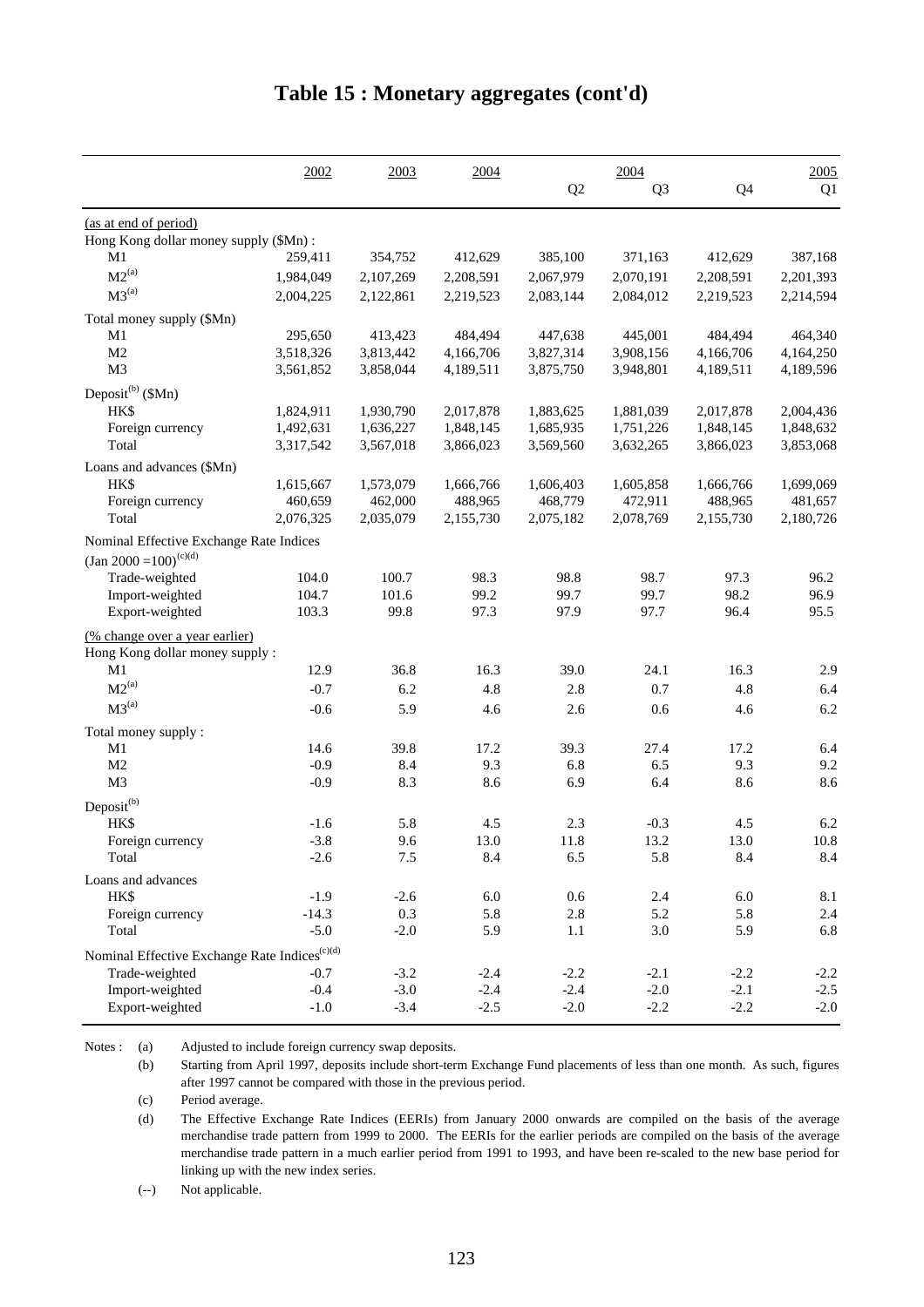# Table 15 : Monetary aggregates (cont'd)

| | 2002 | 2003 | 2004 | 2004 Q2 | Q3 | Q4 | 2005 Q1 |
|---|---|---|---|---|---|---|---|
| (as at end of period) | | | | | | | |
| Hong Kong dollar money supply ($Mn) : | | | | | | | |
| M1 | 259,411 | 354,752 | 412,629 | 385,100 | 371,163 | 412,629 | 387,168 |
| M2[(a)] | 1,984,049 | 2,107,269 | 2,208,591 | 2,067,979 | 2,070,191 | 2,208,591 | 2,201,393 |
| M3[(a)] | 2,004,225 | 2,122,861 | 2,219,523 | 2,083,144 | 2,084,012 | 2,219,523 | 2,214,594 |
| Total money supply ($Mn) | | | | | | | |
| M1 | 295,650 | 413,423 | 484,494 | 447,638 | 445,001 | 484,494 | 464,340 |
| M2 | 3,518,326 | 3,813,442 | 4,166,706 | 3,827,314 | 3,908,156 | 4,166,706 | 4,164,250 |
| M3 | 3,561,852 | 3,858,044 | 4,189,511 | 3,875,750 | 3,948,801 | 4,189,511 | 4,189,596 |
| Deposit[(b)] ($Mn) | | | | | | | |
| HK$ | 1,824,911 | 1,930,790 | 2,017,878 | 1,883,625 | 1,881,039 | 2,017,878 | 2,004,436 |
| Foreign currency | 1,492,631 | 1,636,227 | 1,848,145 | 1,685,935 | 1,751,226 | 1,848,145 | 1,848,632 |
| Total | 3,317,542 | 3,567,018 | 3,866,023 | 3,569,560 | 3,632,265 | 3,866,023 | 3,853,068 |
| Loans and advances ($Mn) | | | | | | | |
| HK$ | 1,615,667 | 1,573,079 | 1,666,766 | 1,606,403 | 1,605,858 | 1,666,766 | 1,699,069 |
| Foreign currency | 460,659 | 462,000 | 488,965 | 468,779 | 472,911 | 488,965 | 481,657 |
| Total | 2,076,325 | 2,035,079 | 2,155,730 | 2,075,182 | 2,078,769 | 2,155,730 | 2,180,726 |
| Nominal Effective Exchange Rate Indices (Jan 2000 =100)[(c)(d)] | | | | | | | |
| Trade-weighted | 104.0 | 100.7 | 98.3 | 98.8 | 98.7 | 97.3 | 96.2 |
| Import-weighted | 104.7 | 101.6 | 99.2 | 99.7 | 99.7 | 98.2 | 96.9 |
| Export-weighted | 103.3 | 99.8 | 97.3 | 97.9 | 97.7 | 96.4 | 95.5 |
| (% change over a year earlier) | | | | | | | |
| Hong Kong dollar money supply : | | | | | | | |
| M1 | 12.9 | 36.8 | 16.3 | 39.0 | 24.1 | 16.3 | 2.9 |
| M2[(a)] | -0.7 | 6.2 | 4.8 | 2.8 | 0.7 | 4.8 | 6.4 |
| M3[(a)] | -0.6 | 5.9 | 4.6 | 2.6 | 0.6 | 4.6 | 6.2 |
| Total money supply : | | | | | | | |
| M1 | 14.6 | 39.8 | 17.2 | 39.3 | 27.4 | 17.2 | 6.4 |
| M2 | -0.9 | 8.4 | 9.3 | 6.8 | 6.5 | 9.3 | 9.2 |
| M3 | -0.9 | 8.3 | 8.6 | 6.9 | 6.4 | 8.6 | 8.6 |
| Deposit[(b)] | | | | | | | |
| HK$ | -1.6 | 5.8 | 4.5 | 2.3 | -0.3 | 4.5 | 6.2 |
| Foreign currency | -3.8 | 9.6 | 13.0 | 11.8 | 13.2 | 13.0 | 10.8 |
| Total | -2.6 | 7.5 | 8.4 | 6.5 | 5.8 | 8.4 | 8.4 |
| Loans and advances | | | | | | | |
| HK$ | -1.9 | -2.6 | 6.0 | 0.6 | 2.4 | 6.0 | 8.1 |
| Foreign currency | -14.3 | 0.3 | 5.8 | 2.8 | 5.2 | 5.8 | 2.4 |
| Total | -5.0 | -2.0 | 5.9 | 1.1 | 3.0 | 5.9 | 6.8 |
| Nominal Effective Exchange Rate Indices[(c)(d)] | | | | | | | |
| Trade-weighted | -0.7 | -3.2 | -2.4 | -2.2 | -2.1 | -2.2 | -2.2 |
| Import-weighted | -0.4 | -3.0 | -2.4 | -2.4 | -2.0 | -2.1 | -2.5 |
| Export-weighted | -1.0 | -3.4 | -2.5 | -2.0 | -2.2 | -2.2 | -2.0 |

Notes :
- (a) Adjusted to include foreign currency swap deposits.
- (b) Starting from April 1997, deposits include short-term Exchange Fund placements of less than one month. As such, figures after 1997 cannot be compared with those in the previous period.
- (c) Period average.
- (d) The Effective Exchange Rate Indices (EERIs) from January 2000 onwards are compiled on the basis of the average merchandise trade pattern from 1999 to 2000. The EERIs for the earlier periods are compiled on the basis of the average merchandise trade pattern in a much earlier period from 1991 to 1993, and have been re-scaled to the new base period for linking up with the new index series.
- (--) Not applicable.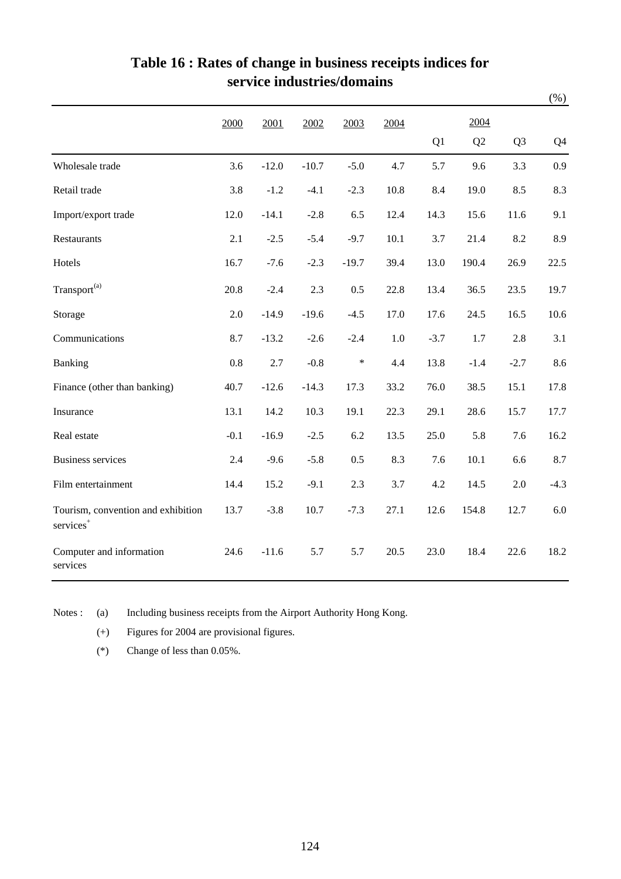# Table 16 : Rates of change in business receipts indices for service industries/domains

(%)

| | 2000 | 2001 | 2002 | 2003 | 2004 | 2004 | | | |
|---|---|---|---|---|---|---|---|---|---|
| | | | | | | Q1 | Q2 | Q3 | Q4 |
| Wholesale trade | 3.6 | -12.0 | -10.7 | -5.0 | 4.7 | 5.7 | 9.6 | 3.3 | 0.9 |
| Retail trade | 3.8 | -1.2 | -4.1 | -2.3 | 10.8 | 8.4 | 19.0 | 8.5 | 8.3 |
| Import/export trade | 12.0 | -14.1 | -2.8 | 6.5 | 12.4 | 14.3 | 15.6 | 11.6 | 9.1 |
| Restaurants | 2.1 | -2.5 | -5.4 | -9.7 | 10.1 | 3.7 | 21.4 | 8.2 | 8.9 |
| Hotels | 16.7 | -7.6 | -2.3 | -19.7 | 39.4 | 13.0 | 190.4 | 26.9 | 22.5 |
| Transport[(a)] | 20.8 | -2.4 | 2.3 | 0.5 | 22.8 | 13.4 | 36.5 | 23.5 | 19.7 |
| Storage | 2.0 | -14.9 | -19.6 | -4.5 | 17.0 | 17.6 | 24.5 | 16.5 | 10.6 |
| Communications | 8.7 | -13.2 | -2.6 | -2.4 | 1.0 | -3.7 | 1.7 | 2.8 | 3.1 |
| Banking | 0.8 | 2.7 | -0.8 | * | 4.4 | 13.8 | -1.4 | -2.7 | 8.6 |
| Finance (other than banking) | 40.7 | -12.6 | -14.3 | 17.3 | 33.2 | 76.0 | 38.5 | 15.1 | 17.8 |
| Insurance | 13.1 | 14.2 | 10.3 | 19.1 | 22.3 | 29.1 | 28.6 | 15.7 | 17.7 |
| Real estate | -0.1 | -16.9 | -2.5 | 6.2 | 13.5 | 25.0 | 5.8 | 7.6 | 16.2 |
| Business services | 2.4 | -9.6 | -5.8 | 0.5 | 8.3 | 7.6 | 10.1 | 6.6 | 8.7 |
| Film entertainment | 14.4 | 15.2 | -9.1 | 2.3 | 3.7 | 4.2 | 14.5 | 2.0 | -4.3 |
| Tourism, convention and exhibition services[+] | 13.7 | -3.8 | 10.7 | -7.3 | 27.1 | 12.6 | 154.8 | 12.7 | 6.0 |
| Computer and information services | 24.6 | -11.6 | 5.7 | 5.7 | 20.5 | 23.0 | 18.4 | 22.6 | 18.2 |

Notes : (a) Including business receipts from the Airport Authority Hong Kong.

(+) Figures for 2004 are provisional figures.

(*) Change of less than 0.05%.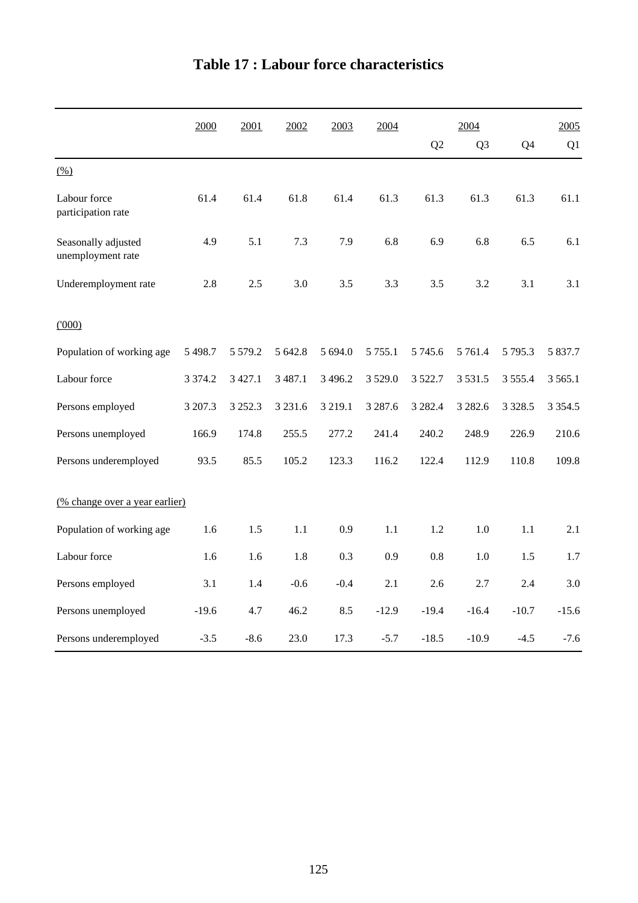# Table 17 : Labour force characteristics

| | 2000 | 2001 | 2002 | 2003 | 2004 | 2004 | | | 2005 |
|---|---|---|---|---|---|---|---|---|---|
| | | | | | | Q2 | Q3 | Q4 | Q1 |
| (%) | | | | | | | | | |
| Labour force participation rate | 61.4 | 61.4 | 61.8 | 61.4 | 61.3 | 61.3 | 61.3 | 61.3 | 61.1 |
| Seasonally adjusted unemployment rate | 4.9 | 5.1 | 7.3 | 7.9 | 6.8 | 6.9 | 6.8 | 6.5 | 6.1 |
| Underemployment rate | 2.8 | 2.5 | 3.0 | 3.5 | 3.3 | 3.5 | 3.2 | 3.1 | 3.1 |
| ('000) | | | | | | | | | |
| Population of working age | 5 498.7 | 5 579.2 | 5 642.8 | 5 694.0 | 5 755.1 | 5 745.6 | 5 761.4 | 5 795.3 | 5 837.7 |
| Labour force | 3 374.2 | 3 427.1 | 3 487.1 | 3 496.2 | 3 529.0 | 3 522.7 | 3 531.5 | 3 555.4 | 3 565.1 |
| Persons employed | 3 207.3 | 3 252.3 | 3 231.6 | 3 219.1 | 3 287.6 | 3 282.4 | 3 282.6 | 3 328.5 | 3 354.5 |
| Persons unemployed | 166.9 | 174.8 | 255.5 | 277.2 | 241.4 | 240.2 | 248.9 | 226.9 | 210.6 |
| Persons underemployed | 93.5 | 85.5 | 105.2 | 123.3 | 116.2 | 122.4 | 112.9 | 110.8 | 109.8 |
| (% change over a year earlier) | | | | | | | | | |
| Population of working age | 1.6 | 1.5 | 1.1 | 0.9 | 1.1 | 1.2 | 1.0 | 1.1 | 2.1 |
| Labour force | 1.6 | 1.6 | 1.8 | 0.3 | 0.9 | 0.8 | 1.0 | 1.5 | 1.7 |
| Persons employed | 3.1 | 1.4 | -0.6 | -0.4 | 2.1 | 2.6 | 2.7 | 2.4 | 3.0 |
| Persons unemployed | -19.6 | 4.7 | 46.2 | 8.5 | -12.9 | -19.4 | -16.4 | -10.7 | -15.6 |
| Persons underemployed | -3.5 | -8.6 | 23.0 | 17.3 | -5.7 | -18.5 | -10.9 | -4.5 | -7.6 |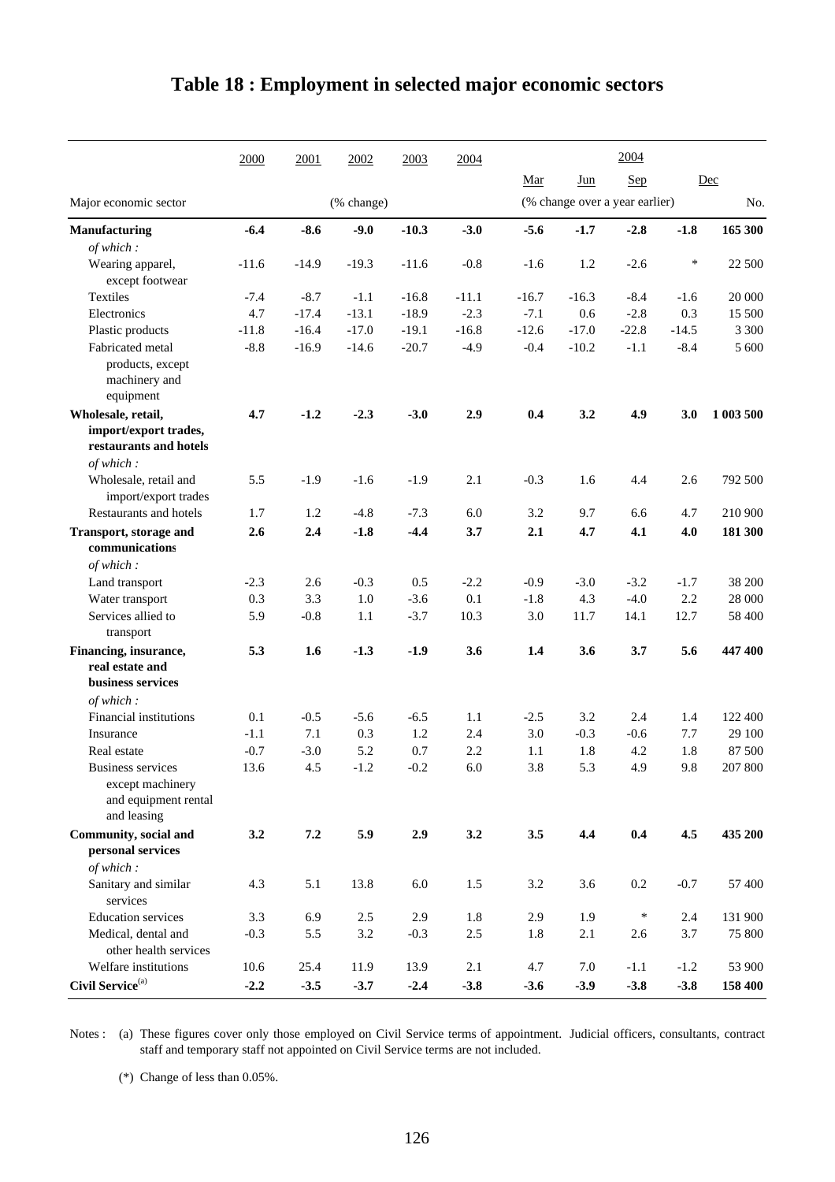# Table 18 : Employment in selected major economic sectors

| Major economic sector | 2000 | 2001 | 2002 | 2003 | 2004 | 2004 Mar | Jun | Sep | Dec | |
|---|---|---|---|---|---|---|---|---|---|---|
| | | | (% change) | | | (% change over a year earlier) | | | | No. |
| **Manufacturing** | **-6.4** | **-8.6** | **-9.0** | **-10.3** | **-3.0** | **-5.6** | **-1.7** | **-2.8** | **-1.8** | **165 300** |
| *of which :* | | | | | | | | | | |
| Wearing apparel, except footwear | -11.6 | -14.9 | -19.3 | -11.6 | -0.8 | -1.6 | 1.2 | -2.6 | * | 22 500 |
| Textiles | -7.4 | -8.7 | -1.1 | -16.8 | -11.1 | -16.7 | -16.3 | -8.4 | -1.6 | 20 000 |
| Electronics | 4.7 | -17.4 | -13.1 | -18.9 | -2.3 | -7.1 | 0.6 | -2.8 | 0.3 | 15 500 |
| Plastic products | -11.8 | -16.4 | -17.0 | -19.1 | -16.8 | -12.6 | -17.0 | -22.8 | -14.5 | 3 300 |
| Fabricated metal products, except machinery and equipment | -8.8 | -16.9 | -14.6 | -20.7 | -4.9 | -0.4 | -10.2 | -1.1 | -8.4 | 5 600 |
| **Wholesale, retail, import/export trades, restaurants and hotels** | **4.7** | **-1.2** | **-2.3** | **-3.0** | **2.9** | **0.4** | **3.2** | **4.9** | **3.0** | **1 003 500** |
| *of which :* | | | | | | | | | | |
| Wholesale, retail and import/export trades | 5.5 | -1.9 | -1.6 | -1.9 | 2.1 | -0.3 | 1.6 | 4.4 | 2.6 | 792 500 |
| Restaurants and hotels | 1.7 | 1.2 | -4.8 | -7.3 | 6.0 | 3.2 | 9.7 | 6.6 | 4.7 | 210 900 |
| **Transport, storage and communications** | **2.6** | **2.4** | **-1.8** | **-4.4** | **3.7** | **2.1** | **4.7** | **4.1** | **4.0** | **181 300** |
| *of which :* | | | | | | | | | | |
| Land transport | -2.3 | 2.6 | -0.3 | 0.5 | -2.2 | -0.9 | -3.0 | -3.2 | -1.7 | 38 200 |
| Water transport | 0.3 | 3.3 | 1.0 | -3.6 | 0.1 | -1.8 | 4.3 | -4.0 | 2.2 | 28 000 |
| Services allied to transport | 5.9 | -0.8 | 1.1 | -3.7 | 10.3 | 3.0 | 11.7 | 14.1 | 12.7 | 58 400 |
| **Financing, insurance, real estate and business services** | **5.3** | **1.6** | **-1.3** | **-1.9** | **3.6** | **1.4** | **3.6** | **3.7** | **5.6** | **447 400** |
| *of which :* | | | | | | | | | | |
| Financial institutions | 0.1 | -0.5 | -5.6 | -6.5 | 1.1 | -2.5 | 3.2 | 2.4 | 1.4 | 122 400 |
| Insurance | -1.1 | 7.1 | 0.3 | 1.2 | 2.4 | 3.0 | -0.3 | -0.6 | 7.7 | 29 100 |
| Real estate | -0.7 | -3.0 | 5.2 | 0.7 | 2.2 | 1.1 | 1.8 | 4.2 | 1.8 | 87 500 |
| Business services except machinery and equipment rental and leasing | 13.6 | 4.5 | -1.2 | -0.2 | 6.0 | 3.8 | 5.3 | 4.9 | 9.8 | 207 800 |
| **Community, social and personal services** | **3.2** | **7.2** | **5.9** | **2.9** | **3.2** | **3.5** | **4.4** | **0.4** | **4.5** | **435 200** |
| *of which :* | | | | | | | | | | |
| Sanitary and similar services | 4.3 | 5.1 | 13.8 | 6.0 | 1.5 | 3.2 | 3.6 | 0.2 | -0.7 | 57 400 |
| Education services | 3.3 | 6.9 | 2.5 | 2.9 | 1.8 | 2.9 | 1.9 | * | 2.4 | 131 900 |
| Medical, dental and other health services | -0.3 | 5.5 | 3.2 | -0.3 | 2.5 | 1.8 | 2.1 | 2.6 | 3.7 | 75 800 |
| Welfare institutions | 10.6 | 25.4 | 11.9 | 13.9 | 2.1 | 4.7 | 7.0 | -1.1 | -1.2 | 53 900 |
| **Civil Service**[(a)] | **-2.2** | **-3.5** | **-3.7** | **-2.4** | **-3.8** | **-3.6** | **-3.9** | **-3.8** | **-3.8** | **158 400** |

Notes : (a) These figures cover only those employed on Civil Service terms of appointment. Judicial officers, consultants, contract staff and temporary staff not appointed on Civil Service terms are not included.

(*) Change of less than 0.05%.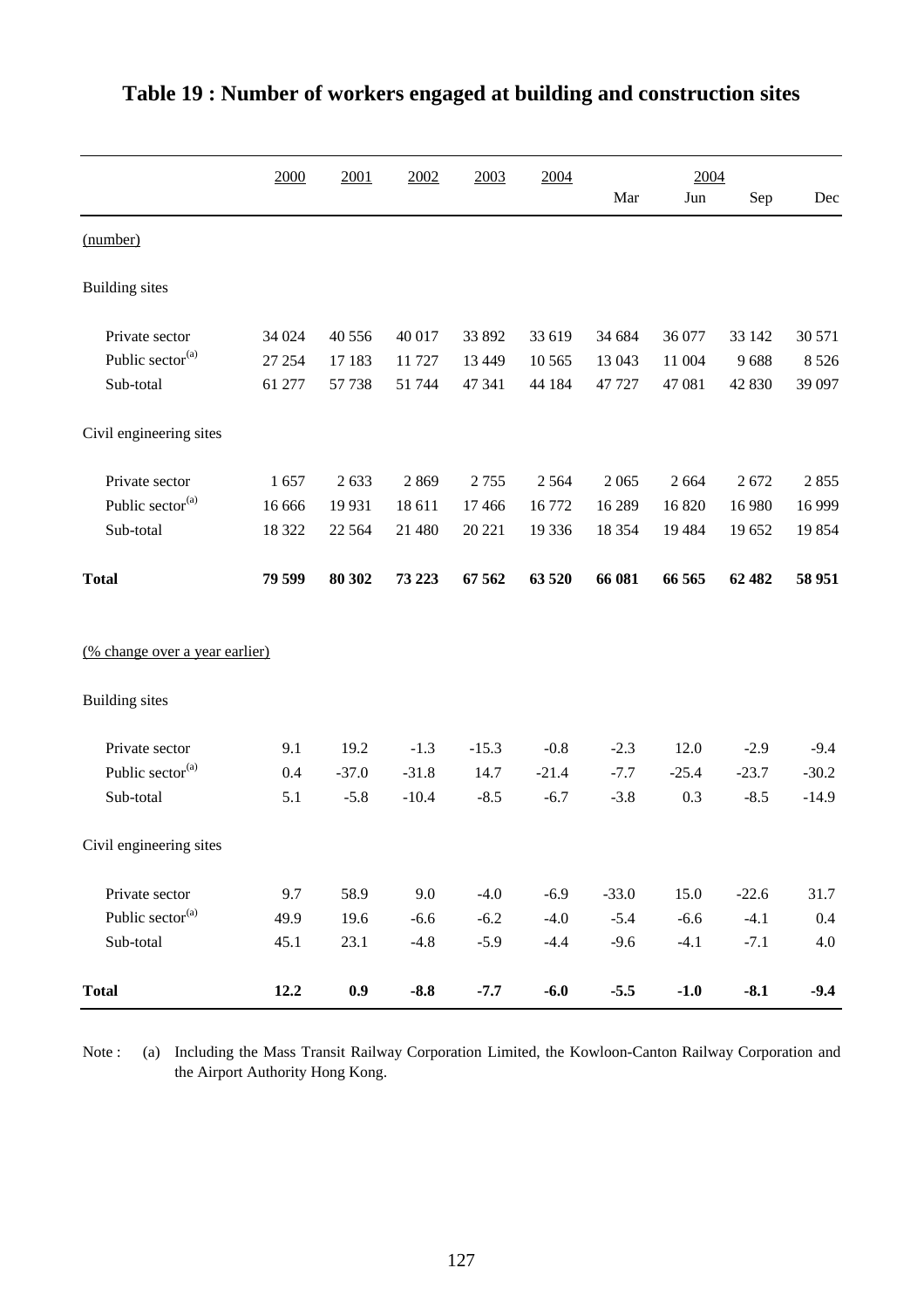# Table 19 : Number of workers engaged at building and construction sites

| | 2000 | 2001 | 2002 | 2003 | 2004 | 2004 | | | |
|---|---|---|---|---|---|---|---|---|---|
| | | | | | | Mar | Jun | Sep | Dec |
| (number) | | | | | | | | | |
| Building sites | | | | | | | | | |
| Private sector | 34 024 | 40 556 | 40 017 | 33 892 | 33 619 | 34 684 | 36 077 | 33 142 | 30 571 |
| Public sector[(a)] | 27 254 | 17 183 | 11 727 | 13 449 | 10 565 | 13 043 | 11 004 | 9 688 | 8 526 |
| Sub-total | 61 277 | 57 738 | 51 744 | 47 341 | 44 184 | 47 727 | 47 081 | 42 830 | 39 097 |
| Civil engineering sites | | | | | | | | | |
| Private sector | 1 657 | 2 633 | 2 869 | 2 755 | 2 564 | 2 065 | 2 664 | 2 672 | 2 855 |
| Public sector[(a)] | 16 666 | 19 931 | 18 611 | 17 466 | 16 772 | 16 289 | 16 820 | 16 980 | 16 999 |
| Sub-total | 18 322 | 22 564 | 21 480 | 20 221 | 19 336 | 18 354 | 19 484 | 19 652 | 19 854 |
| **Total** | **79 599** | **80 302** | **73 223** | **67 562** | **63 520** | **66 081** | **66 565** | **62 482** | **58 951** |
| (% change over a year earlier) | | | | | | | | | |
| Building sites | | | | | | | | | |
| Private sector | 9.1 | 19.2 | -1.3 | -15.3 | -0.8 | -2.3 | 12.0 | -2.9 | -9.4 |
| Public sector[(a)] | 0.4 | -37.0 | -31.8 | 14.7 | -21.4 | -7.7 | -25.4 | -23.7 | -30.2 |
| Sub-total | 5.1 | -5.8 | -10.4 | -8.5 | -6.7 | -3.8 | 0.3 | -8.5 | -14.9 |
| Civil engineering sites | | | | | | | | | |
| Private sector | 9.7 | 58.9 | 9.0 | -4.0 | -6.9 | -33.0 | 15.0 | -22.6 | 31.7 |
| Public sector[(a)] | 49.9 | 19.6 | -6.6 | -6.2 | -4.0 | -5.4 | -6.6 | -4.1 | 0.4 |
| Sub-total | 45.1 | 23.1 | -4.8 | -5.9 | -4.4 | -9.6 | -4.1 | -7.1 | 4.0 |
| **Total** | **12.2** | **0.9** | **-8.8** | **-7.7** | **-6.0** | **-5.5** | **-1.0** | **-8.1** | **-9.4** |

Note : (a) Including the Mass Transit Railway Corporation Limited, the Kowloon-Canton Railway Corporation and the Airport Authority Hong Kong.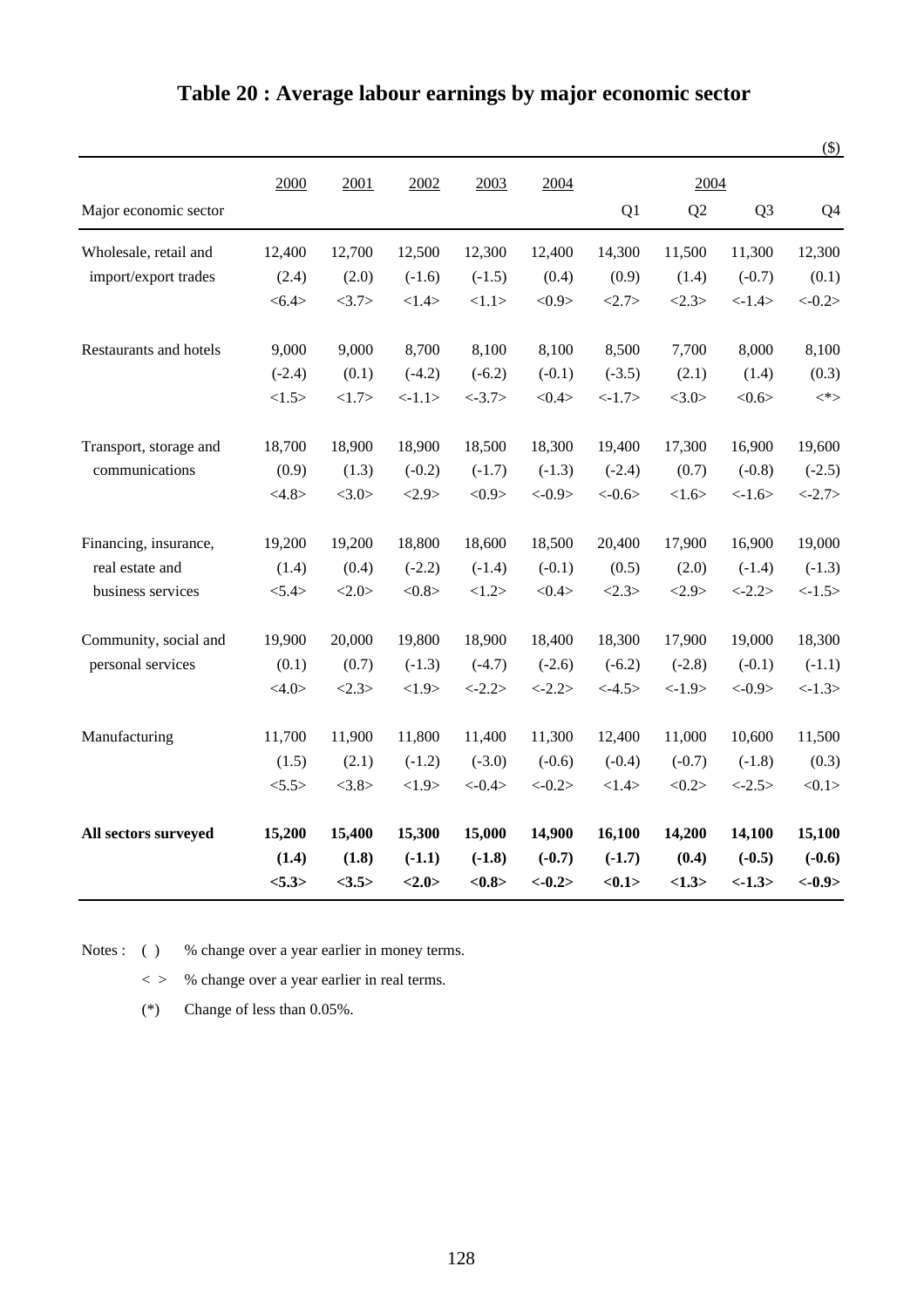# Table 20 : Average labour earnings by major economic sector

($)

| Major economic sector | 2000 | 2001 | 2002 | 2003 | 2004 | 2004 Q1 | Q2 | Q3 | Q4 |
|---|---|---|---|---|---|---|---|---|---|
| Wholesale, retail and import/export trades | 12,400 | 12,700 | 12,500 | 12,300 | 12,400 | 14,300 | 11,500 | 11,300 | 12,300 |
| | (2.4) | (2.0) | (-1.6) | (-1.5) | (0.4) | (0.9) | (1.4) | (-0.7) | (0.1) |
| | <6.4> | <3.7> | <1.4> | <1.1> | <0.9> | <2.7> | <2.3> | <-1.4> | <-0.2> |
| Restaurants and hotels | 9,000 | 9,000 | 8,700 | 8,100 | 8,100 | 8,500 | 7,700 | 8,000 | 8,100 |
| | (-2.4) | (0.1) | (-4.2) | (-6.2) | (-0.1) | (-3.5) | (2.1) | (1.4) | (0.3) |
| | <1.5> | <1.7> | <-1.1> | <-3.7> | <0.4> | <-1.7> | <3.0> | <0.6> | <*> |
| Transport, storage and communications | 18,700 | 18,900 | 18,900 | 18,500 | 18,300 | 19,400 | 17,300 | 16,900 | 19,600 |
| | (0.9) | (1.3) | (-0.2) | (-1.7) | (-1.3) | (-2.4) | (0.7) | (-0.8) | (-2.5) |
| | <4.8> | <3.0> | <2.9> | <0.9> | <-0.9> | <-0.6> | <1.6> | <-1.6> | <-2.7> |
| Financing, insurance, real estate and business services | 19,200 | 19,200 | 18,800 | 18,600 | 18,500 | 20,400 | 17,900 | 16,900 | 19,000 |
| | (1.4) | (0.4) | (-2.2) | (-1.4) | (-0.1) | (0.5) | (2.0) | (-1.4) | (-1.3) |
| | <5.4> | <2.0> | <0.8> | <1.2> | <0.4> | <2.3> | <2.9> | <-2.2> | <-1.5> |
| Community, social and personal services | 19,900 | 20,000 | 19,800 | 18,900 | 18,400 | 18,300 | 17,900 | 19,000 | 18,300 |
| | (0.1) | (0.7) | (-1.3) | (-4.7) | (-2.6) | (-6.2) | (-2.8) | (-0.1) | (-1.1) |
| | <4.0> | <2.3> | <1.9> | <-2.2> | <-2.2> | <-4.5> | <-1.9> | <-0.9> | <-1.3> |
| Manufacturing | 11,700 | 11,900 | 11,800 | 11,400 | 11,300 | 12,400 | 11,000 | 10,600 | 11,500 |
| | (1.5) | (2.1) | (-1.2) | (-3.0) | (-0.6) | (-0.4) | (-0.7) | (-1.8) | (0.3) |
| | <5.5> | <3.8> | <1.9> | <-0.4> | <-0.2> | <1.4> | <0.2> | <-2.5> | <0.1> |
| **All sectors surveyed** | **15,200** | **15,400** | **15,300** | **15,000** | **14,900** | **16,100** | **14,200** | **14,100** | **15,100** |
| | **(1.4)** | **(1.8)** | **(-1.1)** | **(-1.8)** | **(-0.7)** | **(-1.7)** | **(0.4)** | **(-0.5)** | **(-0.6)** |
| | **<5.3>** | **<3.5>** | **<2.0>** | **<0.8>** | **<-0.2>** | **<0.1>** | **<1.3>** | **<-1.3>** | **<-0.9>** |

Notes : ( ) % change over a year earlier in money terms.

< > % change over a year earlier in real terms.

(*) Change of less than 0.05%.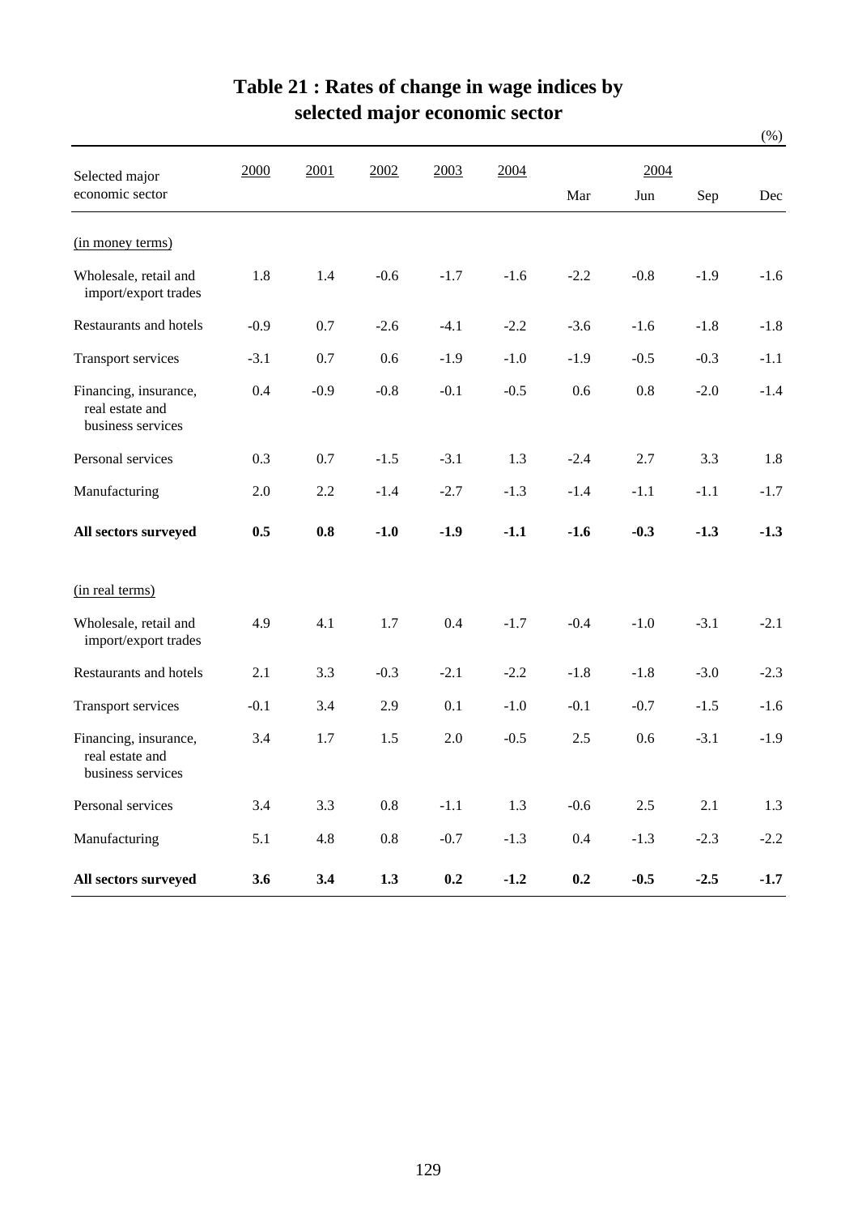# Table 21 : Rates of change in wage indices by selected major economic sector

(%)

| Selected major economic sector | 2000 | 2001 | 2002 | 2003 | 2004 | 2004 | | | |
|---|---|---|---|---|---|---|---|---|---|
| | | | | | | Mar | Jun | Sep | Dec |
| (in money terms) | | | | | | | | | |
| Wholesale, retail and import/export trades | 1.8 | 1.4 | -0.6 | -1.7 | -1.6 | -2.2 | -0.8 | -1.9 | -1.6 |
| Restaurants and hotels | -0.9 | 0.7 | -2.6 | -4.1 | -2.2 | -3.6 | -1.6 | -1.8 | -1.8 |
| Transport services | -3.1 | 0.7 | 0.6 | -1.9 | -1.0 | -1.9 | -0.5 | -0.3 | -1.1 |
| Financing, insurance, real estate and business services | 0.4 | -0.9 | -0.8 | -0.1 | -0.5 | 0.6 | 0.8 | -2.0 | -1.4 |
| Personal services | 0.3 | 0.7 | -1.5 | -3.1 | 1.3 | -2.4 | 2.7 | 3.3 | 1.8 |
| Manufacturing | 2.0 | 2.2 | -1.4 | -2.7 | -1.3 | -1.4 | -1.1 | -1.1 | -1.7 |
| **All sectors surveyed** | **0.5** | **0.8** | **-1.0** | **-1.9** | **-1.1** | **-1.6** | **-0.3** | **-1.3** | **-1.3** |
| (in real terms) | | | | | | | | | |
| Wholesale, retail and import/export trades | 4.9 | 4.1 | 1.7 | 0.4 | -1.7 | -0.4 | -1.0 | -3.1 | -2.1 |
| Restaurants and hotels | 2.1 | 3.3 | -0.3 | -2.1 | -2.2 | -1.8 | -1.8 | -3.0 | -2.3 |
| Transport services | -0.1 | 3.4 | 2.9 | 0.1 | -1.0 | -0.1 | -0.7 | -1.5 | -1.6 |
| Financing, insurance, real estate and business services | 3.4 | 1.7 | 1.5 | 2.0 | -0.5 | 2.5 | 0.6 | -3.1 | -1.9 |
| Personal services | 3.4 | 3.3 | 0.8 | -1.1 | 1.3 | -0.6 | 2.5 | 2.1 | 1.3 |
| Manufacturing | 5.1 | 4.8 | 0.8 | -0.7 | -1.3 | 0.4 | -1.3 | -2.3 | -2.2 |
| **All sectors surveyed** | **3.6** | **3.4** | **1.3** | **0.2** | **-1.2** | **0.2** | **-0.5** | **-2.5** | **-1.7** |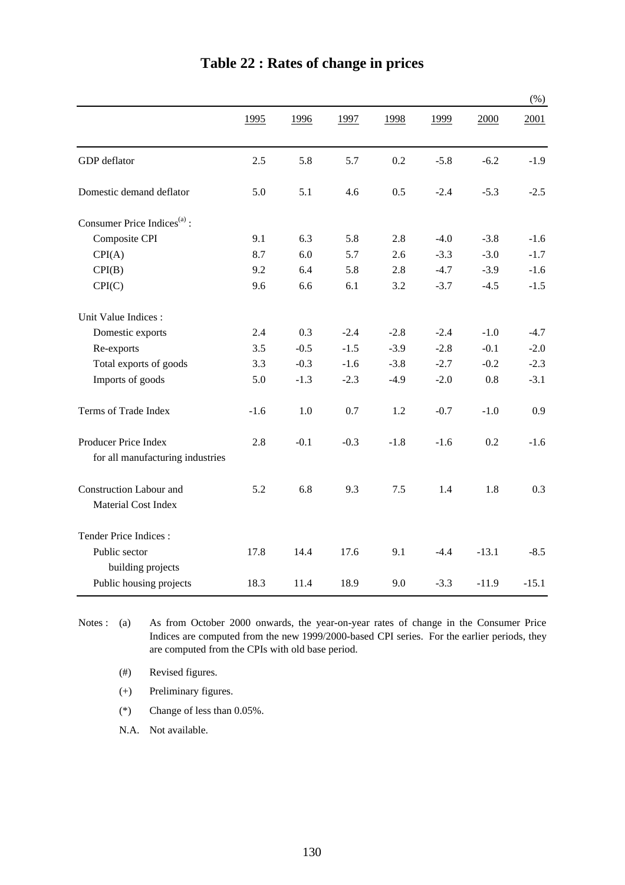# Table 22 : Rates of change in prices

(%)

| | 1995 | 1996 | 1997 | 1998 | 1999 | 2000 | 2001 |
|---|---|---|---|---|---|---|---|
| GDP deflator | 2.5 | 5.8 | 5.7 | 0.2 | -5.8 | -6.2 | -1.9 |
| Domestic demand deflator | 5.0 | 5.1 | 4.6 | 0.5 | -2.4 | -5.3 | -2.5 |
| Consumer Price Indices[(a)] : | | | | | | | |
| Composite CPI | 9.1 | 6.3 | 5.8 | 2.8 | -4.0 | -3.8 | -1.6 |
| CPI(A) | 8.7 | 6.0 | 5.7 | 2.6 | -3.3 | -3.0 | -1.7 |
| CPI(B) | 9.2 | 6.4 | 5.8 | 2.8 | -4.7 | -3.9 | -1.6 |
| CPI(C) | 9.6 | 6.6 | 6.1 | 3.2 | -3.7 | -4.5 | -1.5 |
| Unit Value Indices : | | | | | | | |
| Domestic exports | 2.4 | 0.3 | -2.4 | -2.8 | -2.4 | -1.0 | -4.7 |
| Re-exports | 3.5 | -0.5 | -1.5 | -3.9 | -2.8 | -0.1 | -2.0 |
| Total exports of goods | 3.3 | -0.3 | -1.6 | -3.8 | -2.7 | -0.2 | -2.3 |
| Imports of goods | 5.0 | -1.3 | -2.3 | -4.9 | -2.0 | 0.8 | -3.1 |
| Terms of Trade Index | -1.6 | 1.0 | 0.7 | 1.2 | -0.7 | -1.0 | 0.9 |
| Producer Price Index for all manufacturing industries | 2.8 | -0.1 | -0.3 | -1.8 | -1.6 | 0.2 | -1.6 |
| Construction Labour and Material Cost Index | 5.2 | 6.8 | 9.3 | 7.5 | 1.4 | 1.8 | 0.3 |
| Tender Price Indices : | | | | | | | |
| Public sector building projects | 17.8 | 14.4 | 17.6 | 9.1 | -4.4 | -13.1 | -8.5 |
| Public housing projects | 18.3 | 11.4 | 18.9 | 9.0 | -3.3 | -11.9 | -15.1 |

Notes : (a) As from October 2000 onwards, the year-on-year rates of change in the Consumer Price Indices are computed from the new 1999/2000-based CPI series. For the earlier periods, they are computed from the CPIs with old base period.

(#) Revised figures.

(+) Preliminary figures.

(*) Change of less than 0.05%.

N.A. Not available.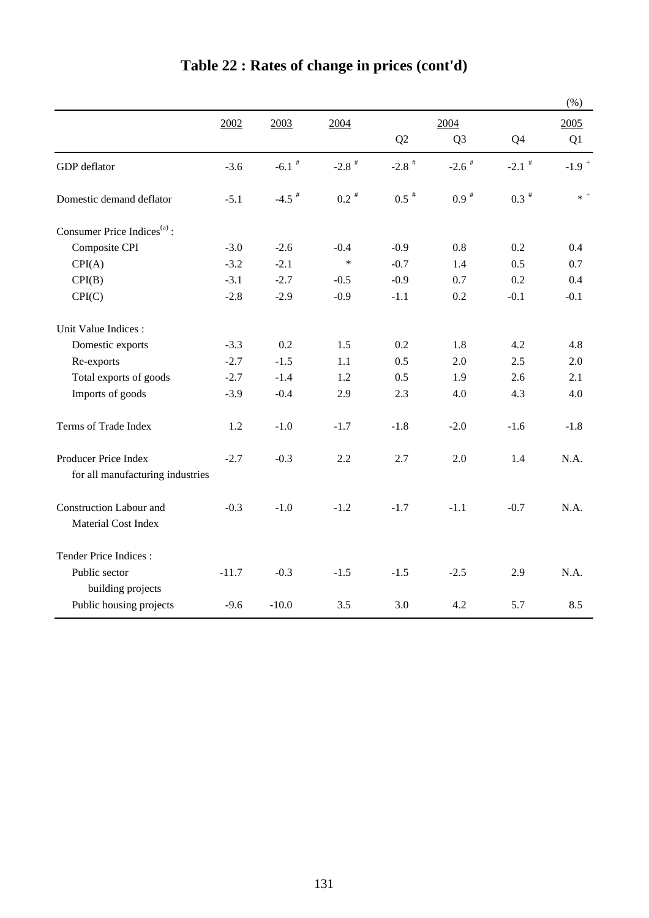# Table 22 : Rates of change in prices (cont'd)

(%)

| | 2002 | 2003 | 2004 | 2004 Q2 | 2004 Q3 | 2004 Q4 | 2005 Q1 |
|---|---|---|---|---|---|---|---|
| GDP deflator | -3.6 | -6.1 # | -2.8 # | -2.8 # | -2.6 # | -2.1 # | -1.9 + |
| Domestic demand deflator | -5.1 | -4.5 # | 0.2 # | 0.5 # | 0.9 # | 0.3 # | * + |
| Consumer Price Indices(a) : | | | | | | | |
| Composite CPI | -3.0 | -2.6 | -0.4 | -0.9 | 0.8 | 0.2 | 0.4 |
| CPI(A) | -3.2 | -2.1 | * | -0.7 | 1.4 | 0.5 | 0.7 |
| CPI(B) | -3.1 | -2.7 | -0.5 | -0.9 | 0.7 | 0.2 | 0.4 |
| CPI(C) | -2.8 | -2.9 | -0.9 | -1.1 | 0.2 | -0.1 | -0.1 |
| Unit Value Indices : | | | | | | | |
| Domestic exports | -3.3 | 0.2 | 1.5 | 0.2 | 1.8 | 4.2 | 4.8 |
| Re-exports | -2.7 | -1.5 | 1.1 | 0.5 | 2.0 | 2.5 | 2.0 |
| Total exports of goods | -2.7 | -1.4 | 1.2 | 0.5 | 1.9 | 2.6 | 2.1 |
| Imports of goods | -3.9 | -0.4 | 2.9 | 2.3 | 4.0 | 4.3 | 4.0 |
| Terms of Trade Index | 1.2 | -1.0 | -1.7 | -1.8 | -2.0 | -1.6 | -1.8 |
| Producer Price Index for all manufacturing industries | -2.7 | -0.3 | 2.2 | 2.7 | 2.0 | 1.4 | N.A. |
| Construction Labour and Material Cost Index | -0.3 | -1.0 | -1.2 | -1.7 | -1.1 | -0.7 | N.A. |
| Tender Price Indices : | | | | | | | |
| Public sector building projects | -11.7 | -0.3 | -1.5 | -1.5 | -2.5 | 2.9 | N.A. |
| Public housing projects | -9.6 | -10.0 | 3.5 | 3.0 | 4.2 | 5.7 | 8.5 |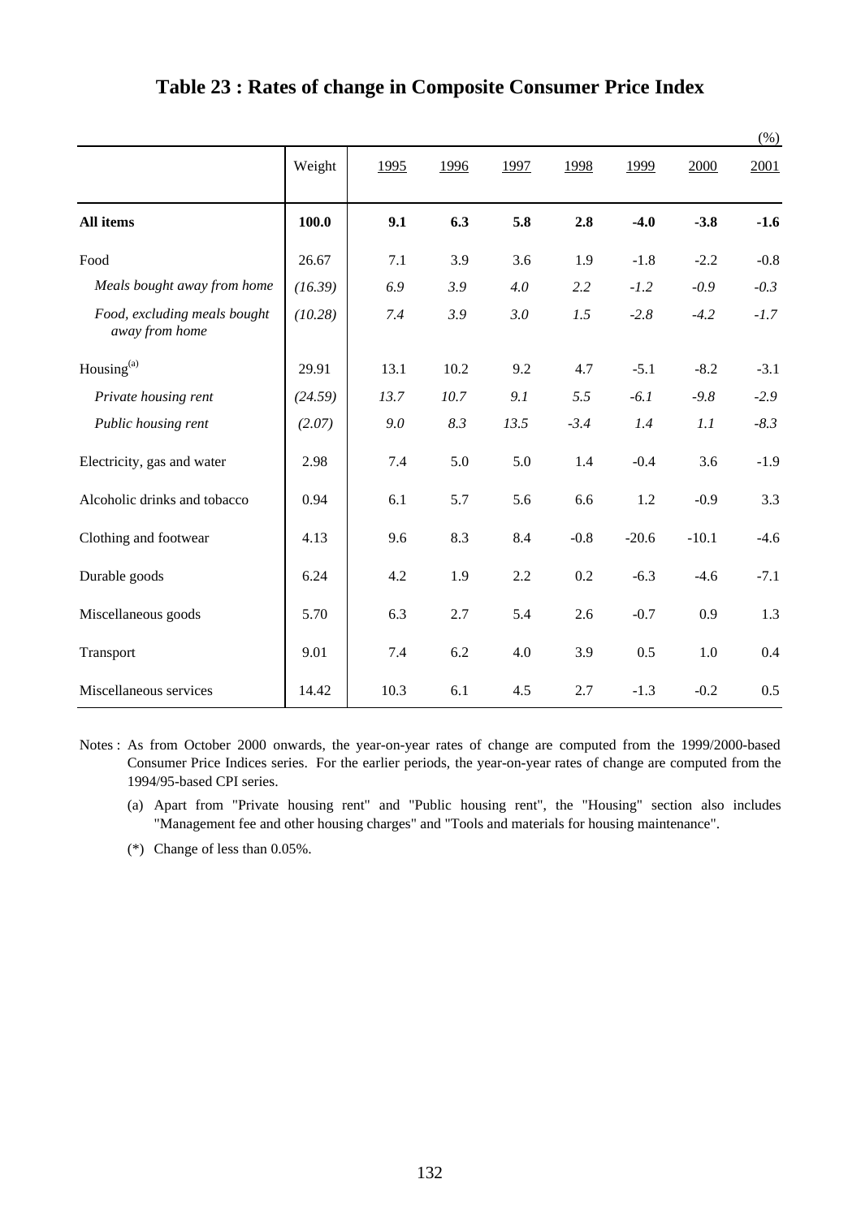# Table 23 : Rates of change in Composite Consumer Price Index

(%)

| | Weight | 1995 | 1996 | 1997 | 1998 | 1999 | 2000 | 2001 |
|---|---|---|---|---|---|---|---|---|
| **All items** | **100.0** | **9.1** | **6.3** | **5.8** | **2.8** | **-4.0** | **-3.8** | **-1.6** |
| Food | 26.67 | 7.1 | 3.9 | 3.6 | 1.9 | -1.8 | -2.2 | -0.8 |
| *Meals bought away from home* | *(16.39)* | *6.9* | *3.9* | *4.0* | *2.2* | *-1.2* | *-0.9* | *-0.3* |
| *Food, excluding meals bought away from home* | *(10.28)* | *7.4* | *3.9* | *3.0* | *1.5* | *-2.8* | *-4.2* | *-1.7* |
| Housing[(a)] | 29.91 | 13.1 | 10.2 | 9.2 | 4.7 | -5.1 | -8.2 | -3.1 |
| *Private housing rent* | *(24.59)* | *13.7* | *10.7* | *9.1* | *5.5* | *-6.1* | *-9.8* | *-2.9* |
| *Public housing rent* | *(2.07)* | *9.0* | *8.3* | *13.5* | *-3.4* | *1.4* | *1.1* | *-8.3* |
| Electricity, gas and water | 2.98 | 7.4 | 5.0 | 5.0 | 1.4 | -0.4 | 3.6 | -1.9 |
| Alcoholic drinks and tobacco | 0.94 | 6.1 | 5.7 | 5.6 | 6.6 | 1.2 | -0.9 | 3.3 |
| Clothing and footwear | 4.13 | 9.6 | 8.3 | 8.4 | -0.8 | -20.6 | -10.1 | -4.6 |
| Durable goods | 6.24 | 4.2 | 1.9 | 2.2 | 0.2 | -6.3 | -4.6 | -7.1 |
| Miscellaneous goods | 5.70 | 6.3 | 2.7 | 5.4 | 2.6 | -0.7 | 0.9 | 1.3 |
| Transport | 9.01 | 7.4 | 6.2 | 4.0 | 3.9 | 0.5 | 1.0 | 0.4 |
| Miscellaneous services | 14.42 | 10.3 | 6.1 | 4.5 | 2.7 | -1.3 | -0.2 | 0.5 |

Notes : As from October 2000 onwards, the year-on-year rates of change are computed from the 1999/2000-based Consumer Price Indices series. For the earlier periods, the year-on-year rates of change are computed from the 1994/95-based CPI series.

(a) Apart from "Private housing rent" and "Public housing rent", the "Housing" section also includes "Management fee and other housing charges" and "Tools and materials for housing maintenance".

(*) Change of less than 0.05%.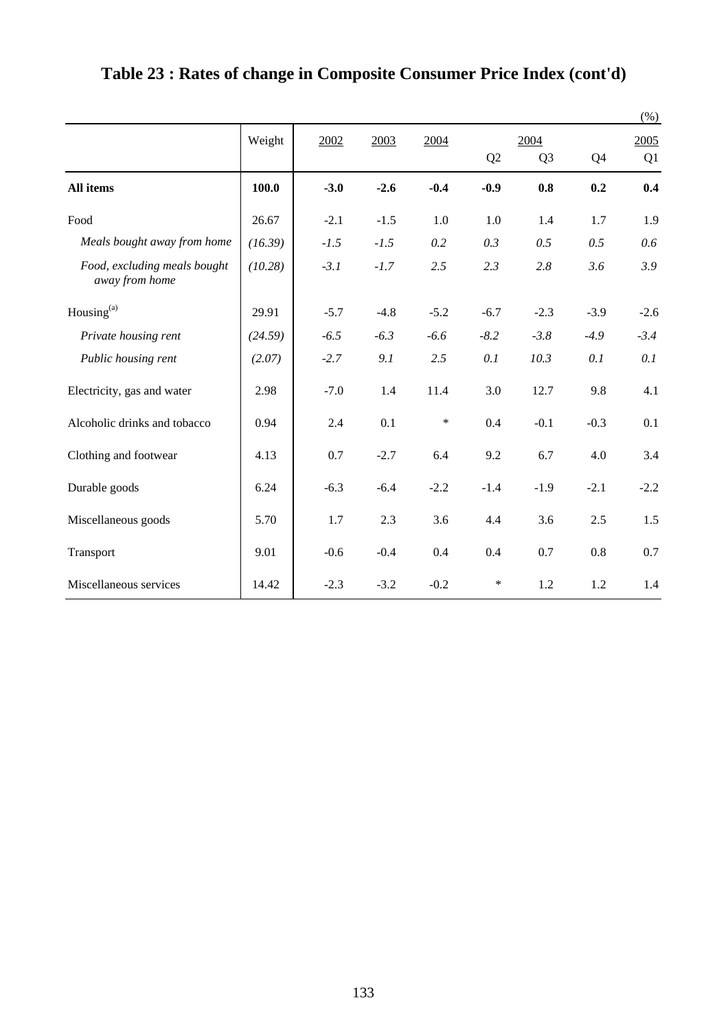# Table 23 : Rates of change in Composite Consumer Price Index (cont'd)

(%)

| | Weight | 2002 | 2003 | 2004 | 2004 | | | 2005 |
|---|---|---|---|---|---|---|---|---|
| | | | | | Q2 | Q3 | Q4 | Q1 |
| **All items** | **100.0** | **-3.0** | **-2.6** | **-0.4** | **-0.9** | **0.8** | **0.2** | **0.4** |
| Food | 26.67 | -2.1 | -1.5 | 1.0 | 1.0 | 1.4 | 1.7 | 1.9 |
| *Meals bought away from home* | *(16.39)* | *-1.5* | *-1.5* | *0.2* | *0.3* | *0.5* | *0.5* | *0.6* |
| *Food, excluding meals bought away from home* | *(10.28)* | *-3.1* | *-1.7* | *2.5* | *2.3* | *2.8* | *3.6* | *3.9* |
| Housing[(a)] | 29.91 | -5.7 | -4.8 | -5.2 | -6.7 | -2.3 | -3.9 | -2.6 |
| *Private housing rent* | *(24.59)* | *-6.5* | *-6.3* | *-6.6* | *-8.2* | *-3.8* | *-4.9* | *-3.4* |
| *Public housing rent* | *(2.07)* | *-2.7* | *9.1* | *2.5* | *0.1* | *10.3* | *0.1* | *0.1* |
| Electricity, gas and water | 2.98 | -7.0 | 1.4 | 11.4 | 3.0 | 12.7 | 9.8 | 4.1 |
| Alcoholic drinks and tobacco | 0.94 | 2.4 | 0.1 | * | 0.4 | -0.1 | -0.3 | 0.1 |
| Clothing and footwear | 4.13 | 0.7 | -2.7 | 6.4 | 9.2 | 6.7 | 4.0 | 3.4 |
| Durable goods | 6.24 | -6.3 | -6.4 | -2.2 | -1.4 | -1.9 | -2.1 | -2.2 |
| Miscellaneous goods | 5.70 | 1.7 | 2.3 | 3.6 | 4.4 | 3.6 | 2.5 | 1.5 |
| Transport | 9.01 | -0.6 | -0.4 | 0.4 | 0.4 | 0.7 | 0.8 | 0.7 |
| Miscellaneous services | 14.42 | -2.3 | -3.2 | -0.2 | * | 1.2 | 1.2 | 1.4 |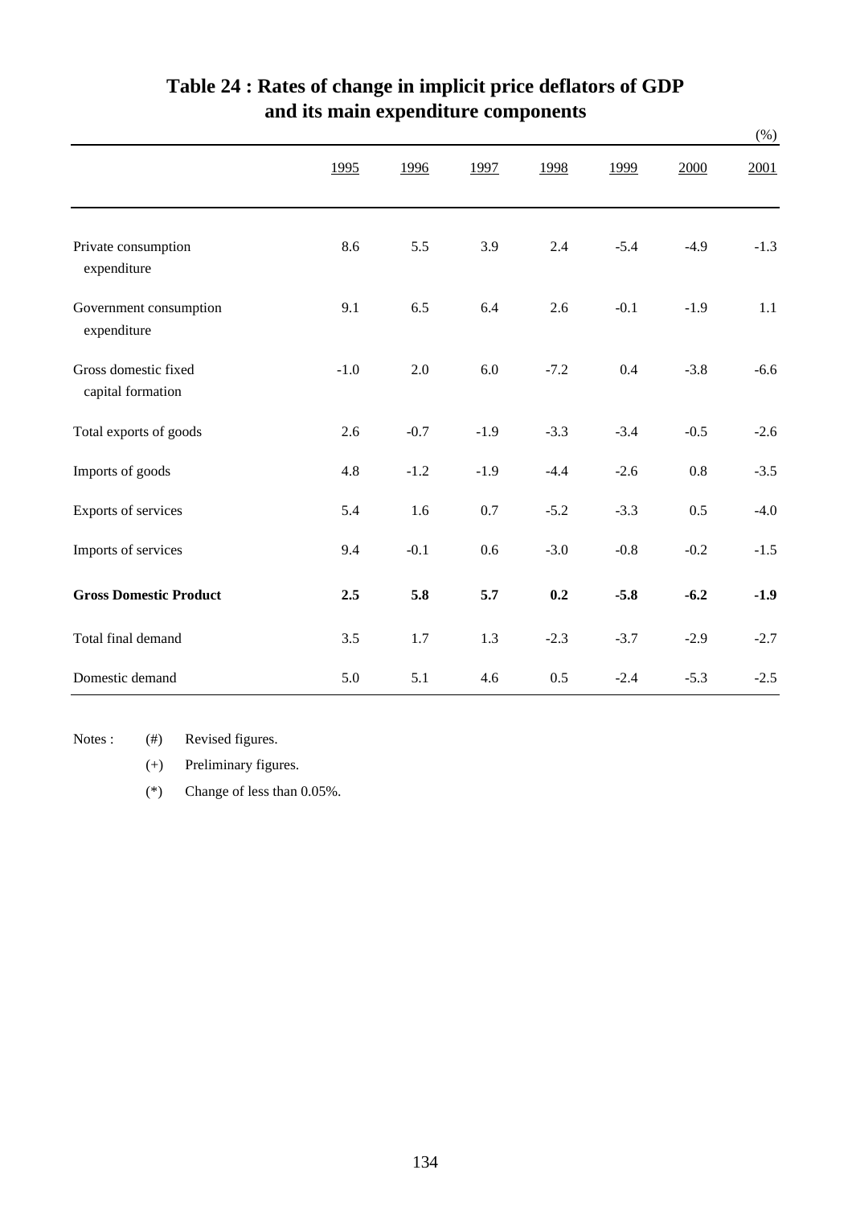# Table 24 : Rates of change in implicit price deflators of GDP and its main expenditure components

(%)

| | 1995 | 1996 | 1997 | 1998 | 1999 | 2000 | 2001 |
|---|---|---|---|---|---|---|---|
| Private consumption expenditure | 8.6 | 5.5 | 3.9 | 2.4 | -5.4 | -4.9 | -1.3 |
| Government consumption expenditure | 9.1 | 6.5 | 6.4 | 2.6 | -0.1 | -1.9 | 1.1 |
| Gross domestic fixed capital formation | -1.0 | 2.0 | 6.0 | -7.2 | 0.4 | -3.8 | -6.6 |
| Total exports of goods | 2.6 | -0.7 | -1.9 | -3.3 | -3.4 | -0.5 | -2.6 |
| Imports of goods | 4.8 | -1.2 | -1.9 | -4.4 | -2.6 | 0.8 | -3.5 |
| Exports of services | 5.4 | 1.6 | 0.7 | -5.2 | -3.3 | 0.5 | -4.0 |
| Imports of services | 9.4 | -0.1 | 0.6 | -3.0 | -0.8 | -0.2 | -1.5 |
| **Gross Domestic Product** | **2.5** | **5.8** | **5.7** | **0.2** | **-5.8** | **-6.2** | **-1.9** |
| Total final demand | 3.5 | 1.7 | 1.3 | -2.3 | -3.7 | -2.9 | -2.7 |
| Domestic demand | 5.0 | 5.1 | 4.6 | 0.5 | -2.4 | -5.3 | -2.5 |

Notes : (#) Revised figures.

(+) Preliminary figures.

(*) Change of less than 0.05%.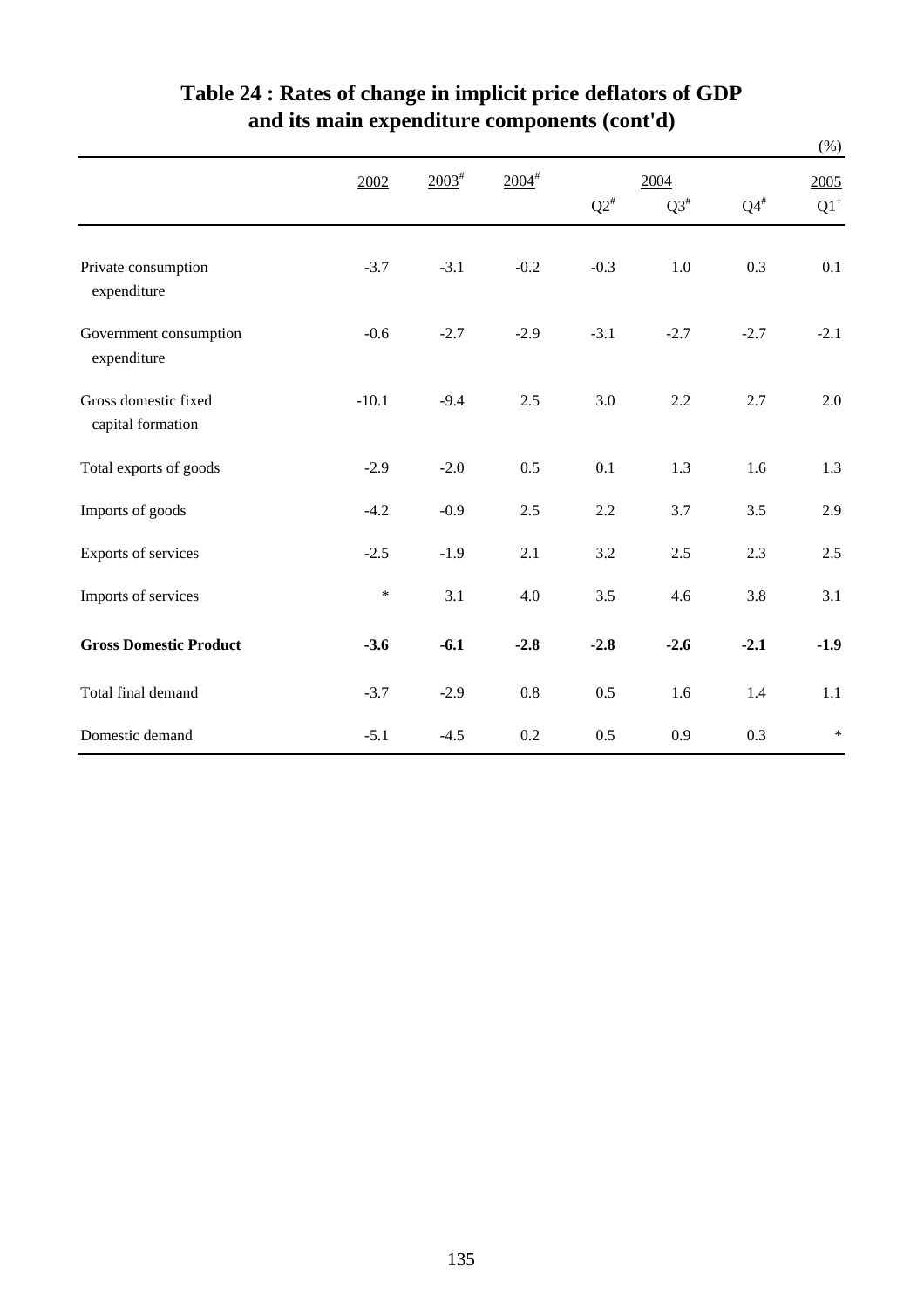# Table 24 : Rates of change in implicit price deflators of GDP and its main expenditure components (cont'd)

(%)

| | 2002 | 2003# | 2004# | 2004 | | | 2005 |
|---|---|---|---|---|---|---|---|
| | | | | Q2# | Q3# | Q4# | Q1+ |
| Private consumption expenditure | -3.7 | -3.1 | -0.2 | -0.3 | 1.0 | 0.3 | 0.1 |
| Government consumption expenditure | -0.6 | -2.7 | -2.9 | -3.1 | -2.7 | -2.7 | -2.1 |
| Gross domestic fixed capital formation | -10.1 | -9.4 | 2.5 | 3.0 | 2.2 | 2.7 | 2.0 |
| Total exports of goods | -2.9 | -2.0 | 0.5 | 0.1 | 1.3 | 1.6 | 1.3 |
| Imports of goods | -4.2 | -0.9 | 2.5 | 2.2 | 3.7 | 3.5 | 2.9 |
| Exports of services | -2.5 | -1.9 | 2.1 | 3.2 | 2.5 | 2.3 | 2.5 |
| Imports of services | * | 3.1 | 4.0 | 3.5 | 4.6 | 3.8 | 3.1 |
| **Gross Domestic Product** | **-3.6** | **-6.1** | **-2.8** | **-2.8** | **-2.6** | **-2.1** | **-1.9** |
| Total final demand | -3.7 | -2.9 | 0.8 | 0.5 | 1.6 | 1.4 | 1.1 |
| Domestic demand | -5.1 | -4.5 | 0.2 | 0.5 | 0.9 | 0.3 | * |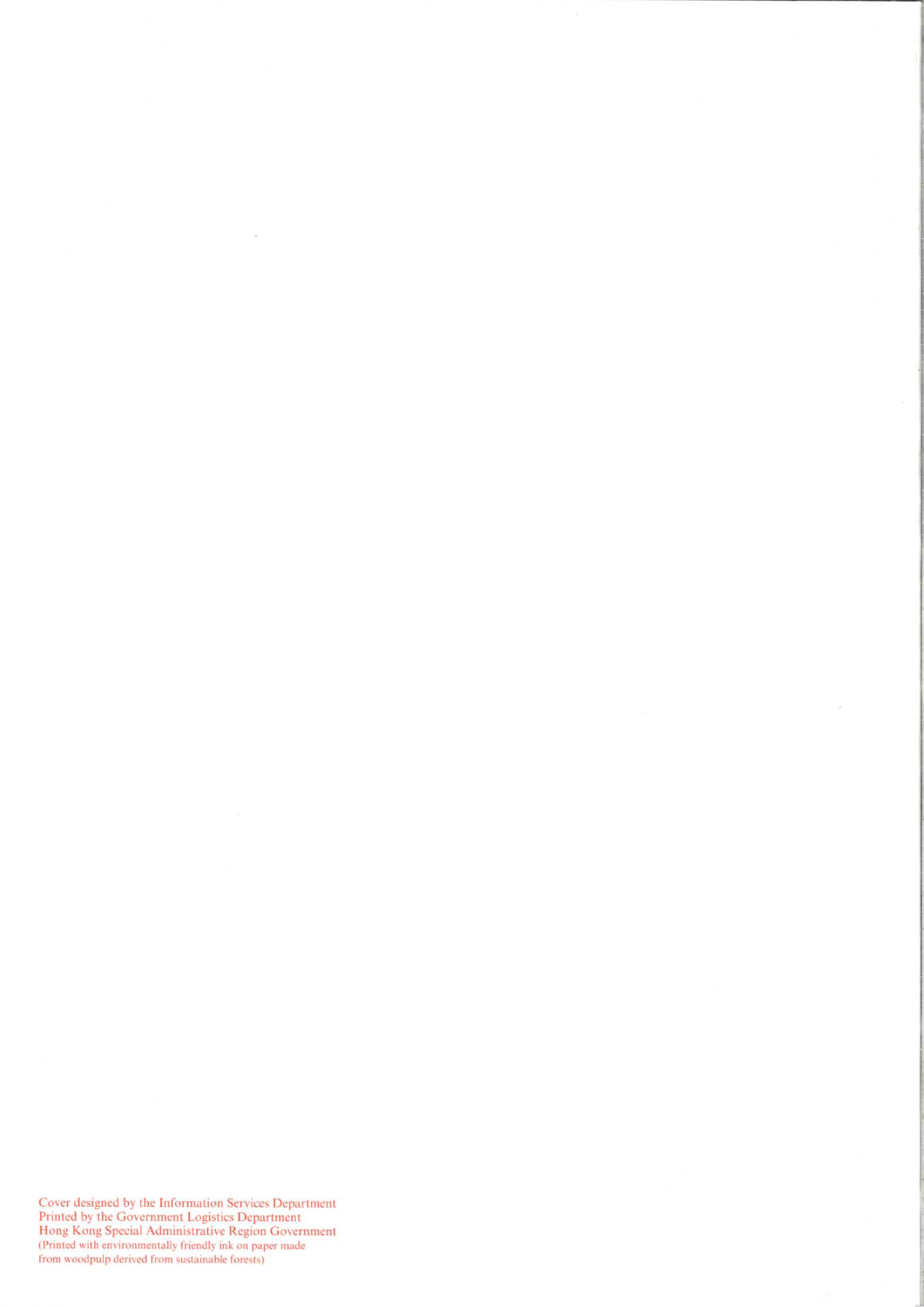Cover designed by the Information Services Department
Printed by the Government Logistics Department
Hong Kong Special Administrative Region Government
(Printed with environmentally friendly ink on paper made from woodpulp derived from sustainable forests)